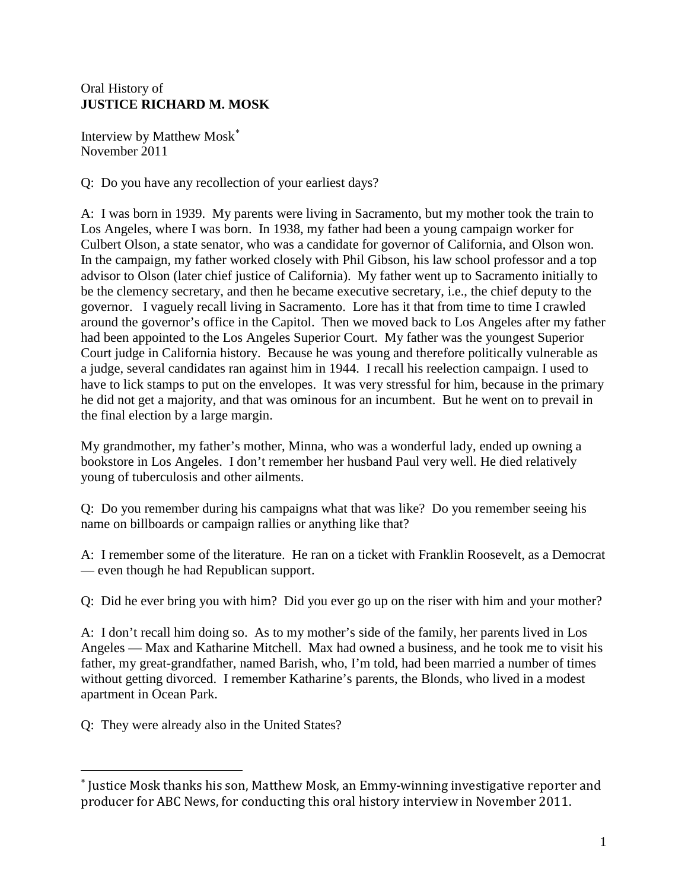Oral History of
**JUSTICE RICHARD M. MOSK**

Interview by Matthew Mosk[*]
November 2011

Q: Do you have any recollection of your earliest days?

A: I was born in 1939. My parents were living in Sacramento, but my mother took the train to Los Angeles, where I was born. In 1938, my father had been a young campaign worker for Culbert Olson, a state senator, who was a candidate for governor of California, and Olson won. In the campaign, my father worked closely with Phil Gibson, his law school professor and a top advisor to Olson (later chief justice of California). My father went up to Sacramento initially to be the clemency secretary, and then he became executive secretary, i.e., the chief deputy to the governor. I vaguely recall living in Sacramento. Lore has it that from time to time I crawled around the governor's office in the Capitol. Then we moved back to Los Angeles after my father had been appointed to the Los Angeles Superior Court. My father was the youngest Superior Court judge in California history. Because he was young and therefore politically vulnerable as a judge, several candidates ran against him in 1944. I recall his reelection campaign. I used to have to lick stamps to put on the envelopes. It was very stressful for him, because in the primary he did not get a majority, and that was ominous for an incumbent. But he went on to prevail in the final election by a large margin.

My grandmother, my father's mother, Minna, who was a wonderful lady, ended up owning a bookstore in Los Angeles. I don't remember her husband Paul very well. He died relatively young of tuberculosis and other ailments.

Q: Do you remember during his campaigns what that was like? Do you remember seeing his name on billboards or campaign rallies or anything like that?

A: I remember some of the literature. He ran on a ticket with Franklin Roosevelt, as a Democrat — even though he had Republican support.

Q: Did he ever bring you with him? Did you ever go up on the riser with him and your mother?

A: I don't recall him doing so. As to my mother's side of the family, her parents lived in Los Angeles — Max and Katharine Mitchell. Max had owned a business, and he took me to visit his father, my great-grandfather, named Barish, who, I'm told, had been married a number of times without getting divorced. I remember Katharine's parents, the Blonds, who lived in a modest apartment in Ocean Park.

Q: They were already also in the United States?

---

[*] Justice Mosk thanks his son, Matthew Mosk, an Emmy-winning investigative reporter and producer for ABC News, for conducting this oral history interview in November 2011.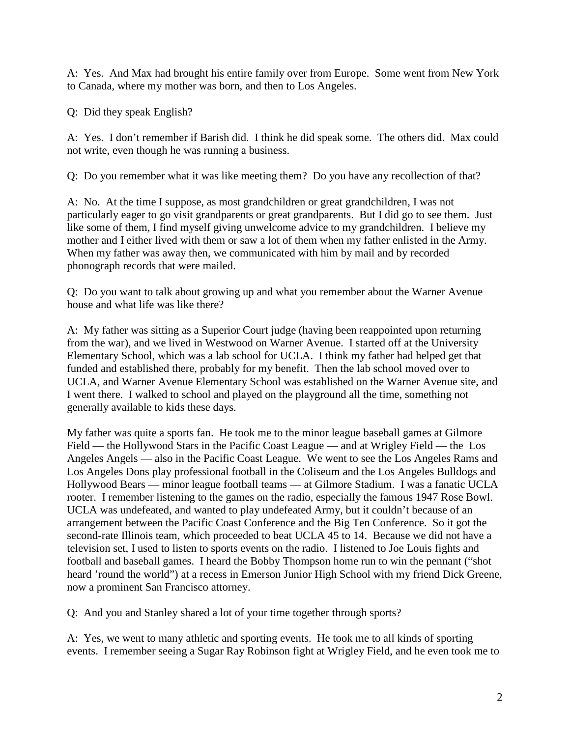A: Yes. And Max had brought his entire family over from Europe. Some went from New York to Canada, where my mother was born, and then to Los Angeles.

Q: Did they speak English?

A: Yes. I don't remember if Barish did. I think he did speak some. The others did. Max could not write, even though he was running a business.

Q: Do you remember what it was like meeting them? Do you have any recollection of that?

A: No. At the time I suppose, as most grandchildren or great grandchildren, I was not particularly eager to go visit grandparents or great grandparents. But I did go to see them. Just like some of them, I find myself giving unwelcome advice to my grandchildren. I believe my mother and I either lived with them or saw a lot of them when my father enlisted in the Army. When my father was away then, we communicated with him by mail and by recorded phonograph records that were mailed.

Q: Do you want to talk about growing up and what you remember about the Warner Avenue house and what life was like there?

A: My father was sitting as a Superior Court judge (having been reappointed upon returning from the war), and we lived in Westwood on Warner Avenue. I started off at the University Elementary School, which was a lab school for UCLA. I think my father had helped get that funded and established there, probably for my benefit. Then the lab school moved over to UCLA, and Warner Avenue Elementary School was established on the Warner Avenue site, and I went there. I walked to school and played on the playground all the time, something not generally available to kids these days.

My father was quite a sports fan. He took me to the minor league baseball games at Gilmore Field — the Hollywood Stars in the Pacific Coast League — and at Wrigley Field — the Los Angeles Angels — also in the Pacific Coast League. We went to see the Los Angeles Rams and Los Angeles Dons play professional football in the Coliseum and the Los Angeles Bulldogs and Hollywood Bears — minor league football teams — at Gilmore Stadium. I was a fanatic UCLA rooter. I remember listening to the games on the radio, especially the famous 1947 Rose Bowl. UCLA was undefeated, and wanted to play undefeated Army, but it couldn't because of an arrangement between the Pacific Coast Conference and the Big Ten Conference. So it got the second-rate Illinois team, which proceeded to beat UCLA 45 to 14. Because we did not have a television set, I used to listen to sports events on the radio. I listened to Joe Louis fights and football and baseball games. I heard the Bobby Thompson home run to win the pennant ("shot heard 'round the world") at a recess in Emerson Junior High School with my friend Dick Greene, now a prominent San Francisco attorney.

Q: And you and Stanley shared a lot of your time together through sports?

A: Yes, we went to many athletic and sporting events. He took me to all kinds of sporting events. I remember seeing a Sugar Ray Robinson fight at Wrigley Field, and he even took me to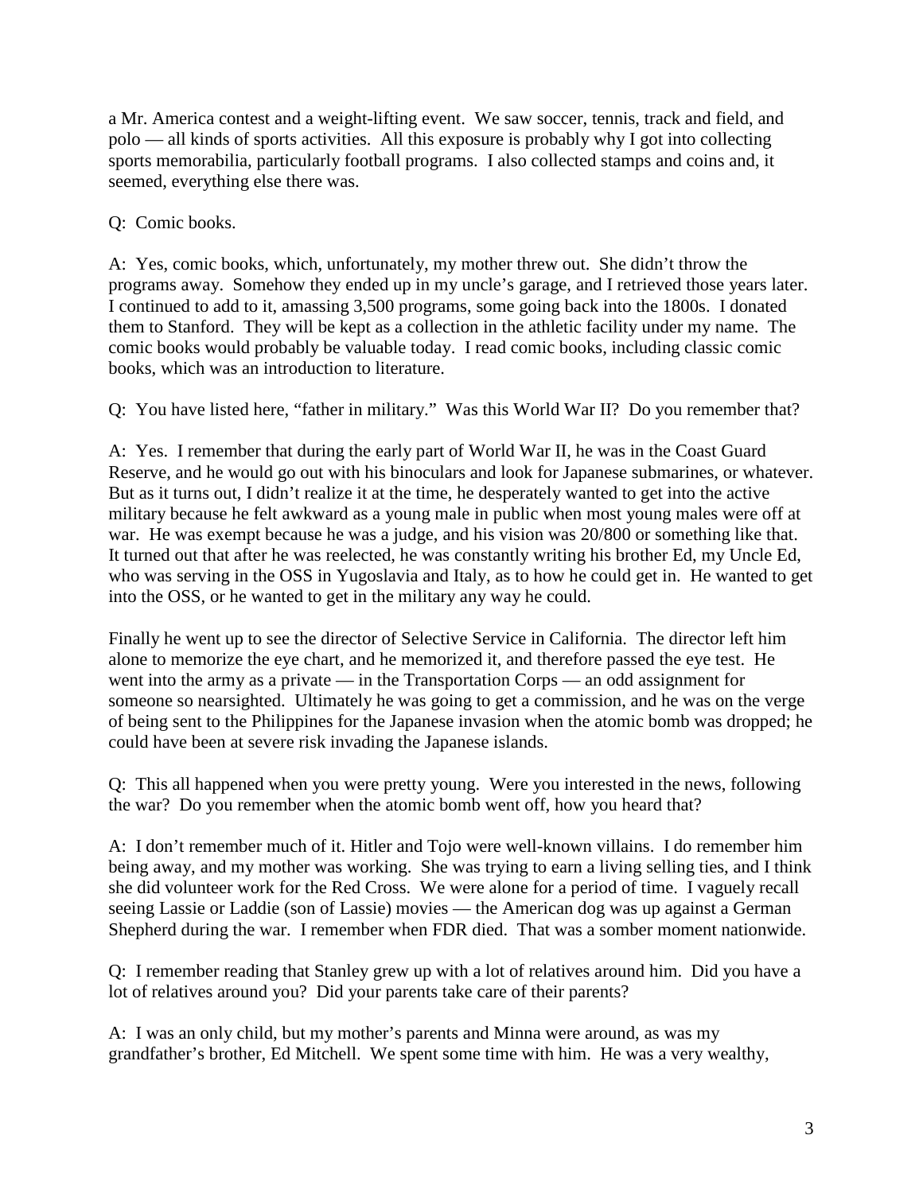a Mr. America contest and a weight-lifting event. We saw soccer, tennis, track and field, and polo — all kinds of sports activities. All this exposure is probably why I got into collecting sports memorabilia, particularly football programs. I also collected stamps and coins and, it seemed, everything else there was.

Q: Comic books.

A: Yes, comic books, which, unfortunately, my mother threw out. She didn't throw the programs away. Somehow they ended up in my uncle's garage, and I retrieved those years later. I continued to add to it, amassing 3,500 programs, some going back into the 1800s. I donated them to Stanford. They will be kept as a collection in the athletic facility under my name. The comic books would probably be valuable today. I read comic books, including classic comic books, which was an introduction to literature.

Q: You have listed here, "father in military." Was this World War II? Do you remember that?

A: Yes. I remember that during the early part of World War II, he was in the Coast Guard Reserve, and he would go out with his binoculars and look for Japanese submarines, or whatever. But as it turns out, I didn't realize it at the time, he desperately wanted to get into the active military because he felt awkward as a young male in public when most young males were off at war. He was exempt because he was a judge, and his vision was 20/800 or something like that. It turned out that after he was reelected, he was constantly writing his brother Ed, my Uncle Ed, who was serving in the OSS in Yugoslavia and Italy, as to how he could get in. He wanted to get into the OSS, or he wanted to get in the military any way he could.

Finally he went up to see the director of Selective Service in California. The director left him alone to memorize the eye chart, and he memorized it, and therefore passed the eye test. He went into the army as a private — in the Transportation Corps — an odd assignment for someone so nearsighted. Ultimately he was going to get a commission, and he was on the verge of being sent to the Philippines for the Japanese invasion when the atomic bomb was dropped; he could have been at severe risk invading the Japanese islands.

Q: This all happened when you were pretty young. Were you interested in the news, following the war? Do you remember when the atomic bomb went off, how you heard that?

A: I don't remember much of it. Hitler and Tojo were well-known villains. I do remember him being away, and my mother was working. She was trying to earn a living selling ties, and I think she did volunteer work for the Red Cross. We were alone for a period of time. I vaguely recall seeing Lassie or Laddie (son of Lassie) movies — the American dog was up against a German Shepherd during the war. I remember when FDR died. That was a somber moment nationwide.

Q: I remember reading that Stanley grew up with a lot of relatives around him. Did you have a lot of relatives around you? Did your parents take care of their parents?

A: I was an only child, but my mother's parents and Minna were around, as was my grandfather's brother, Ed Mitchell. We spent some time with him. He was a very wealthy,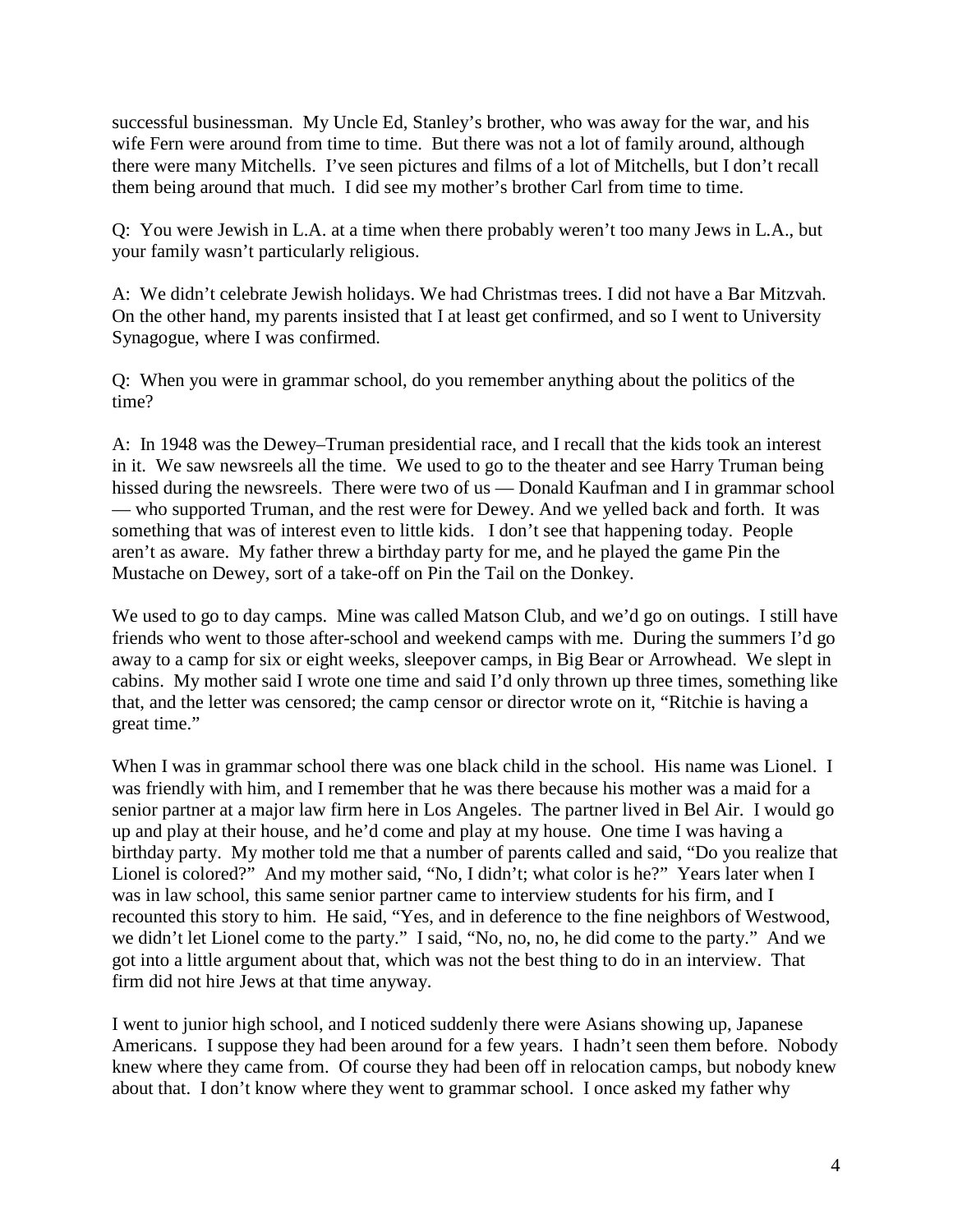successful businessman. My Uncle Ed, Stanley's brother, who was away for the war, and his wife Fern were around from time to time. But there was not a lot of family around, although there were many Mitchells. I've seen pictures and films of a lot of Mitchells, but I don't recall them being around that much. I did see my mother's brother Carl from time to time.

Q: You were Jewish in L.A. at a time when there probably weren't too many Jews in L.A., but your family wasn't particularly religious.

A: We didn't celebrate Jewish holidays. We had Christmas trees. I did not have a Bar Mitzvah. On the other hand, my parents insisted that I at least get confirmed, and so I went to University Synagogue, where I was confirmed.

Q: When you were in grammar school, do you remember anything about the politics of the time?

A: In 1948 was the Dewey–Truman presidential race, and I recall that the kids took an interest in it. We saw newsreels all the time. We used to go to the theater and see Harry Truman being hissed during the newsreels. There were two of us — Donald Kaufman and I in grammar school — who supported Truman, and the rest were for Dewey. And we yelled back and forth. It was something that was of interest even to little kids. I don't see that happening today. People aren't as aware. My father threw a birthday party for me, and he played the game Pin the Mustache on Dewey, sort of a take-off on Pin the Tail on the Donkey.

We used to go to day camps. Mine was called Matson Club, and we'd go on outings. I still have friends who went to those after-school and weekend camps with me. During the summers I'd go away to a camp for six or eight weeks, sleepover camps, in Big Bear or Arrowhead. We slept in cabins. My mother said I wrote one time and said I'd only thrown up three times, something like that, and the letter was censored; the camp censor or director wrote on it, "Ritchie is having a great time."

When I was in grammar school there was one black child in the school. His name was Lionel. I was friendly with him, and I remember that he was there because his mother was a maid for a senior partner at a major law firm here in Los Angeles. The partner lived in Bel Air. I would go up and play at their house, and he'd come and play at my house. One time I was having a birthday party. My mother told me that a number of parents called and said, "Do you realize that Lionel is colored?" And my mother said, "No, I didn't; what color is he?" Years later when I was in law school, this same senior partner came to interview students for his firm, and I recounted this story to him. He said, "Yes, and in deference to the fine neighbors of Westwood, we didn't let Lionel come to the party." I said, "No, no, no, he did come to the party." And we got into a little argument about that, which was not the best thing to do in an interview. That firm did not hire Jews at that time anyway.

I went to junior high school, and I noticed suddenly there were Asians showing up, Japanese Americans. I suppose they had been around for a few years. I hadn't seen them before. Nobody knew where they came from. Of course they had been off in relocation camps, but nobody knew about that. I don't know where they went to grammar school. I once asked my father why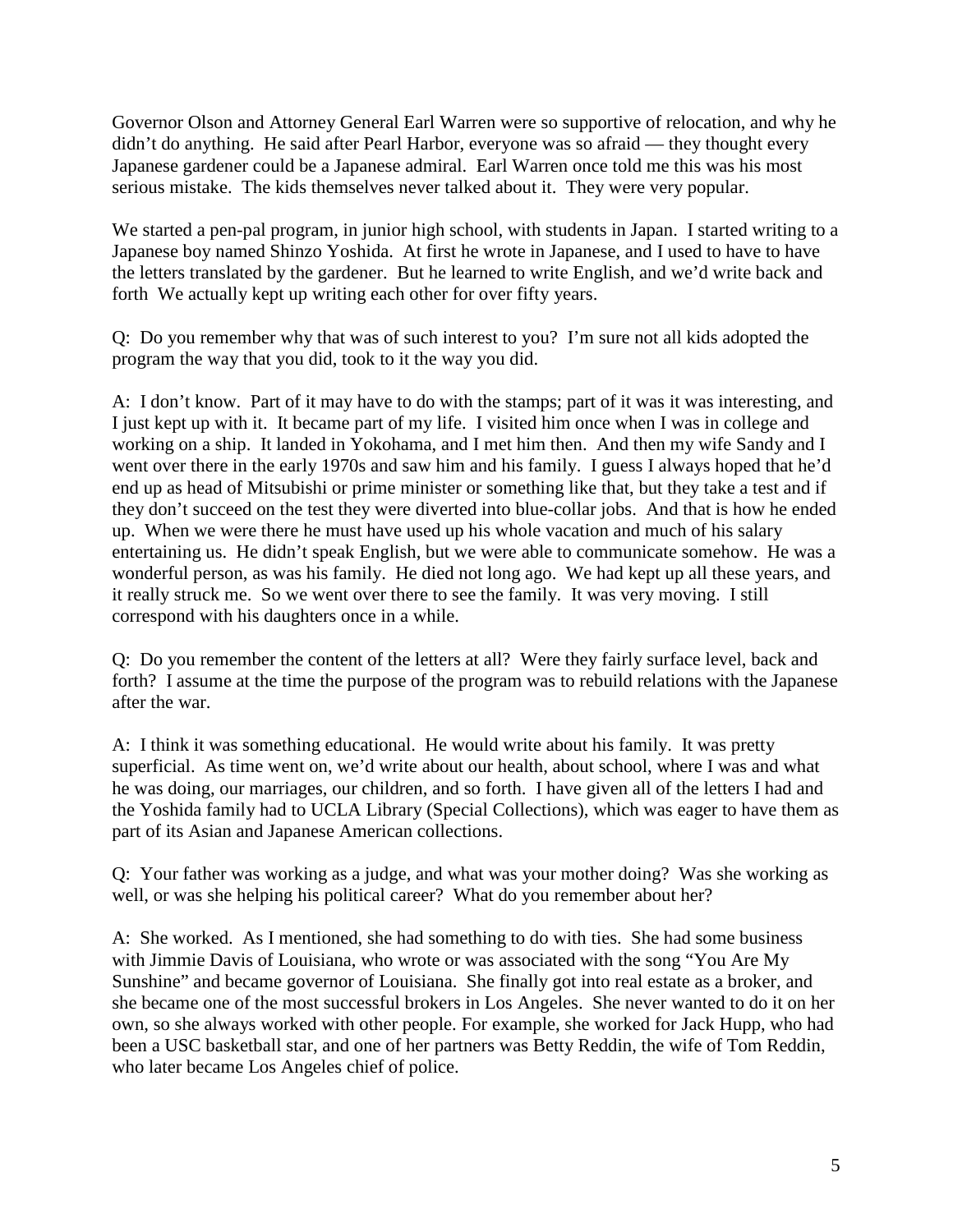Governor Olson and Attorney General Earl Warren were so supportive of relocation, and why he didn't do anything. He said after Pearl Harbor, everyone was so afraid — they thought every Japanese gardener could be a Japanese admiral. Earl Warren once told me this was his most serious mistake. The kids themselves never talked about it. They were very popular.

We started a pen-pal program, in junior high school, with students in Japan. I started writing to a Japanese boy named Shinzo Yoshida. At first he wrote in Japanese, and I used to have to have the letters translated by the gardener. But he learned to write English, and we'd write back and forth We actually kept up writing each other for over fifty years.

Q: Do you remember why that was of such interest to you? I'm sure not all kids adopted the program the way that you did, took to it the way you did.

A: I don't know. Part of it may have to do with the stamps; part of it was it was interesting, and I just kept up with it. It became part of my life. I visited him once when I was in college and working on a ship. It landed in Yokohama, and I met him then. And then my wife Sandy and I went over there in the early 1970s and saw him and his family. I guess I always hoped that he'd end up as head of Mitsubishi or prime minister or something like that, but they take a test and if they don't succeed on the test they were diverted into blue-collar jobs. And that is how he ended up. When we were there he must have used up his whole vacation and much of his salary entertaining us. He didn't speak English, but we were able to communicate somehow. He was a wonderful person, as was his family. He died not long ago. We had kept up all these years, and it really struck me. So we went over there to see the family. It was very moving. I still correspond with his daughters once in a while.

Q: Do you remember the content of the letters at all? Were they fairly surface level, back and forth? I assume at the time the purpose of the program was to rebuild relations with the Japanese after the war.

A: I think it was something educational. He would write about his family. It was pretty superficial. As time went on, we'd write about our health, about school, where I was and what he was doing, our marriages, our children, and so forth. I have given all of the letters I had and the Yoshida family had to UCLA Library (Special Collections), which was eager to have them as part of its Asian and Japanese American collections.

Q: Your father was working as a judge, and what was your mother doing? Was she working as well, or was she helping his political career? What do you remember about her?

A: She worked. As I mentioned, she had something to do with ties. She had some business with Jimmie Davis of Louisiana, who wrote or was associated with the song "You Are My Sunshine" and became governor of Louisiana. She finally got into real estate as a broker, and she became one of the most successful brokers in Los Angeles. She never wanted to do it on her own, so she always worked with other people. For example, she worked for Jack Hupp, who had been a USC basketball star, and one of her partners was Betty Reddin, the wife of Tom Reddin, who later became Los Angeles chief of police.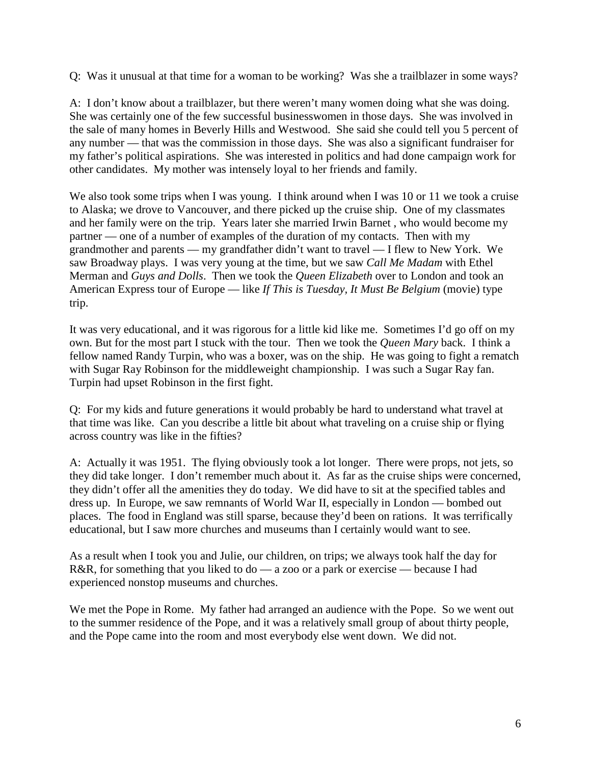Q: Was it unusual at that time for a woman to be working? Was she a trailblazer in some ways?

A: I don't know about a trailblazer, but there weren't many women doing what she was doing. She was certainly one of the few successful businesswomen in those days. She was involved in the sale of many homes in Beverly Hills and Westwood. She said she could tell you 5 percent of any number — that was the commission in those days. She was also a significant fundraiser for my father's political aspirations. She was interested in politics and had done campaign work for other candidates. My mother was intensely loyal to her friends and family.

We also took some trips when I was young. I think around when I was 10 or 11 we took a cruise to Alaska; we drove to Vancouver, and there picked up the cruise ship. One of my classmates and her family were on the trip. Years later she married Irwin Barnet , who would become my partner — one of a number of examples of the duration of my contacts. Then with my grandmother and parents — my grandfather didn't want to travel — I flew to New York. We saw Broadway plays. I was very young at the time, but we saw *Call Me Madam* with Ethel Merman and *Guys and Dolls*. Then we took the *Queen Elizabeth* over to London and took an American Express tour of Europe — like *If This is Tuesday, It Must Be Belgium* (movie) type trip.

It was very educational, and it was rigorous for a little kid like me. Sometimes I'd go off on my own. But for the most part I stuck with the tour. Then we took the *Queen Mary* back. I think a fellow named Randy Turpin, who was a boxer, was on the ship. He was going to fight a rematch with Sugar Ray Robinson for the middleweight championship. I was such a Sugar Ray fan. Turpin had upset Robinson in the first fight.

Q: For my kids and future generations it would probably be hard to understand what travel at that time was like. Can you describe a little bit about what traveling on a cruise ship or flying across country was like in the fifties?

A: Actually it was 1951. The flying obviously took a lot longer. There were props, not jets, so they did take longer. I don't remember much about it. As far as the cruise ships were concerned, they didn't offer all the amenities they do today. We did have to sit at the specified tables and dress up. In Europe, we saw remnants of World War II, especially in London — bombed out places. The food in England was still sparse, because they'd been on rations. It was terrifically educational, but I saw more churches and museums than I certainly would want to see.

As a result when I took you and Julie, our children, on trips; we always took half the day for R&R, for something that you liked to do — a zoo or a park or exercise — because I had experienced nonstop museums and churches.

We met the Pope in Rome. My father had arranged an audience with the Pope. So we went out to the summer residence of the Pope, and it was a relatively small group of about thirty people, and the Pope came into the room and most everybody else went down. We did not.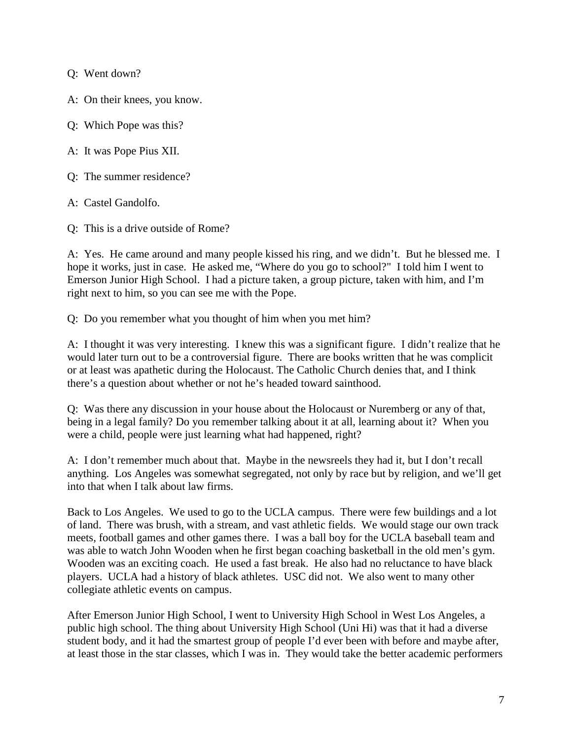Q: Went down?

A: On their knees, you know.

Q: Which Pope was this?

A: It was Pope Pius XII.

Q: The summer residence?

A: Castel Gandolfo.

Q: This is a drive outside of Rome?

A: Yes. He came around and many people kissed his ring, and we didn't. But he blessed me. I hope it works, just in case. He asked me, "Where do you go to school?" I told him I went to Emerson Junior High School. I had a picture taken, a group picture, taken with him, and I'm right next to him, so you can see me with the Pope.

Q: Do you remember what you thought of him when you met him?

A: I thought it was very interesting. I knew this was a significant figure. I didn't realize that he would later turn out to be a controversial figure. There are books written that he was complicit or at least was apathetic during the Holocaust. The Catholic Church denies that, and I think there's a question about whether or not he's headed toward sainthood.

Q: Was there any discussion in your house about the Holocaust or Nuremberg or any of that, being in a legal family? Do you remember talking about it at all, learning about it? When you were a child, people were just learning what had happened, right?

A: I don't remember much about that. Maybe in the newsreels they had it, but I don't recall anything. Los Angeles was somewhat segregated, not only by race but by religion, and we'll get into that when I talk about law firms.

Back to Los Angeles. We used to go to the UCLA campus. There were few buildings and a lot of land. There was brush, with a stream, and vast athletic fields. We would stage our own track meets, football games and other games there. I was a ball boy for the UCLA baseball team and was able to watch John Wooden when he first began coaching basketball in the old men's gym. Wooden was an exciting coach. He used a fast break. He also had no reluctance to have black players. UCLA had a history of black athletes. USC did not. We also went to many other collegiate athletic events on campus.

After Emerson Junior High School, I went to University High School in West Los Angeles, a public high school. The thing about University High School (Uni Hi) was that it had a diverse student body, and it had the smartest group of people I'd ever been with before and maybe after, at least those in the star classes, which I was in. They would take the better academic performers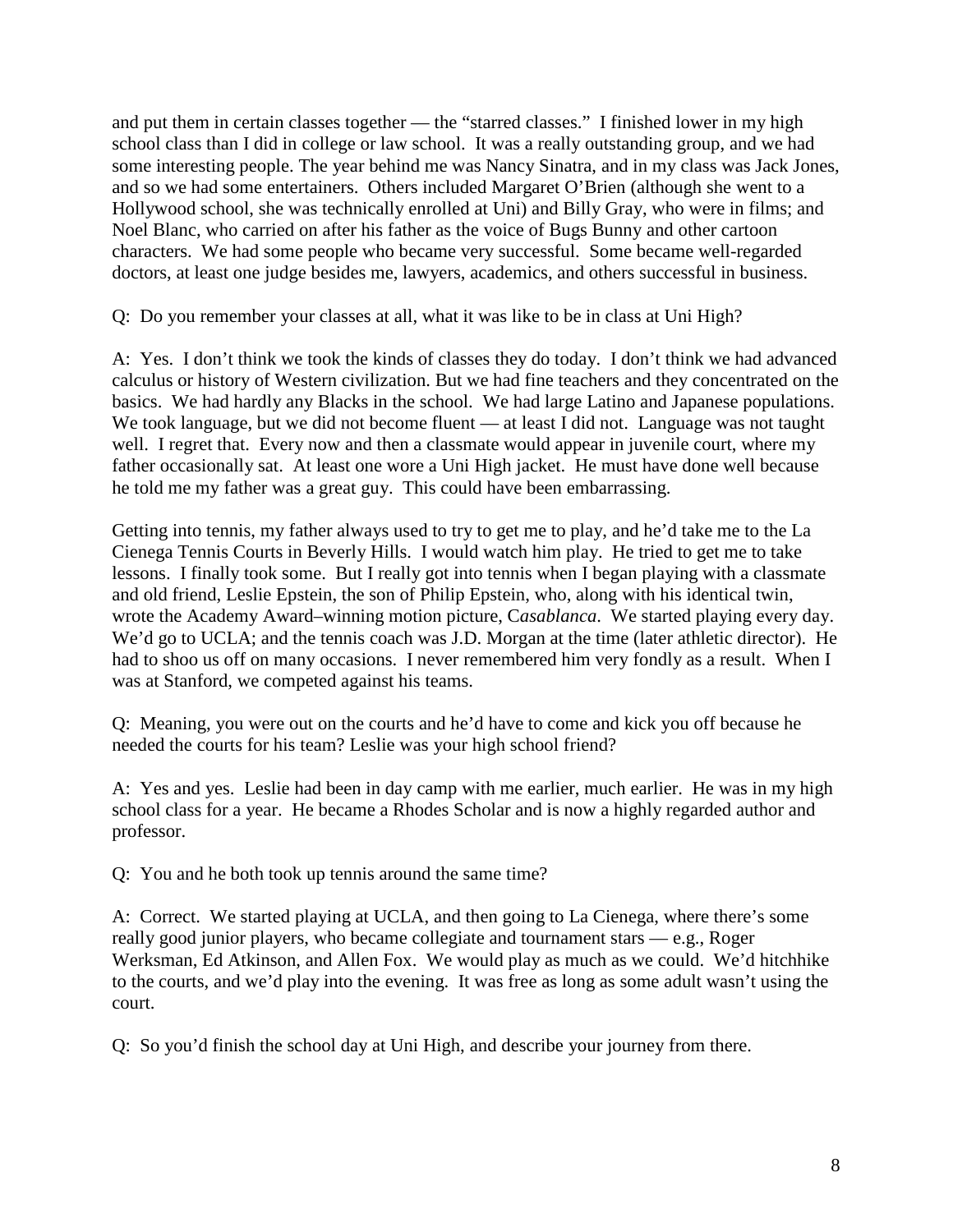and put them in certain classes together — the "starred classes." I finished lower in my high school class than I did in college or law school. It was a really outstanding group, and we had some interesting people. The year behind me was Nancy Sinatra, and in my class was Jack Jones, and so we had some entertainers. Others included Margaret O'Brien (although she went to a Hollywood school, she was technically enrolled at Uni) and Billy Gray, who were in films; and Noel Blanc, who carried on after his father as the voice of Bugs Bunny and other cartoon characters. We had some people who became very successful. Some became well-regarded doctors, at least one judge besides me, lawyers, academics, and others successful in business.

Q: Do you remember your classes at all, what it was like to be in class at Uni High?

A: Yes. I don't think we took the kinds of classes they do today. I don't think we had advanced calculus or history of Western civilization. But we had fine teachers and they concentrated on the basics. We had hardly any Blacks in the school. We had large Latino and Japanese populations. We took language, but we did not become fluent — at least I did not. Language was not taught well. I regret that. Every now and then a classmate would appear in juvenile court, where my father occasionally sat. At least one wore a Uni High jacket. He must have done well because he told me my father was a great guy. This could have been embarrassing.

Getting into tennis, my father always used to try to get me to play, and he'd take me to the La Cienega Tennis Courts in Beverly Hills. I would watch him play. He tried to get me to take lessons. I finally took some. But I really got into tennis when I began playing with a classmate and old friend, Leslie Epstein, the son of Philip Epstein, who, along with his identical twin, wrote the Academy Award–winning motion picture, C*asablanca*. We started playing every day. We'd go to UCLA; and the tennis coach was J.D. Morgan at the time (later athletic director). He had to shoo us off on many occasions. I never remembered him very fondly as a result. When I was at Stanford, we competed against his teams.

Q: Meaning, you were out on the courts and he'd have to come and kick you off because he needed the courts for his team? Leslie was your high school friend?

A: Yes and yes. Leslie had been in day camp with me earlier, much earlier. He was in my high school class for a year. He became a Rhodes Scholar and is now a highly regarded author and professor.

Q: You and he both took up tennis around the same time?

A: Correct. We started playing at UCLA, and then going to La Cienega, where there's some really good junior players, who became collegiate and tournament stars — e.g., Roger Werksman, Ed Atkinson, and Allen Fox. We would play as much as we could. We'd hitchhike to the courts, and we'd play into the evening. It was free as long as some adult wasn't using the court.

Q: So you'd finish the school day at Uni High, and describe your journey from there.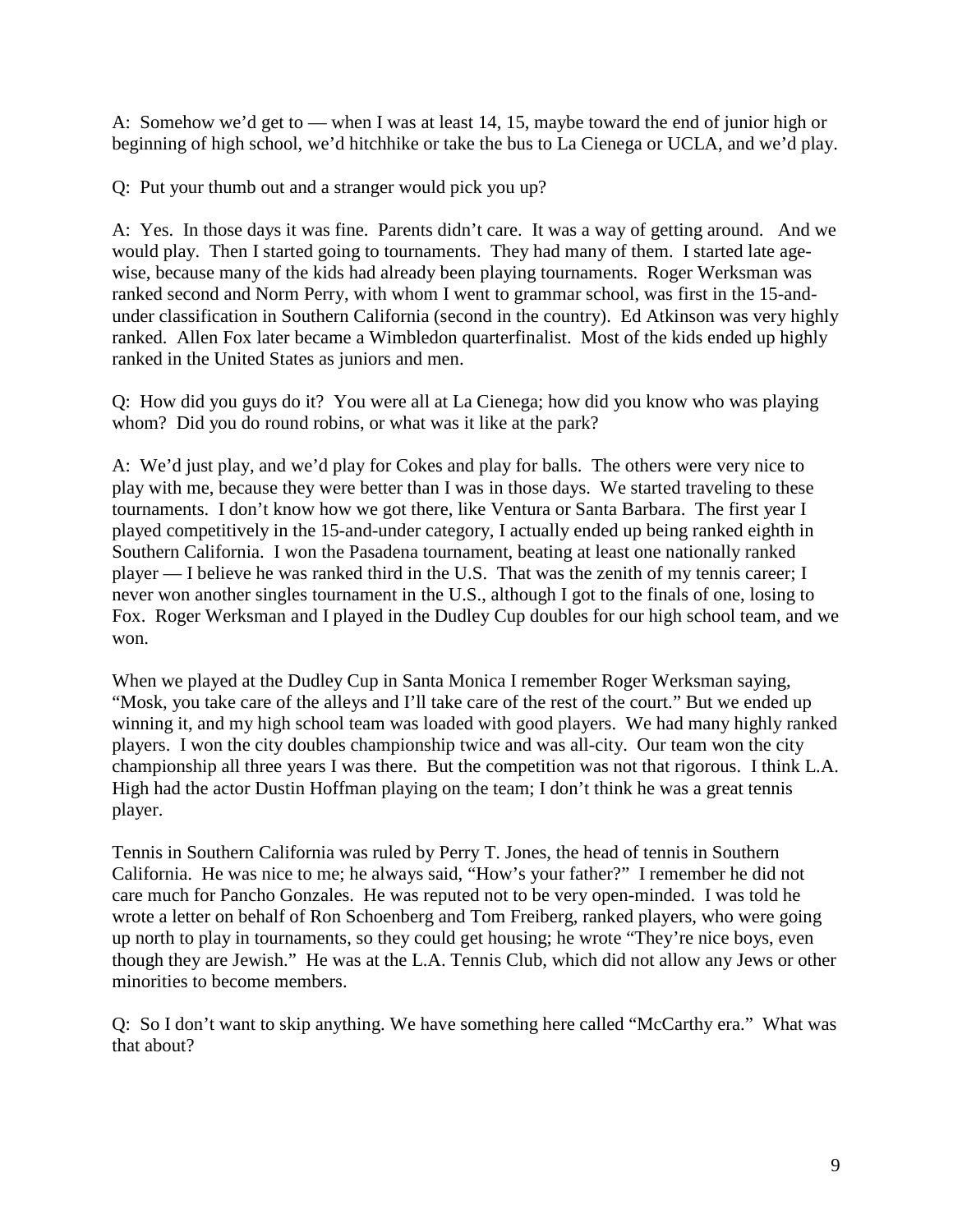A: Somehow we'd get to — when I was at least 14, 15, maybe toward the end of junior high or beginning of high school, we'd hitchhike or take the bus to La Cienega or UCLA, and we'd play.

Q: Put your thumb out and a stranger would pick you up?

A: Yes. In those days it was fine. Parents didn't care. It was a way of getting around. And we would play. Then I started going to tournaments. They had many of them. I started late age-wise, because many of the kids had already been playing tournaments. Roger Werksman was ranked second and Norm Perry, with whom I went to grammar school, was first in the 15-and-under classification in Southern California (second in the country). Ed Atkinson was very highly ranked. Allen Fox later became a Wimbledon quarterfinalist. Most of the kids ended up highly ranked in the United States as juniors and men.

Q: How did you guys do it? You were all at La Cienega; how did you know who was playing whom? Did you do round robins, or what was it like at the park?

A: We'd just play, and we'd play for Cokes and play for balls. The others were very nice to play with me, because they were better than I was in those days. We started traveling to these tournaments. I don't know how we got there, like Ventura or Santa Barbara. The first year I played competitively in the 15-and-under category, I actually ended up being ranked eighth in Southern California. I won the Pasadena tournament, beating at least one nationally ranked player — I believe he was ranked third in the U.S. That was the zenith of my tennis career; I never won another singles tournament in the U.S., although I got to the finals of one, losing to Fox. Roger Werksman and I played in the Dudley Cup doubles for our high school team, and we won.

When we played at the Dudley Cup in Santa Monica I remember Roger Werksman saying, "Mosk, you take care of the alleys and I'll take care of the rest of the court." But we ended up winning it, and my high school team was loaded with good players. We had many highly ranked players. I won the city doubles championship twice and was all-city. Our team won the city championship all three years I was there. But the competition was not that rigorous. I think L.A. High had the actor Dustin Hoffman playing on the team; I don't think he was a great tennis player.

Tennis in Southern California was ruled by Perry T. Jones, the head of tennis in Southern California. He was nice to me; he always said, "How's your father?" I remember he did not care much for Pancho Gonzales. He was reputed not to be very open-minded. I was told he wrote a letter on behalf of Ron Schoenberg and Tom Freiberg, ranked players, who were going up north to play in tournaments, so they could get housing; he wrote "They're nice boys, even though they are Jewish." He was at the L.A. Tennis Club, which did not allow any Jews or other minorities to become members.

Q: So I don't want to skip anything. We have something here called "McCarthy era." What was that about?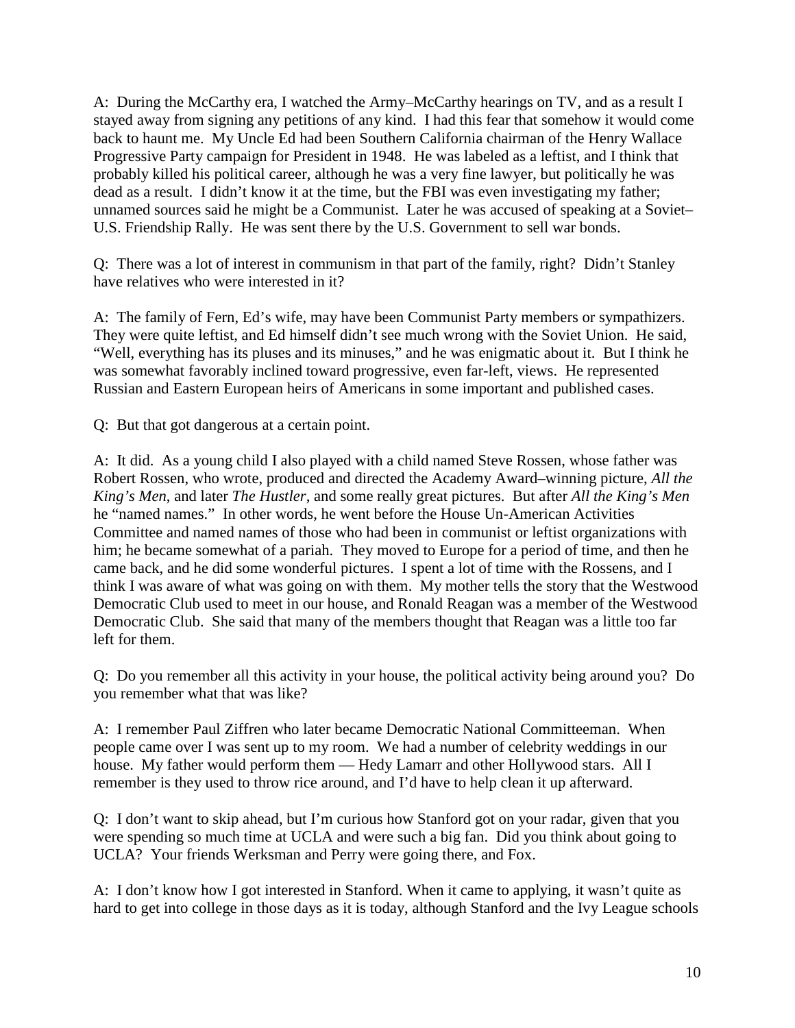A: During the McCarthy era, I watched the Army–McCarthy hearings on TV, and as a result I stayed away from signing any petitions of any kind. I had this fear that somehow it would come back to haunt me. My Uncle Ed had been Southern California chairman of the Henry Wallace Progressive Party campaign for President in 1948. He was labeled as a leftist, and I think that probably killed his political career, although he was a very fine lawyer, but politically he was dead as a result. I didn't know it at the time, but the FBI was even investigating my father; unnamed sources said he might be a Communist. Later he was accused of speaking at a Soviet–U.S. Friendship Rally. He was sent there by the U.S. Government to sell war bonds.

Q: There was a lot of interest in communism in that part of the family, right? Didn't Stanley have relatives who were interested in it?

A: The family of Fern, Ed's wife, may have been Communist Party members or sympathizers. They were quite leftist, and Ed himself didn't see much wrong with the Soviet Union. He said, "Well, everything has its pluses and its minuses," and he was enigmatic about it. But I think he was somewhat favorably inclined toward progressive, even far-left, views. He represented Russian and Eastern European heirs of Americans in some important and published cases.

Q: But that got dangerous at a certain point.

A: It did. As a young child I also played with a child named Steve Rossen, whose father was Robert Rossen, who wrote, produced and directed the Academy Award–winning picture, *All the King's Men*, and later *The Hustler*, and some really great pictures. But after *All the King's Men* he "named names." In other words, he went before the House Un-American Activities Committee and named names of those who had been in communist or leftist organizations with him; he became somewhat of a pariah. They moved to Europe for a period of time, and then he came back, and he did some wonderful pictures. I spent a lot of time with the Rossens, and I think I was aware of what was going on with them. My mother tells the story that the Westwood Democratic Club used to meet in our house, and Ronald Reagan was a member of the Westwood Democratic Club. She said that many of the members thought that Reagan was a little too far left for them.

Q: Do you remember all this activity in your house, the political activity being around you? Do you remember what that was like?

A: I remember Paul Ziffren who later became Democratic National Committeeman. When people came over I was sent up to my room. We had a number of celebrity weddings in our house. My father would perform them — Hedy Lamarr and other Hollywood stars. All I remember is they used to throw rice around, and I'd have to help clean it up afterward.

Q: I don't want to skip ahead, but I'm curious how Stanford got on your radar, given that you were spending so much time at UCLA and were such a big fan. Did you think about going to UCLA? Your friends Werksman and Perry were going there, and Fox.

A: I don't know how I got interested in Stanford. When it came to applying, it wasn't quite as hard to get into college in those days as it is today, although Stanford and the Ivy League schools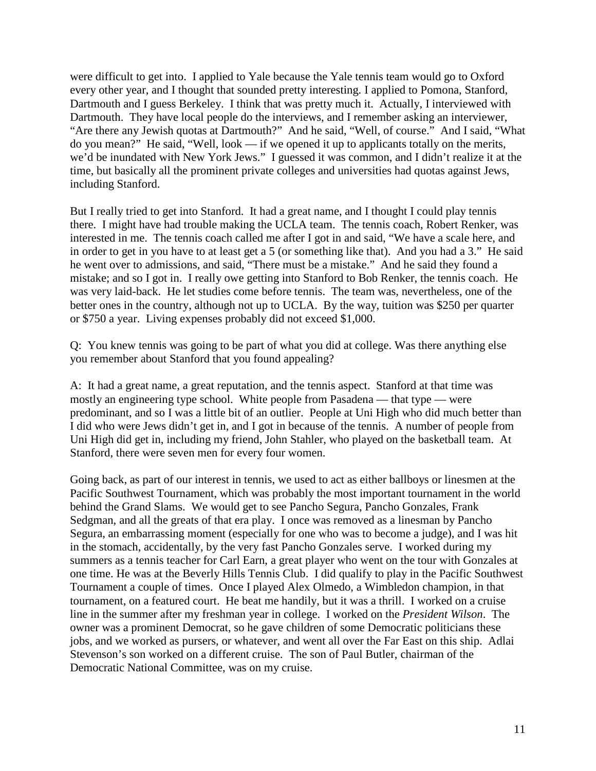were difficult to get into. I applied to Yale because the Yale tennis team would go to Oxford every other year, and I thought that sounded pretty interesting. I applied to Pomona, Stanford, Dartmouth and I guess Berkeley. I think that was pretty much it. Actually, I interviewed with Dartmouth. They have local people do the interviews, and I remember asking an interviewer, "Are there any Jewish quotas at Dartmouth?" And he said, "Well, of course." And I said, "What do you mean?" He said, "Well, look — if we opened it up to applicants totally on the merits, we'd be inundated with New York Jews." I guessed it was common, and I didn't realize it at the time, but basically all the prominent private colleges and universities had quotas against Jews, including Stanford.

But I really tried to get into Stanford. It had a great name, and I thought I could play tennis there. I might have had trouble making the UCLA team. The tennis coach, Robert Renker, was interested in me. The tennis coach called me after I got in and said, "We have a scale here, and in order to get in you have to at least get a 5 (or something like that). And you had a 3." He said he went over to admissions, and said, "There must be a mistake." And he said they found a mistake; and so I got in. I really owe getting into Stanford to Bob Renker, the tennis coach. He was very laid-back. He let studies come before tennis. The team was, nevertheless, one of the better ones in the country, although not up to UCLA. By the way, tuition was $250 per quarter or $750 a year. Living expenses probably did not exceed $1,000.

Q: You knew tennis was going to be part of what you did at college. Was there anything else you remember about Stanford that you found appealing?

A: It had a great name, a great reputation, and the tennis aspect. Stanford at that time was mostly an engineering type school. White people from Pasadena — that type — were predominant, and so I was a little bit of an outlier. People at Uni High who did much better than I did who were Jews didn't get in, and I got in because of the tennis. A number of people from Uni High did get in, including my friend, John Stahler, who played on the basketball team. At Stanford, there were seven men for every four women.

Going back, as part of our interest in tennis, we used to act as either ballboys or linesmen at the Pacific Southwest Tournament, which was probably the most important tournament in the world behind the Grand Slams. We would get to see Pancho Segura, Pancho Gonzales, Frank Sedgman, and all the greats of that era play. I once was removed as a linesman by Pancho Segura, an embarrassing moment (especially for one who was to become a judge), and I was hit in the stomach, accidentally, by the very fast Pancho Gonzales serve. I worked during my summers as a tennis teacher for Carl Earn, a great player who went on the tour with Gonzales at one time. He was at the Beverly Hills Tennis Club. I did qualify to play in the Pacific Southwest Tournament a couple of times. Once I played Alex Olmedo, a Wimbledon champion, in that tournament, on a featured court. He beat me handily, but it was a thrill. I worked on a cruise line in the summer after my freshman year in college. I worked on the *President Wilson*. The owner was a prominent Democrat, so he gave children of some Democratic politicians these jobs, and we worked as pursers, or whatever, and went all over the Far East on this ship. Adlai Stevenson's son worked on a different cruise. The son of Paul Butler, chairman of the Democratic National Committee, was on my cruise.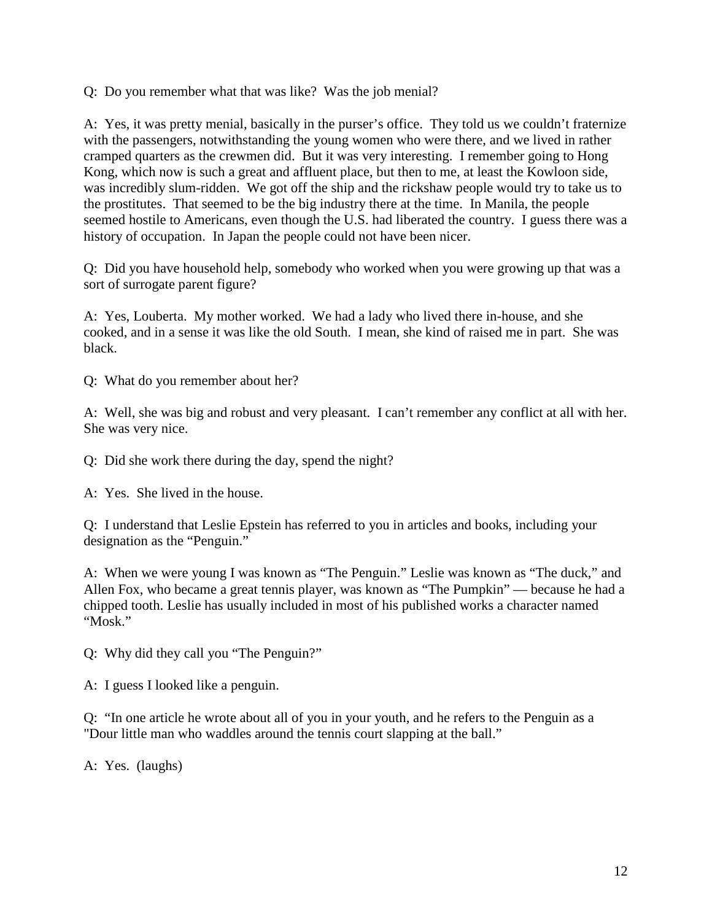Q: Do you remember what that was like? Was the job menial?

A: Yes, it was pretty menial, basically in the purser's office. They told us we couldn't fraternize with the passengers, notwithstanding the young women who were there, and we lived in rather cramped quarters as the crewmen did. But it was very interesting. I remember going to Hong Kong, which now is such a great and affluent place, but then to me, at least the Kowloon side, was incredibly slum-ridden. We got off the ship and the rickshaw people would try to take us to the prostitutes. That seemed to be the big industry there at the time. In Manila, the people seemed hostile to Americans, even though the U.S. had liberated the country. I guess there was a history of occupation. In Japan the people could not have been nicer.

Q: Did you have household help, somebody who worked when you were growing up that was a sort of surrogate parent figure?

A: Yes, Louberta. My mother worked. We had a lady who lived there in-house, and she cooked, and in a sense it was like the old South. I mean, she kind of raised me in part. She was black.

Q: What do you remember about her?

A: Well, she was big and robust and very pleasant. I can't remember any conflict at all with her. She was very nice.

Q: Did she work there during the day, spend the night?

A: Yes. She lived in the house.

Q: I understand that Leslie Epstein has referred to you in articles and books, including your designation as the "Penguin."

A: When we were young I was known as "The Penguin." Leslie was known as "The duck," and Allen Fox, who became a great tennis player, was known as "The Pumpkin" — because he had a chipped tooth. Leslie has usually included in most of his published works a character named "Mosk."

Q: Why did they call you "The Penguin?"

A: I guess I looked like a penguin.

Q: "In one article he wrote about all of you in your youth, and he refers to the Penguin as a "Dour little man who waddles around the tennis court slapping at the ball."

A: Yes. (laughs)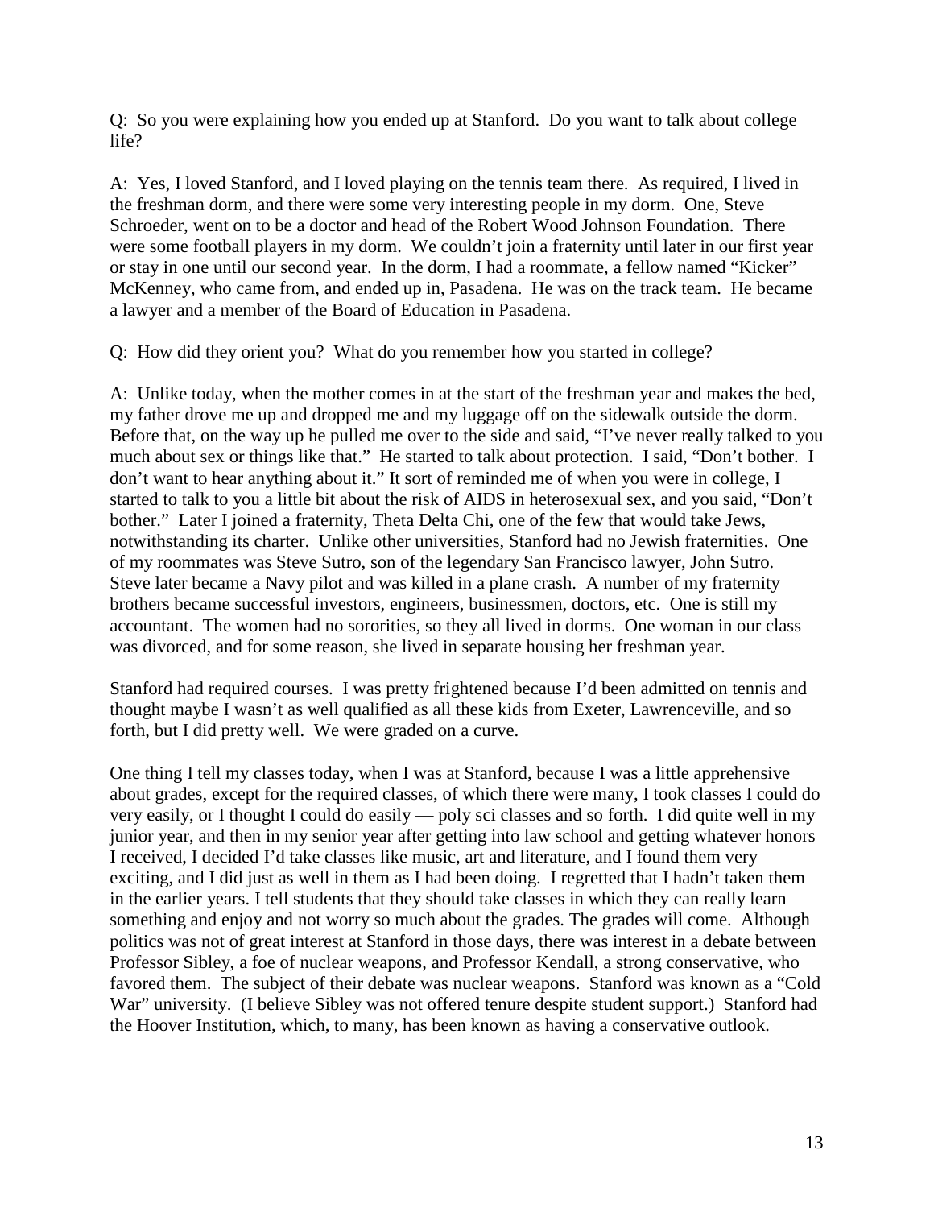Q: So you were explaining how you ended up at Stanford. Do you want to talk about college life?

A: Yes, I loved Stanford, and I loved playing on the tennis team there. As required, I lived in the freshman dorm, and there were some very interesting people in my dorm. One, Steve Schroeder, went on to be a doctor and head of the Robert Wood Johnson Foundation. There were some football players in my dorm. We couldn't join a fraternity until later in our first year or stay in one until our second year. In the dorm, I had a roommate, a fellow named "Kicker" McKenney, who came from, and ended up in, Pasadena. He was on the track team. He became a lawyer and a member of the Board of Education in Pasadena.

Q: How did they orient you? What do you remember how you started in college?

A: Unlike today, when the mother comes in at the start of the freshman year and makes the bed, my father drove me up and dropped me and my luggage off on the sidewalk outside the dorm. Before that, on the way up he pulled me over to the side and said, "I've never really talked to you much about sex or things like that." He started to talk about protection. I said, "Don't bother. I don't want to hear anything about it." It sort of reminded me of when you were in college, I started to talk to you a little bit about the risk of AIDS in heterosexual sex, and you said, "Don't bother." Later I joined a fraternity, Theta Delta Chi, one of the few that would take Jews, notwithstanding its charter. Unlike other universities, Stanford had no Jewish fraternities. One of my roommates was Steve Sutro, son of the legendary San Francisco lawyer, John Sutro. Steve later became a Navy pilot and was killed in a plane crash. A number of my fraternity brothers became successful investors, engineers, businessmen, doctors, etc. One is still my accountant. The women had no sororities, so they all lived in dorms. One woman in our class was divorced, and for some reason, she lived in separate housing her freshman year.

Stanford had required courses. I was pretty frightened because I'd been admitted on tennis and thought maybe I wasn't as well qualified as all these kids from Exeter, Lawrenceville, and so forth, but I did pretty well. We were graded on a curve.

One thing I tell my classes today, when I was at Stanford, because I was a little apprehensive about grades, except for the required classes, of which there were many, I took classes I could do very easily, or I thought I could do easily — poly sci classes and so forth. I did quite well in my junior year, and then in my senior year after getting into law school and getting whatever honors I received, I decided I'd take classes like music, art and literature, and I found them very exciting, and I did just as well in them as I had been doing. I regretted that I hadn't taken them in the earlier years. I tell students that they should take classes in which they can really learn something and enjoy and not worry so much about the grades. The grades will come. Although politics was not of great interest at Stanford in those days, there was interest in a debate between Professor Sibley, a foe of nuclear weapons, and Professor Kendall, a strong conservative, who favored them. The subject of their debate was nuclear weapons. Stanford was known as a "Cold War" university. (I believe Sibley was not offered tenure despite student support.) Stanford had the Hoover Institution, which, to many, has been known as having a conservative outlook.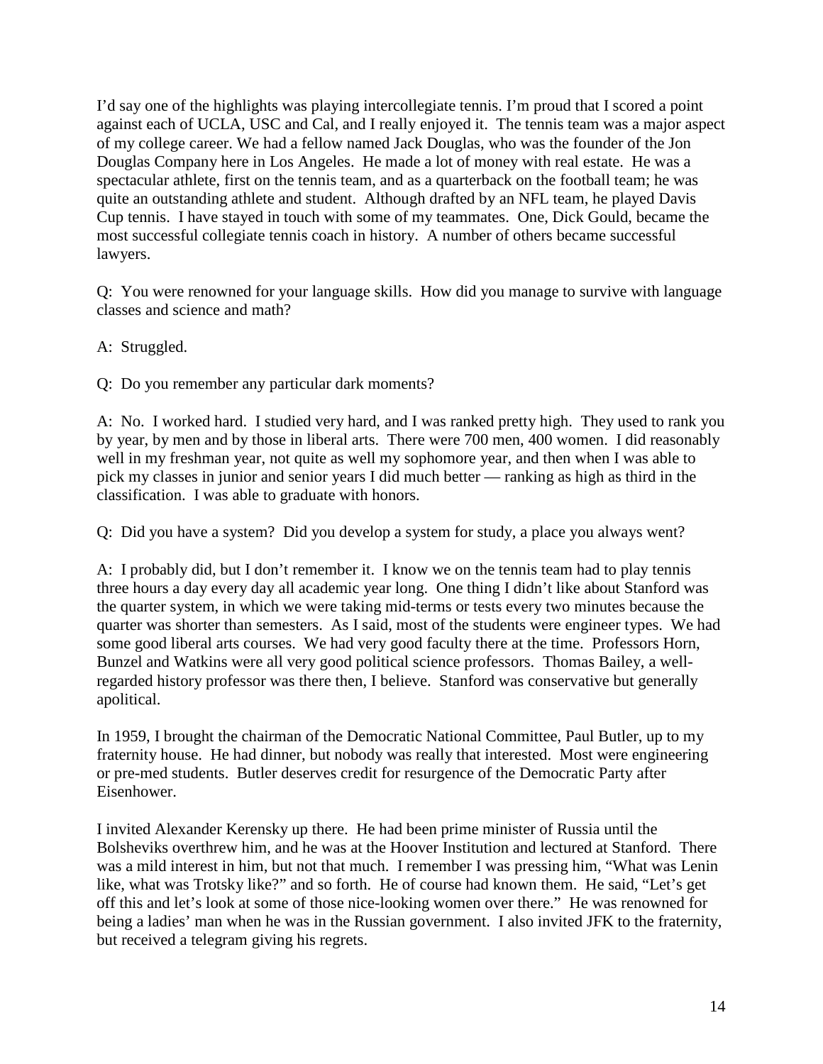I'd say one of the highlights was playing intercollegiate tennis. I'm proud that I scored a point against each of UCLA, USC and Cal, and I really enjoyed it. The tennis team was a major aspect of my college career. We had a fellow named Jack Douglas, who was the founder of the Jon Douglas Company here in Los Angeles. He made a lot of money with real estate. He was a spectacular athlete, first on the tennis team, and as a quarterback on the football team; he was quite an outstanding athlete and student. Although drafted by an NFL team, he played Davis Cup tennis. I have stayed in touch with some of my teammates. One, Dick Gould, became the most successful collegiate tennis coach in history. A number of others became successful lawyers.

Q: You were renowned for your language skills. How did you manage to survive with language classes and science and math?

A: Struggled.

Q: Do you remember any particular dark moments?

A: No. I worked hard. I studied very hard, and I was ranked pretty high. They used to rank you by year, by men and by those in liberal arts. There were 700 men, 400 women. I did reasonably well in my freshman year, not quite as well my sophomore year, and then when I was able to pick my classes in junior and senior years I did much better — ranking as high as third in the classification. I was able to graduate with honors.

Q: Did you have a system? Did you develop a system for study, a place you always went?

A: I probably did, but I don't remember it. I know we on the tennis team had to play tennis three hours a day every day all academic year long. One thing I didn't like about Stanford was the quarter system, in which we were taking mid-terms or tests every two minutes because the quarter was shorter than semesters. As I said, most of the students were engineer types. We had some good liberal arts courses. We had very good faculty there at the time. Professors Horn, Bunzel and Watkins were all very good political science professors. Thomas Bailey, a well-regarded history professor was there then, I believe. Stanford was conservative but generally apolitical.

In 1959, I brought the chairman of the Democratic National Committee, Paul Butler, up to my fraternity house. He had dinner, but nobody was really that interested. Most were engineering or pre-med students. Butler deserves credit for resurgence of the Democratic Party after Eisenhower.

I invited Alexander Kerensky up there. He had been prime minister of Russia until the Bolsheviks overthrew him, and he was at the Hoover Institution and lectured at Stanford. There was a mild interest in him, but not that much. I remember I was pressing him, "What was Lenin like, what was Trotsky like?" and so forth. He of course had known them. He said, "Let's get off this and let's look at some of those nice-looking women over there." He was renowned for being a ladies' man when he was in the Russian government. I also invited JFK to the fraternity, but received a telegram giving his regrets.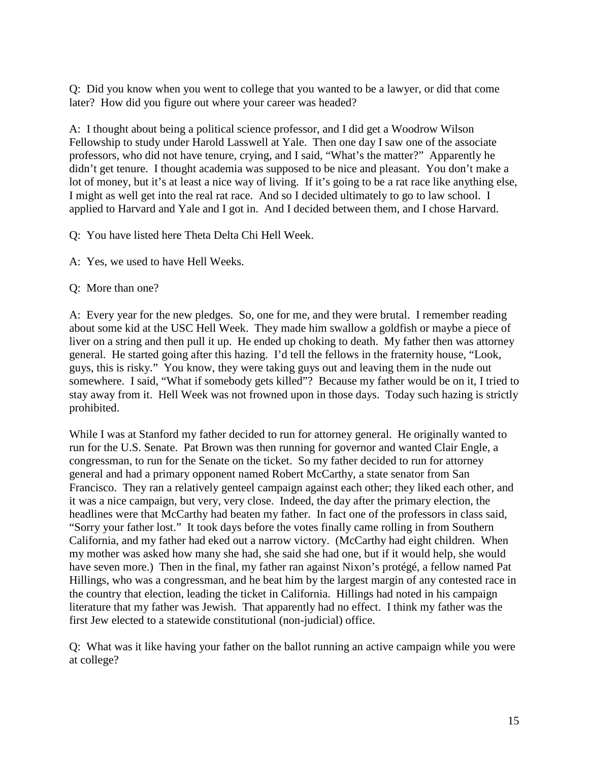Q: Did you know when you went to college that you wanted to be a lawyer, or did that come later? How did you figure out where your career was headed?

A: I thought about being a political science professor, and I did get a Woodrow Wilson Fellowship to study under Harold Lasswell at Yale. Then one day I saw one of the associate professors, who did not have tenure, crying, and I said, "What's the matter?" Apparently he didn't get tenure. I thought academia was supposed to be nice and pleasant. You don't make a lot of money, but it's at least a nice way of living. If it's going to be a rat race like anything else, I might as well get into the real rat race. And so I decided ultimately to go to law school. I applied to Harvard and Yale and I got in. And I decided between them, and I chose Harvard.

Q: You have listed here Theta Delta Chi Hell Week.

A: Yes, we used to have Hell Weeks.

Q: More than one?

A: Every year for the new pledges. So, one for me, and they were brutal. I remember reading about some kid at the USC Hell Week. They made him swallow a goldfish or maybe a piece of liver on a string and then pull it up. He ended up choking to death. My father then was attorney general. He started going after this hazing. I'd tell the fellows in the fraternity house, "Look, guys, this is risky." You know, they were taking guys out and leaving them in the nude out somewhere. I said, "What if somebody gets killed"? Because my father would be on it, I tried to stay away from it. Hell Week was not frowned upon in those days. Today such hazing is strictly prohibited.

While I was at Stanford my father decided to run for attorney general. He originally wanted to run for the U.S. Senate. Pat Brown was then running for governor and wanted Clair Engle, a congressman, to run for the Senate on the ticket. So my father decided to run for attorney general and had a primary opponent named Robert McCarthy, a state senator from San Francisco. They ran a relatively genteel campaign against each other; they liked each other, and it was a nice campaign, but very, very close. Indeed, the day after the primary election, the headlines were that McCarthy had beaten my father. In fact one of the professors in class said, "Sorry your father lost." It took days before the votes finally came rolling in from Southern California, and my father had eked out a narrow victory. (McCarthy had eight children. When my mother was asked how many she had, she said she had one, but if it would help, she would have seven more.) Then in the final, my father ran against Nixon's protégé, a fellow named Pat Hillings, who was a congressman, and he beat him by the largest margin of any contested race in the country that election, leading the ticket in California. Hillings had noted in his campaign literature that my father was Jewish. That apparently had no effect. I think my father was the first Jew elected to a statewide constitutional (non-judicial) office.

Q: What was it like having your father on the ballot running an active campaign while you were at college?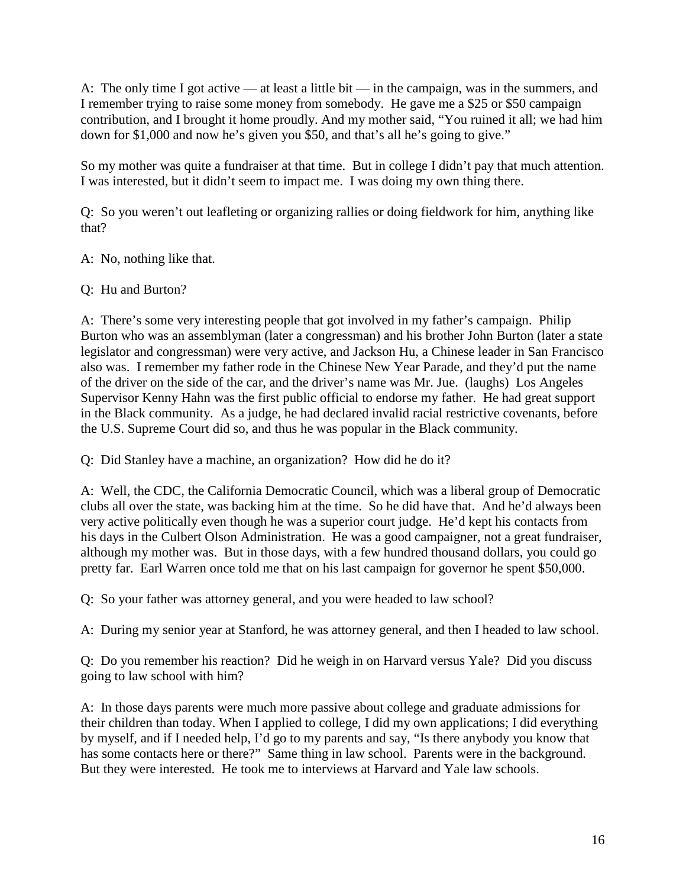A: The only time I got active — at least a little bit — in the campaign, was in the summers, and I remember trying to raise some money from somebody. He gave me a $25 or $50 campaign contribution, and I brought it home proudly. And my mother said, "You ruined it all; we had him down for $1,000 and now he's given you $50, and that's all he's going to give."

So my mother was quite a fundraiser at that time. But in college I didn't pay that much attention. I was interested, but it didn't seem to impact me. I was doing my own thing there.

Q: So you weren't out leafleting or organizing rallies or doing fieldwork for him, anything like that?

A: No, nothing like that.

Q: Hu and Burton?

A: There's some very interesting people that got involved in my father's campaign. Philip Burton who was an assemblyman (later a congressman) and his brother John Burton (later a state legislator and congressman) were very active, and Jackson Hu, a Chinese leader in San Francisco also was. I remember my father rode in the Chinese New Year Parade, and they'd put the name of the driver on the side of the car, and the driver's name was Mr. Jue. (laughs) Los Angeles Supervisor Kenny Hahn was the first public official to endorse my father. He had great support in the Black community. As a judge, he had declared invalid racial restrictive covenants, before the U.S. Supreme Court did so, and thus he was popular in the Black community.

Q: Did Stanley have a machine, an organization? How did he do it?

A: Well, the CDC, the California Democratic Council, which was a liberal group of Democratic clubs all over the state, was backing him at the time. So he did have that. And he'd always been very active politically even though he was a superior court judge. He'd kept his contacts from his days in the Culbert Olson Administration. He was a good campaigner, not a great fundraiser, although my mother was. But in those days, with a few hundred thousand dollars, you could go pretty far. Earl Warren once told me that on his last campaign for governor he spent $50,000.

Q: So your father was attorney general, and you were headed to law school?

A: During my senior year at Stanford, he was attorney general, and then I headed to law school.

Q: Do you remember his reaction? Did he weigh in on Harvard versus Yale? Did you discuss going to law school with him?

A: In those days parents were much more passive about college and graduate admissions for their children than today. When I applied to college, I did my own applications; I did everything by myself, and if I needed help, I'd go to my parents and say, "Is there anybody you know that has some contacts here or there?" Same thing in law school. Parents were in the background. But they were interested. He took me to interviews at Harvard and Yale law schools.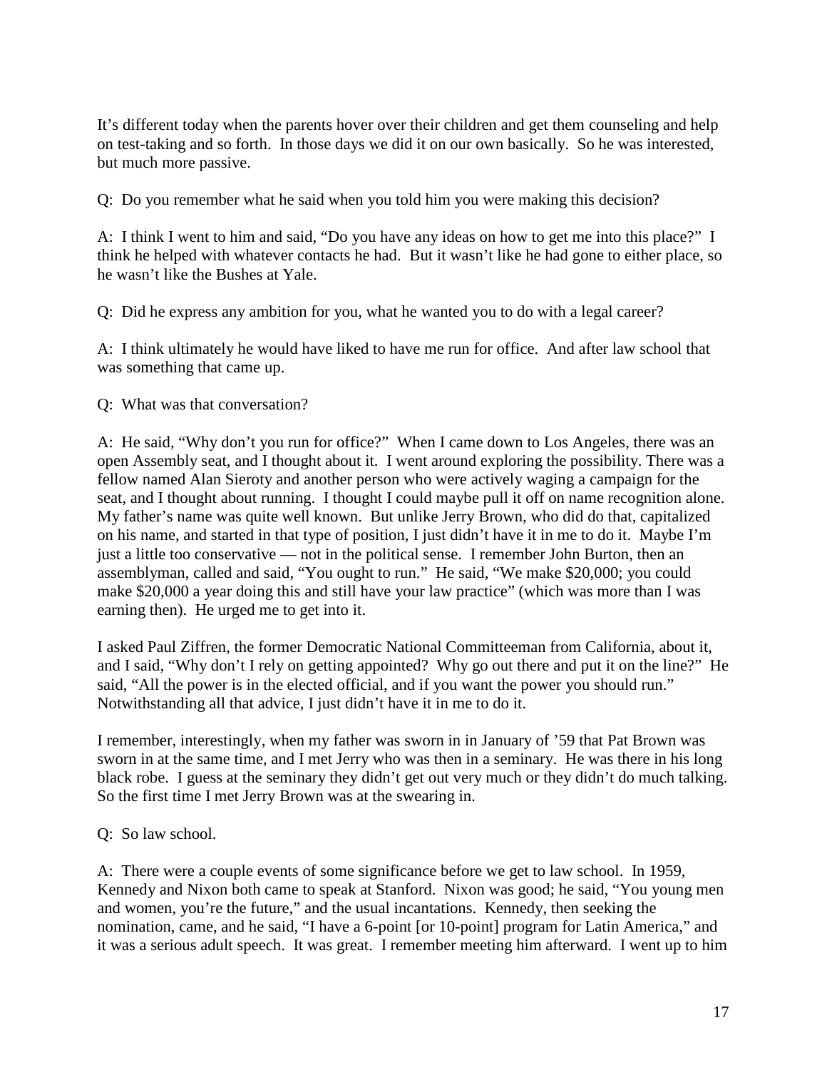It's different today when the parents hover over their children and get them counseling and help on test-taking and so forth. In those days we did it on our own basically. So he was interested, but much more passive.

Q: Do you remember what he said when you told him you were making this decision?

A: I think I went to him and said, "Do you have any ideas on how to get me into this place?" I think he helped with whatever contacts he had. But it wasn't like he had gone to either place, so he wasn't like the Bushes at Yale.

Q: Did he express any ambition for you, what he wanted you to do with a legal career?

A: I think ultimately he would have liked to have me run for office. And after law school that was something that came up.

Q: What was that conversation?

A: He said, "Why don't you run for office?" When I came down to Los Angeles, there was an open Assembly seat, and I thought about it. I went around exploring the possibility. There was a fellow named Alan Sieroty and another person who were actively waging a campaign for the seat, and I thought about running. I thought I could maybe pull it off on name recognition alone. My father's name was quite well known. But unlike Jerry Brown, who did do that, capitalized on his name, and started in that type of position, I just didn't have it in me to do it. Maybe I'm just a little too conservative — not in the political sense. I remember John Burton, then an assemblyman, called and said, "You ought to run." He said, "We make $20,000; you could make $20,000 a year doing this and still have your law practice" (which was more than I was earning then). He urged me to get into it.

I asked Paul Ziffren, the former Democratic National Committeeman from California, about it, and I said, "Why don't I rely on getting appointed? Why go out there and put it on the line?" He said, "All the power is in the elected official, and if you want the power you should run." Notwithstanding all that advice, I just didn't have it in me to do it.

I remember, interestingly, when my father was sworn in in January of '59 that Pat Brown was sworn in at the same time, and I met Jerry who was then in a seminary. He was there in his long black robe. I guess at the seminary they didn't get out very much or they didn't do much talking. So the first time I met Jerry Brown was at the swearing in.

Q: So law school.

A: There were a couple events of some significance before we get to law school. In 1959, Kennedy and Nixon both came to speak at Stanford. Nixon was good; he said, "You young men and women, you're the future," and the usual incantations. Kennedy, then seeking the nomination, came, and he said, "I have a 6-point [or 10-point] program for Latin America," and it was a serious adult speech. It was great. I remember meeting him afterward. I went up to him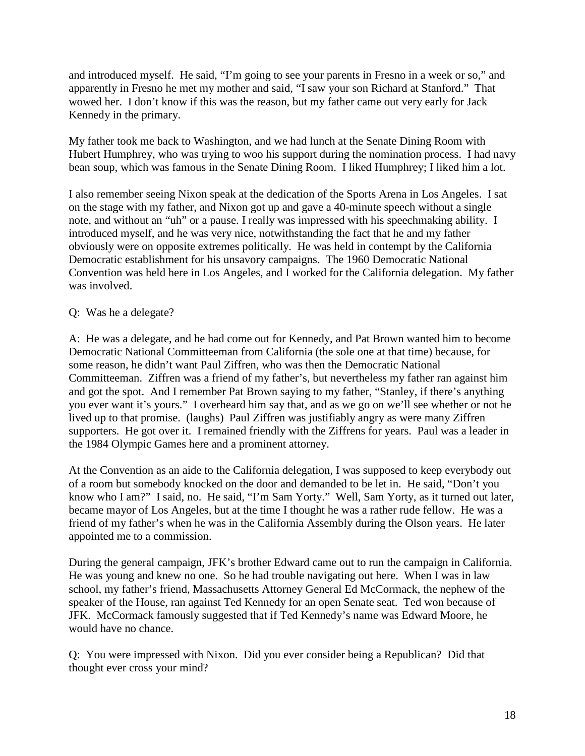and introduced myself. He said, "I'm going to see your parents in Fresno in a week or so," and apparently in Fresno he met my mother and said, "I saw your son Richard at Stanford." That wowed her. I don't know if this was the reason, but my father came out very early for Jack Kennedy in the primary.

My father took me back to Washington, and we had lunch at the Senate Dining Room with Hubert Humphrey, who was trying to woo his support during the nomination process. I had navy bean soup, which was famous in the Senate Dining Room. I liked Humphrey; I liked him a lot.

I also remember seeing Nixon speak at the dedication of the Sports Arena in Los Angeles. I sat on the stage with my father, and Nixon got up and gave a 40-minute speech without a single note, and without an "uh" or a pause. I really was impressed with his speechmaking ability. I introduced myself, and he was very nice, notwithstanding the fact that he and my father obviously were on opposite extremes politically. He was held in contempt by the California Democratic establishment for his unsavory campaigns. The 1960 Democratic National Convention was held here in Los Angeles, and I worked for the California delegation. My father was involved.

Q: Was he a delegate?

A: He was a delegate, and he had come out for Kennedy, and Pat Brown wanted him to become Democratic National Committeeman from California (the sole one at that time) because, for some reason, he didn't want Paul Ziffren, who was then the Democratic National Committeeman. Ziffren was a friend of my father's, but nevertheless my father ran against him and got the spot. And I remember Pat Brown saying to my father, "Stanley, if there's anything you ever want it's yours." I overheard him say that, and as we go on we'll see whether or not he lived up to that promise. (laughs) Paul Ziffren was justifiably angry as were many Ziffren supporters. He got over it. I remained friendly with the Ziffrens for years. Paul was a leader in the 1984 Olympic Games here and a prominent attorney.

At the Convention as an aide to the California delegation, I was supposed to keep everybody out of a room but somebody knocked on the door and demanded to be let in. He said, "Don't you know who I am?" I said, no. He said, "I'm Sam Yorty." Well, Sam Yorty, as it turned out later, became mayor of Los Angeles, but at the time I thought he was a rather rude fellow. He was a friend of my father's when he was in the California Assembly during the Olson years. He later appointed me to a commission.

During the general campaign, JFK's brother Edward came out to run the campaign in California. He was young and knew no one. So he had trouble navigating out here. When I was in law school, my father's friend, Massachusetts Attorney General Ed McCormack, the nephew of the speaker of the House, ran against Ted Kennedy for an open Senate seat. Ted won because of JFK. McCormack famously suggested that if Ted Kennedy's name was Edward Moore, he would have no chance.

Q: You were impressed with Nixon. Did you ever consider being a Republican? Did that thought ever cross your mind?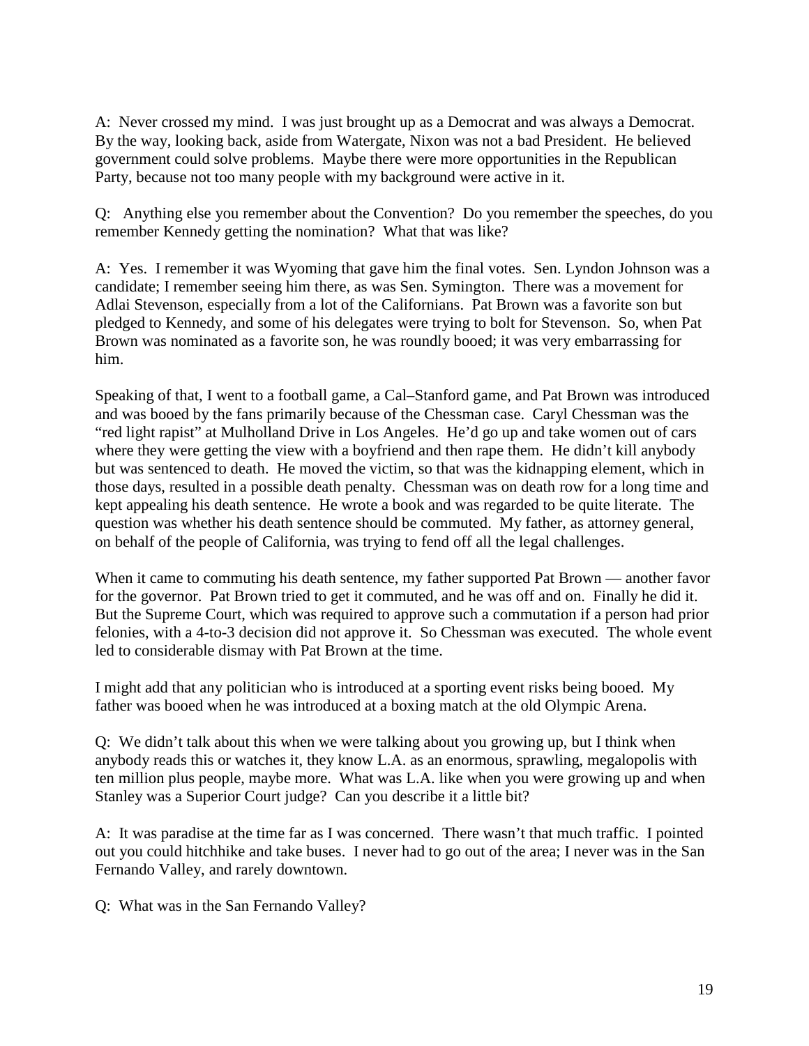A: Never crossed my mind. I was just brought up as a Democrat and was always a Democrat. By the way, looking back, aside from Watergate, Nixon was not a bad President. He believed government could solve problems. Maybe there were more opportunities in the Republican Party, because not too many people with my background were active in it.

Q: Anything else you remember about the Convention? Do you remember the speeches, do you remember Kennedy getting the nomination? What that was like?

A: Yes. I remember it was Wyoming that gave him the final votes. Sen. Lyndon Johnson was a candidate; I remember seeing him there, as was Sen. Symington. There was a movement for Adlai Stevenson, especially from a lot of the Californians. Pat Brown was a favorite son but pledged to Kennedy, and some of his delegates were trying to bolt for Stevenson. So, when Pat Brown was nominated as a favorite son, he was roundly booed; it was very embarrassing for him.

Speaking of that, I went to a football game, a Cal–Stanford game, and Pat Brown was introduced and was booed by the fans primarily because of the Chessman case. Caryl Chessman was the "red light rapist" at Mulholland Drive in Los Angeles. He'd go up and take women out of cars where they were getting the view with a boyfriend and then rape them. He didn't kill anybody but was sentenced to death. He moved the victim, so that was the kidnapping element, which in those days, resulted in a possible death penalty. Chessman was on death row for a long time and kept appealing his death sentence. He wrote a book and was regarded to be quite literate. The question was whether his death sentence should be commuted. My father, as attorney general, on behalf of the people of California, was trying to fend off all the legal challenges.

When it came to commuting his death sentence, my father supported Pat Brown — another favor for the governor. Pat Brown tried to get it commuted, and he was off and on. Finally he did it. But the Supreme Court, which was required to approve such a commutation if a person had prior felonies, with a 4-to-3 decision did not approve it. So Chessman was executed. The whole event led to considerable dismay with Pat Brown at the time.

I might add that any politician who is introduced at a sporting event risks being booed. My father was booed when he was introduced at a boxing match at the old Olympic Arena.

Q: We didn't talk about this when we were talking about you growing up, but I think when anybody reads this or watches it, they know L.A. as an enormous, sprawling, megalopolis with ten million plus people, maybe more. What was L.A. like when you were growing up and when Stanley was a Superior Court judge? Can you describe it a little bit?

A: It was paradise at the time far as I was concerned. There wasn't that much traffic. I pointed out you could hitchhike and take buses. I never had to go out of the area; I never was in the San Fernando Valley, and rarely downtown.

Q: What was in the San Fernando Valley?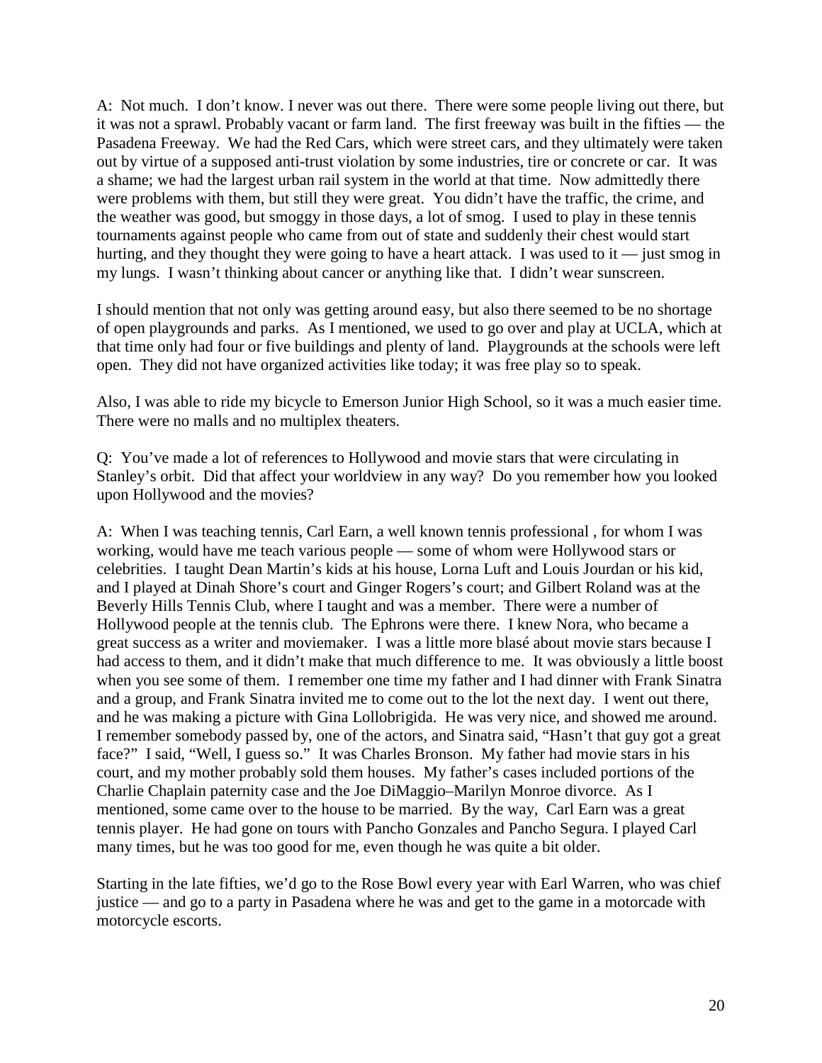A: Not much. I don't know. I never was out there. There were some people living out there, but it was not a sprawl. Probably vacant or farm land. The first freeway was built in the fifties — the Pasadena Freeway. We had the Red Cars, which were street cars, and they ultimately were taken out by virtue of a supposed anti-trust violation by some industries, tire or concrete or car. It was a shame; we had the largest urban rail system in the world at that time. Now admittedly there were problems with them, but still they were great. You didn't have the traffic, the crime, and the weather was good, but smoggy in those days, a lot of smog. I used to play in these tennis tournaments against people who came from out of state and suddenly their chest would start hurting, and they thought they were going to have a heart attack. I was used to it — just smog in my lungs. I wasn't thinking about cancer or anything like that. I didn't wear sunscreen.

I should mention that not only was getting around easy, but also there seemed to be no shortage of open playgrounds and parks. As I mentioned, we used to go over and play at UCLA, which at that time only had four or five buildings and plenty of land. Playgrounds at the schools were left open. They did not have organized activities like today; it was free play so to speak.

Also, I was able to ride my bicycle to Emerson Junior High School, so it was a much easier time. There were no malls and no multiplex theaters.

Q: You've made a lot of references to Hollywood and movie stars that were circulating in Stanley's orbit. Did that affect your worldview in any way? Do you remember how you looked upon Hollywood and the movies?

A: When I was teaching tennis, Carl Earn, a well known tennis professional , for whom I was working, would have me teach various people — some of whom were Hollywood stars or celebrities. I taught Dean Martin's kids at his house, Lorna Luft and Louis Jourdan or his kid, and I played at Dinah Shore's court and Ginger Rogers's court; and Gilbert Roland was at the Beverly Hills Tennis Club, where I taught and was a member. There were a number of Hollywood people at the tennis club. The Ephrons were there. I knew Nora, who became a great success as a writer and moviemaker. I was a little more blasé about movie stars because I had access to them, and it didn't make that much difference to me. It was obviously a little boost when you see some of them. I remember one time my father and I had dinner with Frank Sinatra and a group, and Frank Sinatra invited me to come out to the lot the next day. I went out there, and he was making a picture with Gina Lollobrigida. He was very nice, and showed me around. I remember somebody passed by, one of the actors, and Sinatra said, "Hasn't that guy got a great face?" I said, "Well, I guess so." It was Charles Bronson. My father had movie stars in his court, and my mother probably sold them houses. My father's cases included portions of the Charlie Chaplain paternity case and the Joe DiMaggio–Marilyn Monroe divorce. As I mentioned, some came over to the house to be married. By the way, Carl Earn was a great tennis player. He had gone on tours with Pancho Gonzales and Pancho Segura. I played Carl many times, but he was too good for me, even though he was quite a bit older.

Starting in the late fifties, we'd go to the Rose Bowl every year with Earl Warren, who was chief justice — and go to a party in Pasadena where he was and get to the game in a motorcade with motorcycle escorts.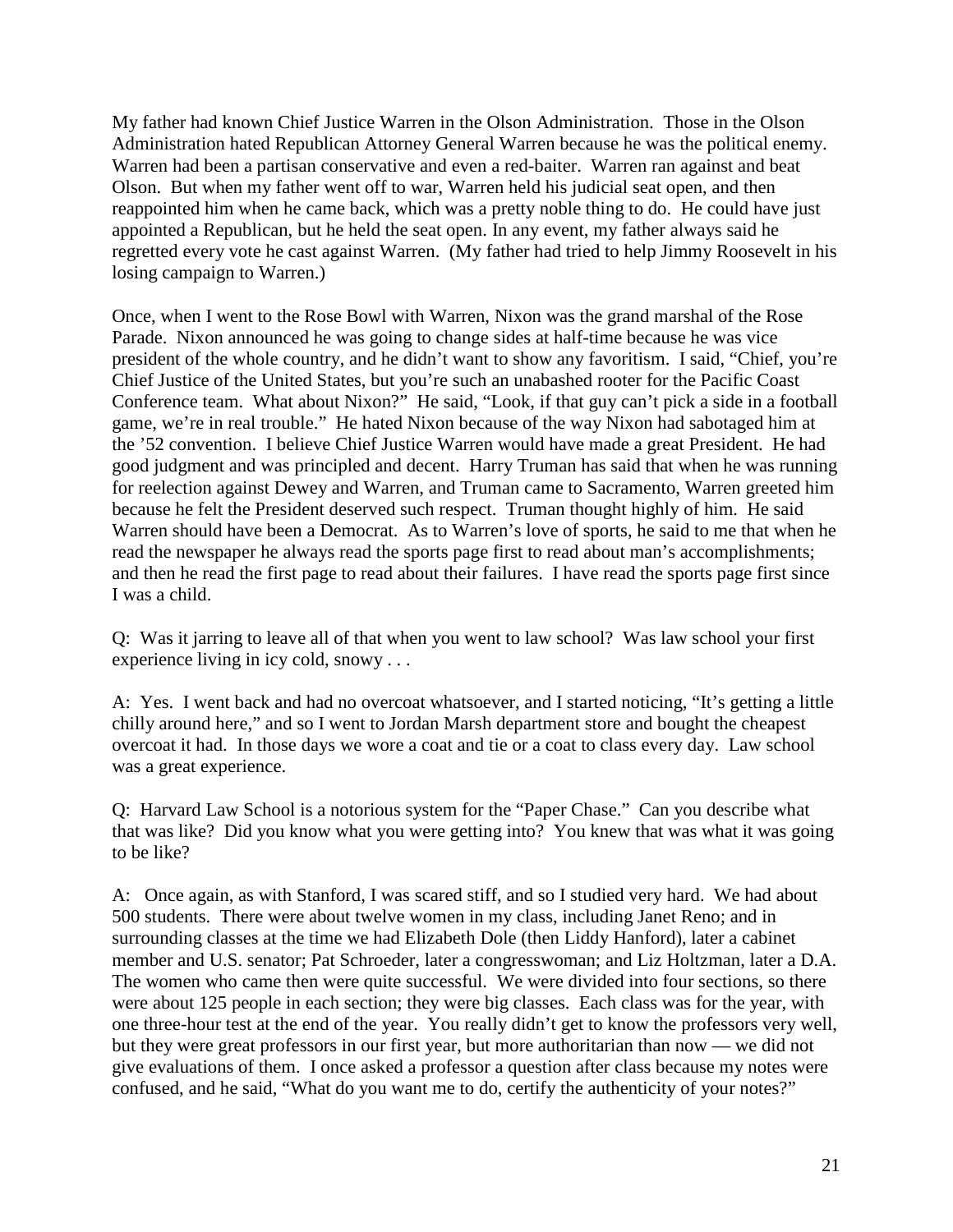My father had known Chief Justice Warren in the Olson Administration. Those in the Olson Administration hated Republican Attorney General Warren because he was the political enemy. Warren had been a partisan conservative and even a red-baiter. Warren ran against and beat Olson. But when my father went off to war, Warren held his judicial seat open, and then reappointed him when he came back, which was a pretty noble thing to do. He could have just appointed a Republican, but he held the seat open. In any event, my father always said he regretted every vote he cast against Warren. (My father had tried to help Jimmy Roosevelt in his losing campaign to Warren.)

Once, when I went to the Rose Bowl with Warren, Nixon was the grand marshal of the Rose Parade. Nixon announced he was going to change sides at half-time because he was vice president of the whole country, and he didn't want to show any favoritism. I said, "Chief, you're Chief Justice of the United States, but you're such an unabashed rooter for the Pacific Coast Conference team. What about Nixon?" He said, "Look, if that guy can't pick a side in a football game, we're in real trouble." He hated Nixon because of the way Nixon had sabotaged him at the '52 convention. I believe Chief Justice Warren would have made a great President. He had good judgment and was principled and decent. Harry Truman has said that when he was running for reelection against Dewey and Warren, and Truman came to Sacramento, Warren greeted him because he felt the President deserved such respect. Truman thought highly of him. He said Warren should have been a Democrat. As to Warren's love of sports, he said to me that when he read the newspaper he always read the sports page first to read about man's accomplishments; and then he read the first page to read about their failures. I have read the sports page first since I was a child.

Q: Was it jarring to leave all of that when you went to law school? Was law school your first experience living in icy cold, snowy . . .

A: Yes. I went back and had no overcoat whatsoever, and I started noticing, "It's getting a little chilly around here," and so I went to Jordan Marsh department store and bought the cheapest overcoat it had. In those days we wore a coat and tie or a coat to class every day. Law school was a great experience.

Q: Harvard Law School is a notorious system for the "Paper Chase." Can you describe what that was like? Did you know what you were getting into? You knew that was what it was going to be like?

A: Once again, as with Stanford, I was scared stiff, and so I studied very hard. We had about 500 students. There were about twelve women in my class, including Janet Reno; and in surrounding classes at the time we had Elizabeth Dole (then Liddy Hanford), later a cabinet member and U.S. senator; Pat Schroeder, later a congresswoman; and Liz Holtzman, later a D.A. The women who came then were quite successful. We were divided into four sections, so there were about 125 people in each section; they were big classes. Each class was for the year, with one three-hour test at the end of the year. You really didn't get to know the professors very well, but they were great professors in our first year, but more authoritarian than now — we did not give evaluations of them. I once asked a professor a question after class because my notes were confused, and he said, "What do you want me to do, certify the authenticity of your notes?"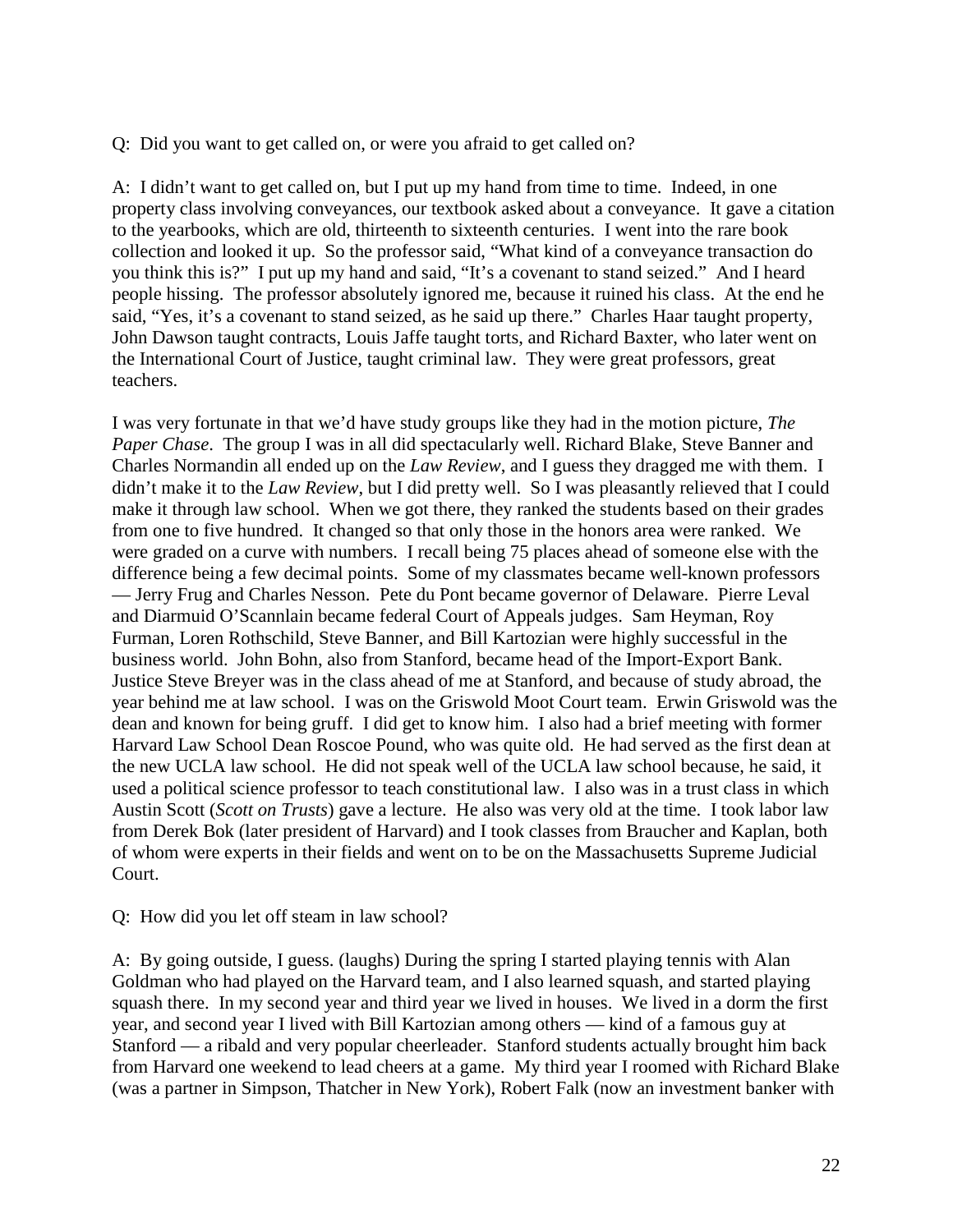Q: Did you want to get called on, or were you afraid to get called on?

A: I didn't want to get called on, but I put up my hand from time to time. Indeed, in one property class involving conveyances, our textbook asked about a conveyance. It gave a citation to the yearbooks, which are old, thirteenth to sixteenth centuries. I went into the rare book collection and looked it up. So the professor said, "What kind of a conveyance transaction do you think this is?" I put up my hand and said, "It's a covenant to stand seized." And I heard people hissing. The professor absolutely ignored me, because it ruined his class. At the end he said, "Yes, it's a covenant to stand seized, as he said up there." Charles Haar taught property, John Dawson taught contracts, Louis Jaffe taught torts, and Richard Baxter, who later went on the International Court of Justice, taught criminal law. They were great professors, great teachers.

I was very fortunate in that we'd have study groups like they had in the motion picture, *The Paper Chase*. The group I was in all did spectacularly well. Richard Blake, Steve Banner and Charles Normandin all ended up on the *Law Review*, and I guess they dragged me with them. I didn't make it to the *Law Review*, but I did pretty well. So I was pleasantly relieved that I could make it through law school. When we got there, they ranked the students based on their grades from one to five hundred. It changed so that only those in the honors area were ranked. We were graded on a curve with numbers. I recall being 75 places ahead of someone else with the difference being a few decimal points. Some of my classmates became well-known professors — Jerry Frug and Charles Nesson. Pete du Pont became governor of Delaware. Pierre Leval and Diarmuid O'Scannlain became federal Court of Appeals judges. Sam Heyman, Roy Furman, Loren Rothschild, Steve Banner, and Bill Kartozian were highly successful in the business world. John Bohn, also from Stanford, became head of the Import-Export Bank. Justice Steve Breyer was in the class ahead of me at Stanford, and because of study abroad, the year behind me at law school. I was on the Griswold Moot Court team. Erwin Griswold was the dean and known for being gruff. I did get to know him. I also had a brief meeting with former Harvard Law School Dean Roscoe Pound, who was quite old. He had served as the first dean at the new UCLA law school. He did not speak well of the UCLA law school because, he said, it used a political science professor to teach constitutional law. I also was in a trust class in which Austin Scott (*Scott on Trusts*) gave a lecture. He also was very old at the time. I took labor law from Derek Bok (later president of Harvard) and I took classes from Braucher and Kaplan, both of whom were experts in their fields and went on to be on the Massachusetts Supreme Judicial Court.

Q: How did you let off steam in law school?

A: By going outside, I guess. (laughs) During the spring I started playing tennis with Alan Goldman who had played on the Harvard team, and I also learned squash, and started playing squash there. In my second year and third year we lived in houses. We lived in a dorm the first year, and second year I lived with Bill Kartozian among others — kind of a famous guy at Stanford — a ribald and very popular cheerleader. Stanford students actually brought him back from Harvard one weekend to lead cheers at a game. My third year I roomed with Richard Blake (was a partner in Simpson, Thatcher in New York), Robert Falk (now an investment banker with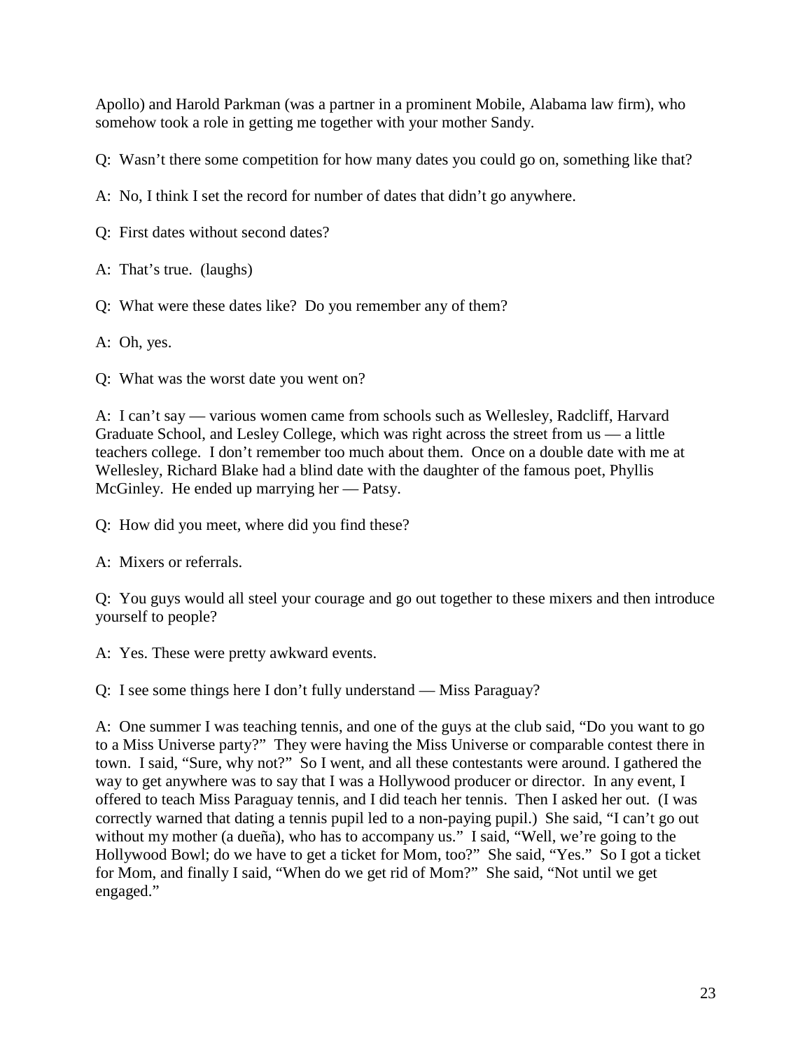Apollo) and Harold Parkman (was a partner in a prominent Mobile, Alabama law firm), who somehow took a role in getting me together with your mother Sandy.

Q: Wasn't there some competition for how many dates you could go on, something like that?

A: No, I think I set the record for number of dates that didn't go anywhere.

Q: First dates without second dates?

A: That's true. (laughs)

Q: What were these dates like? Do you remember any of them?

A: Oh, yes.

Q: What was the worst date you went on?

A: I can't say — various women came from schools such as Wellesley, Radcliff, Harvard Graduate School, and Lesley College, which was right across the street from us — a little teachers college. I don't remember too much about them. Once on a double date with me at Wellesley, Richard Blake had a blind date with the daughter of the famous poet, Phyllis McGinley. He ended up marrying her — Patsy.

Q: How did you meet, where did you find these?

A: Mixers or referrals.

Q: You guys would all steel your courage and go out together to these mixers and then introduce yourself to people?

A: Yes. These were pretty awkward events.

Q: I see some things here I don't fully understand — Miss Paraguay?

A: One summer I was teaching tennis, and one of the guys at the club said, "Do you want to go to a Miss Universe party?" They were having the Miss Universe or comparable contest there in town. I said, "Sure, why not?" So I went, and all these contestants were around. I gathered the way to get anywhere was to say that I was a Hollywood producer or director. In any event, I offered to teach Miss Paraguay tennis, and I did teach her tennis. Then I asked her out. (I was correctly warned that dating a tennis pupil led to a non-paying pupil.) She said, "I can't go out without my mother (a dueña), who has to accompany us." I said, "Well, we're going to the Hollywood Bowl; do we have to get a ticket for Mom, too?" She said, "Yes." So I got a ticket for Mom, and finally I said, "When do we get rid of Mom?" She said, "Not until we get engaged."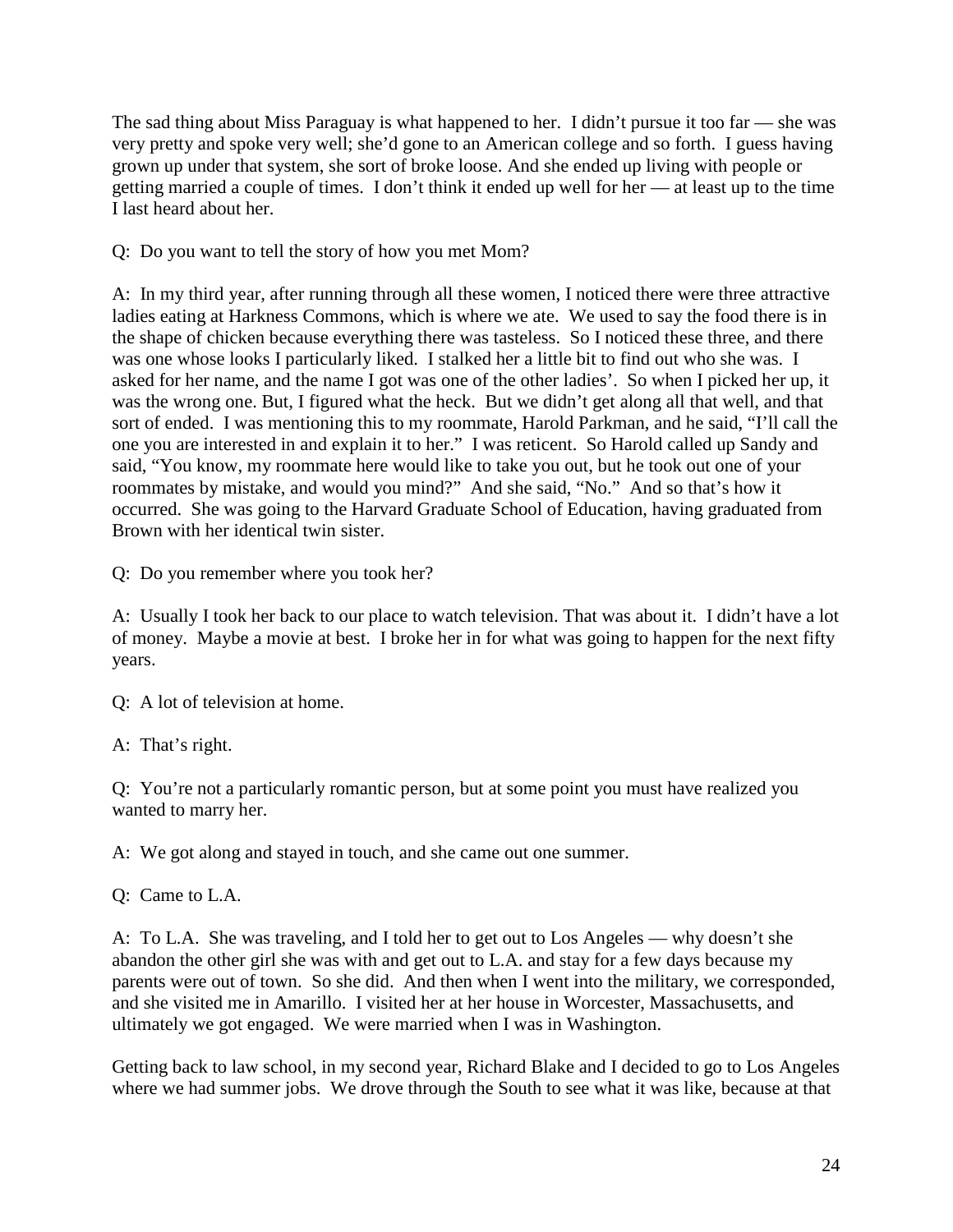The sad thing about Miss Paraguay is what happened to her. I didn't pursue it too far — she was very pretty and spoke very well; she'd gone to an American college and so forth. I guess having grown up under that system, she sort of broke loose. And she ended up living with people or getting married a couple of times. I don't think it ended up well for her — at least up to the time I last heard about her.

Q: Do you want to tell the story of how you met Mom?

A: In my third year, after running through all these women, I noticed there were three attractive ladies eating at Harkness Commons, which is where we ate. We used to say the food there is in the shape of chicken because everything there was tasteless. So I noticed these three, and there was one whose looks I particularly liked. I stalked her a little bit to find out who she was. I asked for her name, and the name I got was one of the other ladies'. So when I picked her up, it was the wrong one. But, I figured what the heck. But we didn't get along all that well, and that sort of ended. I was mentioning this to my roommate, Harold Parkman, and he said, "I'll call the one you are interested in and explain it to her." I was reticent. So Harold called up Sandy and said, "You know, my roommate here would like to take you out, but he took out one of your roommates by mistake, and would you mind?" And she said, "No." And so that's how it occurred. She was going to the Harvard Graduate School of Education, having graduated from Brown with her identical twin sister.

Q: Do you remember where you took her?

A: Usually I took her back to our place to watch television. That was about it. I didn't have a lot of money. Maybe a movie at best. I broke her in for what was going to happen for the next fifty years.

Q: A lot of television at home.

A: That's right.

Q: You're not a particularly romantic person, but at some point you must have realized you wanted to marry her.

A: We got along and stayed in touch, and she came out one summer.

Q: Came to L.A.

A: To L.A. She was traveling, and I told her to get out to Los Angeles — why doesn't she abandon the other girl she was with and get out to L.A. and stay for a few days because my parents were out of town. So she did. And then when I went into the military, we corresponded, and she visited me in Amarillo. I visited her at her house in Worcester, Massachusetts, and ultimately we got engaged. We were married when I was in Washington.

Getting back to law school, in my second year, Richard Blake and I decided to go to Los Angeles where we had summer jobs. We drove through the South to see what it was like, because at that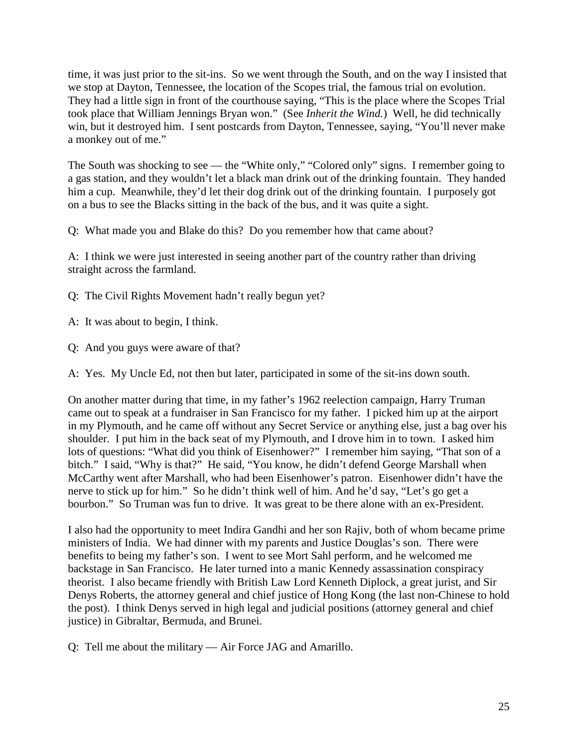time, it was just prior to the sit-ins. So we went through the South, and on the way I insisted that we stop at Dayton, Tennessee, the location of the Scopes trial, the famous trial on evolution. They had a little sign in front of the courthouse saying, "This is the place where the Scopes Trial took place that William Jennings Bryan won." (See *Inherit the Wind.*) Well, he did technically win, but it destroyed him. I sent postcards from Dayton, Tennessee, saying, "You'll never make a monkey out of me."

The South was shocking to see — the "White only," "Colored only" signs. I remember going to a gas station, and they wouldn't let a black man drink out of the drinking fountain. They handed him a cup. Meanwhile, they'd let their dog drink out of the drinking fountain. I purposely got on a bus to see the Blacks sitting in the back of the bus, and it was quite a sight.

Q: What made you and Blake do this? Do you remember how that came about?

A: I think we were just interested in seeing another part of the country rather than driving straight across the farmland.

Q: The Civil Rights Movement hadn't really begun yet?

A: It was about to begin, I think.

Q: And you guys were aware of that?

A: Yes. My Uncle Ed, not then but later, participated in some of the sit-ins down south.

On another matter during that time, in my father's 1962 reelection campaign, Harry Truman came out to speak at a fundraiser in San Francisco for my father. I picked him up at the airport in my Plymouth, and he came off without any Secret Service or anything else, just a bag over his shoulder. I put him in the back seat of my Plymouth, and I drove him in to town. I asked him lots of questions: "What did you think of Eisenhower?" I remember him saying, "That son of a bitch." I said, "Why is that?" He said, "You know, he didn't defend George Marshall when McCarthy went after Marshall, who had been Eisenhower's patron. Eisenhower didn't have the nerve to stick up for him." So he didn't think well of him. And he'd say, "Let's go get a bourbon." So Truman was fun to drive. It was great to be there alone with an ex-President.

I also had the opportunity to meet Indira Gandhi and her son Rajiv, both of whom became prime ministers of India. We had dinner with my parents and Justice Douglas's son. There were benefits to being my father's son. I went to see Mort Sahl perform, and he welcomed me backstage in San Francisco. He later turned into a manic Kennedy assassination conspiracy theorist. I also became friendly with British Law Lord Kenneth Diplock, a great jurist, and Sir Denys Roberts, the attorney general and chief justice of Hong Kong (the last non-Chinese to hold the post). I think Denys served in high legal and judicial positions (attorney general and chief justice) in Gibraltar, Bermuda, and Brunei.

Q: Tell me about the military — Air Force JAG and Amarillo.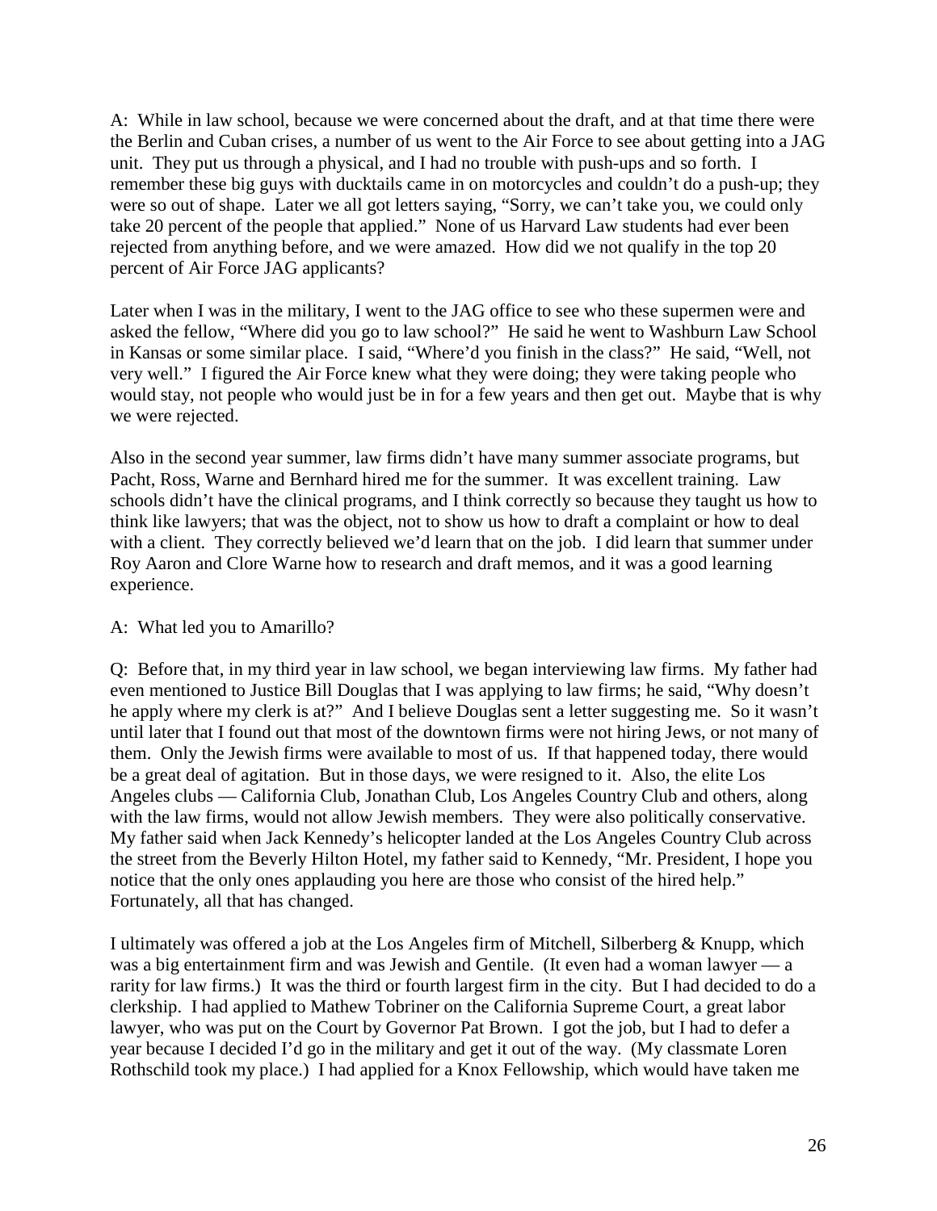A: While in law school, because we were concerned about the draft, and at that time there were the Berlin and Cuban crises, a number of us went to the Air Force to see about getting into a JAG unit. They put us through a physical, and I had no trouble with push-ups and so forth. I remember these big guys with ducktails came in on motorcycles and couldn't do a push-up; they were so out of shape. Later we all got letters saying, "Sorry, we can't take you, we could only take 20 percent of the people that applied." None of us Harvard Law students had ever been rejected from anything before, and we were amazed. How did we not qualify in the top 20 percent of Air Force JAG applicants?

Later when I was in the military, I went to the JAG office to see who these supermen were and asked the fellow, "Where did you go to law school?" He said he went to Washburn Law School in Kansas or some similar place. I said, "Where'd you finish in the class?" He said, "Well, not very well." I figured the Air Force knew what they were doing; they were taking people who would stay, not people who would just be in for a few years and then get out. Maybe that is why we were rejected.

Also in the second year summer, law firms didn't have many summer associate programs, but Pacht, Ross, Warne and Bernhard hired me for the summer. It was excellent training. Law schools didn't have the clinical programs, and I think correctly so because they taught us how to think like lawyers; that was the object, not to show us how to draft a complaint or how to deal with a client. They correctly believed we'd learn that on the job. I did learn that summer under Roy Aaron and Clore Warne how to research and draft memos, and it was a good learning experience.

A: What led you to Amarillo?

Q: Before that, in my third year in law school, we began interviewing law firms. My father had even mentioned to Justice Bill Douglas that I was applying to law firms; he said, "Why doesn't he apply where my clerk is at?" And I believe Douglas sent a letter suggesting me. So it wasn't until later that I found out that most of the downtown firms were not hiring Jews, or not many of them. Only the Jewish firms were available to most of us. If that happened today, there would be a great deal of agitation. But in those days, we were resigned to it. Also, the elite Los Angeles clubs — California Club, Jonathan Club, Los Angeles Country Club and others, along with the law firms, would not allow Jewish members. They were also politically conservative. My father said when Jack Kennedy's helicopter landed at the Los Angeles Country Club across the street from the Beverly Hilton Hotel, my father said to Kennedy, "Mr. President, I hope you notice that the only ones applauding you here are those who consist of the hired help." Fortunately, all that has changed.

I ultimately was offered a job at the Los Angeles firm of Mitchell, Silberberg & Knupp, which was a big entertainment firm and was Jewish and Gentile. (It even had a woman lawyer — a rarity for law firms.) It was the third or fourth largest firm in the city. But I had decided to do a clerkship. I had applied to Mathew Tobriner on the California Supreme Court, a great labor lawyer, who was put on the Court by Governor Pat Brown. I got the job, but I had to defer a year because I decided I'd go in the military and get it out of the way. (My classmate Loren Rothschild took my place.) I had applied for a Knox Fellowship, which would have taken me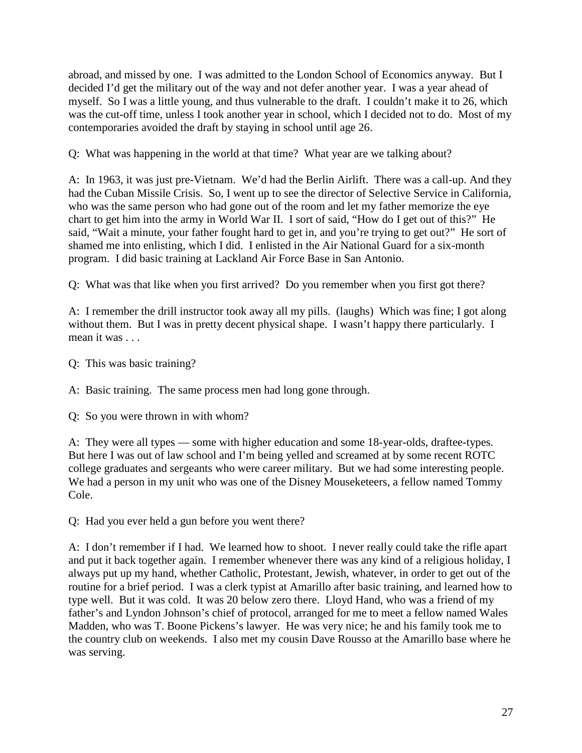abroad, and missed by one. I was admitted to the London School of Economics anyway. But I decided I'd get the military out of the way and not defer another year. I was a year ahead of myself. So I was a little young, and thus vulnerable to the draft. I couldn't make it to 26, which was the cut-off time, unless I took another year in school, which I decided not to do. Most of my contemporaries avoided the draft by staying in school until age 26.

Q: What was happening in the world at that time? What year are we talking about?

A: In 1963, it was just pre-Vietnam. We'd had the Berlin Airlift. There was a call-up. And they had the Cuban Missile Crisis. So, I went up to see the director of Selective Service in California, who was the same person who had gone out of the room and let my father memorize the eye chart to get him into the army in World War II. I sort of said, "How do I get out of this?" He said, "Wait a minute, your father fought hard to get in, and you're trying to get out?" He sort of shamed me into enlisting, which I did. I enlisted in the Air National Guard for a six-month program. I did basic training at Lackland Air Force Base in San Antonio.

Q: What was that like when you first arrived? Do you remember when you first got there?

A: I remember the drill instructor took away all my pills. (laughs) Which was fine; I got along without them. But I was in pretty decent physical shape. I wasn't happy there particularly. I mean it was . . .

Q: This was basic training?

A: Basic training. The same process men had long gone through.

Q: So you were thrown in with whom?

A: They were all types — some with higher education and some 18-year-olds, draftee-types. But here I was out of law school and I'm being yelled and screamed at by some recent ROTC college graduates and sergeants who were career military. But we had some interesting people. We had a person in my unit who was one of the Disney Mouseketeers, a fellow named Tommy Cole.

Q: Had you ever held a gun before you went there?

A: I don't remember if I had. We learned how to shoot. I never really could take the rifle apart and put it back together again. I remember whenever there was any kind of a religious holiday, I always put up my hand, whether Catholic, Protestant, Jewish, whatever, in order to get out of the routine for a brief period. I was a clerk typist at Amarillo after basic training, and learned how to type well. But it was cold. It was 20 below zero there. Lloyd Hand, who was a friend of my father's and Lyndon Johnson's chief of protocol, arranged for me to meet a fellow named Wales Madden, who was T. Boone Pickens's lawyer. He was very nice; he and his family took me to the country club on weekends. I also met my cousin Dave Rousso at the Amarillo base where he was serving.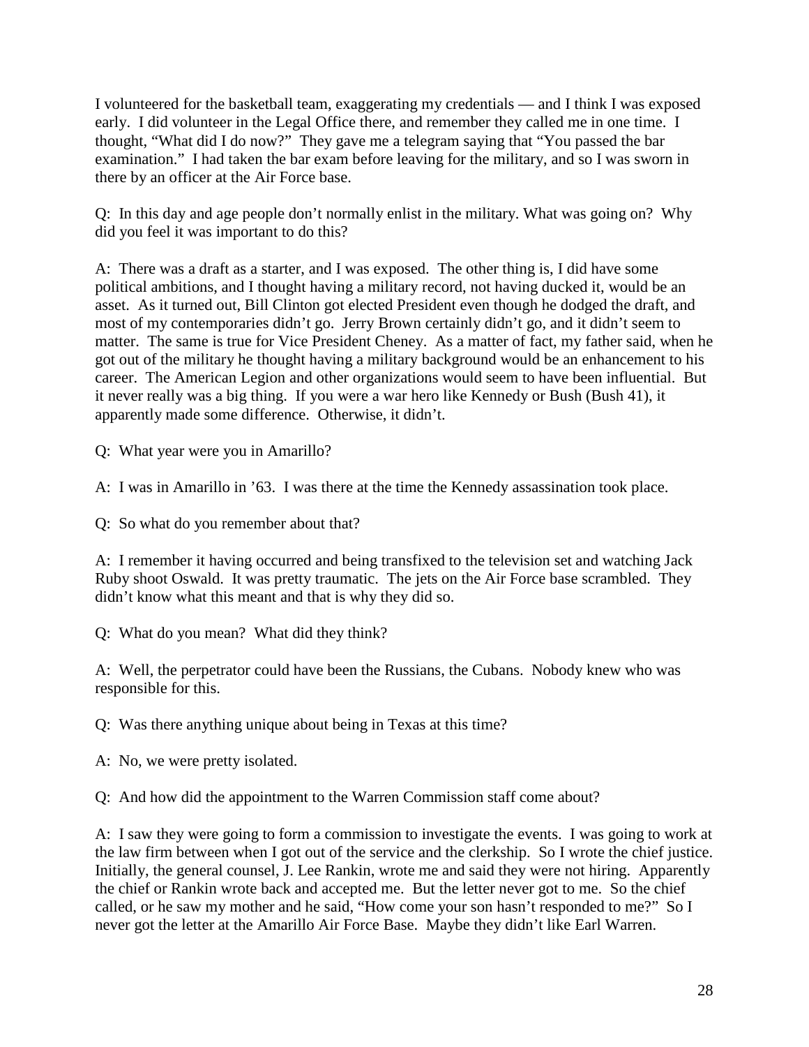I volunteered for the basketball team, exaggerating my credentials — and I think I was exposed early. I did volunteer in the Legal Office there, and remember they called me in one time. I thought, "What did I do now?" They gave me a telegram saying that "You passed the bar examination." I had taken the bar exam before leaving for the military, and so I was sworn in there by an officer at the Air Force base.

Q: In this day and age people don't normally enlist in the military. What was going on? Why did you feel it was important to do this?

A: There was a draft as a starter, and I was exposed. The other thing is, I did have some political ambitions, and I thought having a military record, not having ducked it, would be an asset. As it turned out, Bill Clinton got elected President even though he dodged the draft, and most of my contemporaries didn't go. Jerry Brown certainly didn't go, and it didn't seem to matter. The same is true for Vice President Cheney. As a matter of fact, my father said, when he got out of the military he thought having a military background would be an enhancement to his career. The American Legion and other organizations would seem to have been influential. But it never really was a big thing. If you were a war hero like Kennedy or Bush (Bush 41), it apparently made some difference. Otherwise, it didn't.

Q: What year were you in Amarillo?

A: I was in Amarillo in '63. I was there at the time the Kennedy assassination took place.

Q: So what do you remember about that?

A: I remember it having occurred and being transfixed to the television set and watching Jack Ruby shoot Oswald. It was pretty traumatic. The jets on the Air Force base scrambled. They didn't know what this meant and that is why they did so.

Q: What do you mean? What did they think?

A: Well, the perpetrator could have been the Russians, the Cubans. Nobody knew who was responsible for this.

Q: Was there anything unique about being in Texas at this time?

A: No, we were pretty isolated.

Q: And how did the appointment to the Warren Commission staff come about?

A: I saw they were going to form a commission to investigate the events. I was going to work at the law firm between when I got out of the service and the clerkship. So I wrote the chief justice. Initially, the general counsel, J. Lee Rankin, wrote me and said they were not hiring. Apparently the chief or Rankin wrote back and accepted me. But the letter never got to me. So the chief called, or he saw my mother and he said, "How come your son hasn't responded to me?" So I never got the letter at the Amarillo Air Force Base. Maybe they didn't like Earl Warren.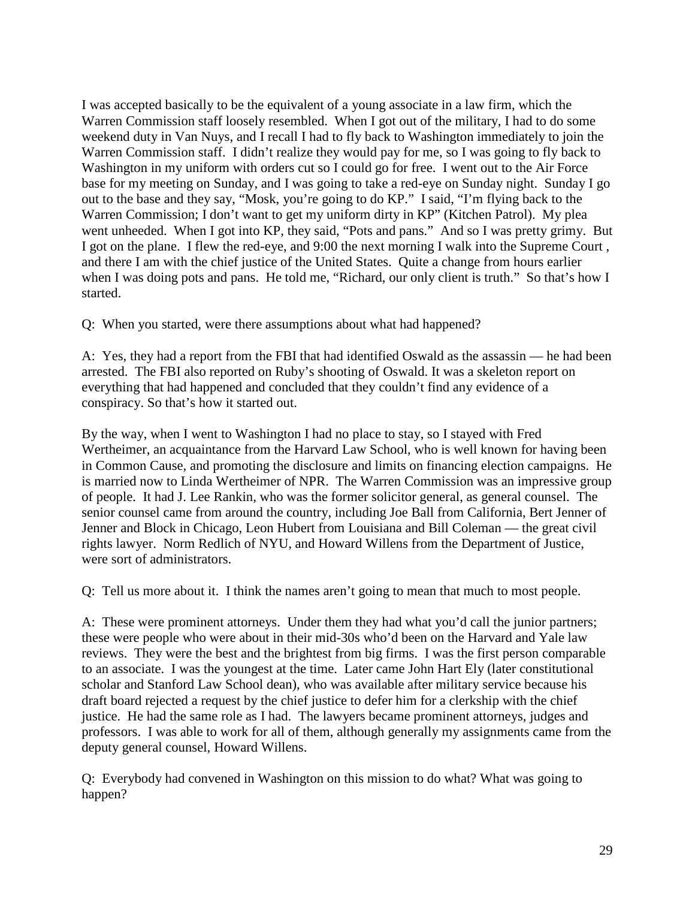I was accepted basically to be the equivalent of a young associate in a law firm, which the Warren Commission staff loosely resembled. When I got out of the military, I had to do some weekend duty in Van Nuys, and I recall I had to fly back to Washington immediately to join the Warren Commission staff. I didn't realize they would pay for me, so I was going to fly back to Washington in my uniform with orders cut so I could go for free. I went out to the Air Force base for my meeting on Sunday, and I was going to take a red-eye on Sunday night. Sunday I go out to the base and they say, "Mosk, you're going to do KP." I said, "I'm flying back to the Warren Commission; I don't want to get my uniform dirty in KP" (Kitchen Patrol). My plea went unheeded. When I got into KP, they said, "Pots and pans." And so I was pretty grimy. But I got on the plane. I flew the red-eye, and 9:00 the next morning I walk into the Supreme Court , and there I am with the chief justice of the United States. Quite a change from hours earlier when I was doing pots and pans. He told me, "Richard, our only client is truth." So that's how I started.

Q: When you started, were there assumptions about what had happened?

A: Yes, they had a report from the FBI that had identified Oswald as the assassin — he had been arrested. The FBI also reported on Ruby's shooting of Oswald. It was a skeleton report on everything that had happened and concluded that they couldn't find any evidence of a conspiracy. So that's how it started out.

By the way, when I went to Washington I had no place to stay, so I stayed with Fred Wertheimer, an acquaintance from the Harvard Law School, who is well known for having been in Common Cause, and promoting the disclosure and limits on financing election campaigns. He is married now to Linda Wertheimer of NPR. The Warren Commission was an impressive group of people. It had J. Lee Rankin, who was the former solicitor general, as general counsel. The senior counsel came from around the country, including Joe Ball from California, Bert Jenner of Jenner and Block in Chicago, Leon Hubert from Louisiana and Bill Coleman — the great civil rights lawyer. Norm Redlich of NYU, and Howard Willens from the Department of Justice, were sort of administrators.

Q: Tell us more about it. I think the names aren't going to mean that much to most people.

A: These were prominent attorneys. Under them they had what you'd call the junior partners; these were people who were about in their mid-30s who'd been on the Harvard and Yale law reviews. They were the best and the brightest from big firms. I was the first person comparable to an associate. I was the youngest at the time. Later came John Hart Ely (later constitutional scholar and Stanford Law School dean), who was available after military service because his draft board rejected a request by the chief justice to defer him for a clerkship with the chief justice. He had the same role as I had. The lawyers became prominent attorneys, judges and professors. I was able to work for all of them, although generally my assignments came from the deputy general counsel, Howard Willens.

Q: Everybody had convened in Washington on this mission to do what? What was going to happen?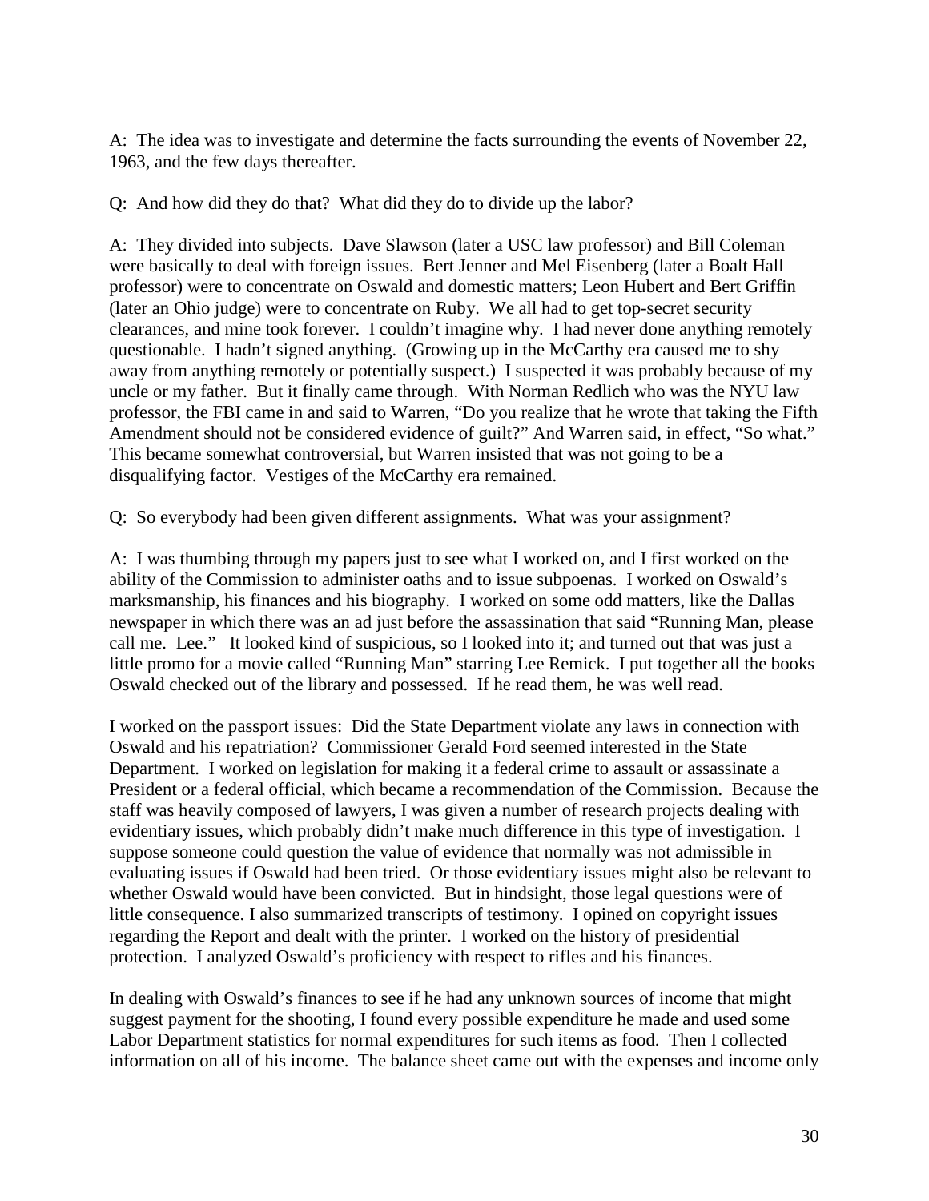A: The idea was to investigate and determine the facts surrounding the events of November 22, 1963, and the few days thereafter.

Q: And how did they do that? What did they do to divide up the labor?

A: They divided into subjects. Dave Slawson (later a USC law professor) and Bill Coleman were basically to deal with foreign issues. Bert Jenner and Mel Eisenberg (later a Boalt Hall professor) were to concentrate on Oswald and domestic matters; Leon Hubert and Bert Griffin (later an Ohio judge) were to concentrate on Ruby. We all had to get top-secret security clearances, and mine took forever. I couldn't imagine why. I had never done anything remotely questionable. I hadn't signed anything. (Growing up in the McCarthy era caused me to shy away from anything remotely or potentially suspect.) I suspected it was probably because of my uncle or my father. But it finally came through. With Norman Redlich who was the NYU law professor, the FBI came in and said to Warren, "Do you realize that he wrote that taking the Fifth Amendment should not be considered evidence of guilt?" And Warren said, in effect, "So what." This became somewhat controversial, but Warren insisted that was not going to be a disqualifying factor. Vestiges of the McCarthy era remained.

Q: So everybody had been given different assignments. What was your assignment?

A: I was thumbing through my papers just to see what I worked on, and I first worked on the ability of the Commission to administer oaths and to issue subpoenas. I worked on Oswald's marksmanship, his finances and his biography. I worked on some odd matters, like the Dallas newspaper in which there was an ad just before the assassination that said "Running Man, please call me. Lee." It looked kind of suspicious, so I looked into it; and turned out that was just a little promo for a movie called "Running Man" starring Lee Remick. I put together all the books Oswald checked out of the library and possessed. If he read them, he was well read.

I worked on the passport issues: Did the State Department violate any laws in connection with Oswald and his repatriation? Commissioner Gerald Ford seemed interested in the State Department. I worked on legislation for making it a federal crime to assault or assassinate a President or a federal official, which became a recommendation of the Commission. Because the staff was heavily composed of lawyers, I was given a number of research projects dealing with evidentiary issues, which probably didn't make much difference in this type of investigation. I suppose someone could question the value of evidence that normally was not admissible in evaluating issues if Oswald had been tried. Or those evidentiary issues might also be relevant to whether Oswald would have been convicted. But in hindsight, those legal questions were of little consequence. I also summarized transcripts of testimony. I opined on copyright issues regarding the Report and dealt with the printer. I worked on the history of presidential protection. I analyzed Oswald's proficiency with respect to rifles and his finances.

In dealing with Oswald's finances to see if he had any unknown sources of income that might suggest payment for the shooting, I found every possible expenditure he made and used some Labor Department statistics for normal expenditures for such items as food. Then I collected information on all of his income. The balance sheet came out with the expenses and income only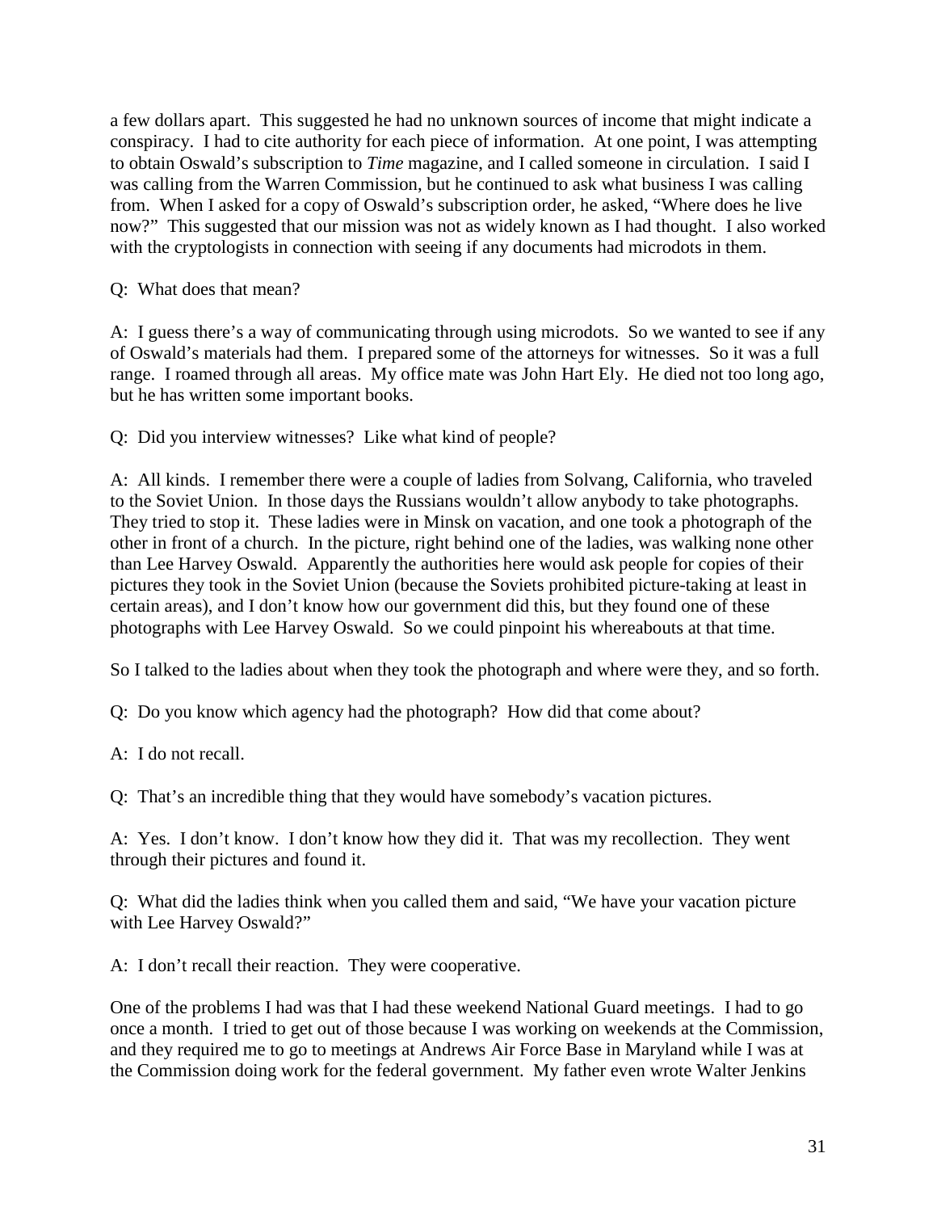a few dollars apart. This suggested he had no unknown sources of income that might indicate a conspiracy. I had to cite authority for each piece of information. At one point, I was attempting to obtain Oswald's subscription to *Time* magazine, and I called someone in circulation. I said I was calling from the Warren Commission, but he continued to ask what business I was calling from. When I asked for a copy of Oswald's subscription order, he asked, "Where does he live now?" This suggested that our mission was not as widely known as I had thought. I also worked with the cryptologists in connection with seeing if any documents had microdots in them.

Q: What does that mean?

A: I guess there's a way of communicating through using microdots. So we wanted to see if any of Oswald's materials had them. I prepared some of the attorneys for witnesses. So it was a full range. I roamed through all areas. My office mate was John Hart Ely. He died not too long ago, but he has written some important books.

Q: Did you interview witnesses? Like what kind of people?

A: All kinds. I remember there were a couple of ladies from Solvang, California, who traveled to the Soviet Union. In those days the Russians wouldn't allow anybody to take photographs. They tried to stop it. These ladies were in Minsk on vacation, and one took a photograph of the other in front of a church. In the picture, right behind one of the ladies, was walking none other than Lee Harvey Oswald. Apparently the authorities here would ask people for copies of their pictures they took in the Soviet Union (because the Soviets prohibited picture-taking at least in certain areas), and I don't know how our government did this, but they found one of these photographs with Lee Harvey Oswald. So we could pinpoint his whereabouts at that time.

So I talked to the ladies about when they took the photograph and where were they, and so forth.

Q: Do you know which agency had the photograph? How did that come about?

A: I do not recall.

Q: That's an incredible thing that they would have somebody's vacation pictures.

A: Yes. I don't know. I don't know how they did it. That was my recollection. They went through their pictures and found it.

Q: What did the ladies think when you called them and said, "We have your vacation picture with Lee Harvey Oswald?"

A: I don't recall their reaction. They were cooperative.

One of the problems I had was that I had these weekend National Guard meetings. I had to go once a month. I tried to get out of those because I was working on weekends at the Commission, and they required me to go to meetings at Andrews Air Force Base in Maryland while I was at the Commission doing work for the federal government. My father even wrote Walter Jenkins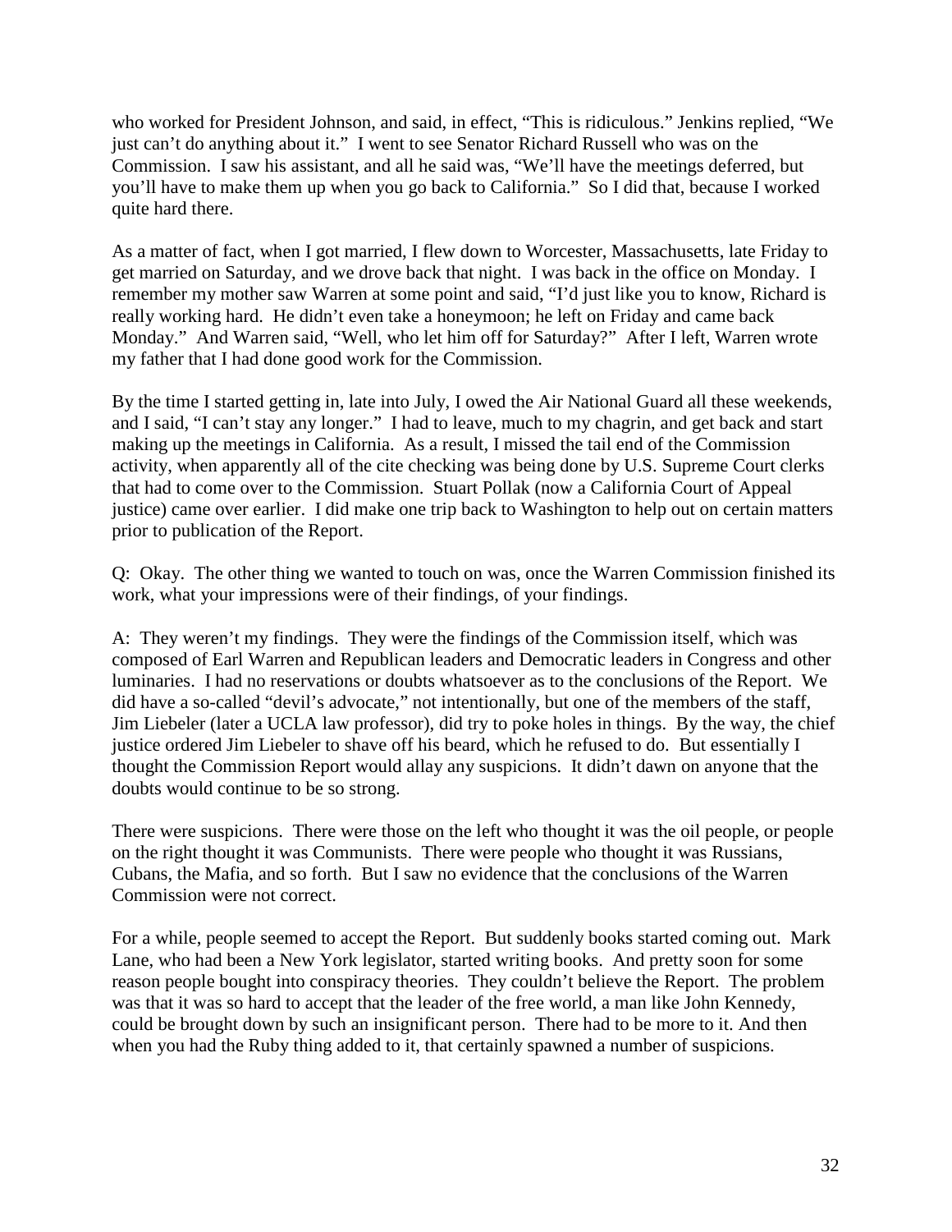who worked for President Johnson, and said, in effect, "This is ridiculous." Jenkins replied, "We just can't do anything about it." I went to see Senator Richard Russell who was on the Commission. I saw his assistant, and all he said was, "We'll have the meetings deferred, but you'll have to make them up when you go back to California." So I did that, because I worked quite hard there.

As a matter of fact, when I got married, I flew down to Worcester, Massachusetts, late Friday to get married on Saturday, and we drove back that night. I was back in the office on Monday. I remember my mother saw Warren at some point and said, "I'd just like you to know, Richard is really working hard. He didn't even take a honeymoon; he left on Friday and came back Monday." And Warren said, "Well, who let him off for Saturday?" After I left, Warren wrote my father that I had done good work for the Commission.

By the time I started getting in, late into July, I owed the Air National Guard all these weekends, and I said, "I can't stay any longer." I had to leave, much to my chagrin, and get back and start making up the meetings in California. As a result, I missed the tail end of the Commission activity, when apparently all of the cite checking was being done by U.S. Supreme Court clerks that had to come over to the Commission. Stuart Pollak (now a California Court of Appeal justice) came over earlier. I did make one trip back to Washington to help out on certain matters prior to publication of the Report.

Q: Okay. The other thing we wanted to touch on was, once the Warren Commission finished its work, what your impressions were of their findings, of your findings.

A: They weren't my findings. They were the findings of the Commission itself, which was composed of Earl Warren and Republican leaders and Democratic leaders in Congress and other luminaries. I had no reservations or doubts whatsoever as to the conclusions of the Report. We did have a so-called "devil's advocate," not intentionally, but one of the members of the staff, Jim Liebeler (later a UCLA law professor), did try to poke holes in things. By the way, the chief justice ordered Jim Liebeler to shave off his beard, which he refused to do. But essentially I thought the Commission Report would allay any suspicions. It didn't dawn on anyone that the doubts would continue to be so strong.

There were suspicions. There were those on the left who thought it was the oil people, or people on the right thought it was Communists. There were people who thought it was Russians, Cubans, the Mafia, and so forth. But I saw no evidence that the conclusions of the Warren Commission were not correct.

For a while, people seemed to accept the Report. But suddenly books started coming out. Mark Lane, who had been a New York legislator, started writing books. And pretty soon for some reason people bought into conspiracy theories. They couldn't believe the Report. The problem was that it was so hard to accept that the leader of the free world, a man like John Kennedy, could be brought down by such an insignificant person. There had to be more to it. And then when you had the Ruby thing added to it, that certainly spawned a number of suspicions.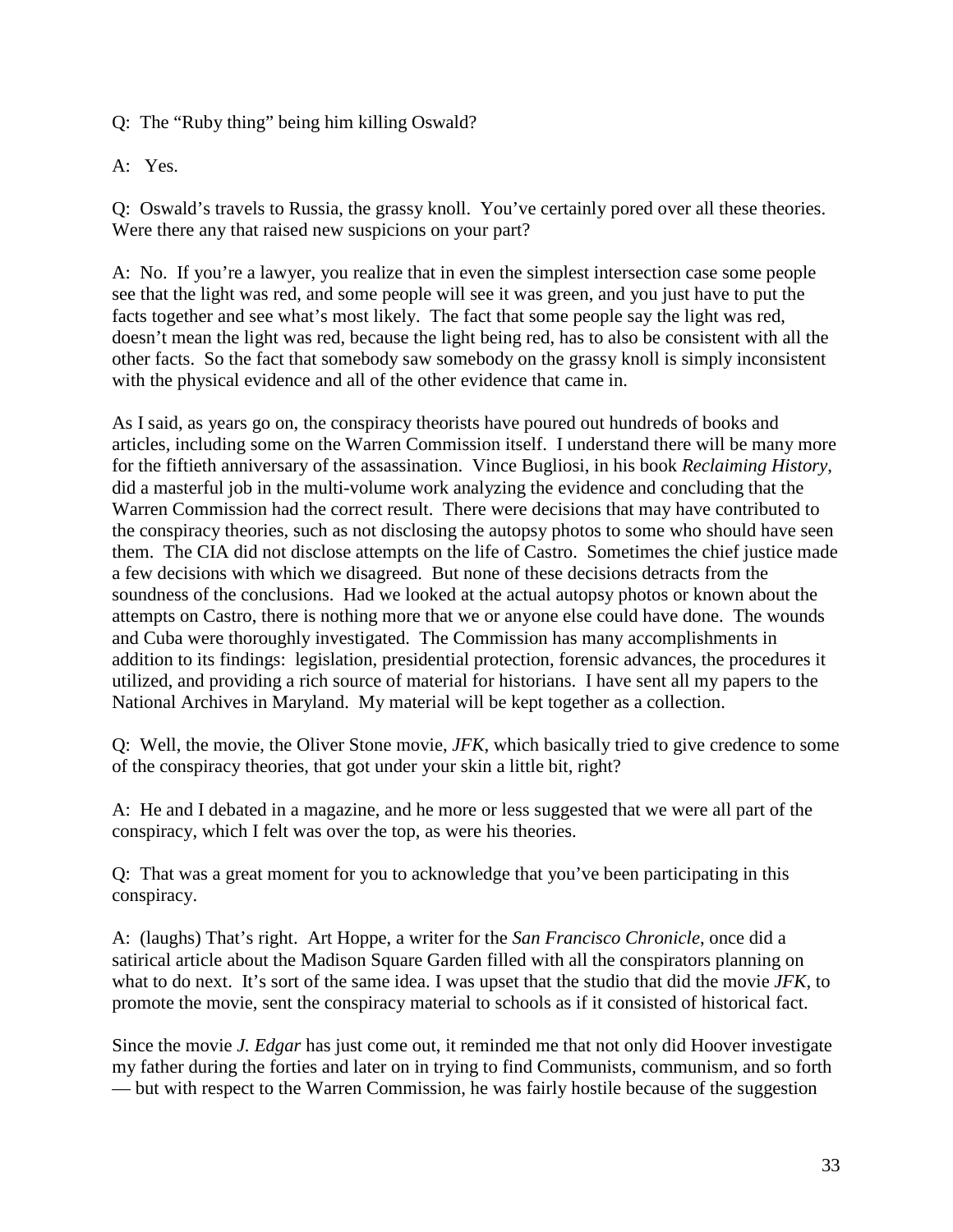Q: The “Ruby thing” being him killing Oswald?

A: Yes.

Q: Oswald’s travels to Russia, the grassy knoll. You’ve certainly pored over all these theories. Were there any that raised new suspicions on your part?

A: No. If you’re a lawyer, you realize that in even the simplest intersection case some people see that the light was red, and some people will see it was green, and you just have to put the facts together and see what’s most likely. The fact that some people say the light was red, doesn’t mean the light was red, because the light being red, has to also be consistent with all the other facts. So the fact that somebody saw somebody on the grassy knoll is simply inconsistent with the physical evidence and all of the other evidence that came in.

As I said, as years go on, the conspiracy theorists have poured out hundreds of books and articles, including some on the Warren Commission itself. I understand there will be many more for the fiftieth anniversary of the assassination. Vince Bugliosi, in his book *Reclaiming History*, did a masterful job in the multi-volume work analyzing the evidence and concluding that the Warren Commission had the correct result. There were decisions that may have contributed to the conspiracy theories, such as not disclosing the autopsy photos to some who should have seen them. The CIA did not disclose attempts on the life of Castro. Sometimes the chief justice made a few decisions with which we disagreed. But none of these decisions detracts from the soundness of the conclusions. Had we looked at the actual autopsy photos or known about the attempts on Castro, there is nothing more that we or anyone else could have done. The wounds and Cuba were thoroughly investigated. The Commission has many accomplishments in addition to its findings: legislation, presidential protection, forensic advances, the procedures it utilized, and providing a rich source of material for historians. I have sent all my papers to the National Archives in Maryland. My material will be kept together as a collection.

Q: Well, the movie, the Oliver Stone movie, *JFK*, which basically tried to give credence to some of the conspiracy theories, that got under your skin a little bit, right?

A: He and I debated in a magazine, and he more or less suggested that we were all part of the conspiracy, which I felt was over the top, as were his theories.

Q: That was a great moment for you to acknowledge that you’ve been participating in this conspiracy.

A: (laughs) That’s right. Art Hoppe, a writer for the *San Francisco Chronicle*, once did a satirical article about the Madison Square Garden filled with all the conspirators planning on what to do next. It’s sort of the same idea. I was upset that the studio that did the movie *JFK*, to promote the movie, sent the conspiracy material to schools as if it consisted of historical fact.

Since the movie *J. Edgar* has just come out, it reminded me that not only did Hoover investigate my father during the forties and later on in trying to find Communists, communism, and so forth — but with respect to the Warren Commission, he was fairly hostile because of the suggestion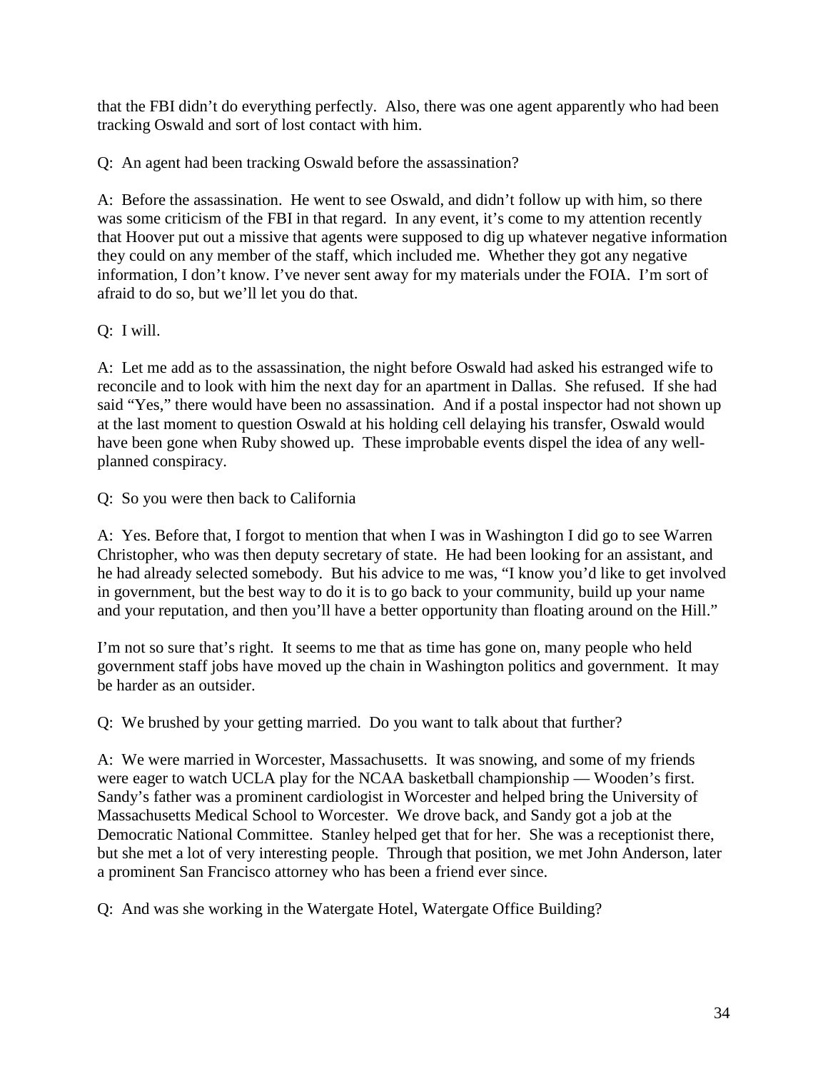that the FBI didn't do everything perfectly. Also, there was one agent apparently who had been tracking Oswald and sort of lost contact with him.

Q: An agent had been tracking Oswald before the assassination?

A: Before the assassination. He went to see Oswald, and didn't follow up with him, so there was some criticism of the FBI in that regard. In any event, it's come to my attention recently that Hoover put out a missive that agents were supposed to dig up whatever negative information they could on any member of the staff, which included me. Whether they got any negative information, I don't know. I've never sent away for my materials under the FOIA. I'm sort of afraid to do so, but we'll let you do that.

Q: I will.

A: Let me add as to the assassination, the night before Oswald had asked his estranged wife to reconcile and to look with him the next day for an apartment in Dallas. She refused. If she had said "Yes," there would have been no assassination. And if a postal inspector had not shown up at the last moment to question Oswald at his holding cell delaying his transfer, Oswald would have been gone when Ruby showed up. These improbable events dispel the idea of any well-planned conspiracy.

Q: So you were then back to California

A: Yes. Before that, I forgot to mention that when I was in Washington I did go to see Warren Christopher, who was then deputy secretary of state. He had been looking for an assistant, and he had already selected somebody. But his advice to me was, "I know you'd like to get involved in government, but the best way to do it is to go back to your community, build up your name and your reputation, and then you'll have a better opportunity than floating around on the Hill."

I'm not so sure that's right. It seems to me that as time has gone on, many people who held government staff jobs have moved up the chain in Washington politics and government. It may be harder as an outsider.

Q: We brushed by your getting married. Do you want to talk about that further?

A: We were married in Worcester, Massachusetts. It was snowing, and some of my friends were eager to watch UCLA play for the NCAA basketball championship — Wooden's first. Sandy's father was a prominent cardiologist in Worcester and helped bring the University of Massachusetts Medical School to Worcester. We drove back, and Sandy got a job at the Democratic National Committee. Stanley helped get that for her. She was a receptionist there, but she met a lot of very interesting people. Through that position, we met John Anderson, later a prominent San Francisco attorney who has been a friend ever since.

Q: And was she working in the Watergate Hotel, Watergate Office Building?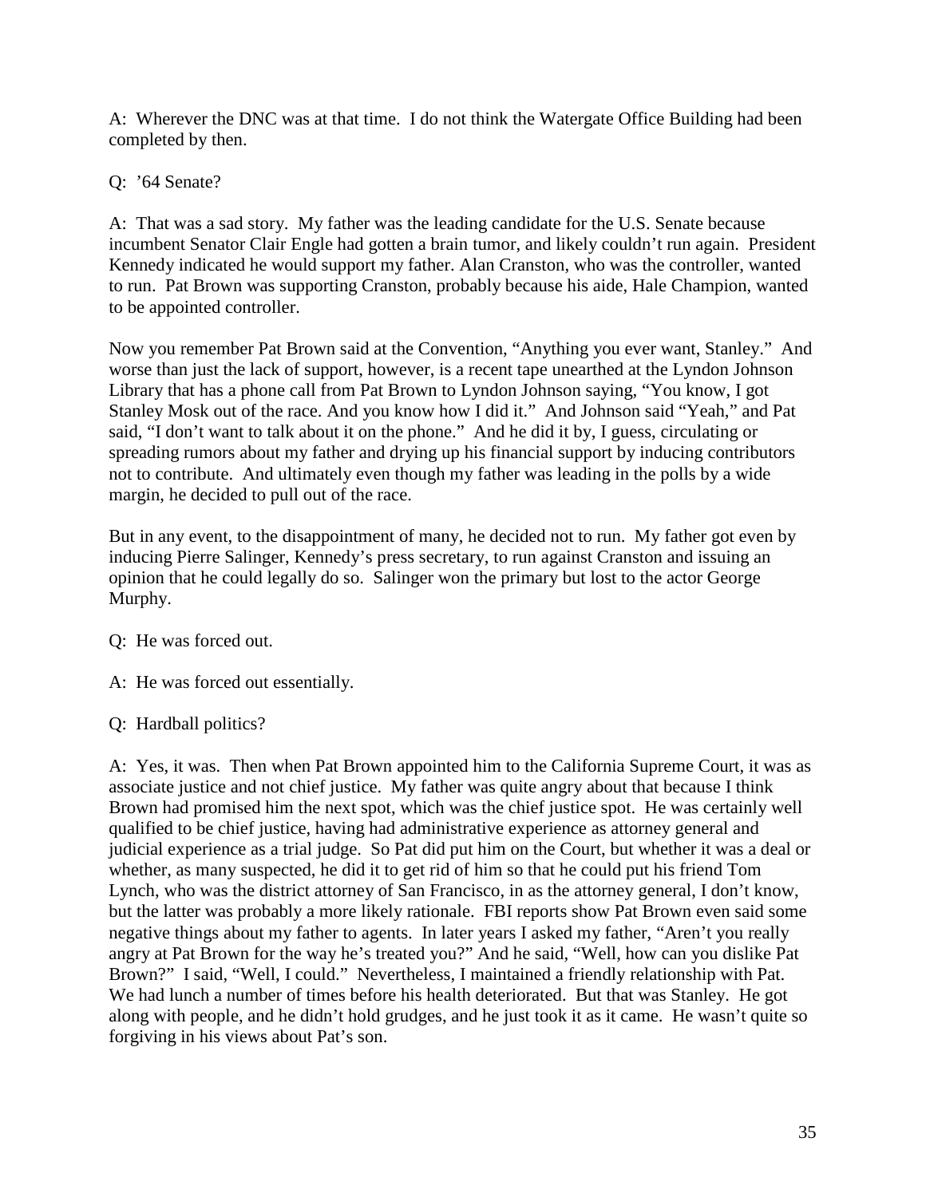A: Wherever the DNC was at that time. I do not think the Watergate Office Building had been completed by then.

Q: ’64 Senate?

A: That was a sad story. My father was the leading candidate for the U.S. Senate because incumbent Senator Clair Engle had gotten a brain tumor, and likely couldn’t run again. President Kennedy indicated he would support my father. Alan Cranston, who was the controller, wanted to run. Pat Brown was supporting Cranston, probably because his aide, Hale Champion, wanted to be appointed controller.

Now you remember Pat Brown said at the Convention, “Anything you ever want, Stanley.” And worse than just the lack of support, however, is a recent tape unearthed at the Lyndon Johnson Library that has a phone call from Pat Brown to Lyndon Johnson saying, “You know, I got Stanley Mosk out of the race. And you know how I did it.” And Johnson said “Yeah,” and Pat said, “I don’t want to talk about it on the phone.” And he did it by, I guess, circulating or spreading rumors about my father and drying up his financial support by inducing contributors not to contribute. And ultimately even though my father was leading in the polls by a wide margin, he decided to pull out of the race.

But in any event, to the disappointment of many, he decided not to run. My father got even by inducing Pierre Salinger, Kennedy’s press secretary, to run against Cranston and issuing an opinion that he could legally do so. Salinger won the primary but lost to the actor George Murphy.

Q: He was forced out.

A: He was forced out essentially.

Q: Hardball politics?

A: Yes, it was. Then when Pat Brown appointed him to the California Supreme Court, it was as associate justice and not chief justice. My father was quite angry about that because I think Brown had promised him the next spot, which was the chief justice spot. He was certainly well qualified to be chief justice, having had administrative experience as attorney general and judicial experience as a trial judge. So Pat did put him on the Court, but whether it was a deal or whether, as many suspected, he did it to get rid of him so that he could put his friend Tom Lynch, who was the district attorney of San Francisco, in as the attorney general, I don’t know, but the latter was probably a more likely rationale. FBI reports show Pat Brown even said some negative things about my father to agents. In later years I asked my father, “Aren’t you really angry at Pat Brown for the way he’s treated you?” And he said, “Well, how can you dislike Pat Brown?” I said, “Well, I could.” Nevertheless, I maintained a friendly relationship with Pat. We had lunch a number of times before his health deteriorated. But that was Stanley. He got along with people, and he didn’t hold grudges, and he just took it as it came. He wasn’t quite so forgiving in his views about Pat’s son.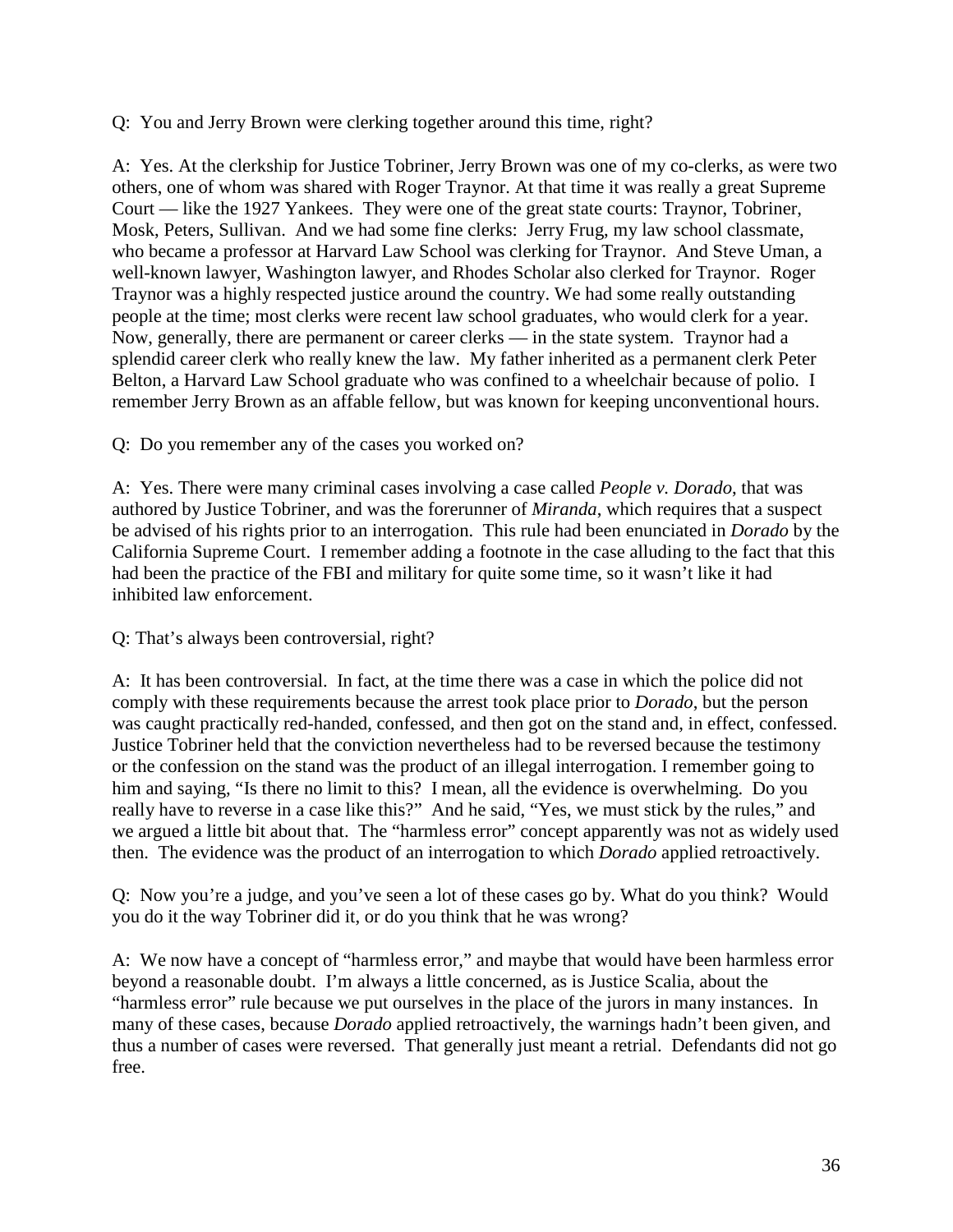Q: You and Jerry Brown were clerking together around this time, right?

A: Yes. At the clerkship for Justice Tobriner, Jerry Brown was one of my co-clerks, as were two others, one of whom was shared with Roger Traynor. At that time it was really a great Supreme Court — like the 1927 Yankees. They were one of the great state courts: Traynor, Tobriner, Mosk, Peters, Sullivan. And we had some fine clerks: Jerry Frug, my law school classmate, who became a professor at Harvard Law School was clerking for Traynor. And Steve Uman, a well-known lawyer, Washington lawyer, and Rhodes Scholar also clerked for Traynor. Roger Traynor was a highly respected justice around the country. We had some really outstanding people at the time; most clerks were recent law school graduates, who would clerk for a year. Now, generally, there are permanent or career clerks — in the state system. Traynor had a splendid career clerk who really knew the law. My father inherited as a permanent clerk Peter Belton, a Harvard Law School graduate who was confined to a wheelchair because of polio. I remember Jerry Brown as an affable fellow, but was known for keeping unconventional hours.

Q: Do you remember any of the cases you worked on?

A: Yes. There were many criminal cases involving a case called *People v. Dorado*, that was authored by Justice Tobriner, and was the forerunner of *Miranda*, which requires that a suspect be advised of his rights prior to an interrogation. This rule had been enunciated in *Dorado* by the California Supreme Court. I remember adding a footnote in the case alluding to the fact that this had been the practice of the FBI and military for quite some time, so it wasn't like it had inhibited law enforcement.

Q: That's always been controversial, right?

A: It has been controversial. In fact, at the time there was a case in which the police did not comply with these requirements because the arrest took place prior to *Dorado*, but the person was caught practically red-handed, confessed, and then got on the stand and, in effect, confessed. Justice Tobriner held that the conviction nevertheless had to be reversed because the testimony or the confession on the stand was the product of an illegal interrogation. I remember going to him and saying, "Is there no limit to this? I mean, all the evidence is overwhelming. Do you really have to reverse in a case like this?" And he said, "Yes, we must stick by the rules," and we argued a little bit about that. The "harmless error" concept apparently was not as widely used then. The evidence was the product of an interrogation to which *Dorado* applied retroactively.

Q: Now you're a judge, and you've seen a lot of these cases go by. What do you think? Would you do it the way Tobriner did it, or do you think that he was wrong?

A: We now have a concept of "harmless error," and maybe that would have been harmless error beyond a reasonable doubt. I'm always a little concerned, as is Justice Scalia, about the "harmless error" rule because we put ourselves in the place of the jurors in many instances. In many of these cases, because *Dorado* applied retroactively, the warnings hadn't been given, and thus a number of cases were reversed. That generally just meant a retrial. Defendants did not go free.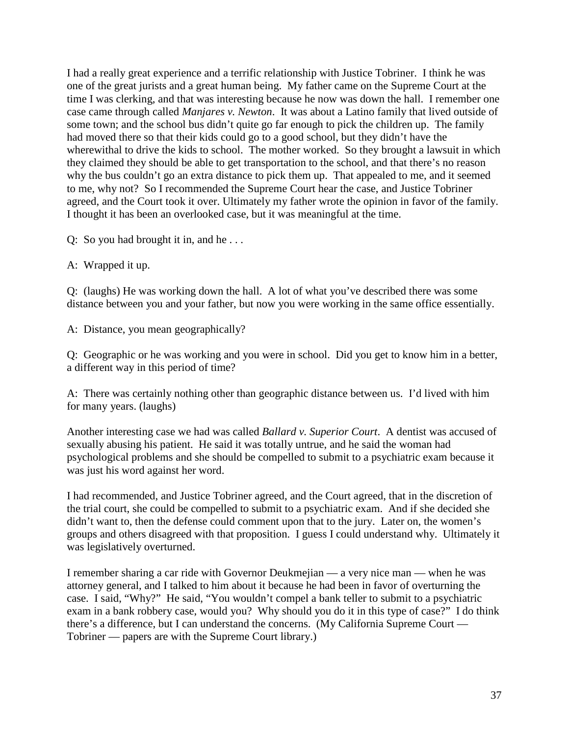I had a really great experience and a terrific relationship with Justice Tobriner. I think he was one of the great jurists and a great human being. My father came on the Supreme Court at the time I was clerking, and that was interesting because he now was down the hall. I remember one case came through called *Manjares v. Newton*. It was about a Latino family that lived outside of some town; and the school bus didn't quite go far enough to pick the children up. The family had moved there so that their kids could go to a good school, but they didn't have the wherewithal to drive the kids to school. The mother worked. So they brought a lawsuit in which they claimed they should be able to get transportation to the school, and that there's no reason why the bus couldn't go an extra distance to pick them up. That appealed to me, and it seemed to me, why not? So I recommended the Supreme Court hear the case, and Justice Tobriner agreed, and the Court took it over. Ultimately my father wrote the opinion in favor of the family. I thought it has been an overlooked case, but it was meaningful at the time.

Q: So you had brought it in, and he . . .

A: Wrapped it up.

Q: (laughs) He was working down the hall. A lot of what you've described there was some distance between you and your father, but now you were working in the same office essentially.

A: Distance, you mean geographically?

Q: Geographic or he was working and you were in school. Did you get to know him in a better, a different way in this period of time?

A: There was certainly nothing other than geographic distance between us. I'd lived with him for many years. (laughs)

Another interesting case we had was called *Ballard v. Superior Court*. A dentist was accused of sexually abusing his patient. He said it was totally untrue, and he said the woman had psychological problems and she should be compelled to submit to a psychiatric exam because it was just his word against her word.

I had recommended, and Justice Tobriner agreed, and the Court agreed, that in the discretion of the trial court, she could be compelled to submit to a psychiatric exam. And if she decided she didn't want to, then the defense could comment upon that to the jury. Later on, the women's groups and others disagreed with that proposition. I guess I could understand why. Ultimately it was legislatively overturned.

I remember sharing a car ride with Governor Deukmejian — a very nice man — when he was attorney general, and I talked to him about it because he had been in favor of overturning the case. I said, "Why?" He said, "You wouldn't compel a bank teller to submit to a psychiatric exam in a bank robbery case, would you? Why should you do it in this type of case?" I do think there's a difference, but I can understand the concerns. (My California Supreme Court — Tobriner — papers are with the Supreme Court library.)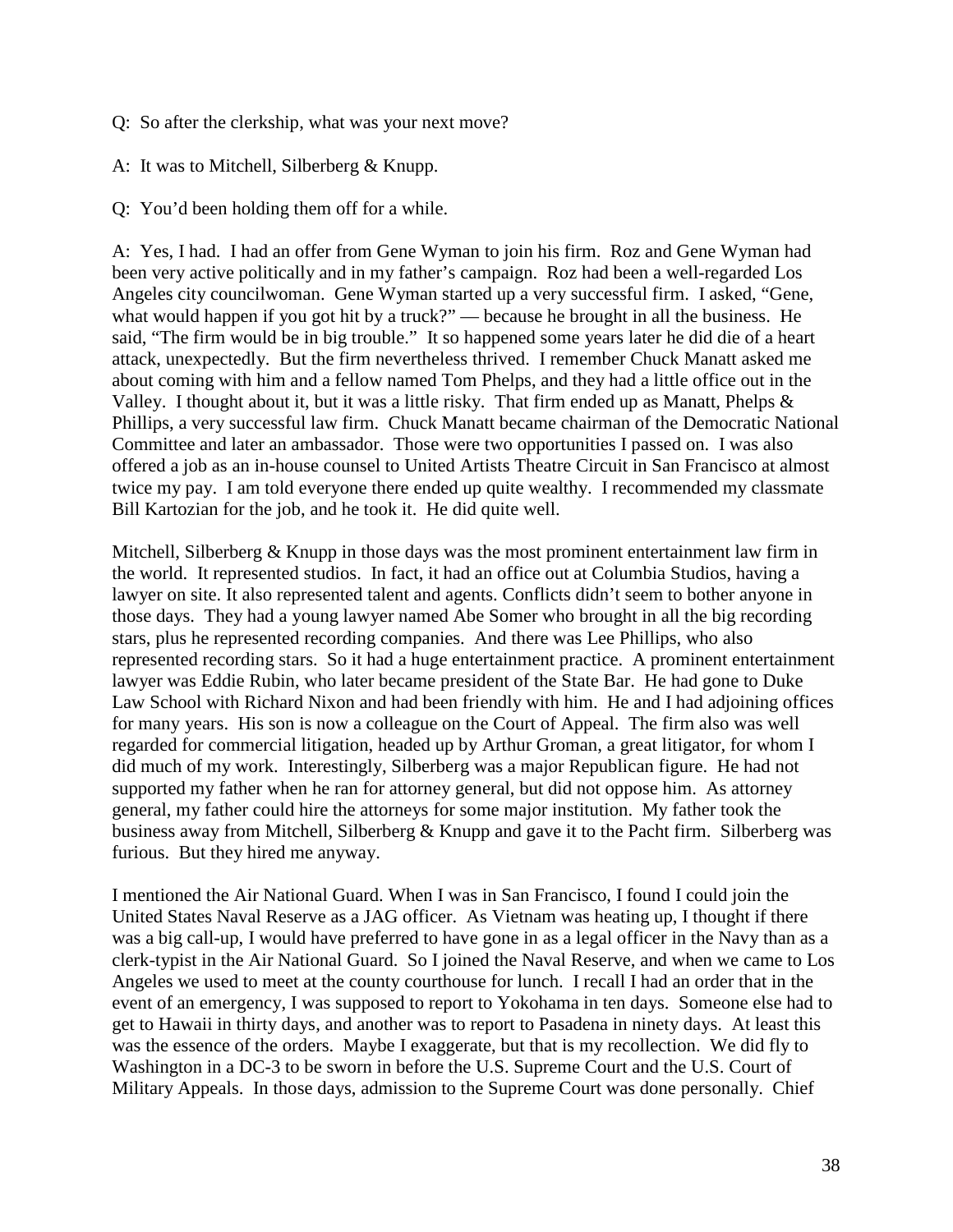Q: So after the clerkship, what was your next move?

A: It was to Mitchell, Silberberg & Knupp.

Q: You'd been holding them off for a while.

A: Yes, I had. I had an offer from Gene Wyman to join his firm. Roz and Gene Wyman had been very active politically and in my father's campaign. Roz had been a well-regarded Los Angeles city councilwoman. Gene Wyman started up a very successful firm. I asked, "Gene, what would happen if you got hit by a truck?" — because he brought in all the business. He said, "The firm would be in big trouble." It so happened some years later he did die of a heart attack, unexpectedly. But the firm nevertheless thrived. I remember Chuck Manatt asked me about coming with him and a fellow named Tom Phelps, and they had a little office out in the Valley. I thought about it, but it was a little risky. That firm ended up as Manatt, Phelps & Phillips, a very successful law firm. Chuck Manatt became chairman of the Democratic National Committee and later an ambassador. Those were two opportunities I passed on. I was also offered a job as an in-house counsel to United Artists Theatre Circuit in San Francisco at almost twice my pay. I am told everyone there ended up quite wealthy. I recommended my classmate Bill Kartozian for the job, and he took it. He did quite well.

Mitchell, Silberberg & Knupp in those days was the most prominent entertainment law firm in the world. It represented studios. In fact, it had an office out at Columbia Studios, having a lawyer on site. It also represented talent and agents. Conflicts didn't seem to bother anyone in those days. They had a young lawyer named Abe Somer who brought in all the big recording stars, plus he represented recording companies. And there was Lee Phillips, who also represented recording stars. So it had a huge entertainment practice. A prominent entertainment lawyer was Eddie Rubin, who later became president of the State Bar. He had gone to Duke Law School with Richard Nixon and had been friendly with him. He and I had adjoining offices for many years. His son is now a colleague on the Court of Appeal. The firm also was well regarded for commercial litigation, headed up by Arthur Groman, a great litigator, for whom I did much of my work. Interestingly, Silberberg was a major Republican figure. He had not supported my father when he ran for attorney general, but did not oppose him. As attorney general, my father could hire the attorneys for some major institution. My father took the business away from Mitchell, Silberberg & Knupp and gave it to the Pacht firm. Silberberg was furious. But they hired me anyway.

I mentioned the Air National Guard. When I was in San Francisco, I found I could join the United States Naval Reserve as a JAG officer. As Vietnam was heating up, I thought if there was a big call-up, I would have preferred to have gone in as a legal officer in the Navy than as a clerk-typist in the Air National Guard. So I joined the Naval Reserve, and when we came to Los Angeles we used to meet at the county courthouse for lunch. I recall I had an order that in the event of an emergency, I was supposed to report to Yokohama in ten days. Someone else had to get to Hawaii in thirty days, and another was to report to Pasadena in ninety days. At least this was the essence of the orders. Maybe I exaggerate, but that is my recollection. We did fly to Washington in a DC-3 to be sworn in before the U.S. Supreme Court and the U.S. Court of Military Appeals. In those days, admission to the Supreme Court was done personally. Chief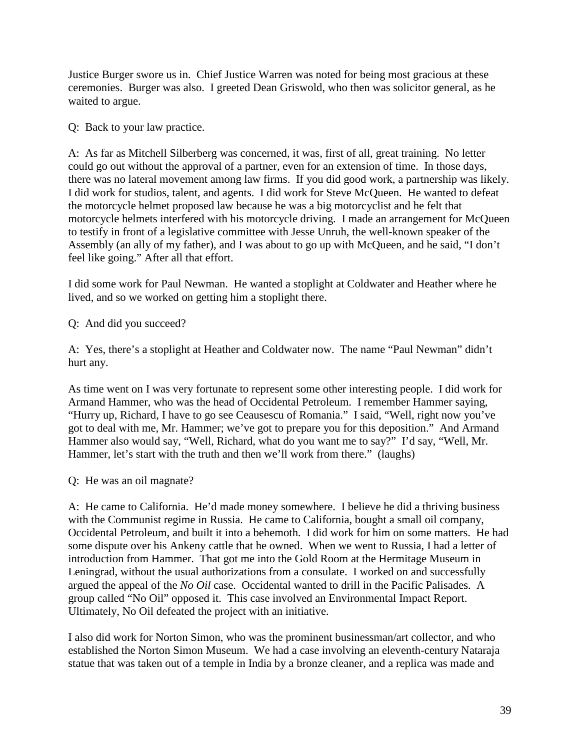Justice Burger swore us in. Chief Justice Warren was noted for being most gracious at these ceremonies. Burger was also. I greeted Dean Griswold, who then was solicitor general, as he waited to argue.

Q: Back to your law practice.

A: As far as Mitchell Silberberg was concerned, it was, first of all, great training. No letter could go out without the approval of a partner, even for an extension of time. In those days, there was no lateral movement among law firms. If you did good work, a partnership was likely. I did work for studios, talent, and agents. I did work for Steve McQueen. He wanted to defeat the motorcycle helmet proposed law because he was a big motorcyclist and he felt that motorcycle helmets interfered with his motorcycle driving. I made an arrangement for McQueen to testify in front of a legislative committee with Jesse Unruh, the well-known speaker of the Assembly (an ally of my father), and I was about to go up with McQueen, and he said, "I don't feel like going." After all that effort.

I did some work for Paul Newman. He wanted a stoplight at Coldwater and Heather where he lived, and so we worked on getting him a stoplight there.

Q: And did you succeed?

A: Yes, there's a stoplight at Heather and Coldwater now. The name "Paul Newman" didn't hurt any.

As time went on I was very fortunate to represent some other interesting people. I did work for Armand Hammer, who was the head of Occidental Petroleum. I remember Hammer saying, "Hurry up, Richard, I have to go see Ceausescu of Romania." I said, "Well, right now you've got to deal with me, Mr. Hammer; we've got to prepare you for this deposition." And Armand Hammer also would say, "Well, Richard, what do you want me to say?" I'd say, "Well, Mr. Hammer, let's start with the truth and then we'll work from there." (laughs)

Q: He was an oil magnate?

A: He came to California. He'd made money somewhere. I believe he did a thriving business with the Communist regime in Russia. He came to California, bought a small oil company, Occidental Petroleum, and built it into a behemoth. I did work for him on some matters. He had some dispute over his Ankeny cattle that he owned. When we went to Russia, I had a letter of introduction from Hammer. That got me into the Gold Room at the Hermitage Museum in Leningrad, without the usual authorizations from a consulate. I worked on and successfully argued the appeal of the *No Oil* case. Occidental wanted to drill in the Pacific Palisades. A group called "No Oil" opposed it. This case involved an Environmental Impact Report. Ultimately, No Oil defeated the project with an initiative.

I also did work for Norton Simon, who was the prominent businessman/art collector, and who established the Norton Simon Museum. We had a case involving an eleventh-century Nataraja statue that was taken out of a temple in India by a bronze cleaner, and a replica was made and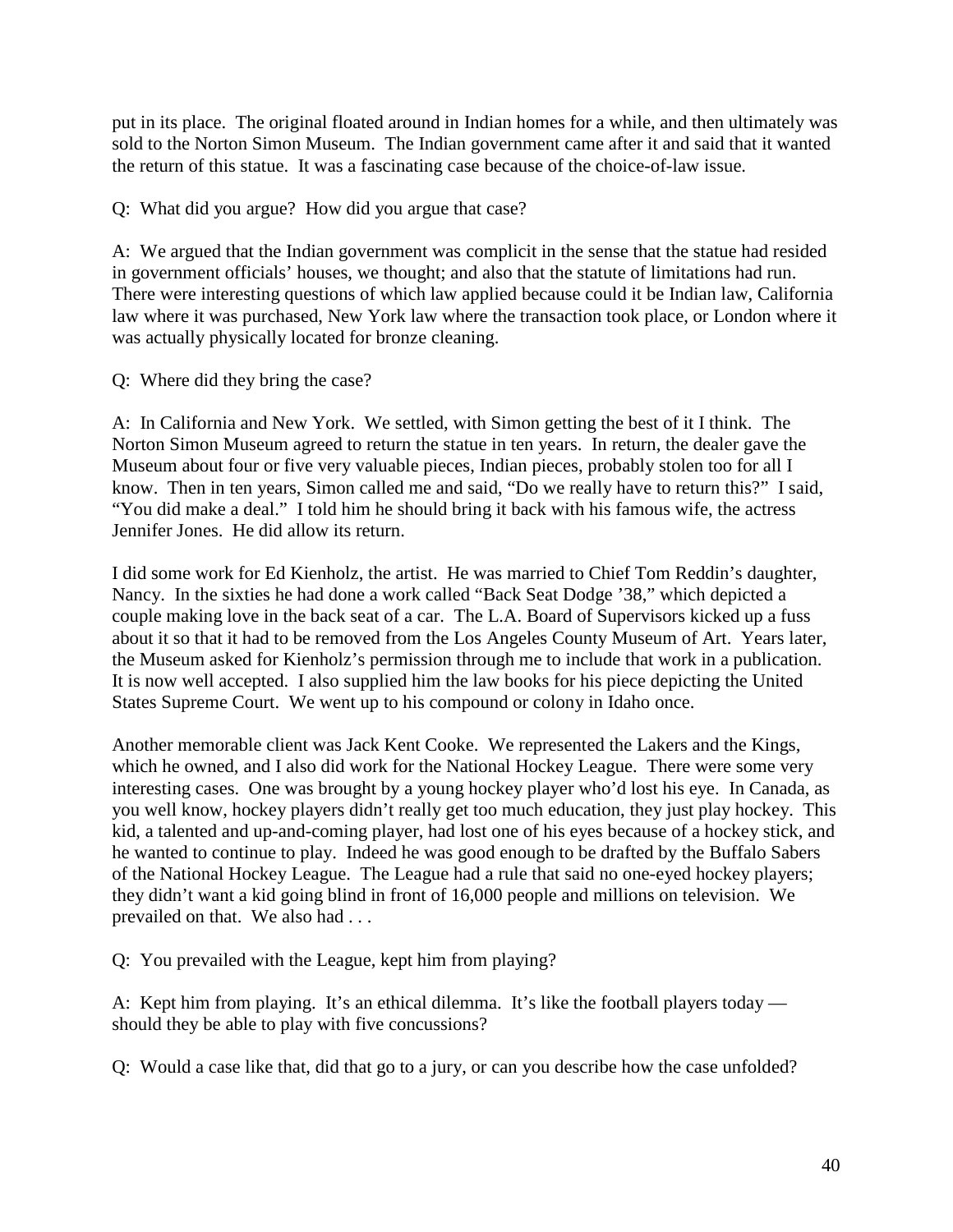put in its place. The original floated around in Indian homes for a while, and then ultimately was sold to the Norton Simon Museum. The Indian government came after it and said that it wanted the return of this statue. It was a fascinating case because of the choice-of-law issue.

Q: What did you argue? How did you argue that case?

A: We argued that the Indian government was complicit in the sense that the statue had resided in government officials' houses, we thought; and also that the statute of limitations had run. There were interesting questions of which law applied because could it be Indian law, California law where it was purchased, New York law where the transaction took place, or London where it was actually physically located for bronze cleaning.

Q: Where did they bring the case?

A: In California and New York. We settled, with Simon getting the best of it I think. The Norton Simon Museum agreed to return the statue in ten years. In return, the dealer gave the Museum about four or five very valuable pieces, Indian pieces, probably stolen too for all I know. Then in ten years, Simon called me and said, "Do we really have to return this?" I said, "You did make a deal." I told him he should bring it back with his famous wife, the actress Jennifer Jones. He did allow its return.

I did some work for Ed Kienholz, the artist. He was married to Chief Tom Reddin's daughter, Nancy. In the sixties he had done a work called "Back Seat Dodge '38," which depicted a couple making love in the back seat of a car. The L.A. Board of Supervisors kicked up a fuss about it so that it had to be removed from the Los Angeles County Museum of Art. Years later, the Museum asked for Kienholz's permission through me to include that work in a publication. It is now well accepted. I also supplied him the law books for his piece depicting the United States Supreme Court. We went up to his compound or colony in Idaho once.

Another memorable client was Jack Kent Cooke. We represented the Lakers and the Kings, which he owned, and I also did work for the National Hockey League. There were some very interesting cases. One was brought by a young hockey player who'd lost his eye. In Canada, as you well know, hockey players didn't really get too much education, they just play hockey. This kid, a talented and up-and-coming player, had lost one of his eyes because of a hockey stick, and he wanted to continue to play. Indeed he was good enough to be drafted by the Buffalo Sabers of the National Hockey League. The League had a rule that said no one-eyed hockey players; they didn't want a kid going blind in front of 16,000 people and millions on television. We prevailed on that. We also had . . .

Q: You prevailed with the League, kept him from playing?

A: Kept him from playing. It's an ethical dilemma. It's like the football players today — should they be able to play with five concussions?

Q: Would a case like that, did that go to a jury, or can you describe how the case unfolded?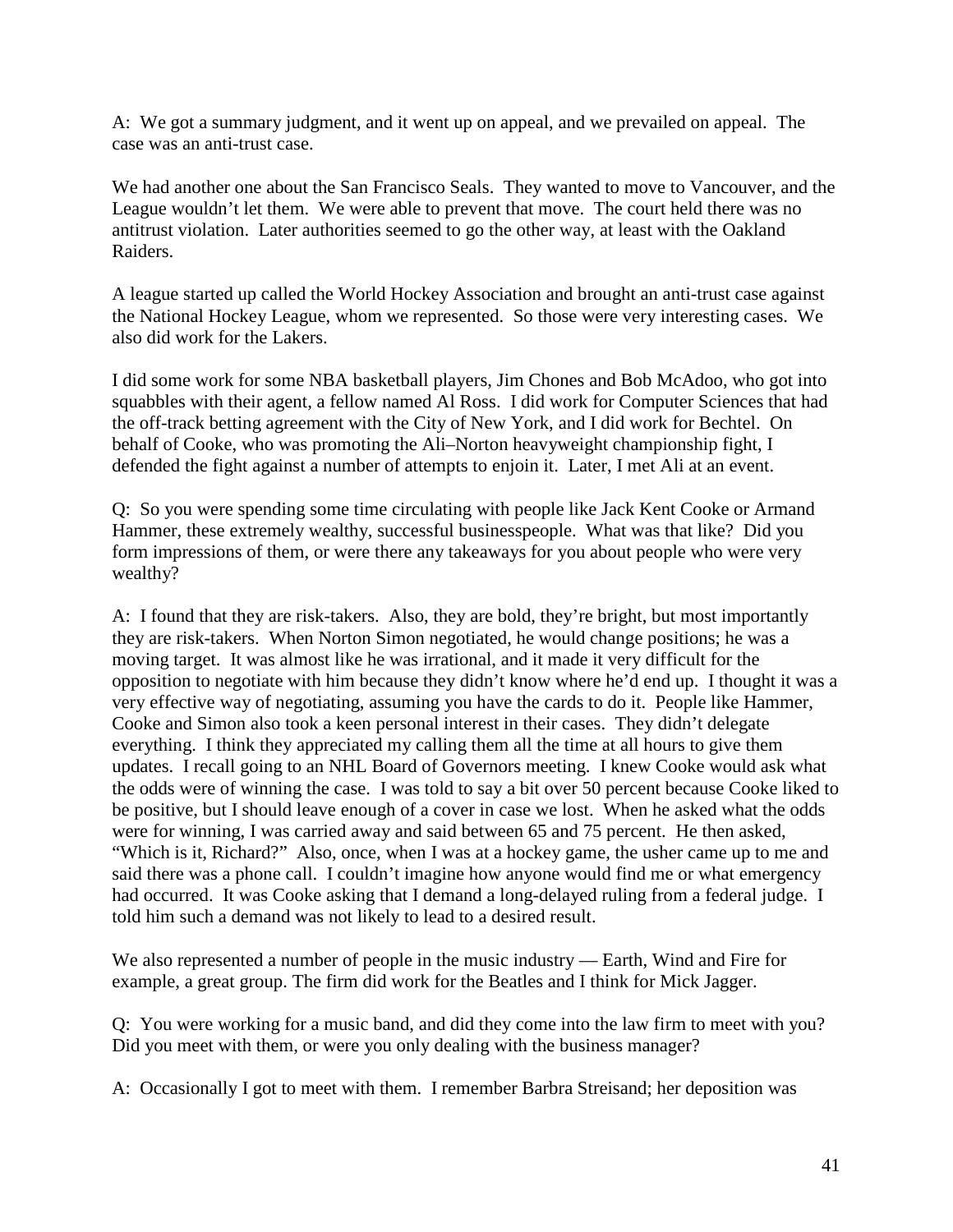A: We got a summary judgment, and it went up on appeal, and we prevailed on appeal. The case was an anti-trust case.

We had another one about the San Francisco Seals. They wanted to move to Vancouver, and the League wouldn't let them. We were able to prevent that move. The court held there was no antitrust violation. Later authorities seemed to go the other way, at least with the Oakland Raiders.

A league started up called the World Hockey Association and brought an anti-trust case against the National Hockey League, whom we represented. So those were very interesting cases. We also did work for the Lakers.

I did some work for some NBA basketball players, Jim Chones and Bob McAdoo, who got into squabbles with their agent, a fellow named Al Ross. I did work for Computer Sciences that had the off-track betting agreement with the City of New York, and I did work for Bechtel. On behalf of Cooke, who was promoting the Ali–Norton heavyweight championship fight, I defended the fight against a number of attempts to enjoin it. Later, I met Ali at an event.

Q: So you were spending some time circulating with people like Jack Kent Cooke or Armand Hammer, these extremely wealthy, successful businesspeople. What was that like? Did you form impressions of them, or were there any takeaways for you about people who were very wealthy?

A: I found that they are risk-takers. Also, they are bold, they're bright, but most importantly they are risk-takers. When Norton Simon negotiated, he would change positions; he was a moving target. It was almost like he was irrational, and it made it very difficult for the opposition to negotiate with him because they didn't know where he'd end up. I thought it was a very effective way of negotiating, assuming you have the cards to do it. People like Hammer, Cooke and Simon also took a keen personal interest in their cases. They didn't delegate everything. I think they appreciated my calling them all the time at all hours to give them updates. I recall going to an NHL Board of Governors meeting. I knew Cooke would ask what the odds were of winning the case. I was told to say a bit over 50 percent because Cooke liked to be positive, but I should leave enough of a cover in case we lost. When he asked what the odds were for winning, I was carried away and said between 65 and 75 percent. He then asked, "Which is it, Richard?" Also, once, when I was at a hockey game, the usher came up to me and said there was a phone call. I couldn't imagine how anyone would find me or what emergency had occurred. It was Cooke asking that I demand a long-delayed ruling from a federal judge. I told him such a demand was not likely to lead to a desired result.

We also represented a number of people in the music industry — Earth, Wind and Fire for example, a great group. The firm did work for the Beatles and I think for Mick Jagger.

Q: You were working for a music band, and did they come into the law firm to meet with you? Did you meet with them, or were you only dealing with the business manager?

A: Occasionally I got to meet with them. I remember Barbra Streisand; her deposition was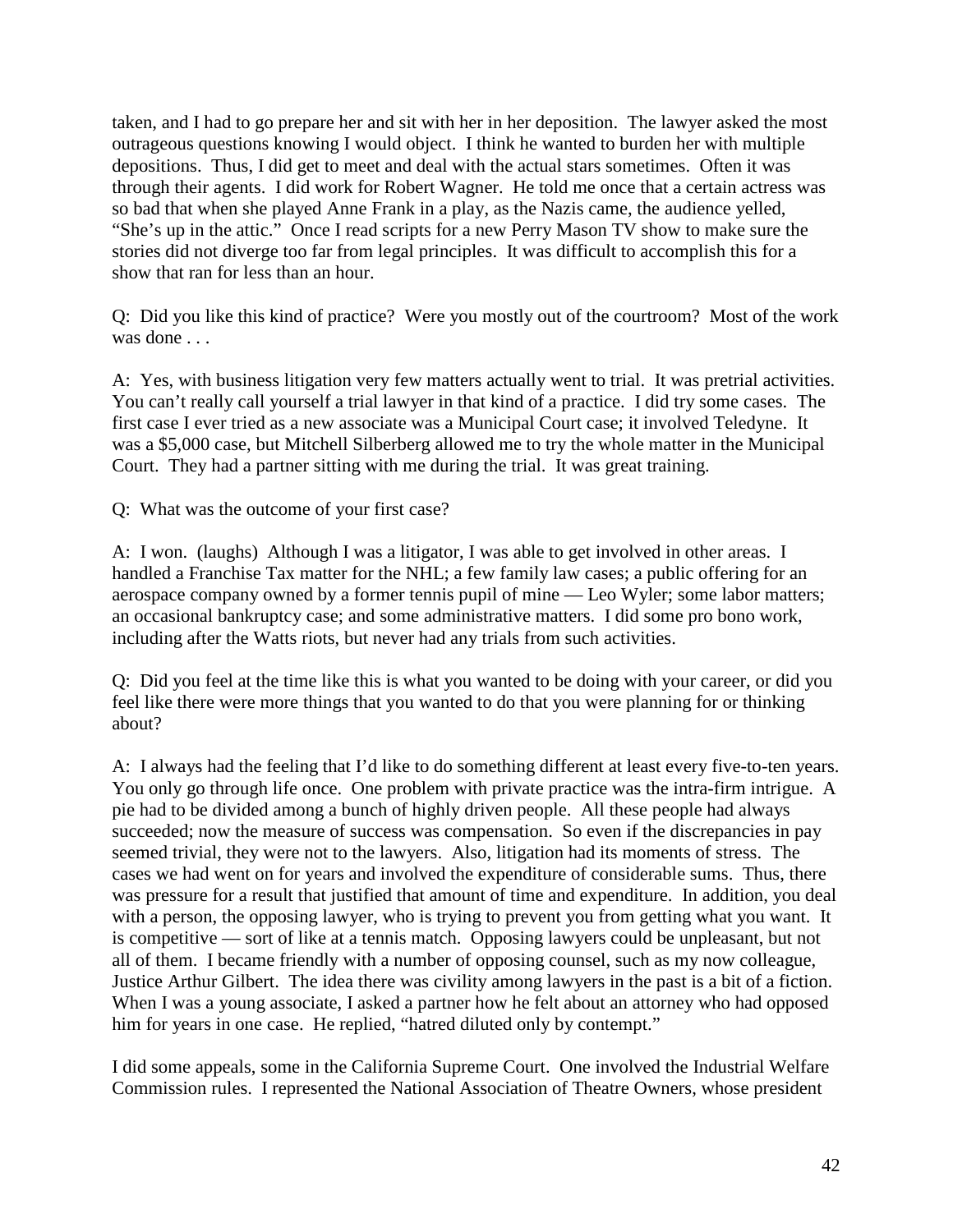taken, and I had to go prepare her and sit with her in her deposition. The lawyer asked the most outrageous questions knowing I would object. I think he wanted to burden her with multiple depositions. Thus, I did get to meet and deal with the actual stars sometimes. Often it was through their agents. I did work for Robert Wagner. He told me once that a certain actress was so bad that when she played Anne Frank in a play, as the Nazis came, the audience yelled, "She's up in the attic." Once I read scripts for a new Perry Mason TV show to make sure the stories did not diverge too far from legal principles. It was difficult to accomplish this for a show that ran for less than an hour.

Q: Did you like this kind of practice? Were you mostly out of the courtroom? Most of the work was done . . .

A: Yes, with business litigation very few matters actually went to trial. It was pretrial activities. You can't really call yourself a trial lawyer in that kind of a practice. I did try some cases. The first case I ever tried as a new associate was a Municipal Court case; it involved Teledyne. It was a $5,000 case, but Mitchell Silberberg allowed me to try the whole matter in the Municipal Court. They had a partner sitting with me during the trial. It was great training.

Q: What was the outcome of your first case?

A: I won. (laughs) Although I was a litigator, I was able to get involved in other areas. I handled a Franchise Tax matter for the NHL; a few family law cases; a public offering for an aerospace company owned by a former tennis pupil of mine — Leo Wyler; some labor matters; an occasional bankruptcy case; and some administrative matters. I did some pro bono work, including after the Watts riots, but never had any trials from such activities.

Q: Did you feel at the time like this is what you wanted to be doing with your career, or did you feel like there were more things that you wanted to do that you were planning for or thinking about?

A: I always had the feeling that I'd like to do something different at least every five-to-ten years. You only go through life once. One problem with private practice was the intra-firm intrigue. A pie had to be divided among a bunch of highly driven people. All these people had always succeeded; now the measure of success was compensation. So even if the discrepancies in pay seemed trivial, they were not to the lawyers. Also, litigation had its moments of stress. The cases we had went on for years and involved the expenditure of considerable sums. Thus, there was pressure for a result that justified that amount of time and expenditure. In addition, you deal with a person, the opposing lawyer, who is trying to prevent you from getting what you want. It is competitive — sort of like at a tennis match. Opposing lawyers could be unpleasant, but not all of them. I became friendly with a number of opposing counsel, such as my now colleague, Justice Arthur Gilbert. The idea there was civility among lawyers in the past is a bit of a fiction. When I was a young associate, I asked a partner how he felt about an attorney who had opposed him for years in one case. He replied, "hatred diluted only by contempt."

I did some appeals, some in the California Supreme Court. One involved the Industrial Welfare Commission rules. I represented the National Association of Theatre Owners, whose president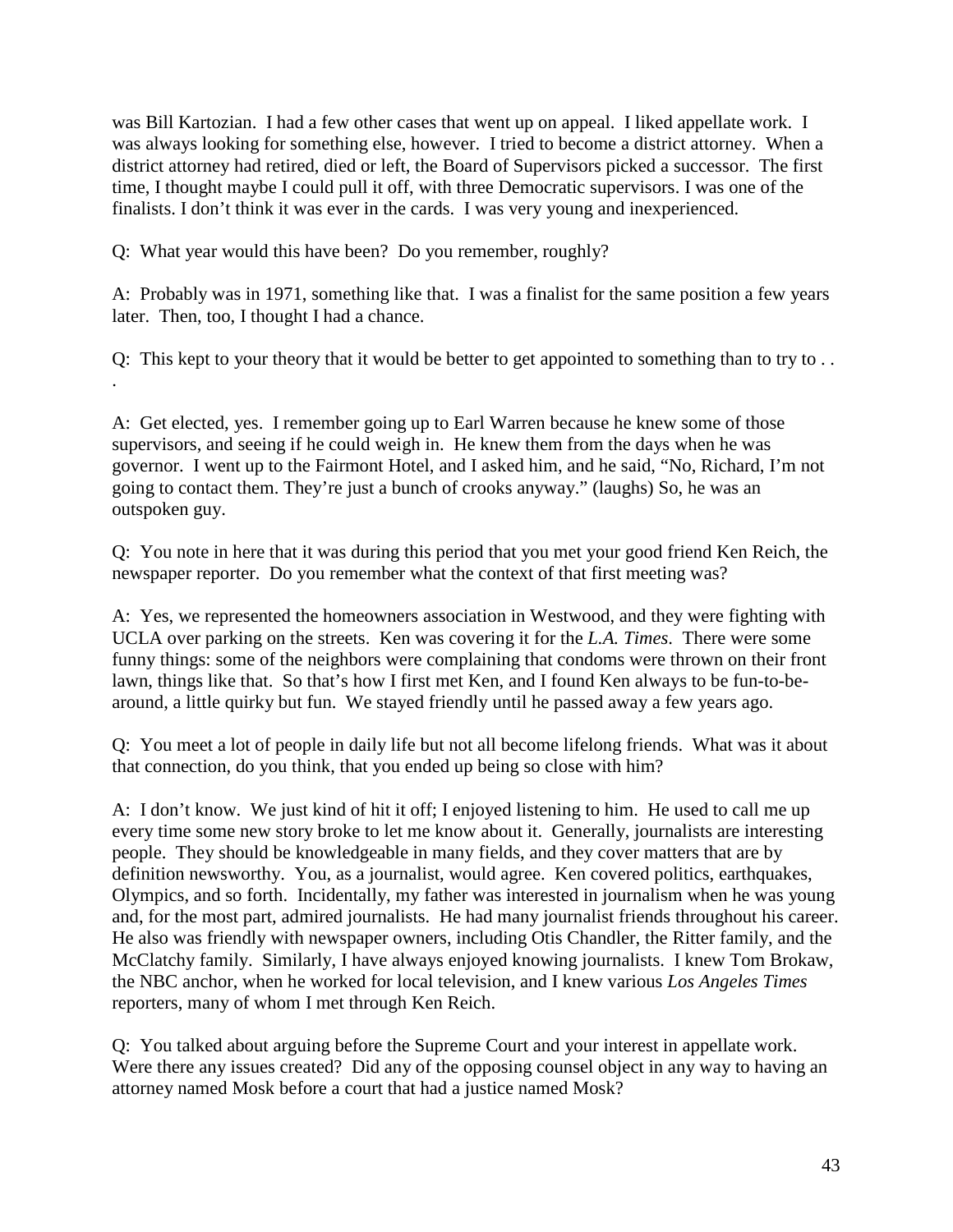was Bill Kartozian. I had a few other cases that went up on appeal. I liked appellate work. I was always looking for something else, however. I tried to become a district attorney. When a district attorney had retired, died or left, the Board of Supervisors picked a successor. The first time, I thought maybe I could pull it off, with three Democratic supervisors. I was one of the finalists. I don't think it was ever in the cards. I was very young and inexperienced.

Q: What year would this have been? Do you remember, roughly?

A: Probably was in 1971, something like that. I was a finalist for the same position a few years later. Then, too, I thought I had a chance.

Q: This kept to your theory that it would be better to get appointed to something than to try to . . .

A: Get elected, yes. I remember going up to Earl Warren because he knew some of those supervisors, and seeing if he could weigh in. He knew them from the days when he was governor. I went up to the Fairmont Hotel, and I asked him, and he said, "No, Richard, I'm not going to contact them. They're just a bunch of crooks anyway." (laughs) So, he was an outspoken guy.

Q: You note in here that it was during this period that you met your good friend Ken Reich, the newspaper reporter. Do you remember what the context of that first meeting was?

A: Yes, we represented the homeowners association in Westwood, and they were fighting with UCLA over parking on the streets. Ken was covering it for the *L.A. Times*. There were some funny things: some of the neighbors were complaining that condoms were thrown on their front lawn, things like that. So that's how I first met Ken, and I found Ken always to be fun-to-be-around, a little quirky but fun. We stayed friendly until he passed away a few years ago.

Q: You meet a lot of people in daily life but not all become lifelong friends. What was it about that connection, do you think, that you ended up being so close with him?

A: I don't know. We just kind of hit it off; I enjoyed listening to him. He used to call me up every time some new story broke to let me know about it. Generally, journalists are interesting people. They should be knowledgeable in many fields, and they cover matters that are by definition newsworthy. You, as a journalist, would agree. Ken covered politics, earthquakes, Olympics, and so forth. Incidentally, my father was interested in journalism when he was young and, for the most part, admired journalists. He had many journalist friends throughout his career. He also was friendly with newspaper owners, including Otis Chandler, the Ritter family, and the McClatchy family. Similarly, I have always enjoyed knowing journalists. I knew Tom Brokaw, the NBC anchor, when he worked for local television, and I knew various *Los Angeles Times* reporters, many of whom I met through Ken Reich.

Q: You talked about arguing before the Supreme Court and your interest in appellate work. Were there any issues created? Did any of the opposing counsel object in any way to having an attorney named Mosk before a court that had a justice named Mosk?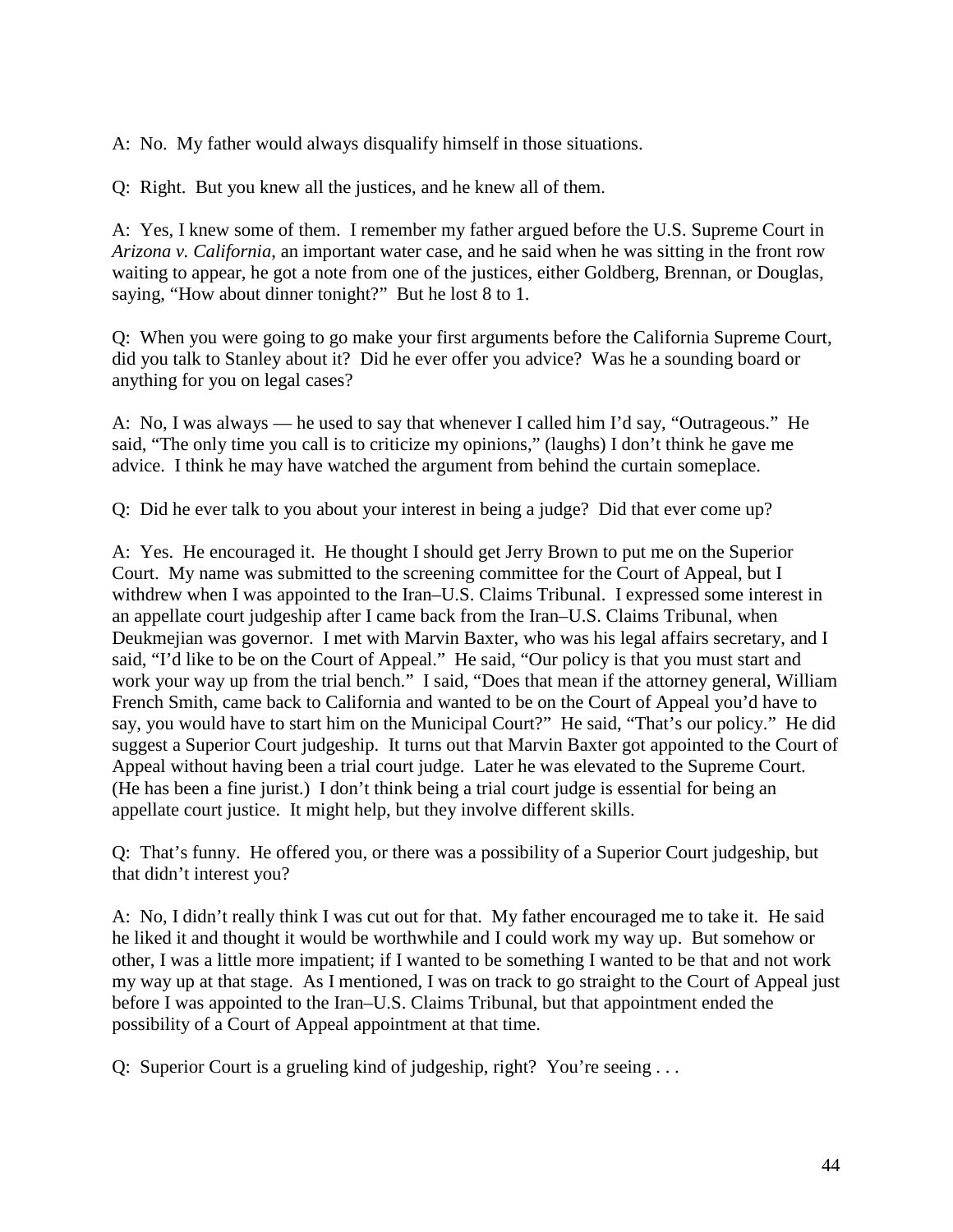A: No. My father would always disqualify himself in those situations.

Q: Right. But you knew all the justices, and he knew all of them.

A: Yes, I knew some of them. I remember my father argued before the U.S. Supreme Court in *Arizona v. California*, an important water case, and he said when he was sitting in the front row waiting to appear, he got a note from one of the justices, either Goldberg, Brennan, or Douglas, saying, "How about dinner tonight?" But he lost 8 to 1.

Q: When you were going to go make your first arguments before the California Supreme Court, did you talk to Stanley about it? Did he ever offer you advice? Was he a sounding board or anything for you on legal cases?

A: No, I was always — he used to say that whenever I called him I'd say, "Outrageous." He said, "The only time you call is to criticize my opinions," (laughs) I don't think he gave me advice. I think he may have watched the argument from behind the curtain someplace.

Q: Did he ever talk to you about your interest in being a judge? Did that ever come up?

A: Yes. He encouraged it. He thought I should get Jerry Brown to put me on the Superior Court. My name was submitted to the screening committee for the Court of Appeal, but I withdrew when I was appointed to the Iran–U.S. Claims Tribunal. I expressed some interest in an appellate court judgeship after I came back from the Iran–U.S. Claims Tribunal, when Deukmejian was governor. I met with Marvin Baxter, who was his legal affairs secretary, and I said, "I'd like to be on the Court of Appeal." He said, "Our policy is that you must start and work your way up from the trial bench." I said, "Does that mean if the attorney general, William French Smith, came back to California and wanted to be on the Court of Appeal you'd have to say, you would have to start him on the Municipal Court?" He said, "That's our policy." He did suggest a Superior Court judgeship. It turns out that Marvin Baxter got appointed to the Court of Appeal without having been a trial court judge. Later he was elevated to the Supreme Court. (He has been a fine jurist.) I don't think being a trial court judge is essential for being an appellate court justice. It might help, but they involve different skills.

Q: That's funny. He offered you, or there was a possibility of a Superior Court judgeship, but that didn't interest you?

A: No, I didn't really think I was cut out for that. My father encouraged me to take it. He said he liked it and thought it would be worthwhile and I could work my way up. But somehow or other, I was a little more impatient; if I wanted to be something I wanted to be that and not work my way up at that stage. As I mentioned, I was on track to go straight to the Court of Appeal just before I was appointed to the Iran–U.S. Claims Tribunal, but that appointment ended the possibility of a Court of Appeal appointment at that time.

Q: Superior Court is a grueling kind of judgeship, right? You're seeing . . .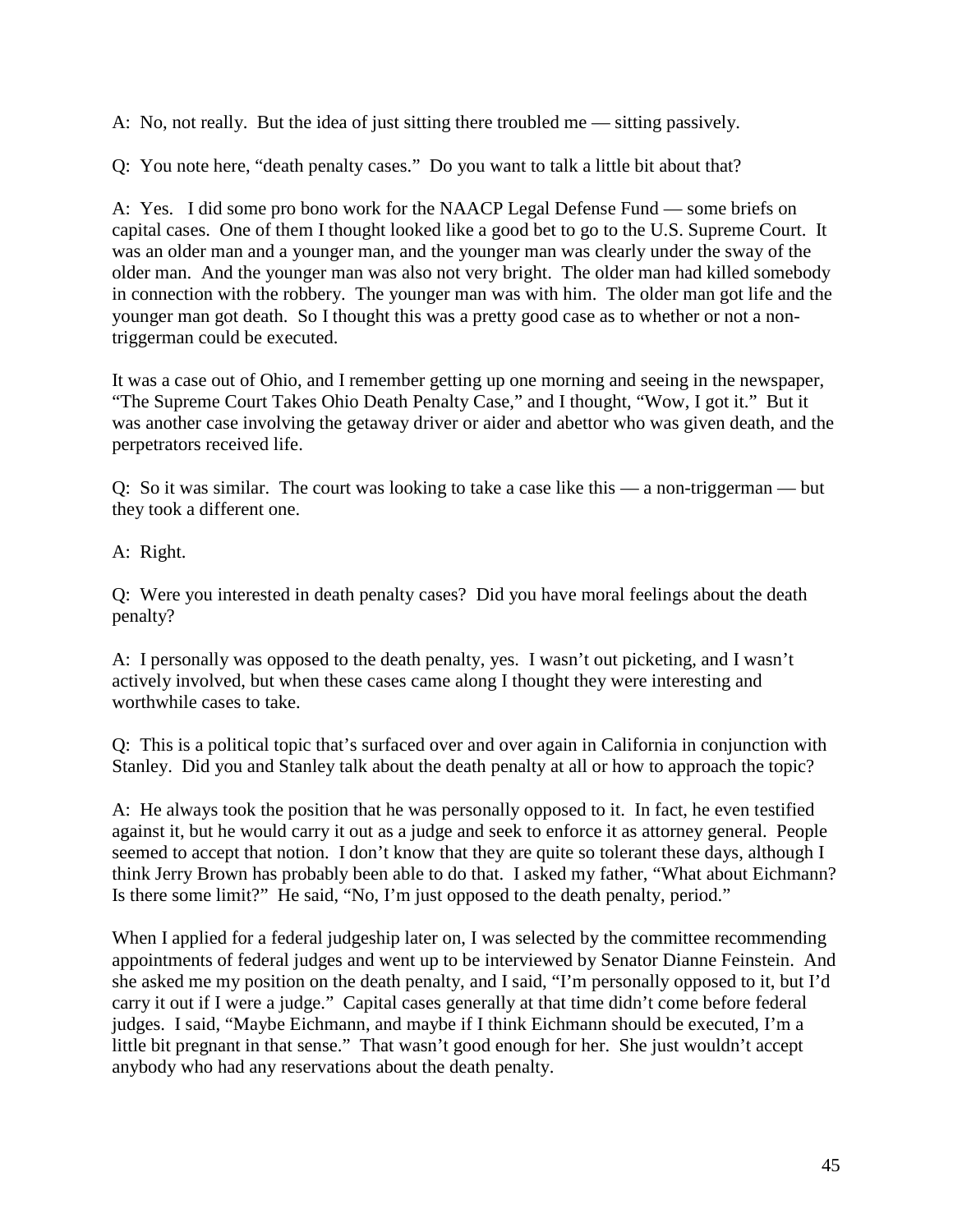A: No, not really. But the idea of just sitting there troubled me — sitting passively.

Q: You note here, "death penalty cases." Do you want to talk a little bit about that?

A: Yes. I did some pro bono work for the NAACP Legal Defense Fund — some briefs on capital cases. One of them I thought looked like a good bet to go to the U.S. Supreme Court. It was an older man and a younger man, and the younger man was clearly under the sway of the older man. And the younger man was also not very bright. The older man had killed somebody in connection with the robbery. The younger man was with him. The older man got life and the younger man got death. So I thought this was a pretty good case as to whether or not a non-triggerman could be executed.

It was a case out of Ohio, and I remember getting up one morning and seeing in the newspaper, "The Supreme Court Takes Ohio Death Penalty Case," and I thought, "Wow, I got it." But it was another case involving the getaway driver or aider and abettor who was given death, and the perpetrators received life.

Q: So it was similar. The court was looking to take a case like this — a non-triggerman — but they took a different one.

A: Right.

Q: Were you interested in death penalty cases? Did you have moral feelings about the death penalty?

A: I personally was opposed to the death penalty, yes. I wasn't out picketing, and I wasn't actively involved, but when these cases came along I thought they were interesting and worthwhile cases to take.

Q: This is a political topic that's surfaced over and over again in California in conjunction with Stanley. Did you and Stanley talk about the death penalty at all or how to approach the topic?

A: He always took the position that he was personally opposed to it. In fact, he even testified against it, but he would carry it out as a judge and seek to enforce it as attorney general. People seemed to accept that notion. I don't know that they are quite so tolerant these days, although I think Jerry Brown has probably been able to do that. I asked my father, "What about Eichmann? Is there some limit?" He said, "No, I'm just opposed to the death penalty, period."

When I applied for a federal judgeship later on, I was selected by the committee recommending appointments of federal judges and went up to be interviewed by Senator Dianne Feinstein. And she asked me my position on the death penalty, and I said, "I'm personally opposed to it, but I'd carry it out if I were a judge." Capital cases generally at that time didn't come before federal judges. I said, "Maybe Eichmann, and maybe if I think Eichmann should be executed, I'm a little bit pregnant in that sense." That wasn't good enough for her. She just wouldn't accept anybody who had any reservations about the death penalty.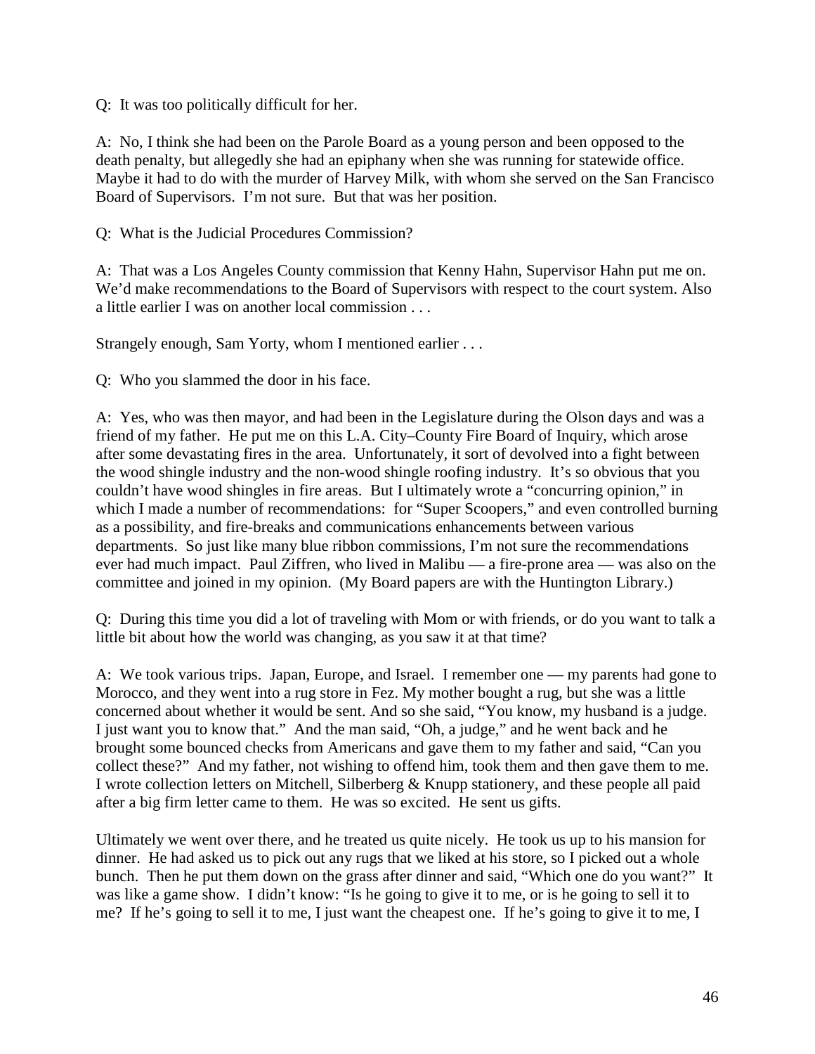Q: It was too politically difficult for her.

A: No, I think she had been on the Parole Board as a young person and been opposed to the death penalty, but allegedly she had an epiphany when she was running for statewide office. Maybe it had to do with the murder of Harvey Milk, with whom she served on the San Francisco Board of Supervisors. I'm not sure. But that was her position.

Q: What is the Judicial Procedures Commission?

A: That was a Los Angeles County commission that Kenny Hahn, Supervisor Hahn put me on. We'd make recommendations to the Board of Supervisors with respect to the court system. Also a little earlier I was on another local commission . . .

Strangely enough, Sam Yorty, whom I mentioned earlier . . .

Q: Who you slammed the door in his face.

A: Yes, who was then mayor, and had been in the Legislature during the Olson days and was a friend of my father. He put me on this L.A. City–County Fire Board of Inquiry, which arose after some devastating fires in the area. Unfortunately, it sort of devolved into a fight between the wood shingle industry and the non-wood shingle roofing industry. It's so obvious that you couldn't have wood shingles in fire areas. But I ultimately wrote a "concurring opinion," in which I made a number of recommendations: for "Super Scoopers," and even controlled burning as a possibility, and fire-breaks and communications enhancements between various departments. So just like many blue ribbon commissions, I'm not sure the recommendations ever had much impact. Paul Ziffren, who lived in Malibu — a fire-prone area — was also on the committee and joined in my opinion. (My Board papers are with the Huntington Library.)

Q: During this time you did a lot of traveling with Mom or with friends, or do you want to talk a little bit about how the world was changing, as you saw it at that time?

A: We took various trips. Japan, Europe, and Israel. I remember one — my parents had gone to Morocco, and they went into a rug store in Fez. My mother bought a rug, but she was a little concerned about whether it would be sent. And so she said, "You know, my husband is a judge. I just want you to know that." And the man said, "Oh, a judge," and he went back and he brought some bounced checks from Americans and gave them to my father and said, "Can you collect these?" And my father, not wishing to offend him, took them and then gave them to me. I wrote collection letters on Mitchell, Silberberg & Knupp stationery, and these people all paid after a big firm letter came to them. He was so excited. He sent us gifts.

Ultimately we went over there, and he treated us quite nicely. He took us up to his mansion for dinner. He had asked us to pick out any rugs that we liked at his store, so I picked out a whole bunch. Then he put them down on the grass after dinner and said, "Which one do you want?" It was like a game show. I didn't know: "Is he going to give it to me, or is he going to sell it to me? If he's going to sell it to me, I just want the cheapest one. If he's going to give it to me, I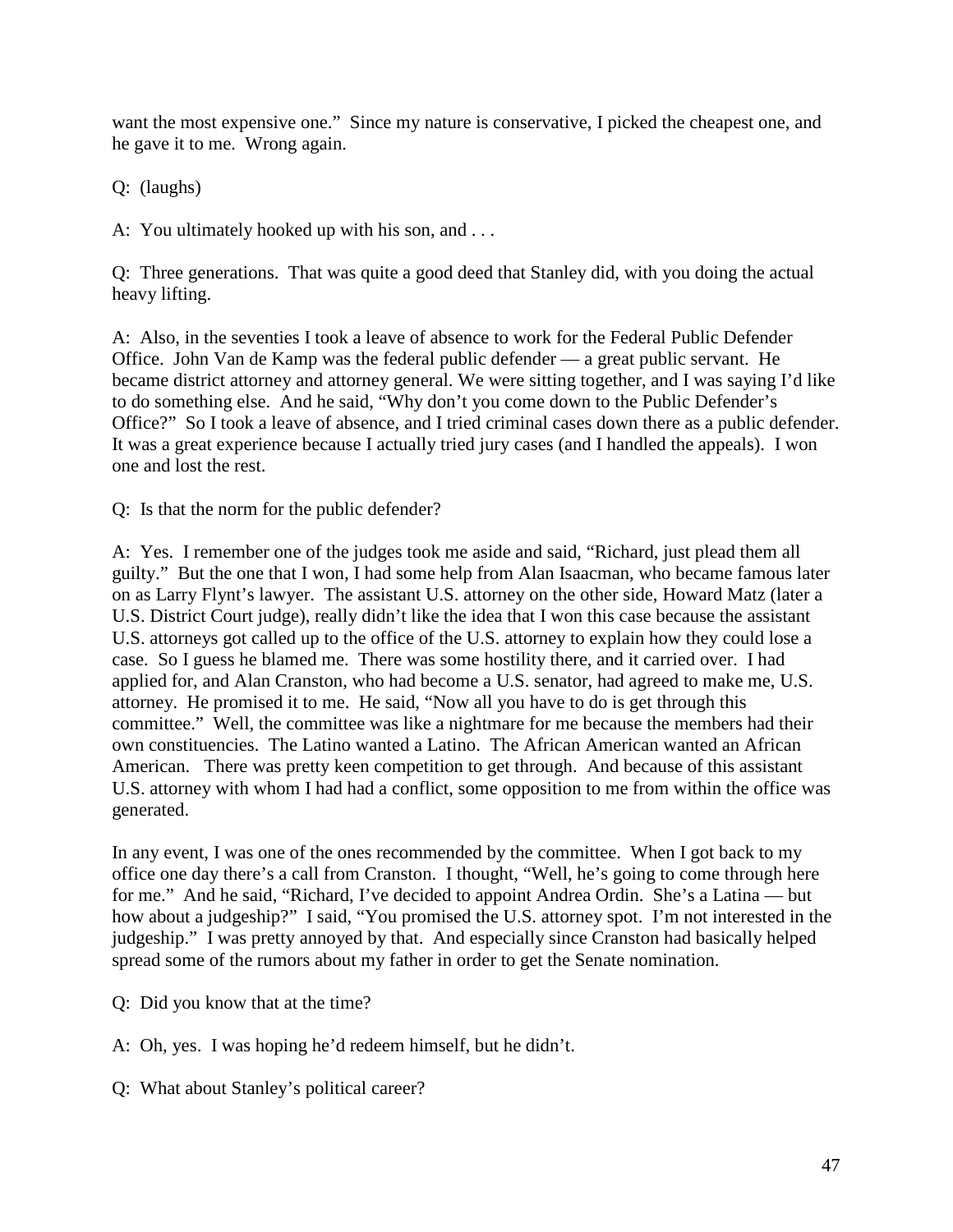want the most expensive one." Since my nature is conservative, I picked the cheapest one, and he gave it to me. Wrong again.

Q: (laughs)

A: You ultimately hooked up with his son, and . . .

Q: Three generations. That was quite a good deed that Stanley did, with you doing the actual heavy lifting.

A: Also, in the seventies I took a leave of absence to work for the Federal Public Defender Office. John Van de Kamp was the federal public defender — a great public servant. He became district attorney and attorney general. We were sitting together, and I was saying I'd like to do something else. And he said, "Why don't you come down to the Public Defender's Office?" So I took a leave of absence, and I tried criminal cases down there as a public defender. It was a great experience because I actually tried jury cases (and I handled the appeals). I won one and lost the rest.

Q: Is that the norm for the public defender?

A: Yes. I remember one of the judges took me aside and said, "Richard, just plead them all guilty." But the one that I won, I had some help from Alan Isaacman, who became famous later on as Larry Flynt's lawyer. The assistant U.S. attorney on the other side, Howard Matz (later a U.S. District Court judge), really didn't like the idea that I won this case because the assistant U.S. attorneys got called up to the office of the U.S. attorney to explain how they could lose a case. So I guess he blamed me. There was some hostility there, and it carried over. I had applied for, and Alan Cranston, who had become a U.S. senator, had agreed to make me, U.S. attorney. He promised it to me. He said, "Now all you have to do is get through this committee." Well, the committee was like a nightmare for me because the members had their own constituencies. The Latino wanted a Latino. The African American wanted an African American. There was pretty keen competition to get through. And because of this assistant U.S. attorney with whom I had had a conflict, some opposition to me from within the office was generated.

In any event, I was one of the ones recommended by the committee. When I got back to my office one day there's a call from Cranston. I thought, "Well, he's going to come through here for me." And he said, "Richard, I've decided to appoint Andrea Ordin. She's a Latina — but how about a judgeship?" I said, "You promised the U.S. attorney spot. I'm not interested in the judgeship." I was pretty annoyed by that. And especially since Cranston had basically helped spread some of the rumors about my father in order to get the Senate nomination.

Q: Did you know that at the time?

A: Oh, yes. I was hoping he'd redeem himself, but he didn't.

Q: What about Stanley's political career?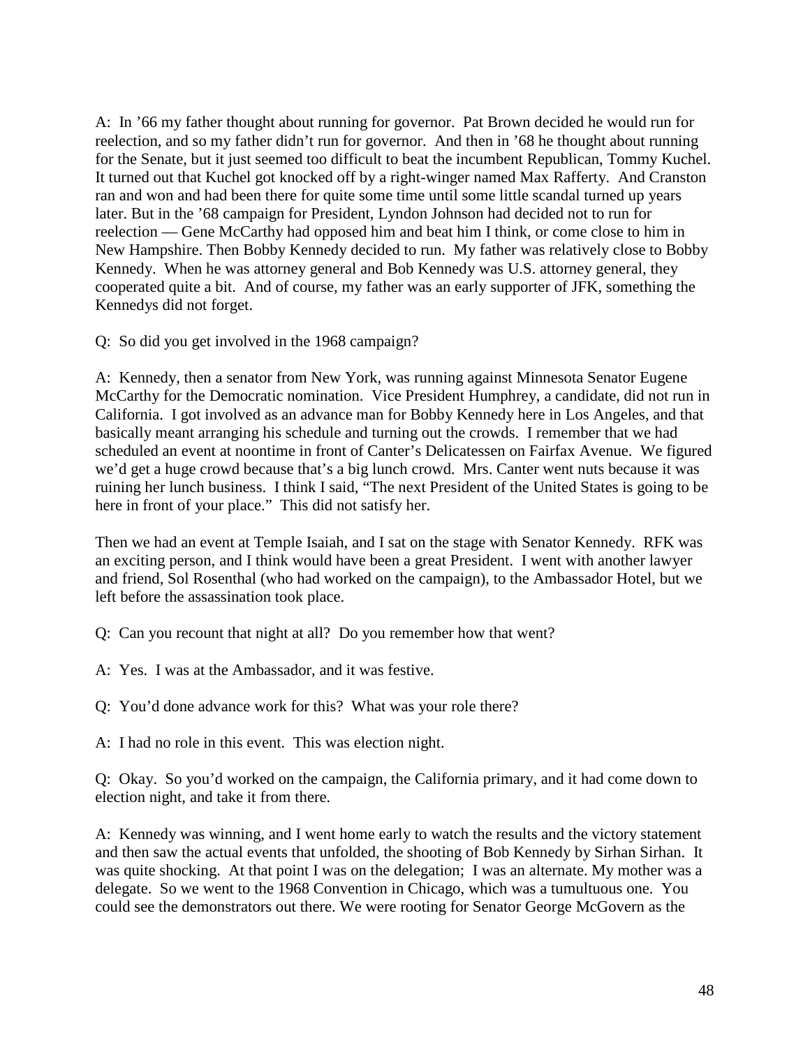A: In ’66 my father thought about running for governor. Pat Brown decided he would run for reelection, and so my father didn’t run for governor. And then in ’68 he thought about running for the Senate, but it just seemed too difficult to beat the incumbent Republican, Tommy Kuchel. It turned out that Kuchel got knocked off by a right-winger named Max Rafferty. And Cranston ran and won and had been there for quite some time until some little scandal turned up years later. But in the ’68 campaign for President, Lyndon Johnson had decided not to run for reelection — Gene McCarthy had opposed him and beat him I think, or come close to him in New Hampshire. Then Bobby Kennedy decided to run. My father was relatively close to Bobby Kennedy. When he was attorney general and Bob Kennedy was U.S. attorney general, they cooperated quite a bit. And of course, my father was an early supporter of JFK, something the Kennedys did not forget.

Q: So did you get involved in the 1968 campaign?

A: Kennedy, then a senator from New York, was running against Minnesota Senator Eugene McCarthy for the Democratic nomination. Vice President Humphrey, a candidate, did not run in California. I got involved as an advance man for Bobby Kennedy here in Los Angeles, and that basically meant arranging his schedule and turning out the crowds. I remember that we had scheduled an event at noontime in front of Canter’s Delicatessen on Fairfax Avenue. We figured we’d get a huge crowd because that’s a big lunch crowd. Mrs. Canter went nuts because it was ruining her lunch business. I think I said, “The next President of the United States is going to be here in front of your place.” This did not satisfy her.

Then we had an event at Temple Isaiah, and I sat on the stage with Senator Kennedy. RFK was an exciting person, and I think would have been a great President. I went with another lawyer and friend, Sol Rosenthal (who had worked on the campaign), to the Ambassador Hotel, but we left before the assassination took place.

Q: Can you recount that night at all? Do you remember how that went?

A: Yes. I was at the Ambassador, and it was festive.

Q: You’d done advance work for this? What was your role there?

A: I had no role in this event. This was election night.

Q: Okay. So you’d worked on the campaign, the California primary, and it had come down to election night, and take it from there.

A: Kennedy was winning, and I went home early to watch the results and the victory statement and then saw the actual events that unfolded, the shooting of Bob Kennedy by Sirhan Sirhan. It was quite shocking. At that point I was on the delegation; I was an alternate. My mother was a delegate. So we went to the 1968 Convention in Chicago, which was a tumultuous one. You could see the demonstrators out there. We were rooting for Senator George McGovern as the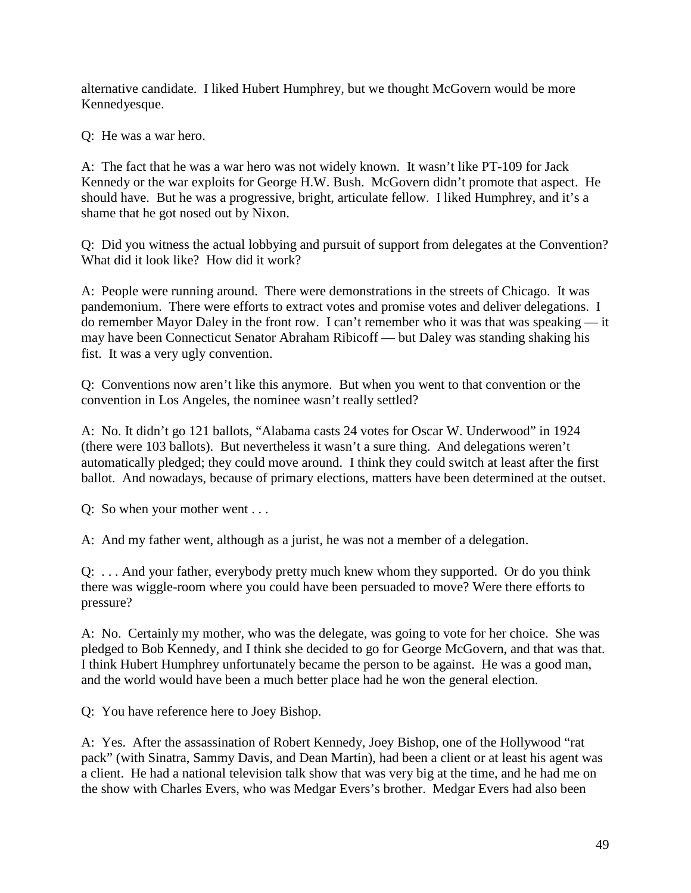alternative candidate. I liked Hubert Humphrey, but we thought McGovern would be more Kennedyesque.

Q: He was a war hero.

A: The fact that he was a war hero was not widely known. It wasn't like PT-109 for Jack Kennedy or the war exploits for George H.W. Bush. McGovern didn't promote that aspect. He should have. But he was a progressive, bright, articulate fellow. I liked Humphrey, and it's a shame that he got nosed out by Nixon.

Q: Did you witness the actual lobbying and pursuit of support from delegates at the Convention? What did it look like? How did it work?

A: People were running around. There were demonstrations in the streets of Chicago. It was pandemonium. There were efforts to extract votes and promise votes and deliver delegations. I do remember Mayor Daley in the front row. I can't remember who it was that was speaking — it may have been Connecticut Senator Abraham Ribicoff — but Daley was standing shaking his fist. It was a very ugly convention.

Q: Conventions now aren't like this anymore. But when you went to that convention or the convention in Los Angeles, the nominee wasn't really settled?

A: No. It didn't go 121 ballots, "Alabama casts 24 votes for Oscar W. Underwood" in 1924 (there were 103 ballots). But nevertheless it wasn't a sure thing. And delegations weren't automatically pledged; they could move around. I think they could switch at least after the first ballot. And nowadays, because of primary elections, matters have been determined at the outset.

Q: So when your mother went . . .

A: And my father went, although as a jurist, he was not a member of a delegation.

Q: . . . And your father, everybody pretty much knew whom they supported. Or do you think there was wiggle-room where you could have been persuaded to move? Were there efforts to pressure?

A: No. Certainly my mother, who was the delegate, was going to vote for her choice. She was pledged to Bob Kennedy, and I think she decided to go for George McGovern, and that was that. I think Hubert Humphrey unfortunately became the person to be against. He was a good man, and the world would have been a much better place had he won the general election.

Q: You have reference here to Joey Bishop.

A: Yes. After the assassination of Robert Kennedy, Joey Bishop, one of the Hollywood "rat pack" (with Sinatra, Sammy Davis, and Dean Martin), had been a client or at least his agent was a client. He had a national television talk show that was very big at the time, and he had me on the show with Charles Evers, who was Medgar Evers's brother. Medgar Evers had also been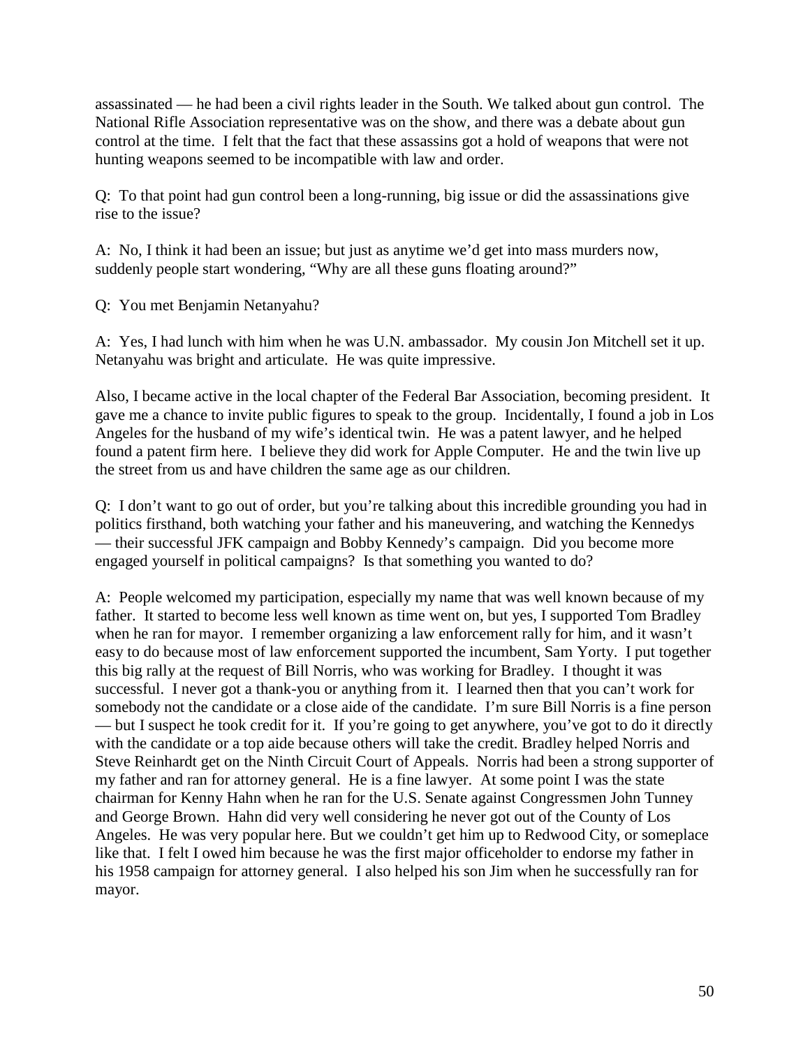assassinated — he had been a civil rights leader in the South. We talked about gun control. The National Rifle Association representative was on the show, and there was a debate about gun control at the time. I felt that the fact that these assassins got a hold of weapons that were not hunting weapons seemed to be incompatible with law and order.

Q: To that point had gun control been a long-running, big issue or did the assassinations give rise to the issue?

A: No, I think it had been an issue; but just as anytime we'd get into mass murders now, suddenly people start wondering, "Why are all these guns floating around?"

Q: You met Benjamin Netanyahu?

A: Yes, I had lunch with him when he was U.N. ambassador. My cousin Jon Mitchell set it up. Netanyahu was bright and articulate. He was quite impressive.

Also, I became active in the local chapter of the Federal Bar Association, becoming president. It gave me a chance to invite public figures to speak to the group. Incidentally, I found a job in Los Angeles for the husband of my wife's identical twin. He was a patent lawyer, and he helped found a patent firm here. I believe they did work for Apple Computer. He and the twin live up the street from us and have children the same age as our children.

Q: I don't want to go out of order, but you're talking about this incredible grounding you had in politics firsthand, both watching your father and his maneuvering, and watching the Kennedys — their successful JFK campaign and Bobby Kennedy's campaign. Did you become more engaged yourself in political campaigns? Is that something you wanted to do?

A: People welcomed my participation, especially my name that was well known because of my father. It started to become less well known as time went on, but yes, I supported Tom Bradley when he ran for mayor. I remember organizing a law enforcement rally for him, and it wasn't easy to do because most of law enforcement supported the incumbent, Sam Yorty. I put together this big rally at the request of Bill Norris, who was working for Bradley. I thought it was successful. I never got a thank-you or anything from it. I learned then that you can't work for somebody not the candidate or a close aide of the candidate. I'm sure Bill Norris is a fine person — but I suspect he took credit for it. If you're going to get anywhere, you've got to do it directly with the candidate or a top aide because others will take the credit. Bradley helped Norris and Steve Reinhardt get on the Ninth Circuit Court of Appeals. Norris had been a strong supporter of my father and ran for attorney general. He is a fine lawyer. At some point I was the state chairman for Kenny Hahn when he ran for the U.S. Senate against Congressmen John Tunney and George Brown. Hahn did very well considering he never got out of the County of Los Angeles. He was very popular here. But we couldn't get him up to Redwood City, or someplace like that. I felt I owed him because he was the first major officeholder to endorse my father in his 1958 campaign for attorney general. I also helped his son Jim when he successfully ran for mayor.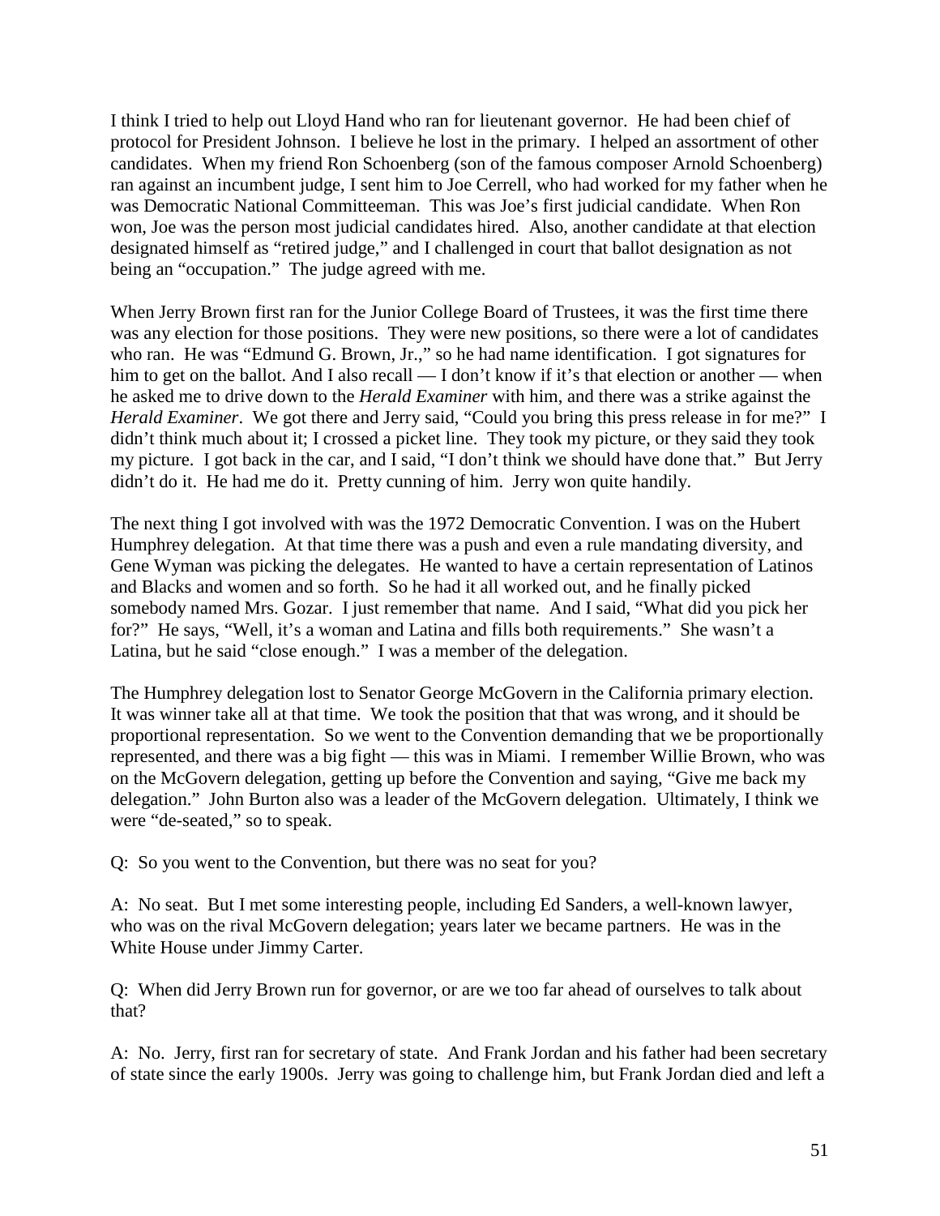I think I tried to help out Lloyd Hand who ran for lieutenant governor. He had been chief of protocol for President Johnson. I believe he lost in the primary. I helped an assortment of other candidates. When my friend Ron Schoenberg (son of the famous composer Arnold Schoenberg) ran against an incumbent judge, I sent him to Joe Cerrell, who had worked for my father when he was Democratic National Committeeman. This was Joe's first judicial candidate. When Ron won, Joe was the person most judicial candidates hired. Also, another candidate at that election designated himself as "retired judge," and I challenged in court that ballot designation as not being an "occupation." The judge agreed with me.

When Jerry Brown first ran for the Junior College Board of Trustees, it was the first time there was any election for those positions. They were new positions, so there were a lot of candidates who ran. He was "Edmund G. Brown, Jr.," so he had name identification. I got signatures for him to get on the ballot. And I also recall — I don't know if it's that election or another — when he asked me to drive down to the *Herald Examiner* with him, and there was a strike against the *Herald Examiner*. We got there and Jerry said, "Could you bring this press release in for me?" I didn't think much about it; I crossed a picket line. They took my picture, or they said they took my picture. I got back in the car, and I said, "I don't think we should have done that." But Jerry didn't do it. He had me do it. Pretty cunning of him. Jerry won quite handily.

The next thing I got involved with was the 1972 Democratic Convention. I was on the Hubert Humphrey delegation. At that time there was a push and even a rule mandating diversity, and Gene Wyman was picking the delegates. He wanted to have a certain representation of Latinos and Blacks and women and so forth. So he had it all worked out, and he finally picked somebody named Mrs. Gozar. I just remember that name. And I said, "What did you pick her for?" He says, "Well, it's a woman and Latina and fills both requirements." She wasn't a Latina, but he said "close enough." I was a member of the delegation.

The Humphrey delegation lost to Senator George McGovern in the California primary election. It was winner take all at that time. We took the position that that was wrong, and it should be proportional representation. So we went to the Convention demanding that we be proportionally represented, and there was a big fight — this was in Miami. I remember Willie Brown, who was on the McGovern delegation, getting up before the Convention and saying, "Give me back my delegation." John Burton also was a leader of the McGovern delegation. Ultimately, I think we were "de-seated," so to speak.

Q: So you went to the Convention, but there was no seat for you?

A: No seat. But I met some interesting people, including Ed Sanders, a well-known lawyer, who was on the rival McGovern delegation; years later we became partners. He was in the White House under Jimmy Carter.

Q: When did Jerry Brown run for governor, or are we too far ahead of ourselves to talk about that?

A: No. Jerry, first ran for secretary of state. And Frank Jordan and his father had been secretary of state since the early 1900s. Jerry was going to challenge him, but Frank Jordan died and left a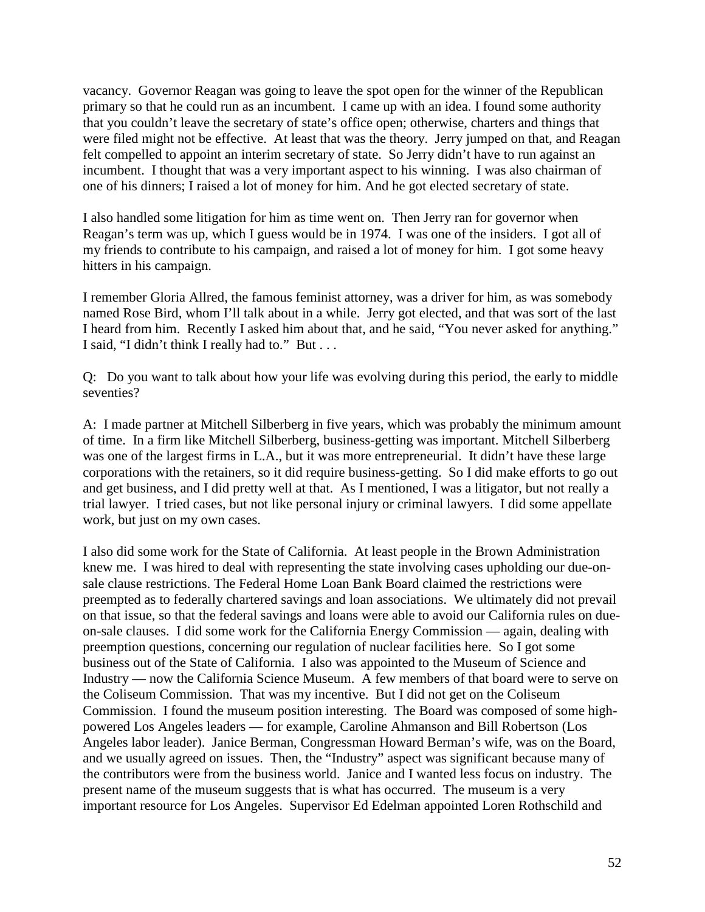vacancy. Governor Reagan was going to leave the spot open for the winner of the Republican primary so that he could run as an incumbent. I came up with an idea. I found some authority that you couldn't leave the secretary of state's office open; otherwise, charters and things that were filed might not be effective. At least that was the theory. Jerry jumped on that, and Reagan felt compelled to appoint an interim secretary of state. So Jerry didn't have to run against an incumbent. I thought that was a very important aspect to his winning. I was also chairman of one of his dinners; I raised a lot of money for him. And he got elected secretary of state.

I also handled some litigation for him as time went on. Then Jerry ran for governor when Reagan's term was up, which I guess would be in 1974. I was one of the insiders. I got all of my friends to contribute to his campaign, and raised a lot of money for him. I got some heavy hitters in his campaign.

I remember Gloria Allred, the famous feminist attorney, was a driver for him, as was somebody named Rose Bird, whom I'll talk about in a while. Jerry got elected, and that was sort of the last I heard from him. Recently I asked him about that, and he said, "You never asked for anything." I said, "I didn't think I really had to." But . . .

Q: Do you want to talk about how your life was evolving during this period, the early to middle seventies?

A: I made partner at Mitchell Silberberg in five years, which was probably the minimum amount of time. In a firm like Mitchell Silberberg, business-getting was important. Mitchell Silberberg was one of the largest firms in L.A., but it was more entrepreneurial. It didn't have these large corporations with the retainers, so it did require business-getting. So I did make efforts to go out and get business, and I did pretty well at that. As I mentioned, I was a litigator, but not really a trial lawyer. I tried cases, but not like personal injury or criminal lawyers. I did some appellate work, but just on my own cases.

I also did some work for the State of California. At least people in the Brown Administration knew me. I was hired to deal with representing the state involving cases upholding our due-on-sale clause restrictions. The Federal Home Loan Bank Board claimed the restrictions were preempted as to federally chartered savings and loan associations. We ultimately did not prevail on that issue, so that the federal savings and loans were able to avoid our California rules on due-on-sale clauses. I did some work for the California Energy Commission — again, dealing with preemption questions, concerning our regulation of nuclear facilities here. So I got some business out of the State of California. I also was appointed to the Museum of Science and Industry — now the California Science Museum. A few members of that board were to serve on the Coliseum Commission. That was my incentive. But I did not get on the Coliseum Commission. I found the museum position interesting. The Board was composed of some high-powered Los Angeles leaders — for example, Caroline Ahmanson and Bill Robertson (Los Angeles labor leader). Janice Berman, Congressman Howard Berman's wife, was on the Board, and we usually agreed on issues. Then, the "Industry" aspect was significant because many of the contributors were from the business world. Janice and I wanted less focus on industry. The present name of the museum suggests that is what has occurred. The museum is a very important resource for Los Angeles. Supervisor Ed Edelman appointed Loren Rothschild and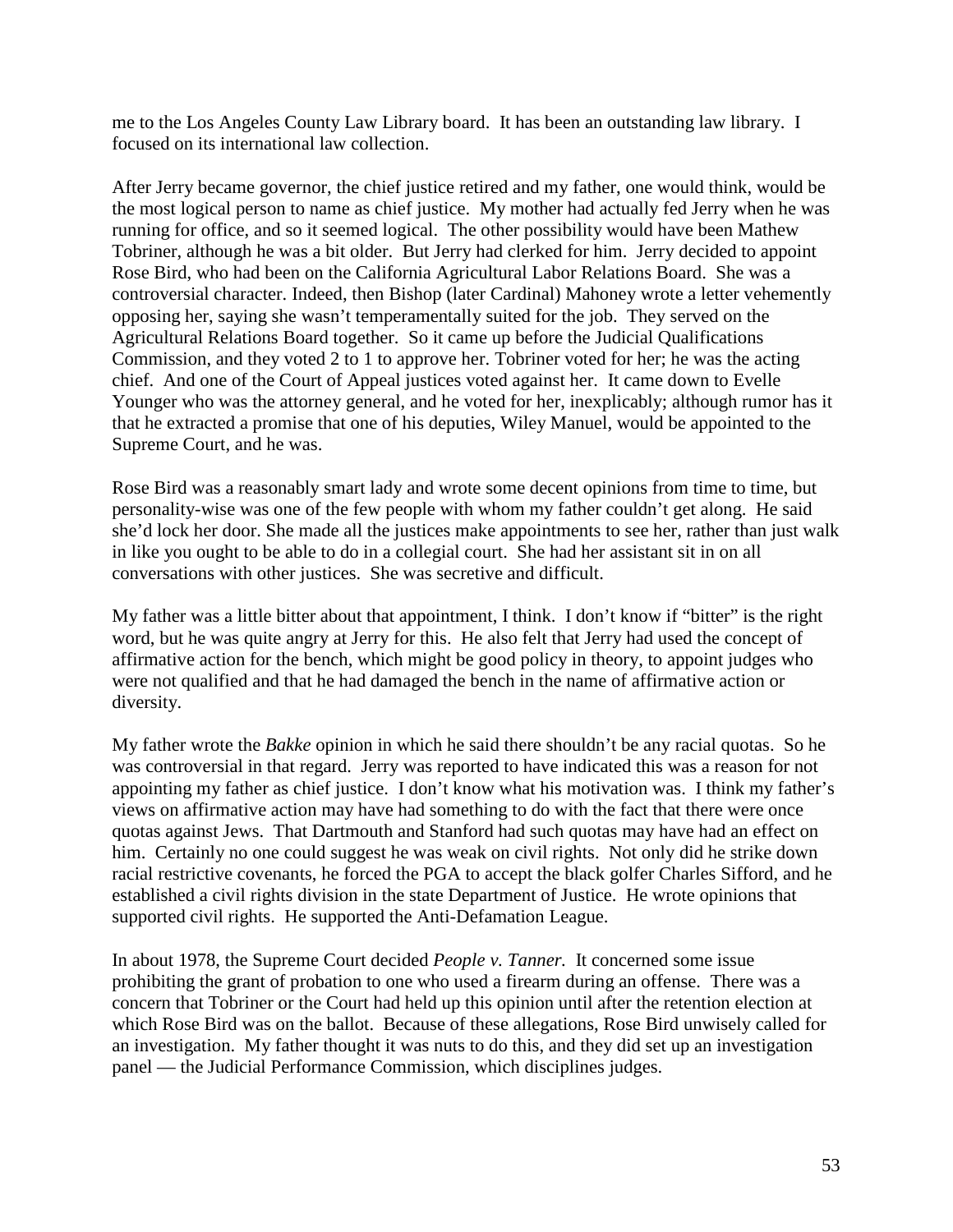me to the Los Angeles County Law Library board. It has been an outstanding law library. I focused on its international law collection.

After Jerry became governor, the chief justice retired and my father, one would think, would be the most logical person to name as chief justice. My mother had actually fed Jerry when he was running for office, and so it seemed logical. The other possibility would have been Mathew Tobriner, although he was a bit older. But Jerry had clerked for him. Jerry decided to appoint Rose Bird, who had been on the California Agricultural Labor Relations Board. She was a controversial character. Indeed, then Bishop (later Cardinal) Mahoney wrote a letter vehemently opposing her, saying she wasn't temperamentally suited for the job. They served on the Agricultural Relations Board together. So it came up before the Judicial Qualifications Commission, and they voted 2 to 1 to approve her. Tobriner voted for her; he was the acting chief. And one of the Court of Appeal justices voted against her. It came down to Evelle Younger who was the attorney general, and he voted for her, inexplicably; although rumor has it that he extracted a promise that one of his deputies, Wiley Manuel, would be appointed to the Supreme Court, and he was.

Rose Bird was a reasonably smart lady and wrote some decent opinions from time to time, but personality-wise was one of the few people with whom my father couldn't get along. He said she'd lock her door. She made all the justices make appointments to see her, rather than just walk in like you ought to be able to do in a collegial court. She had her assistant sit in on all conversations with other justices. She was secretive and difficult.

My father was a little bitter about that appointment, I think. I don't know if "bitter" is the right word, but he was quite angry at Jerry for this. He also felt that Jerry had used the concept of affirmative action for the bench, which might be good policy in theory, to appoint judges who were not qualified and that he had damaged the bench in the name of affirmative action or diversity.

My father wrote the *Bakke* opinion in which he said there shouldn't be any racial quotas. So he was controversial in that regard. Jerry was reported to have indicated this was a reason for not appointing my father as chief justice. I don't know what his motivation was. I think my father's views on affirmative action may have had something to do with the fact that there were once quotas against Jews. That Dartmouth and Stanford had such quotas may have had an effect on him. Certainly no one could suggest he was weak on civil rights. Not only did he strike down racial restrictive covenants, he forced the PGA to accept the black golfer Charles Sifford, and he established a civil rights division in the state Department of Justice. He wrote opinions that supported civil rights. He supported the Anti-Defamation League.

In about 1978, the Supreme Court decided *People v. Tanner.* It concerned some issue prohibiting the grant of probation to one who used a firearm during an offense. There was a concern that Tobriner or the Court had held up this opinion until after the retention election at which Rose Bird was on the ballot. Because of these allegations, Rose Bird unwisely called for an investigation. My father thought it was nuts to do this, and they did set up an investigation panel — the Judicial Performance Commission, which disciplines judges.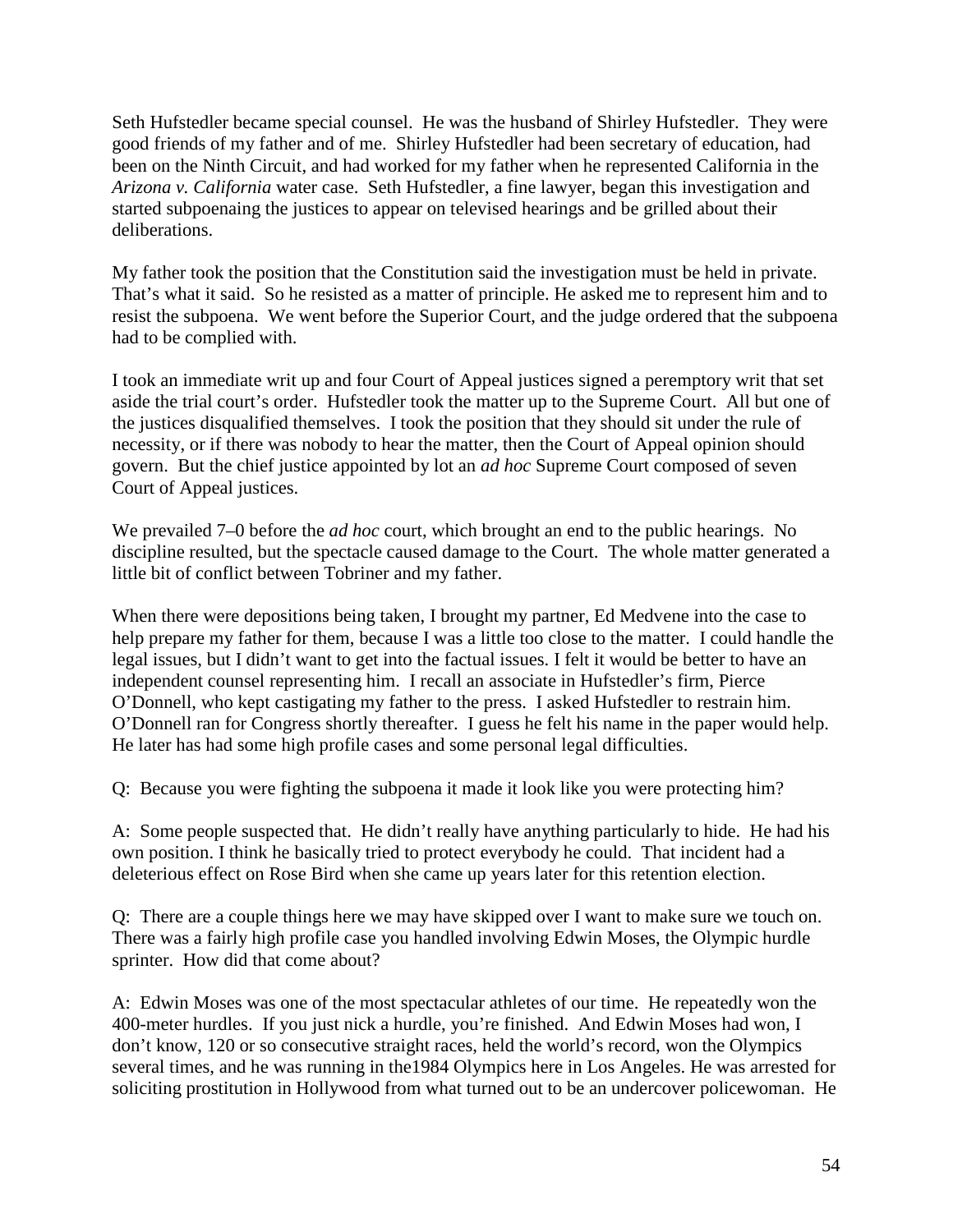Seth Hufstedler became special counsel. He was the husband of Shirley Hufstedler. They were good friends of my father and of me. Shirley Hufstedler had been secretary of education, had been on the Ninth Circuit, and had worked for my father when he represented California in the *Arizona v. California* water case. Seth Hufstedler, a fine lawyer, began this investigation and started subpoenaing the justices to appear on televised hearings and be grilled about their deliberations.

My father took the position that the Constitution said the investigation must be held in private. That's what it said. So he resisted as a matter of principle. He asked me to represent him and to resist the subpoena. We went before the Superior Court, and the judge ordered that the subpoena had to be complied with.

I took an immediate writ up and four Court of Appeal justices signed a peremptory writ that set aside the trial court's order. Hufstedler took the matter up to the Supreme Court. All but one of the justices disqualified themselves. I took the position that they should sit under the rule of necessity, or if there was nobody to hear the matter, then the Court of Appeal opinion should govern. But the chief justice appointed by lot an *ad hoc* Supreme Court composed of seven Court of Appeal justices.

We prevailed 7–0 before the *ad hoc* court, which brought an end to the public hearings. No discipline resulted, but the spectacle caused damage to the Court. The whole matter generated a little bit of conflict between Tobriner and my father.

When there were depositions being taken, I brought my partner, Ed Medvene into the case to help prepare my father for them, because I was a little too close to the matter. I could handle the legal issues, but I didn't want to get into the factual issues. I felt it would be better to have an independent counsel representing him. I recall an associate in Hufstedler's firm, Pierce O'Donnell, who kept castigating my father to the press. I asked Hufstedler to restrain him. O'Donnell ran for Congress shortly thereafter. I guess he felt his name in the paper would help. He later has had some high profile cases and some personal legal difficulties.

Q: Because you were fighting the subpoena it made it look like you were protecting him?

A: Some people suspected that. He didn't really have anything particularly to hide. He had his own position. I think he basically tried to protect everybody he could. That incident had a deleterious effect on Rose Bird when she came up years later for this retention election.

Q: There are a couple things here we may have skipped over I want to make sure we touch on. There was a fairly high profile case you handled involving Edwin Moses, the Olympic hurdle sprinter. How did that come about?

A: Edwin Moses was one of the most spectacular athletes of our time. He repeatedly won the 400-meter hurdles. If you just nick a hurdle, you're finished. And Edwin Moses had won, I don't know, 120 or so consecutive straight races, held the world's record, won the Olympics several times, and he was running in the1984 Olympics here in Los Angeles. He was arrested for soliciting prostitution in Hollywood from what turned out to be an undercover policewoman. He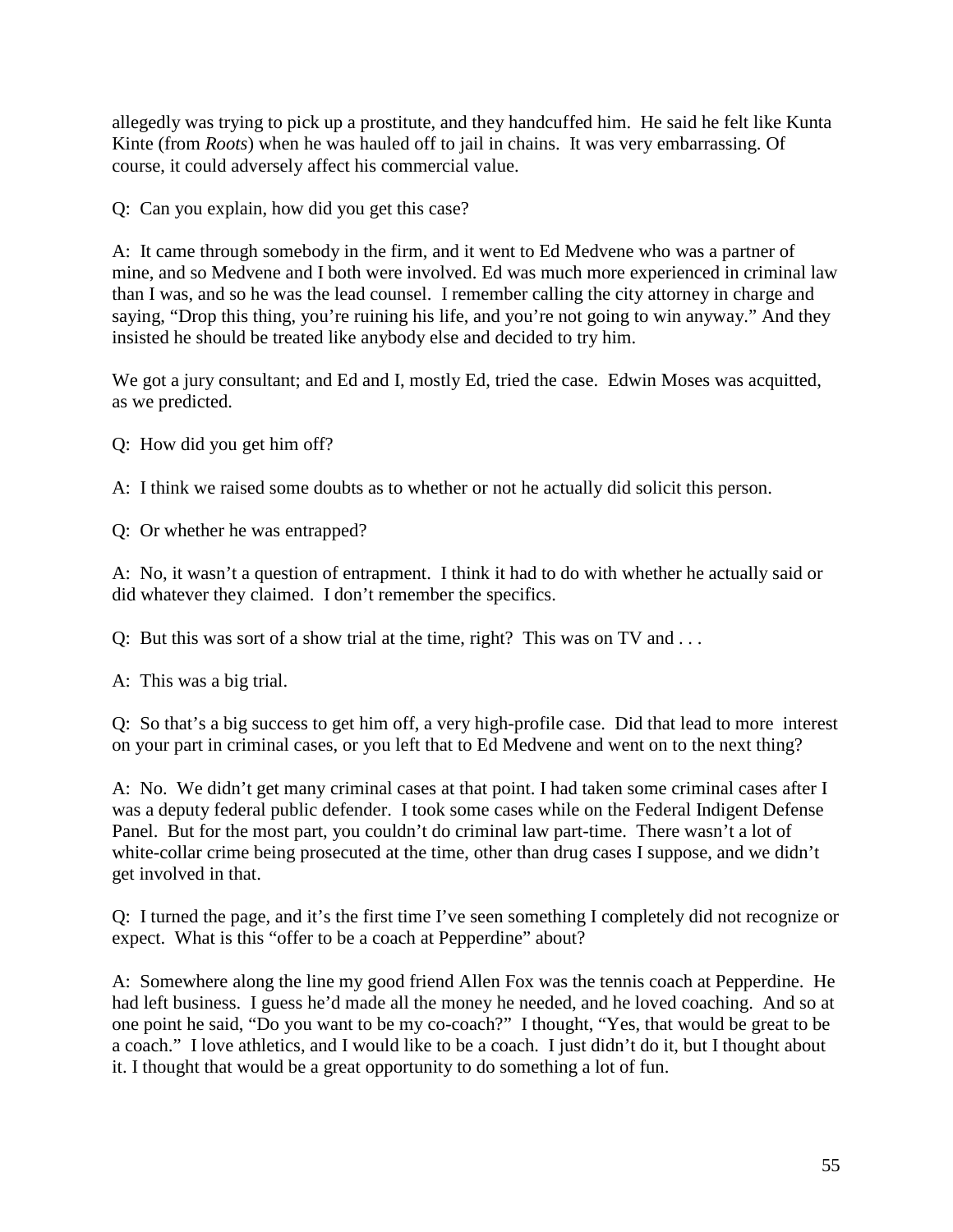allegedly was trying to pick up a prostitute, and they handcuffed him. He said he felt like Kunta Kinte (from *Roots*) when he was hauled off to jail in chains. It was very embarrassing. Of course, it could adversely affect his commercial value.

Q: Can you explain, how did you get this case?

A: It came through somebody in the firm, and it went to Ed Medvene who was a partner of mine, and so Medvene and I both were involved. Ed was much more experienced in criminal law than I was, and so he was the lead counsel. I remember calling the city attorney in charge and saying, "Drop this thing, you're ruining his life, and you're not going to win anyway." And they insisted he should be treated like anybody else and decided to try him.

We got a jury consultant; and Ed and I, mostly Ed, tried the case. Edwin Moses was acquitted, as we predicted.

Q: How did you get him off?

A: I think we raised some doubts as to whether or not he actually did solicit this person.

Q: Or whether he was entrapped?

A: No, it wasn't a question of entrapment. I think it had to do with whether he actually said or did whatever they claimed. I don't remember the specifics.

Q: But this was sort of a show trial at the time, right? This was on TV and . . .

A: This was a big trial.

Q: So that's a big success to get him off, a very high-profile case. Did that lead to more interest on your part in criminal cases, or you left that to Ed Medvene and went on to the next thing?

A: No. We didn't get many criminal cases at that point. I had taken some criminal cases after I was a deputy federal public defender. I took some cases while on the Federal Indigent Defense Panel. But for the most part, you couldn't do criminal law part-time. There wasn't a lot of white-collar crime being prosecuted at the time, other than drug cases I suppose, and we didn't get involved in that.

Q: I turned the page, and it's the first time I've seen something I completely did not recognize or expect. What is this "offer to be a coach at Pepperdine" about?

A: Somewhere along the line my good friend Allen Fox was the tennis coach at Pepperdine. He had left business. I guess he'd made all the money he needed, and he loved coaching. And so at one point he said, "Do you want to be my co-coach?" I thought, "Yes, that would be great to be a coach." I love athletics, and I would like to be a coach. I just didn't do it, but I thought about it. I thought that would be a great opportunity to do something a lot of fun.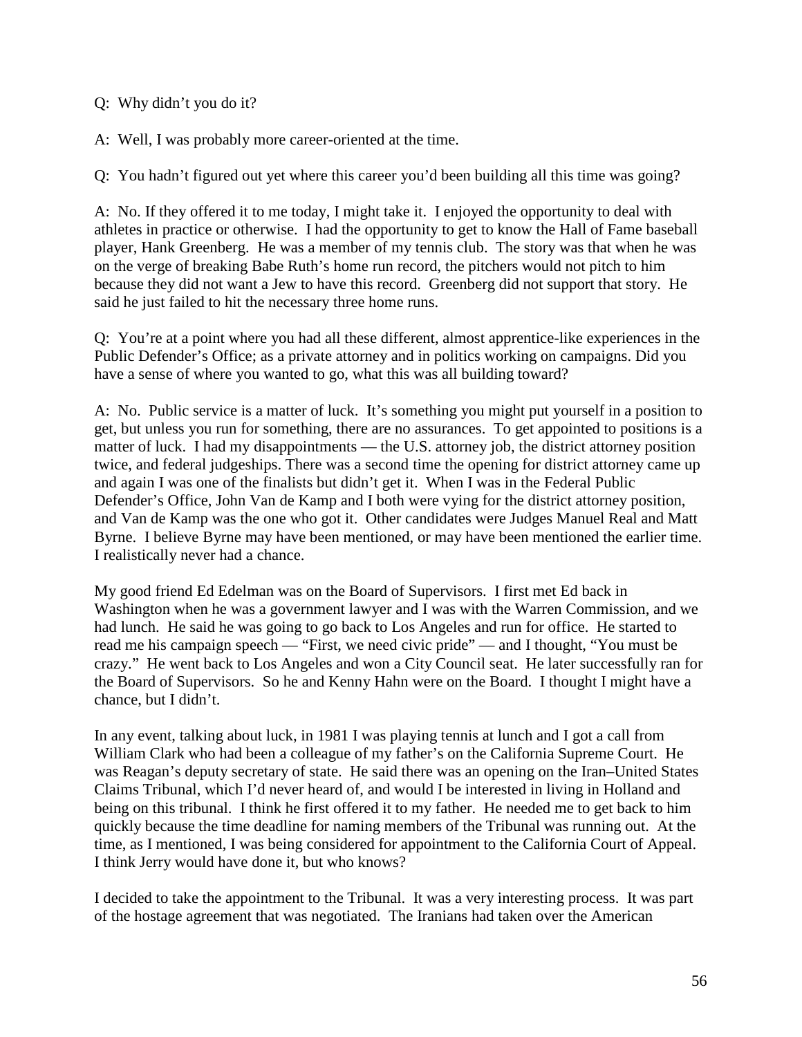Q: Why didn't you do it?

A: Well, I was probably more career-oriented at the time.

Q: You hadn't figured out yet where this career you'd been building all this time was going?

A: No. If they offered it to me today, I might take it. I enjoyed the opportunity to deal with athletes in practice or otherwise. I had the opportunity to get to know the Hall of Fame baseball player, Hank Greenberg. He was a member of my tennis club. The story was that when he was on the verge of breaking Babe Ruth's home run record, the pitchers would not pitch to him because they did not want a Jew to have this record. Greenberg did not support that story. He said he just failed to hit the necessary three home runs.

Q: You're at a point where you had all these different, almost apprentice-like experiences in the Public Defender's Office; as a private attorney and in politics working on campaigns. Did you have a sense of where you wanted to go, what this was all building toward?

A: No. Public service is a matter of luck. It's something you might put yourself in a position to get, but unless you run for something, there are no assurances. To get appointed to positions is a matter of luck. I had my disappointments — the U.S. attorney job, the district attorney position twice, and federal judgeships. There was a second time the opening for district attorney came up and again I was one of the finalists but didn't get it. When I was in the Federal Public Defender's Office, John Van de Kamp and I both were vying for the district attorney position, and Van de Kamp was the one who got it. Other candidates were Judges Manuel Real and Matt Byrne. I believe Byrne may have been mentioned, or may have been mentioned the earlier time. I realistically never had a chance.

My good friend Ed Edelman was on the Board of Supervisors. I first met Ed back in Washington when he was a government lawyer and I was with the Warren Commission, and we had lunch. He said he was going to go back to Los Angeles and run for office. He started to read me his campaign speech — "First, we need civic pride" — and I thought, "You must be crazy." He went back to Los Angeles and won a City Council seat. He later successfully ran for the Board of Supervisors. So he and Kenny Hahn were on the Board. I thought I might have a chance, but I didn't.

In any event, talking about luck, in 1981 I was playing tennis at lunch and I got a call from William Clark who had been a colleague of my father's on the California Supreme Court. He was Reagan's deputy secretary of state. He said there was an opening on the Iran–United States Claims Tribunal, which I'd never heard of, and would I be interested in living in Holland and being on this tribunal. I think he first offered it to my father. He needed me to get back to him quickly because the time deadline for naming members of the Tribunal was running out. At the time, as I mentioned, I was being considered for appointment to the California Court of Appeal. I think Jerry would have done it, but who knows?

I decided to take the appointment to the Tribunal. It was a very interesting process. It was part of the hostage agreement that was negotiated. The Iranians had taken over the American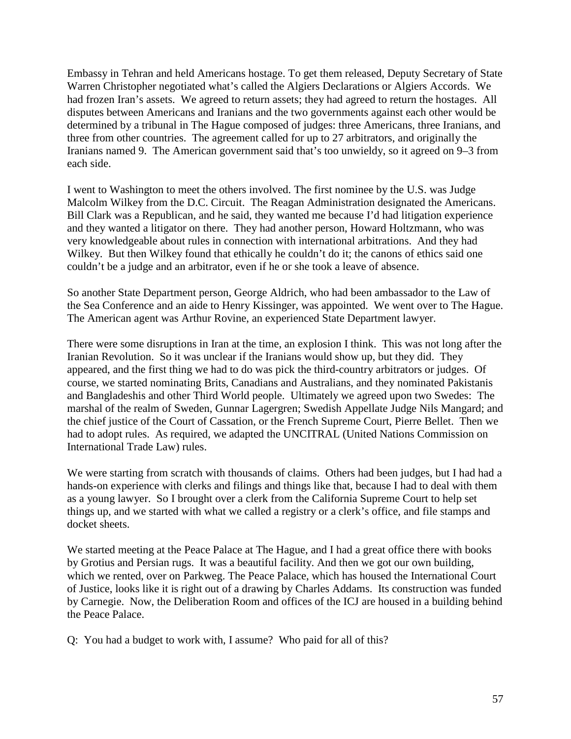Embassy in Tehran and held Americans hostage. To get them released, Deputy Secretary of State Warren Christopher negotiated what's called the Algiers Declarations or Algiers Accords. We had frozen Iran's assets. We agreed to return assets; they had agreed to return the hostages. All disputes between Americans and Iranians and the two governments against each other would be determined by a tribunal in The Hague composed of judges: three Americans, three Iranians, and three from other countries. The agreement called for up to 27 arbitrators, and originally the Iranians named 9. The American government said that's too unwieldy, so it agreed on 9–3 from each side.

I went to Washington to meet the others involved. The first nominee by the U.S. was Judge Malcolm Wilkey from the D.C. Circuit. The Reagan Administration designated the Americans. Bill Clark was a Republican, and he said, they wanted me because I'd had litigation experience and they wanted a litigator on there. They had another person, Howard Holtzmann, who was very knowledgeable about rules in connection with international arbitrations. And they had Wilkey. But then Wilkey found that ethically he couldn't do it; the canons of ethics said one couldn't be a judge and an arbitrator, even if he or she took a leave of absence.

So another State Department person, George Aldrich, who had been ambassador to the Law of the Sea Conference and an aide to Henry Kissinger, was appointed. We went over to The Hague. The American agent was Arthur Rovine, an experienced State Department lawyer.

There were some disruptions in Iran at the time, an explosion I think. This was not long after the Iranian Revolution. So it was unclear if the Iranians would show up, but they did. They appeared, and the first thing we had to do was pick the third-country arbitrators or judges. Of course, we started nominating Brits, Canadians and Australians, and they nominated Pakistanis and Bangladeshis and other Third World people. Ultimately we agreed upon two Swedes: The marshal of the realm of Sweden, Gunnar Lagergren; Swedish Appellate Judge Nils Mangard; and the chief justice of the Court of Cassation, or the French Supreme Court, Pierre Bellet. Then we had to adopt rules. As required, we adapted the UNCITRAL (United Nations Commission on International Trade Law) rules.

We were starting from scratch with thousands of claims. Others had been judges, but I had had a hands-on experience with clerks and filings and things like that, because I had to deal with them as a young lawyer. So I brought over a clerk from the California Supreme Court to help set things up, and we started with what we called a registry or a clerk's office, and file stamps and docket sheets.

We started meeting at the Peace Palace at The Hague, and I had a great office there with books by Grotius and Persian rugs. It was a beautiful facility. And then we got our own building, which we rented, over on Parkweg. The Peace Palace, which has housed the International Court of Justice, looks like it is right out of a drawing by Charles Addams. Its construction was funded by Carnegie. Now, the Deliberation Room and offices of the ICJ are housed in a building behind the Peace Palace.

Q: You had a budget to work with, I assume? Who paid for all of this?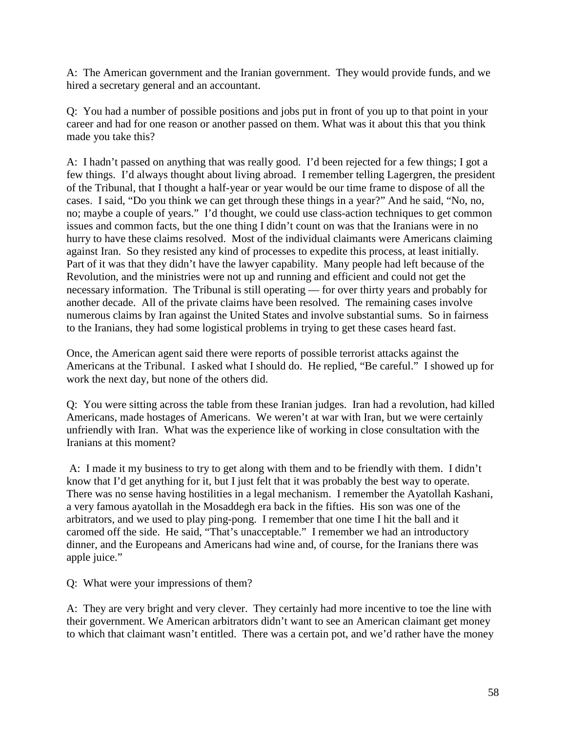A: The American government and the Iranian government. They would provide funds, and we hired a secretary general and an accountant.

Q: You had a number of possible positions and jobs put in front of you up to that point in your career and had for one reason or another passed on them. What was it about this that you think made you take this?

A: I hadn't passed on anything that was really good. I'd been rejected for a few things; I got a few things. I'd always thought about living abroad. I remember telling Lagergren, the president of the Tribunal, that I thought a half-year or year would be our time frame to dispose of all the cases. I said, "Do you think we can get through these things in a year?" And he said, "No, no, no; maybe a couple of years." I'd thought, we could use class-action techniques to get common issues and common facts, but the one thing I didn't count on was that the Iranians were in no hurry to have these claims resolved. Most of the individual claimants were Americans claiming against Iran. So they resisted any kind of processes to expedite this process, at least initially. Part of it was that they didn't have the lawyer capability. Many people had left because of the Revolution, and the ministries were not up and running and efficient and could not get the necessary information. The Tribunal is still operating — for over thirty years and probably for another decade. All of the private claims have been resolved. The remaining cases involve numerous claims by Iran against the United States and involve substantial sums. So in fairness to the Iranians, they had some logistical problems in trying to get these cases heard fast.

Once, the American agent said there were reports of possible terrorist attacks against the Americans at the Tribunal. I asked what I should do. He replied, "Be careful." I showed up for work the next day, but none of the others did.

Q: You were sitting across the table from these Iranian judges. Iran had a revolution, had killed Americans, made hostages of Americans. We weren't at war with Iran, but we were certainly unfriendly with Iran. What was the experience like of working in close consultation with the Iranians at this moment?

A: I made it my business to try to get along with them and to be friendly with them. I didn't know that I'd get anything for it, but I just felt that it was probably the best way to operate. There was no sense having hostilities in a legal mechanism. I remember the Ayatollah Kashani, a very famous ayatollah in the Mosaddegh era back in the fifties. His son was one of the arbitrators, and we used to play ping-pong. I remember that one time I hit the ball and it caromed off the side. He said, "That's unacceptable." I remember we had an introductory dinner, and the Europeans and Americans had wine and, of course, for the Iranians there was apple juice."

Q: What were your impressions of them?

A: They are very bright and very clever. They certainly had more incentive to toe the line with their government. We American arbitrators didn't want to see an American claimant get money to which that claimant wasn't entitled. There was a certain pot, and we'd rather have the money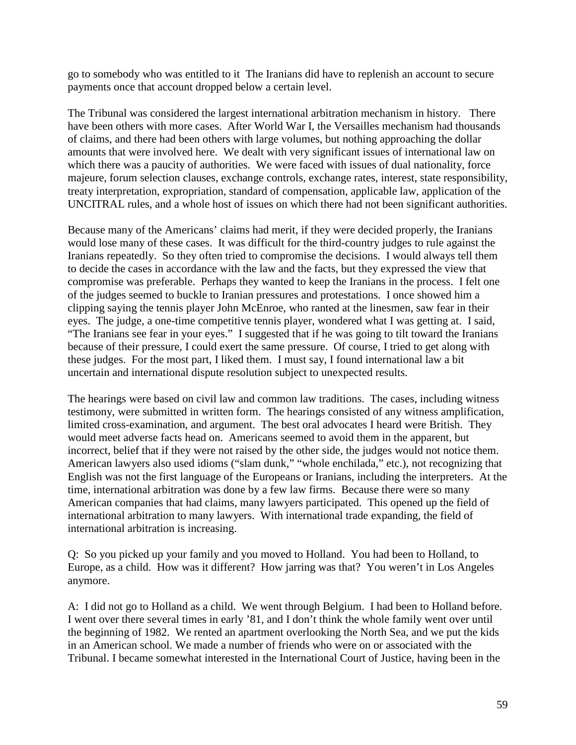go to somebody who was entitled to it  The Iranians did have to replenish an account to secure payments once that account dropped below a certain level.

The Tribunal was considered the largest international arbitration mechanism in history.  There have been others with more cases.  After World War I, the Versailles mechanism had thousands of claims, and there had been others with large volumes, but nothing approaching the dollar amounts that were involved here.  We dealt with very significant issues of international law on which there was a paucity of authorities.  We were faced with issues of dual nationality, force majeure, forum selection clauses, exchange controls, exchange rates, interest, state responsibility, treaty interpretation, expropriation, standard of compensation, applicable law, application of the UNCITRAL rules, and a whole host of issues on which there had not been significant authorities.

Because many of the Americans' claims had merit, if they were decided properly, the Iranians would lose many of these cases.  It was difficult for the third-country judges to rule against the Iranians repeatedly.  So they often tried to compromise the decisions.  I would always tell them to decide the cases in accordance with the law and the facts, but they expressed the view that compromise was preferable.  Perhaps they wanted to keep the Iranians in the process.  I felt one of the judges seemed to buckle to Iranian pressures and protestations.  I once showed him a clipping saying the tennis player John McEnroe, who ranted at the linesmen, saw fear in their eyes.  The judge, a one-time competitive tennis player, wondered what I was getting at.  I said, "The Iranians see fear in your eyes."  I suggested that if he was going to tilt toward the Iranians because of their pressure, I could exert the same pressure.  Of course, I tried to get along with these judges.  For the most part, I liked them.  I must say, I found international law a bit uncertain and international dispute resolution subject to unexpected results.

The hearings were based on civil law and common law traditions.  The cases, including witness testimony, were submitted in written form.  The hearings consisted of any witness amplification, limited cross-examination, and argument.  The best oral advocates I heard were British.  They would meet adverse facts head on.  Americans seemed to avoid them in the apparent, but incorrect, belief that if they were not raised by the other side, the judges would not notice them.  American lawyers also used idioms ("slam dunk," "whole enchilada," etc.), not recognizing that English was not the first language of the Europeans or Iranians, including the interpreters.  At the time, international arbitration was done by a few law firms.  Because there were so many American companies that had claims, many lawyers participated.  This opened up the field of international arbitration to many lawyers.  With international trade expanding, the field of international arbitration is increasing.

Q:  So you picked up your family and you moved to Holland.  You had been to Holland, to Europe, as a child.  How was it different?  How jarring was that?  You weren't in Los Angeles anymore.

A:  I did not go to Holland as a child.  We went through Belgium.  I had been to Holland before.  I went over there several times in early '81, and I don't think the whole family went over until the beginning of 1982.  We rented an apartment overlooking the North Sea, and we put the kids in an American school. We made a number of friends who were on or associated with the Tribunal. I became somewhat interested in the International Court of Justice, having been in the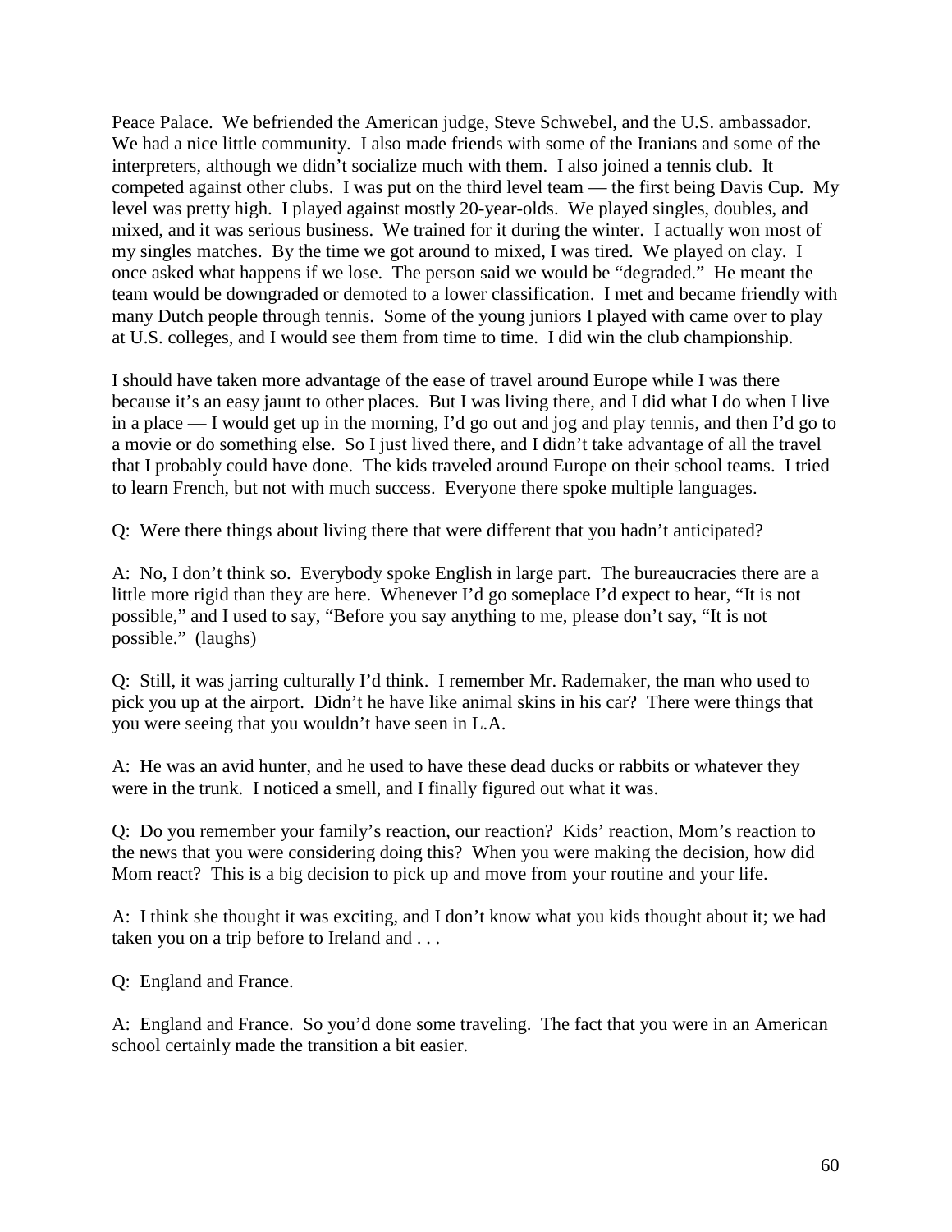Peace Palace. We befriended the American judge, Steve Schwebel, and the U.S. ambassador. We had a nice little community. I also made friends with some of the Iranians and some of the interpreters, although we didn't socialize much with them. I also joined a tennis club. It competed against other clubs. I was put on the third level team — the first being Davis Cup. My level was pretty high. I played against mostly 20-year-olds. We played singles, doubles, and mixed, and it was serious business. We trained for it during the winter. I actually won most of my singles matches. By the time we got around to mixed, I was tired. We played on clay. I once asked what happens if we lose. The person said we would be "degraded." He meant the team would be downgraded or demoted to a lower classification. I met and became friendly with many Dutch people through tennis. Some of the young juniors I played with came over to play at U.S. colleges, and I would see them from time to time. I did win the club championship.

I should have taken more advantage of the ease of travel around Europe while I was there because it's an easy jaunt to other places. But I was living there, and I did what I do when I live in a place — I would get up in the morning, I'd go out and jog and play tennis, and then I'd go to a movie or do something else. So I just lived there, and I didn't take advantage of all the travel that I probably could have done. The kids traveled around Europe on their school teams. I tried to learn French, but not with much success. Everyone there spoke multiple languages.

Q: Were there things about living there that were different that you hadn't anticipated?

A: No, I don't think so. Everybody spoke English in large part. The bureaucracies there are a little more rigid than they are here. Whenever I'd go someplace I'd expect to hear, "It is not possible," and I used to say, "Before you say anything to me, please don't say, "It is not possible." (laughs)

Q: Still, it was jarring culturally I'd think. I remember Mr. Rademaker, the man who used to pick you up at the airport. Didn't he have like animal skins in his car? There were things that you were seeing that you wouldn't have seen in L.A.

A: He was an avid hunter, and he used to have these dead ducks or rabbits or whatever they were in the trunk. I noticed a smell, and I finally figured out what it was.

Q: Do you remember your family's reaction, our reaction? Kids' reaction, Mom's reaction to the news that you were considering doing this? When you were making the decision, how did Mom react? This is a big decision to pick up and move from your routine and your life.

A: I think she thought it was exciting, and I don't know what you kids thought about it; we had taken you on a trip before to Ireland and . . .

Q: England and France.

A: England and France. So you'd done some traveling. The fact that you were in an American school certainly made the transition a bit easier.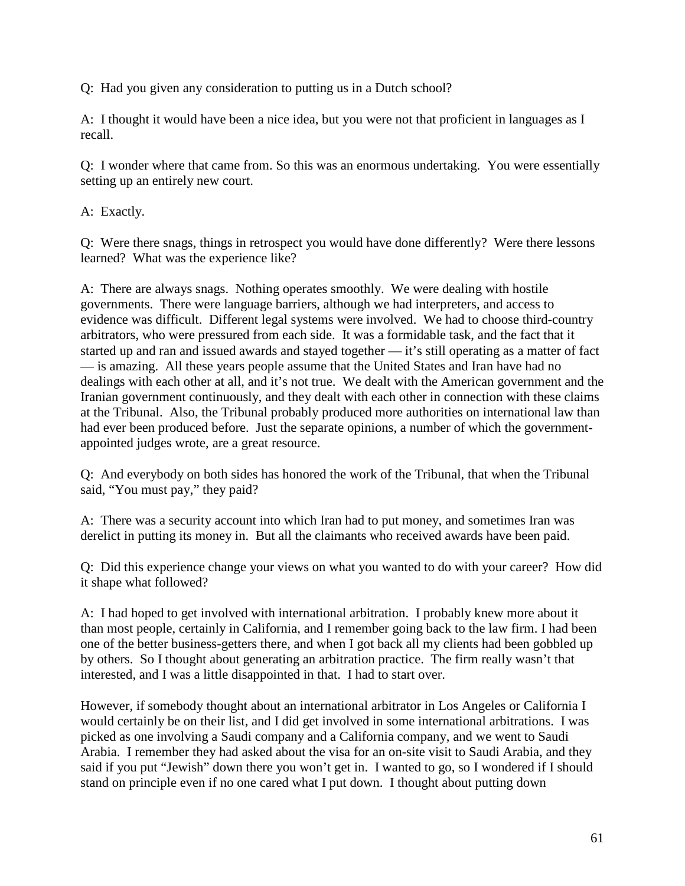Q: Had you given any consideration to putting us in a Dutch school?

A: I thought it would have been a nice idea, but you were not that proficient in languages as I recall.

Q: I wonder where that came from. So this was an enormous undertaking. You were essentially setting up an entirely new court.

A: Exactly.

Q: Were there snags, things in retrospect you would have done differently? Were there lessons learned? What was the experience like?

A: There are always snags. Nothing operates smoothly. We were dealing with hostile governments. There were language barriers, although we had interpreters, and access to evidence was difficult. Different legal systems were involved. We had to choose third-country arbitrators, who were pressured from each side. It was a formidable task, and the fact that it started up and ran and issued awards and stayed together — it's still operating as a matter of fact — is amazing. All these years people assume that the United States and Iran have had no dealings with each other at all, and it's not true. We dealt with the American government and the Iranian government continuously, and they dealt with each other in connection with these claims at the Tribunal. Also, the Tribunal probably produced more authorities on international law than had ever been produced before. Just the separate opinions, a number of which the government-appointed judges wrote, are a great resource.

Q: And everybody on both sides has honored the work of the Tribunal, that when the Tribunal said, "You must pay," they paid?

A: There was a security account into which Iran had to put money, and sometimes Iran was derelict in putting its money in. But all the claimants who received awards have been paid.

Q: Did this experience change your views on what you wanted to do with your career? How did it shape what followed?

A: I had hoped to get involved with international arbitration. I probably knew more about it than most people, certainly in California, and I remember going back to the law firm. I had been one of the better business-getters there, and when I got back all my clients had been gobbled up by others. So I thought about generating an arbitration practice. The firm really wasn't that interested, and I was a little disappointed in that. I had to start over.

However, if somebody thought about an international arbitrator in Los Angeles or California I would certainly be on their list, and I did get involved in some international arbitrations. I was picked as one involving a Saudi company and a California company, and we went to Saudi Arabia. I remember they had asked about the visa for an on-site visit to Saudi Arabia, and they said if you put "Jewish" down there you won't get in. I wanted to go, so I wondered if I should stand on principle even if no one cared what I put down. I thought about putting down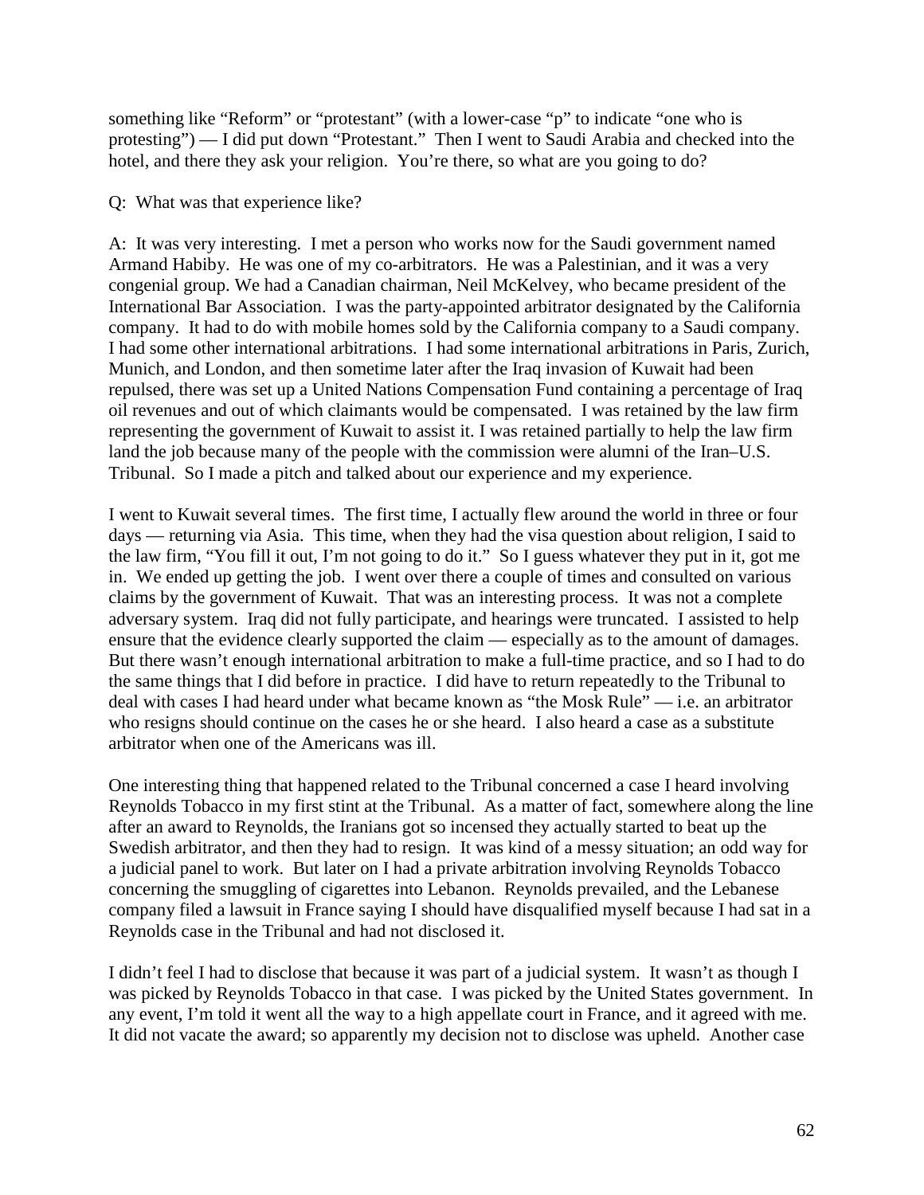something like "Reform" or "protestant" (with a lower-case "p" to indicate "one who is protesting") — I did put down "Protestant." Then I went to Saudi Arabia and checked into the hotel, and there they ask your religion. You're there, so what are you going to do?

Q: What was that experience like?

A: It was very interesting. I met a person who works now for the Saudi government named Armand Habiby. He was one of my co-arbitrators. He was a Palestinian, and it was a very congenial group. We had a Canadian chairman, Neil McKelvey, who became president of the International Bar Association. I was the party-appointed arbitrator designated by the California company. It had to do with mobile homes sold by the California company to a Saudi company. I had some other international arbitrations. I had some international arbitrations in Paris, Zurich, Munich, and London, and then sometime later after the Iraq invasion of Kuwait had been repulsed, there was set up a United Nations Compensation Fund containing a percentage of Iraq oil revenues and out of which claimants would be compensated. I was retained by the law firm representing the government of Kuwait to assist it. I was retained partially to help the law firm land the job because many of the people with the commission were alumni of the Iran–U.S. Tribunal. So I made a pitch and talked about our experience and my experience.

I went to Kuwait several times. The first time, I actually flew around the world in three or four days — returning via Asia. This time, when they had the visa question about religion, I said to the law firm, "You fill it out, I'm not going to do it." So I guess whatever they put in it, got me in. We ended up getting the job. I went over there a couple of times and consulted on various claims by the government of Kuwait. That was an interesting process. It was not a complete adversary system. Iraq did not fully participate, and hearings were truncated. I assisted to help ensure that the evidence clearly supported the claim — especially as to the amount of damages. But there wasn't enough international arbitration to make a full-time practice, and so I had to do the same things that I did before in practice. I did have to return repeatedly to the Tribunal to deal with cases I had heard under what became known as "the Mosk Rule" — i.e. an arbitrator who resigns should continue on the cases he or she heard. I also heard a case as a substitute arbitrator when one of the Americans was ill.

One interesting thing that happened related to the Tribunal concerned a case I heard involving Reynolds Tobacco in my first stint at the Tribunal. As a matter of fact, somewhere along the line after an award to Reynolds, the Iranians got so incensed they actually started to beat up the Swedish arbitrator, and then they had to resign. It was kind of a messy situation; an odd way for a judicial panel to work. But later on I had a private arbitration involving Reynolds Tobacco concerning the smuggling of cigarettes into Lebanon. Reynolds prevailed, and the Lebanese company filed a lawsuit in France saying I should have disqualified myself because I had sat in a Reynolds case in the Tribunal and had not disclosed it.

I didn't feel I had to disclose that because it was part of a judicial system. It wasn't as though I was picked by Reynolds Tobacco in that case. I was picked by the United States government. In any event, I'm told it went all the way to a high appellate court in France, and it agreed with me. It did not vacate the award; so apparently my decision not to disclose was upheld. Another case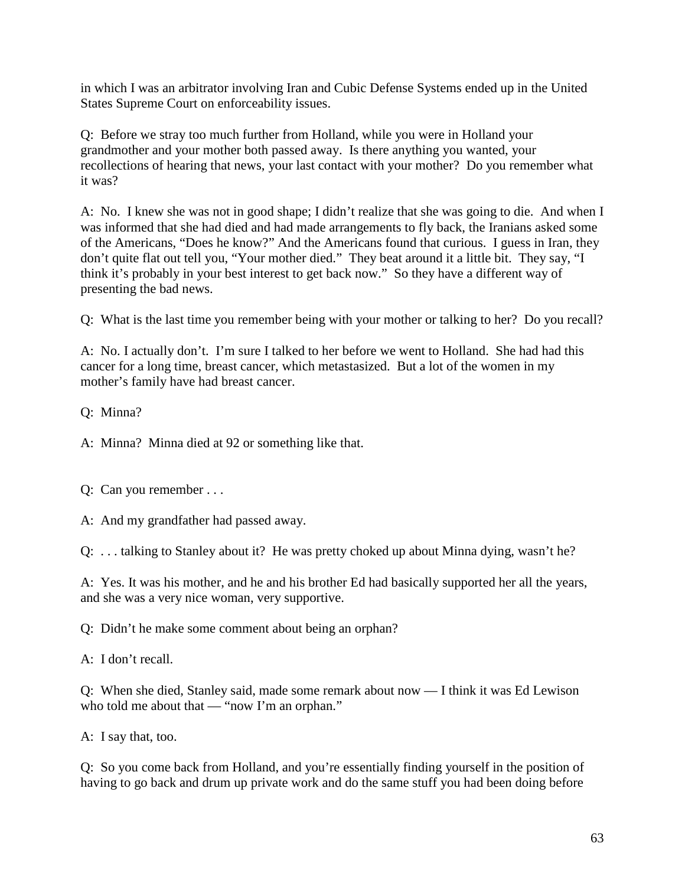in which I was an arbitrator involving Iran and Cubic Defense Systems ended up in the United States Supreme Court on enforceability issues.

Q: Before we stray too much further from Holland, while you were in Holland your grandmother and your mother both passed away. Is there anything you wanted, your recollections of hearing that news, your last contact with your mother? Do you remember what it was?

A: No. I knew she was not in good shape; I didn't realize that she was going to die. And when I was informed that she had died and had made arrangements to fly back, the Iranians asked some of the Americans, "Does he know?" And the Americans found that curious. I guess in Iran, they don't quite flat out tell you, "Your mother died." They beat around it a little bit. They say, "I think it's probably in your best interest to get back now." So they have a different way of presenting the bad news.

Q: What is the last time you remember being with your mother or talking to her? Do you recall?

A: No. I actually don't. I'm sure I talked to her before we went to Holland. She had had this cancer for a long time, breast cancer, which metastasized. But a lot of the women in my mother's family have had breast cancer.

Q: Minna?

A: Minna? Minna died at 92 or something like that.

Q: Can you remember . . .

A: And my grandfather had passed away.

Q: . . . talking to Stanley about it? He was pretty choked up about Minna dying, wasn't he?

A: Yes. It was his mother, and he and his brother Ed had basically supported her all the years, and she was a very nice woman, very supportive.

Q: Didn't he make some comment about being an orphan?

A: I don't recall.

Q: When she died, Stanley said, made some remark about now — I think it was Ed Lewison who told me about that — "now I'm an orphan."

A: I say that, too.

Q: So you come back from Holland, and you're essentially finding yourself in the position of having to go back and drum up private work and do the same stuff you had been doing before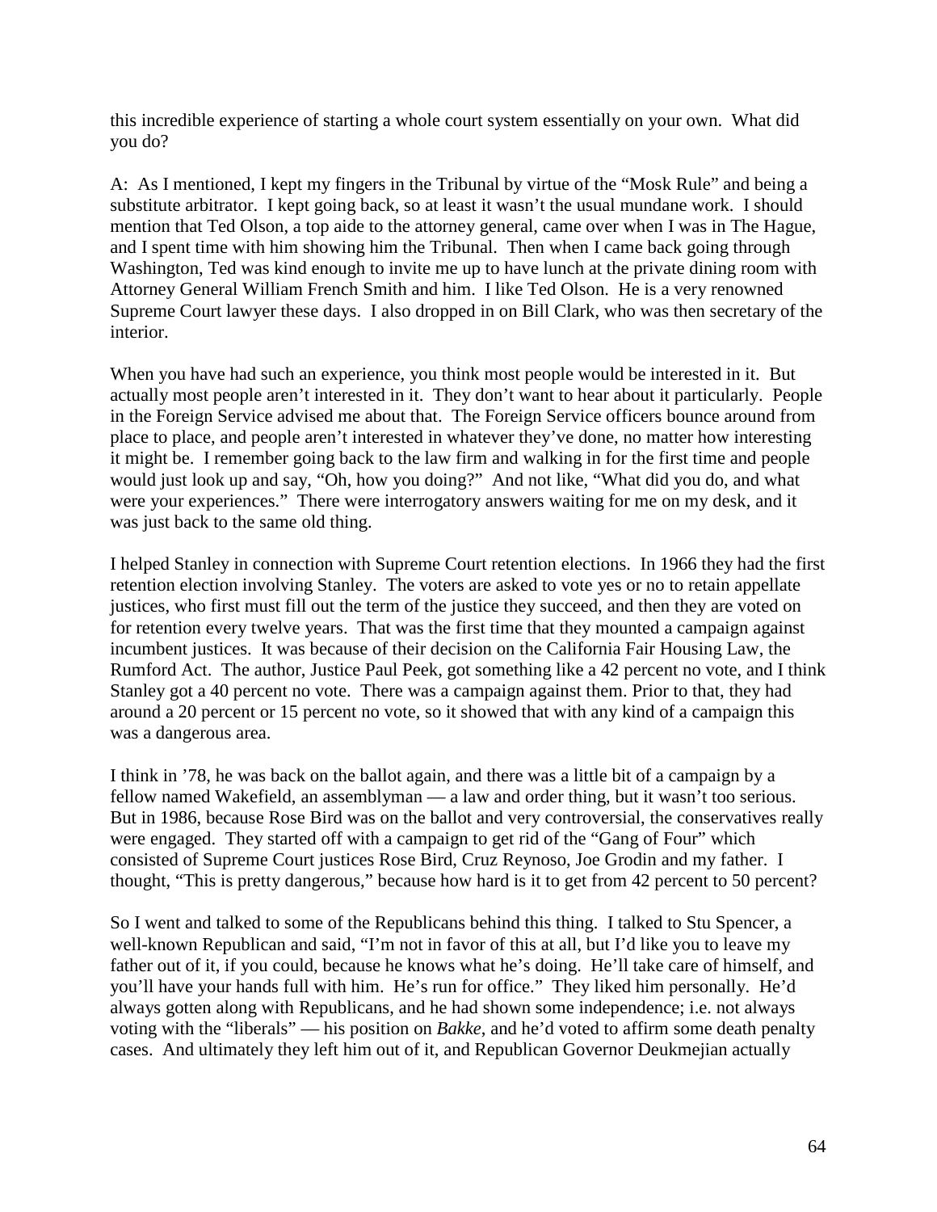this incredible experience of starting a whole court system essentially on your own. What did you do?

A: As I mentioned, I kept my fingers in the Tribunal by virtue of the "Mosk Rule" and being a substitute arbitrator. I kept going back, so at least it wasn't the usual mundane work. I should mention that Ted Olson, a top aide to the attorney general, came over when I was in The Hague, and I spent time with him showing him the Tribunal. Then when I came back going through Washington, Ted was kind enough to invite me up to have lunch at the private dining room with Attorney General William French Smith and him. I like Ted Olson. He is a very renowned Supreme Court lawyer these days. I also dropped in on Bill Clark, who was then secretary of the interior.

When you have had such an experience, you think most people would be interested in it. But actually most people aren't interested in it. They don't want to hear about it particularly. People in the Foreign Service advised me about that. The Foreign Service officers bounce around from place to place, and people aren't interested in whatever they've done, no matter how interesting it might be. I remember going back to the law firm and walking in for the first time and people would just look up and say, "Oh, how you doing?" And not like, "What did you do, and what were your experiences." There were interrogatory answers waiting for me on my desk, and it was just back to the same old thing.

I helped Stanley in connection with Supreme Court retention elections. In 1966 they had the first retention election involving Stanley. The voters are asked to vote yes or no to retain appellate justices, who first must fill out the term of the justice they succeed, and then they are voted on for retention every twelve years. That was the first time that they mounted a campaign against incumbent justices. It was because of their decision on the California Fair Housing Law, the Rumford Act. The author, Justice Paul Peek, got something like a 42 percent no vote, and I think Stanley got a 40 percent no vote. There was a campaign against them. Prior to that, they had around a 20 percent or 15 percent no vote, so it showed that with any kind of a campaign this was a dangerous area.

I think in '78, he was back on the ballot again, and there was a little bit of a campaign by a fellow named Wakefield, an assemblyman — a law and order thing, but it wasn't too serious. But in 1986, because Rose Bird was on the ballot and very controversial, the conservatives really were engaged. They started off with a campaign to get rid of the "Gang of Four" which consisted of Supreme Court justices Rose Bird, Cruz Reynoso, Joe Grodin and my father. I thought, "This is pretty dangerous," because how hard is it to get from 42 percent to 50 percent?

So I went and talked to some of the Republicans behind this thing. I talked to Stu Spencer, a well-known Republican and said, "I'm not in favor of this at all, but I'd like you to leave my father out of it, if you could, because he knows what he's doing. He'll take care of himself, and you'll have your hands full with him. He's run for office." They liked him personally. He'd always gotten along with Republicans, and he had shown some independence; i.e. not always voting with the "liberals" — his position on *Bakke*, and he'd voted to affirm some death penalty cases. And ultimately they left him out of it, and Republican Governor Deukmejian actually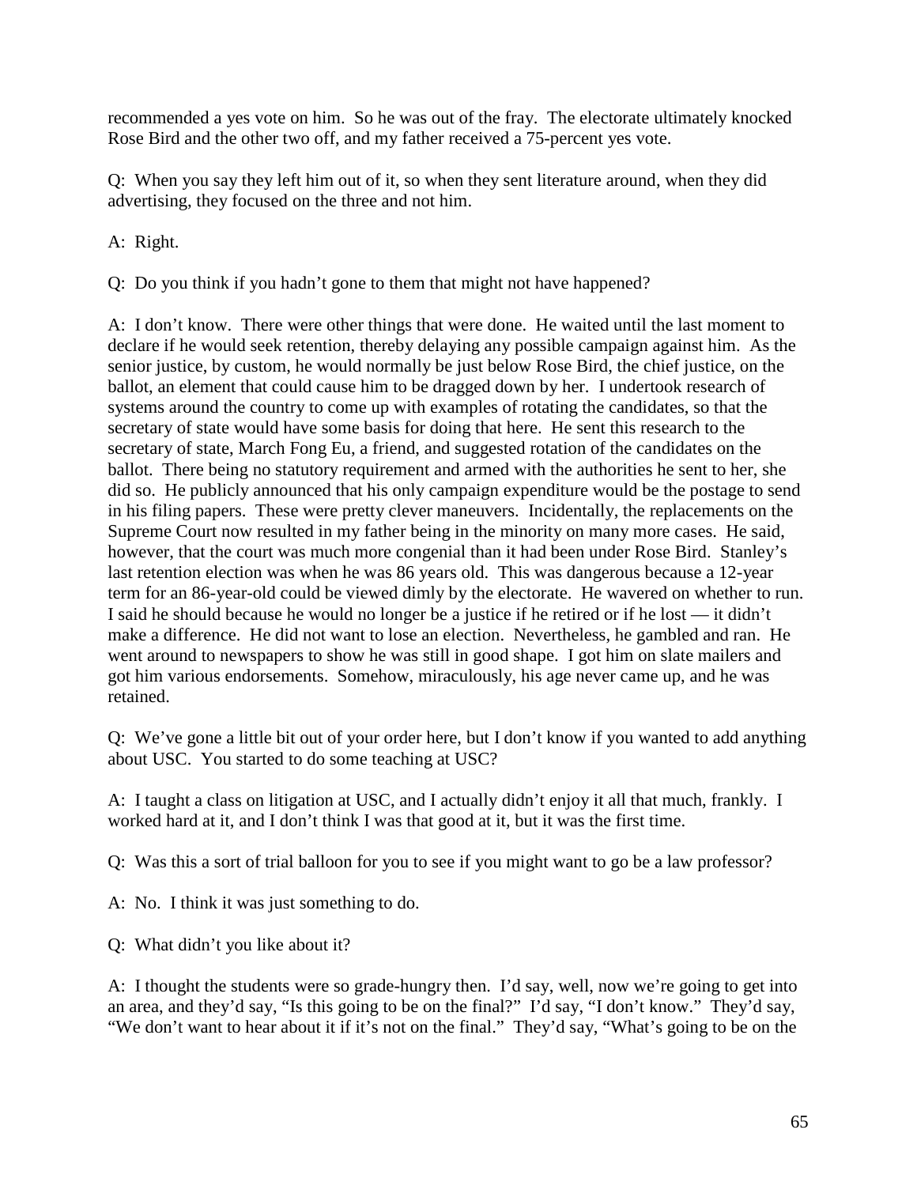recommended a yes vote on him. So he was out of the fray. The electorate ultimately knocked Rose Bird and the other two off, and my father received a 75-percent yes vote.

Q: When you say they left him out of it, so when they sent literature around, when they did advertising, they focused on the three and not him.

A: Right.

Q: Do you think if you hadn't gone to them that might not have happened?

A: I don't know. There were other things that were done. He waited until the last moment to declare if he would seek retention, thereby delaying any possible campaign against him. As the senior justice, by custom, he would normally be just below Rose Bird, the chief justice, on the ballot, an element that could cause him to be dragged down by her. I undertook research of systems around the country to come up with examples of rotating the candidates, so that the secretary of state would have some basis for doing that here. He sent this research to the secretary of state, March Fong Eu, a friend, and suggested rotation of the candidates on the ballot. There being no statutory requirement and armed with the authorities he sent to her, she did so. He publicly announced that his only campaign expenditure would be the postage to send in his filing papers. These were pretty clever maneuvers. Incidentally, the replacements on the Supreme Court now resulted in my father being in the minority on many more cases. He said, however, that the court was much more congenial than it had been under Rose Bird. Stanley's last retention election was when he was 86 years old. This was dangerous because a 12-year term for an 86-year-old could be viewed dimly by the electorate. He wavered on whether to run. I said he should because he would no longer be a justice if he retired or if he lost — it didn't make a difference. He did not want to lose an election. Nevertheless, he gambled and ran. He went around to newspapers to show he was still in good shape. I got him on slate mailers and got him various endorsements. Somehow, miraculously, his age never came up, and he was retained.

Q: We've gone a little bit out of your order here, but I don't know if you wanted to add anything about USC. You started to do some teaching at USC?

A: I taught a class on litigation at USC, and I actually didn't enjoy it all that much, frankly. I worked hard at it, and I don't think I was that good at it, but it was the first time.

Q: Was this a sort of trial balloon for you to see if you might want to go be a law professor?

A: No. I think it was just something to do.

Q: What didn't you like about it?

A: I thought the students were so grade-hungry then. I'd say, well, now we're going to get into an area, and they'd say, "Is this going to be on the final?" I'd say, "I don't know." They'd say, "We don't want to hear about it if it's not on the final." They'd say, "What's going to be on the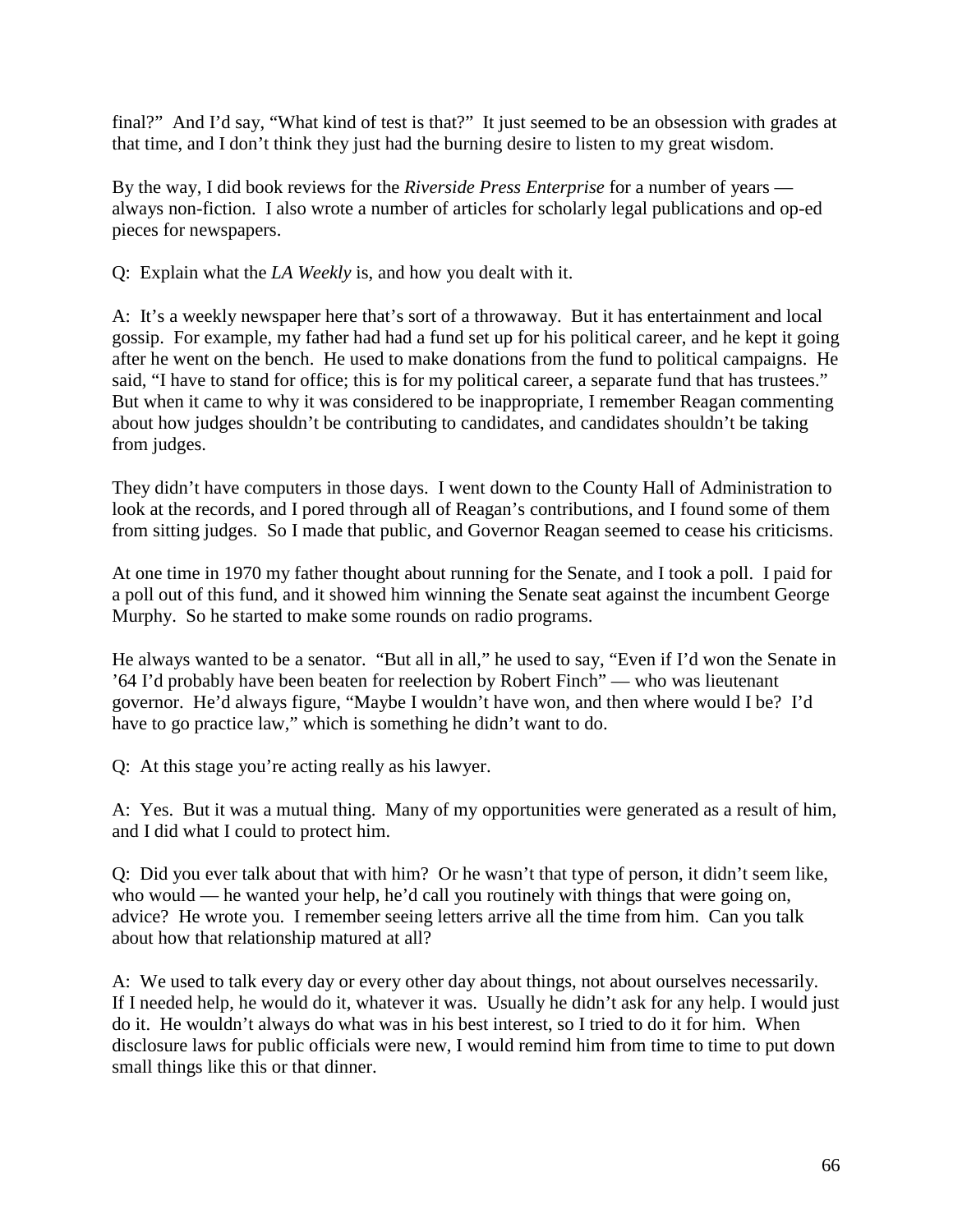final?" And I'd say, "What kind of test is that?" It just seemed to be an obsession with grades at that time, and I don't think they just had the burning desire to listen to my great wisdom.

By the way, I did book reviews for the *Riverside Press Enterprise* for a number of years — always non-fiction. I also wrote a number of articles for scholarly legal publications and op-ed pieces for newspapers.

Q: Explain what the *LA Weekly* is, and how you dealt with it.

A: It's a weekly newspaper here that's sort of a throwaway. But it has entertainment and local gossip. For example, my father had had a fund set up for his political career, and he kept it going after he went on the bench. He used to make donations from the fund to political campaigns. He said, "I have to stand for office; this is for my political career, a separate fund that has trustees." But when it came to why it was considered to be inappropriate, I remember Reagan commenting about how judges shouldn't be contributing to candidates, and candidates shouldn't be taking from judges.

They didn't have computers in those days. I went down to the County Hall of Administration to look at the records, and I pored through all of Reagan's contributions, and I found some of them from sitting judges. So I made that public, and Governor Reagan seemed to cease his criticisms.

At one time in 1970 my father thought about running for the Senate, and I took a poll. I paid for a poll out of this fund, and it showed him winning the Senate seat against the incumbent George Murphy. So he started to make some rounds on radio programs.

He always wanted to be a senator. "But all in all," he used to say, "Even if I'd won the Senate in '64 I'd probably have been beaten for reelection by Robert Finch" — who was lieutenant governor. He'd always figure, "Maybe I wouldn't have won, and then where would I be? I'd have to go practice law," which is something he didn't want to do.

Q: At this stage you're acting really as his lawyer.

A: Yes. But it was a mutual thing. Many of my opportunities were generated as a result of him, and I did what I could to protect him.

Q: Did you ever talk about that with him? Or he wasn't that type of person, it didn't seem like, who would — he wanted your help, he'd call you routinely with things that were going on, advice? He wrote you. I remember seeing letters arrive all the time from him. Can you talk about how that relationship matured at all?

A: We used to talk every day or every other day about things, not about ourselves necessarily. If I needed help, he would do it, whatever it was. Usually he didn't ask for any help. I would just do it. He wouldn't always do what was in his best interest, so I tried to do it for him. When disclosure laws for public officials were new, I would remind him from time to time to put down small things like this or that dinner.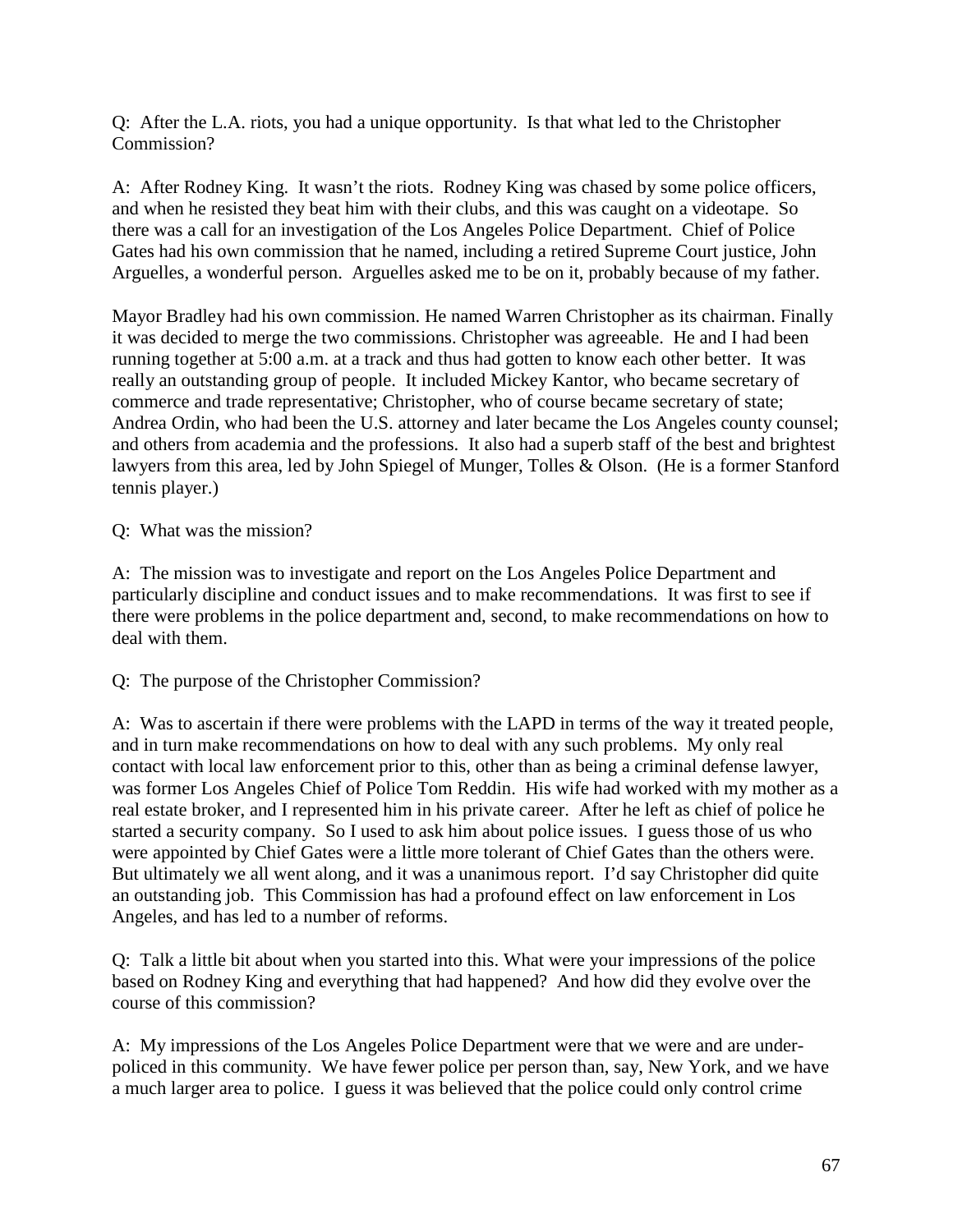Q: After the L.A. riots, you had a unique opportunity. Is that what led to the Christopher Commission?

A: After Rodney King. It wasn't the riots. Rodney King was chased by some police officers, and when he resisted they beat him with their clubs, and this was caught on a videotape. So there was a call for an investigation of the Los Angeles Police Department. Chief of Police Gates had his own commission that he named, including a retired Supreme Court justice, John Arguelles, a wonderful person. Arguelles asked me to be on it, probably because of my father.

Mayor Bradley had his own commission. He named Warren Christopher as its chairman. Finally it was decided to merge the two commissions. Christopher was agreeable. He and I had been running together at 5:00 a.m. at a track and thus had gotten to know each other better. It was really an outstanding group of people. It included Mickey Kantor, who became secretary of commerce and trade representative; Christopher, who of course became secretary of state; Andrea Ordin, who had been the U.S. attorney and later became the Los Angeles county counsel; and others from academia and the professions. It also had a superb staff of the best and brightest lawyers from this area, led by John Spiegel of Munger, Tolles & Olson. (He is a former Stanford tennis player.)

Q: What was the mission?

A: The mission was to investigate and report on the Los Angeles Police Department and particularly discipline and conduct issues and to make recommendations. It was first to see if there were problems in the police department and, second, to make recommendations on how to deal with them.

Q: The purpose of the Christopher Commission?

A: Was to ascertain if there were problems with the LAPD in terms of the way it treated people, and in turn make recommendations on how to deal with any such problems. My only real contact with local law enforcement prior to this, other than as being a criminal defense lawyer, was former Los Angeles Chief of Police Tom Reddin. His wife had worked with my mother as a real estate broker, and I represented him in his private career. After he left as chief of police he started a security company. So I used to ask him about police issues. I guess those of us who were appointed by Chief Gates were a little more tolerant of Chief Gates than the others were. But ultimately we all went along, and it was a unanimous report. I'd say Christopher did quite an outstanding job. This Commission has had a profound effect on law enforcement in Los Angeles, and has led to a number of reforms.

Q: Talk a little bit about when you started into this. What were your impressions of the police based on Rodney King and everything that had happened? And how did they evolve over the course of this commission?

A: My impressions of the Los Angeles Police Department were that we were and are under-policed in this community. We have fewer police per person than, say, New York, and we have a much larger area to police. I guess it was believed that the police could only control crime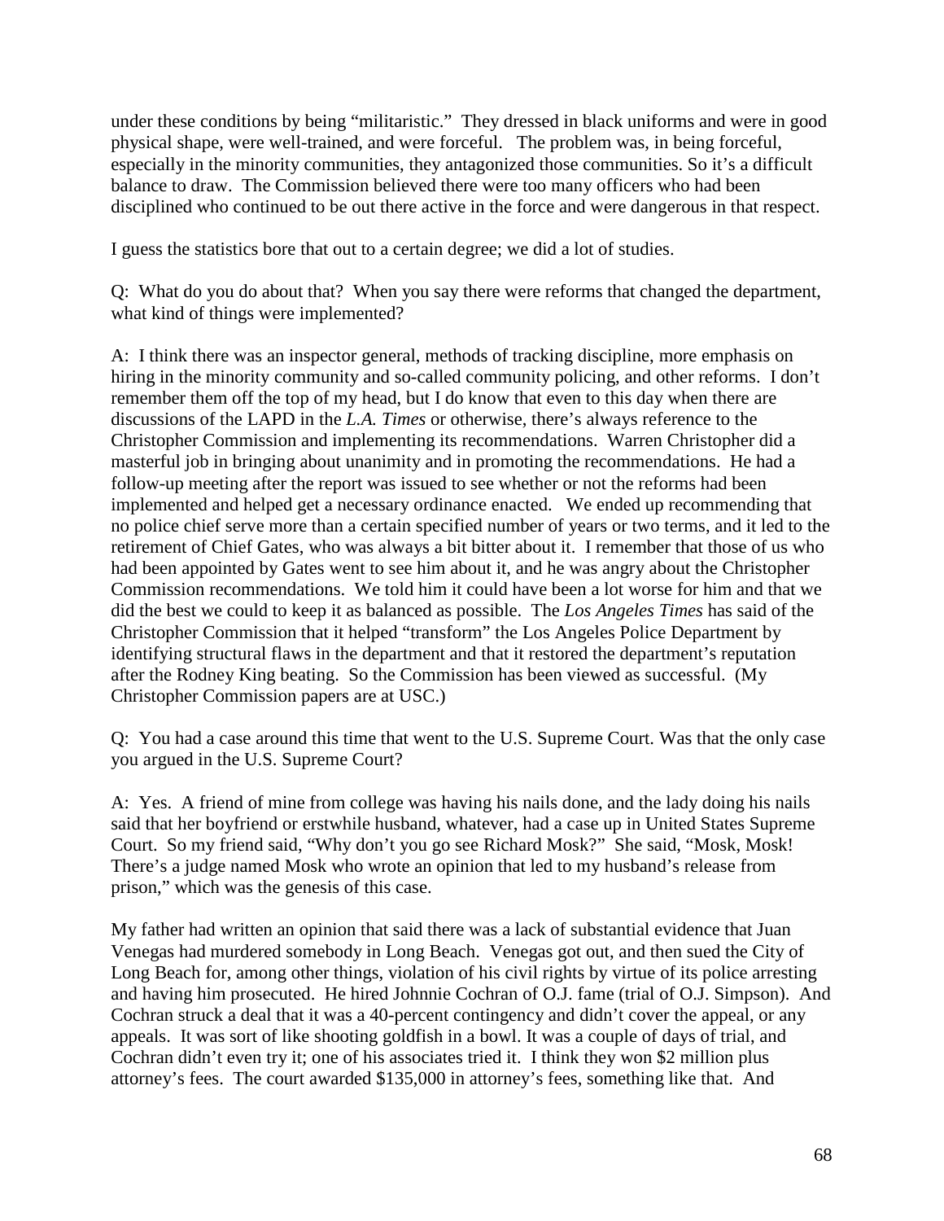under these conditions by being "militaristic." They dressed in black uniforms and were in good physical shape, were well-trained, and were forceful. The problem was, in being forceful, especially in the minority communities, they antagonized those communities. So it's a difficult balance to draw. The Commission believed there were too many officers who had been disciplined who continued to be out there active in the force and were dangerous in that respect.

I guess the statistics bore that out to a certain degree; we did a lot of studies.

Q: What do you do about that? When you say there were reforms that changed the department, what kind of things were implemented?

A: I think there was an inspector general, methods of tracking discipline, more emphasis on hiring in the minority community and so-called community policing, and other reforms. I don't remember them off the top of my head, but I do know that even to this day when there are discussions of the LAPD in the *L.A. Times* or otherwise, there's always reference to the Christopher Commission and implementing its recommendations. Warren Christopher did a masterful job in bringing about unanimity and in promoting the recommendations. He had a follow-up meeting after the report was issued to see whether or not the reforms had been implemented and helped get a necessary ordinance enacted. We ended up recommending that no police chief serve more than a certain specified number of years or two terms, and it led to the retirement of Chief Gates, who was always a bit bitter about it. I remember that those of us who had been appointed by Gates went to see him about it, and he was angry about the Christopher Commission recommendations. We told him it could have been a lot worse for him and that we did the best we could to keep it as balanced as possible. The *Los Angeles Times* has said of the Christopher Commission that it helped "transform" the Los Angeles Police Department by identifying structural flaws in the department and that it restored the department's reputation after the Rodney King beating. So the Commission has been viewed as successful. (My Christopher Commission papers are at USC.)

Q: You had a case around this time that went to the U.S. Supreme Court. Was that the only case you argued in the U.S. Supreme Court?

A: Yes. A friend of mine from college was having his nails done, and the lady doing his nails said that her boyfriend or erstwhile husband, whatever, had a case up in United States Supreme Court. So my friend said, "Why don't you go see Richard Mosk?" She said, "Mosk, Mosk! There's a judge named Mosk who wrote an opinion that led to my husband's release from prison," which was the genesis of this case.

My father had written an opinion that said there was a lack of substantial evidence that Juan Venegas had murdered somebody in Long Beach. Venegas got out, and then sued the City of Long Beach for, among other things, violation of his civil rights by virtue of its police arresting and having him prosecuted. He hired Johnnie Cochran of O.J. fame (trial of O.J. Simpson). And Cochran struck a deal that it was a 40-percent contingency and didn't cover the appeal, or any appeals. It was sort of like shooting goldfish in a bowl. It was a couple of days of trial, and Cochran didn't even try it; one of his associates tried it. I think they won $2 million plus attorney's fees. The court awarded $135,000 in attorney's fees, something like that. And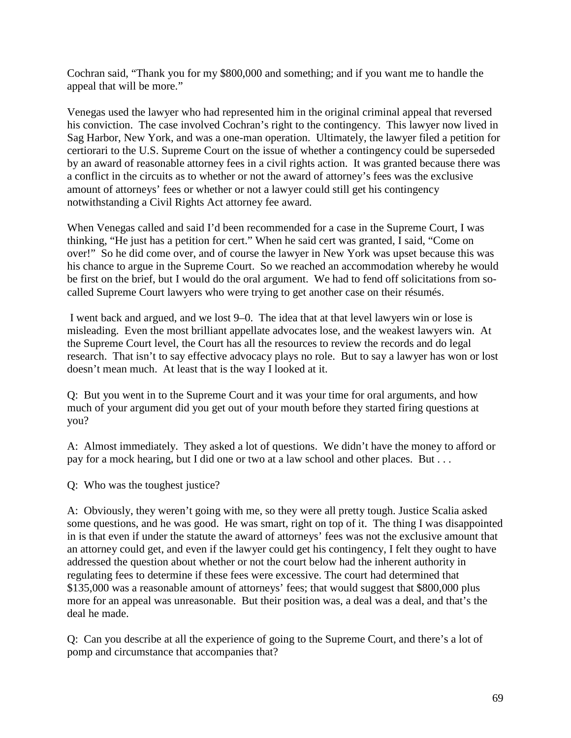Cochran said, "Thank you for my $800,000 and something; and if you want me to handle the appeal that will be more."

Venegas used the lawyer who had represented him in the original criminal appeal that reversed his conviction. The case involved Cochran's right to the contingency. This lawyer now lived in Sag Harbor, New York, and was a one-man operation. Ultimately, the lawyer filed a petition for certiorari to the U.S. Supreme Court on the issue of whether a contingency could be superseded by an award of reasonable attorney fees in a civil rights action. It was granted because there was a conflict in the circuits as to whether or not the award of attorney's fees was the exclusive amount of attorneys' fees or whether or not a lawyer could still get his contingency notwithstanding a Civil Rights Act attorney fee award.

When Venegas called and said I'd been recommended for a case in the Supreme Court, I was thinking, "He just has a petition for cert." When he said cert was granted, I said, "Come on over!" So he did come over, and of course the lawyer in New York was upset because this was his chance to argue in the Supreme Court. So we reached an accommodation whereby he would be first on the brief, but I would do the oral argument. We had to fend off solicitations from so-called Supreme Court lawyers who were trying to get another case on their résumés.

I went back and argued, and we lost 9–0. The idea that at that level lawyers win or lose is misleading. Even the most brilliant appellate advocates lose, and the weakest lawyers win. At the Supreme Court level, the Court has all the resources to review the records and do legal research. That isn't to say effective advocacy plays no role. But to say a lawyer has won or lost doesn't mean much. At least that is the way I looked at it.

Q: But you went in to the Supreme Court and it was your time for oral arguments, and how much of your argument did you get out of your mouth before they started firing questions at you?

A: Almost immediately. They asked a lot of questions. We didn't have the money to afford or pay for a mock hearing, but I did one or two at a law school and other places. But . . .

Q: Who was the toughest justice?

A: Obviously, they weren't going with me, so they were all pretty tough. Justice Scalia asked some questions, and he was good. He was smart, right on top of it. The thing I was disappointed in is that even if under the statute the award of attorneys' fees was not the exclusive amount that an attorney could get, and even if the lawyer could get his contingency, I felt they ought to have addressed the question about whether or not the court below had the inherent authority in regulating fees to determine if these fees were excessive. The court had determined that $135,000 was a reasonable amount of attorneys' fees; that would suggest that $800,000 plus more for an appeal was unreasonable. But their position was, a deal was a deal, and that's the deal he made.

Q: Can you describe at all the experience of going to the Supreme Court, and there's a lot of pomp and circumstance that accompanies that?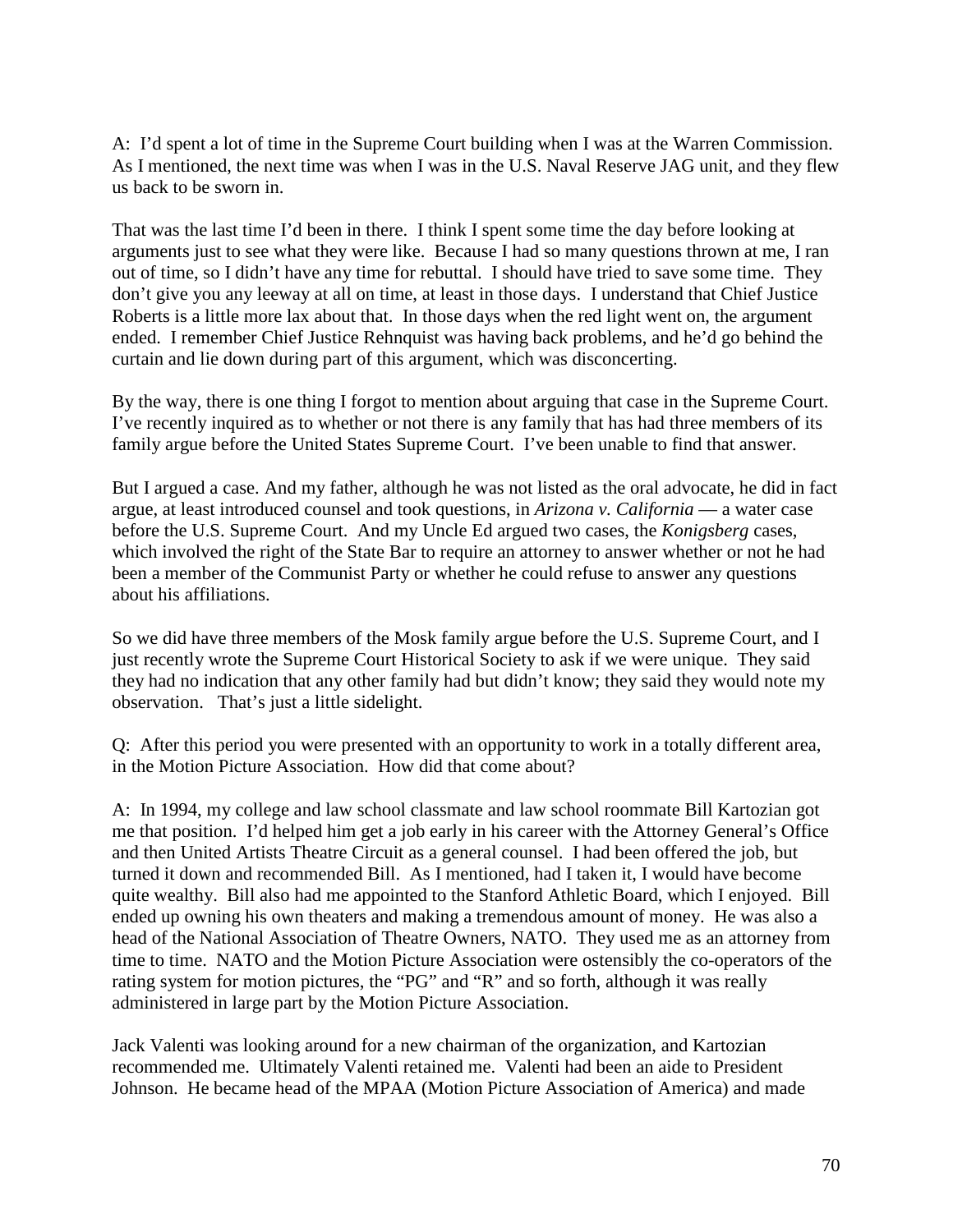A: I'd spent a lot of time in the Supreme Court building when I was at the Warren Commission. As I mentioned, the next time was when I was in the U.S. Naval Reserve JAG unit, and they flew us back to be sworn in.

That was the last time I'd been in there. I think I spent some time the day before looking at arguments just to see what they were like. Because I had so many questions thrown at me, I ran out of time, so I didn't have any time for rebuttal. I should have tried to save some time. They don't give you any leeway at all on time, at least in those days. I understand that Chief Justice Roberts is a little more lax about that. In those days when the red light went on, the argument ended. I remember Chief Justice Rehnquist was having back problems, and he'd go behind the curtain and lie down during part of this argument, which was disconcerting.

By the way, there is one thing I forgot to mention about arguing that case in the Supreme Court. I've recently inquired as to whether or not there is any family that has had three members of its family argue before the United States Supreme Court. I've been unable to find that answer.

But I argued a case. And my father, although he was not listed as the oral advocate, he did in fact argue, at least introduced counsel and took questions, in *Arizona v. California* — a water case before the U.S. Supreme Court. And my Uncle Ed argued two cases, the *Konigsberg* cases, which involved the right of the State Bar to require an attorney to answer whether or not he had been a member of the Communist Party or whether he could refuse to answer any questions about his affiliations.

So we did have three members of the Mosk family argue before the U.S. Supreme Court, and I just recently wrote the Supreme Court Historical Society to ask if we were unique. They said they had no indication that any other family had but didn't know; they said they would note my observation. That's just a little sidelight.

Q: After this period you were presented with an opportunity to work in a totally different area, in the Motion Picture Association. How did that come about?

A: In 1994, my college and law school classmate and law school roommate Bill Kartozian got me that position. I'd helped him get a job early in his career with the Attorney General's Office and then United Artists Theatre Circuit as a general counsel. I had been offered the job, but turned it down and recommended Bill. As I mentioned, had I taken it, I would have become quite wealthy. Bill also had me appointed to the Stanford Athletic Board, which I enjoyed. Bill ended up owning his own theaters and making a tremendous amount of money. He was also a head of the National Association of Theatre Owners, NATO. They used me as an attorney from time to time. NATO and the Motion Picture Association were ostensibly the co-operators of the rating system for motion pictures, the "PG" and "R" and so forth, although it was really administered in large part by the Motion Picture Association.

Jack Valenti was looking around for a new chairman of the organization, and Kartozian recommended me. Ultimately Valenti retained me. Valenti had been an aide to President Johnson. He became head of the MPAA (Motion Picture Association of America) and made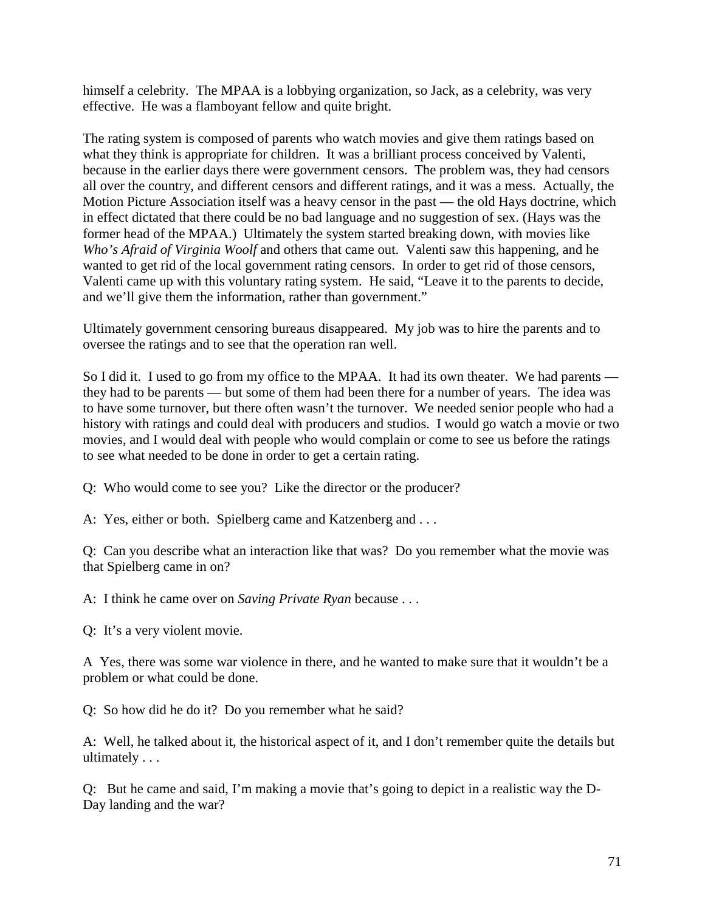himself a celebrity. The MPAA is a lobbying organization, so Jack, as a celebrity, was very effective. He was a flamboyant fellow and quite bright.

The rating system is composed of parents who watch movies and give them ratings based on what they think is appropriate for children. It was a brilliant process conceived by Valenti, because in the earlier days there were government censors. The problem was, they had censors all over the country, and different censors and different ratings, and it was a mess. Actually, the Motion Picture Association itself was a heavy censor in the past — the old Hays doctrine, which in effect dictated that there could be no bad language and no suggestion of sex. (Hays was the former head of the MPAA.) Ultimately the system started breaking down, with movies like *Who's Afraid of Virginia Woolf* and others that came out. Valenti saw this happening, and he wanted to get rid of the local government rating censors. In order to get rid of those censors, Valenti came up with this voluntary rating system. He said, "Leave it to the parents to decide, and we'll give them the information, rather than government."

Ultimately government censoring bureaus disappeared. My job was to hire the parents and to oversee the ratings and to see that the operation ran well.

So I did it. I used to go from my office to the MPAA. It had its own theater. We had parents — they had to be parents — but some of them had been there for a number of years. The idea was to have some turnover, but there often wasn't the turnover. We needed senior people who had a history with ratings and could deal with producers and studios. I would go watch a movie or two movies, and I would deal with people who would complain or come to see us before the ratings to see what needed to be done in order to get a certain rating.

Q: Who would come to see you? Like the director or the producer?

A: Yes, either or both. Spielberg came and Katzenberg and . . .

Q: Can you describe what an interaction like that was? Do you remember what the movie was that Spielberg came in on?

A: I think he came over on *Saving Private Ryan* because . . .

Q: It's a very violent movie.

A Yes, there was some war violence in there, and he wanted to make sure that it wouldn't be a problem or what could be done.

Q: So how did he do it? Do you remember what he said?

A: Well, he talked about it, the historical aspect of it, and I don't remember quite the details but ultimately . . .

Q: But he came and said, I'm making a movie that's going to depict in a realistic way the D-Day landing and the war?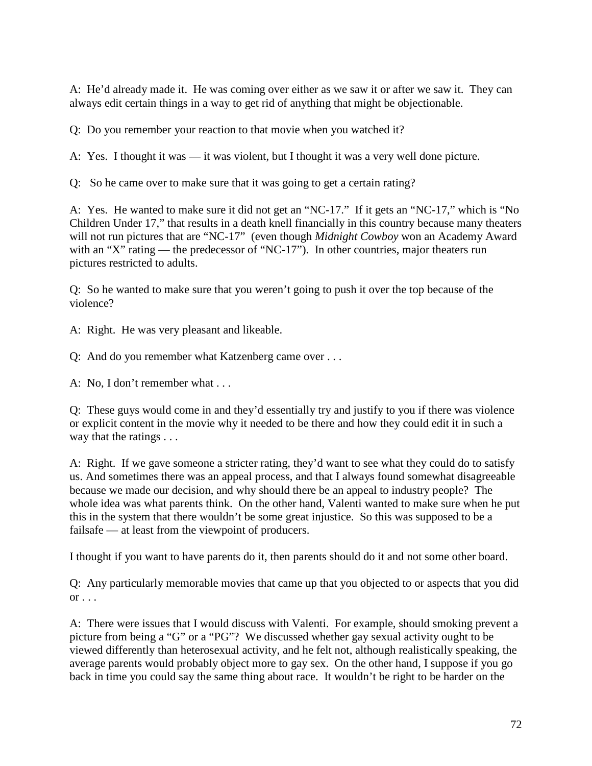A: He'd already made it. He was coming over either as we saw it or after we saw it. They can always edit certain things in a way to get rid of anything that might be objectionable.

Q: Do you remember your reaction to that movie when you watched it?

A: Yes. I thought it was — it was violent, but I thought it was a very well done picture.

Q: So he came over to make sure that it was going to get a certain rating?

A: Yes. He wanted to make sure it did not get an "NC-17." If it gets an "NC-17," which is "No Children Under 17," that results in a death knell financially in this country because many theaters will not run pictures that are "NC-17" (even though *Midnight Cowboy* won an Academy Award with an "X" rating — the predecessor of "NC-17"). In other countries, major theaters run pictures restricted to adults.

Q: So he wanted to make sure that you weren't going to push it over the top because of the violence?

A: Right. He was very pleasant and likeable.

Q: And do you remember what Katzenberg came over . . .

A: No, I don't remember what . . .

Q: These guys would come in and they'd essentially try and justify to you if there was violence or explicit content in the movie why it needed to be there and how they could edit it in such a way that the ratings . . .

A: Right. If we gave someone a stricter rating, they'd want to see what they could do to satisfy us. And sometimes there was an appeal process, and that I always found somewhat disagreeable because we made our decision, and why should there be an appeal to industry people? The whole idea was what parents think. On the other hand, Valenti wanted to make sure when he put this in the system that there wouldn't be some great injustice. So this was supposed to be a failsafe — at least from the viewpoint of producers.

I thought if you want to have parents do it, then parents should do it and not some other board.

Q: Any particularly memorable movies that came up that you objected to or aspects that you did or . . .

A: There were issues that I would discuss with Valenti. For example, should smoking prevent a picture from being a "G" or a "PG"? We discussed whether gay sexual activity ought to be viewed differently than heterosexual activity, and he felt not, although realistically speaking, the average parents would probably object more to gay sex. On the other hand, I suppose if you go back in time you could say the same thing about race. It wouldn't be right to be harder on the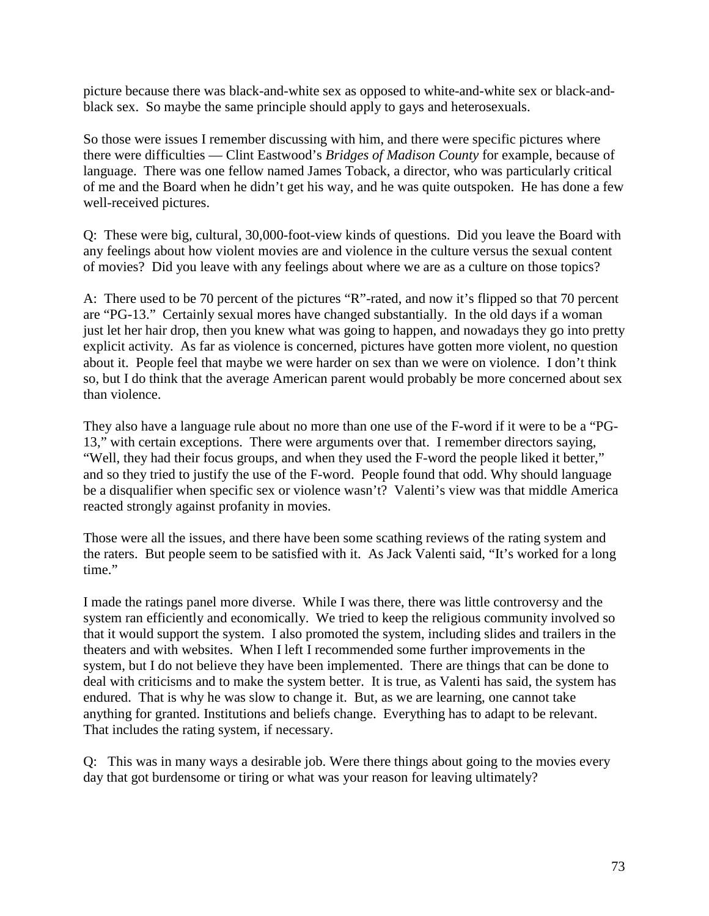picture because there was black-and-white sex as opposed to white-and-white sex or black-and-black sex. So maybe the same principle should apply to gays and heterosexuals.

So those were issues I remember discussing with him, and there were specific pictures where there were difficulties — Clint Eastwood's *Bridges of Madison County* for example, because of language. There was one fellow named James Toback, a director, who was particularly critical of me and the Board when he didn't get his way, and he was quite outspoken. He has done a few well-received pictures.

Q: These were big, cultural, 30,000-foot-view kinds of questions. Did you leave the Board with any feelings about how violent movies are and violence in the culture versus the sexual content of movies? Did you leave with any feelings about where we are as a culture on those topics?

A: There used to be 70 percent of the pictures "R"-rated, and now it's flipped so that 70 percent are "PG-13." Certainly sexual mores have changed substantially. In the old days if a woman just let her hair drop, then you knew what was going to happen, and nowadays they go into pretty explicit activity. As far as violence is concerned, pictures have gotten more violent, no question about it. People feel that maybe we were harder on sex than we were on violence. I don't think so, but I do think that the average American parent would probably be more concerned about sex than violence.

They also have a language rule about no more than one use of the F-word if it were to be a "PG-13," with certain exceptions. There were arguments over that. I remember directors saying, "Well, they had their focus groups, and when they used the F-word the people liked it better," and so they tried to justify the use of the F-word. People found that odd. Why should language be a disqualifier when specific sex or violence wasn't? Valenti's view was that middle America reacted strongly against profanity in movies.

Those were all the issues, and there have been some scathing reviews of the rating system and the raters. But people seem to be satisfied with it. As Jack Valenti said, "It's worked for a long time."

I made the ratings panel more diverse. While I was there, there was little controversy and the system ran efficiently and economically. We tried to keep the religious community involved so that it would support the system. I also promoted the system, including slides and trailers in the theaters and with websites. When I left I recommended some further improvements in the system, but I do not believe they have been implemented. There are things that can be done to deal with criticisms and to make the system better. It is true, as Valenti has said, the system has endured. That is why he was slow to change it. But, as we are learning, one cannot take anything for granted. Institutions and beliefs change. Everything has to adapt to be relevant. That includes the rating system, if necessary.

Q: This was in many ways a desirable job. Were there things about going to the movies every day that got burdensome or tiring or what was your reason for leaving ultimately?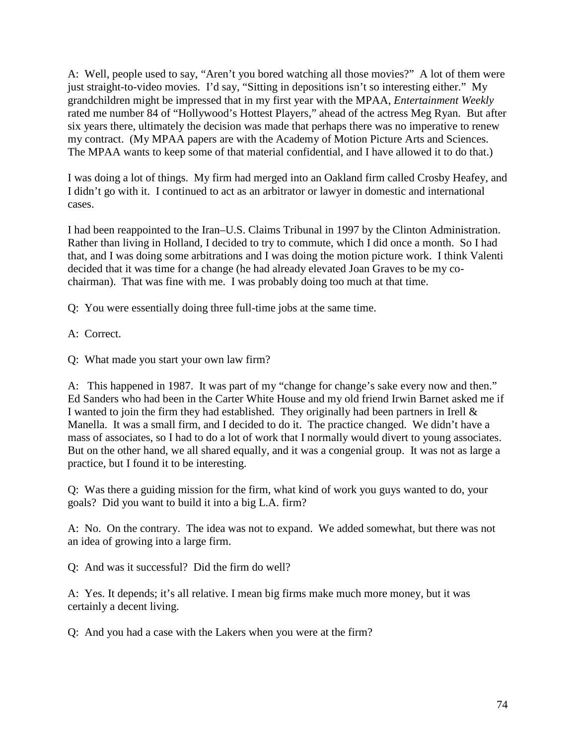A: Well, people used to say, “Aren’t you bored watching all those movies?” A lot of them were just straight-to-video movies. I’d say, “Sitting in depositions isn’t so interesting either.” My grandchildren might be impressed that in my first year with the MPAA, *Entertainment Weekly* rated me number 84 of “Hollywood’s Hottest Players,” ahead of the actress Meg Ryan. But after six years there, ultimately the decision was made that perhaps there was no imperative to renew my contract. (My MPAA papers are with the Academy of Motion Picture Arts and Sciences. The MPAA wants to keep some of that material confidential, and I have allowed it to do that.)

I was doing a lot of things. My firm had merged into an Oakland firm called Crosby Heafey, and I didn’t go with it. I continued to act as an arbitrator or lawyer in domestic and international cases.

I had been reappointed to the Iran–U.S. Claims Tribunal in 1997 by the Clinton Administration. Rather than living in Holland, I decided to try to commute, which I did once a month. So I had that, and I was doing some arbitrations and I was doing the motion picture work. I think Valenti decided that it was time for a change (he had already elevated Joan Graves to be my co-chairman). That was fine with me. I was probably doing too much at that time.

Q: You were essentially doing three full-time jobs at the same time.

A: Correct.

Q: What made you start your own law firm?

A: This happened in 1987. It was part of my “change for change’s sake every now and then.” Ed Sanders who had been in the Carter White House and my old friend Irwin Barnet asked me if I wanted to join the firm they had established. They originally had been partners in Irell & Manella. It was a small firm, and I decided to do it. The practice changed. We didn’t have a mass of associates, so I had to do a lot of work that I normally would divert to young associates. But on the other hand, we all shared equally, and it was a congenial group. It was not as large a practice, but I found it to be interesting.

Q: Was there a guiding mission for the firm, what kind of work you guys wanted to do, your goals? Did you want to build it into a big L.A. firm?

A: No. On the contrary. The idea was not to expand. We added somewhat, but there was not an idea of growing into a large firm.

Q: And was it successful? Did the firm do well?

A: Yes. It depends; it’s all relative. I mean big firms make much more money, but it was certainly a decent living.

Q: And you had a case with the Lakers when you were at the firm?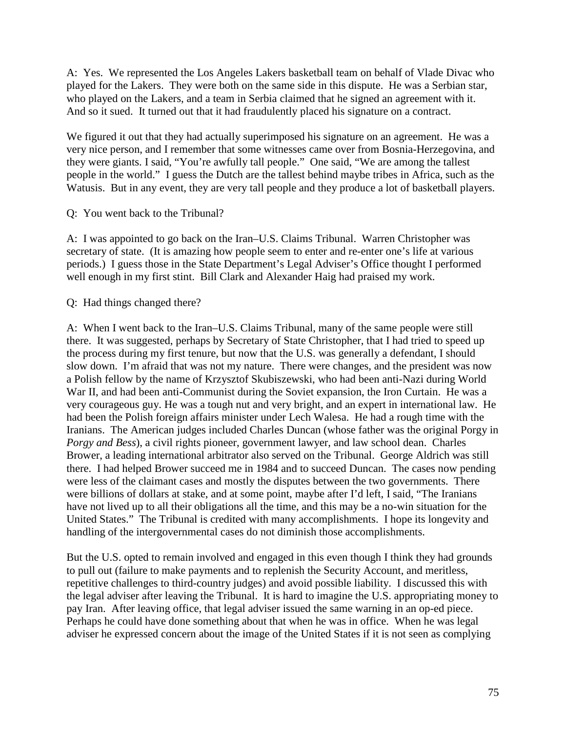A: Yes. We represented the Los Angeles Lakers basketball team on behalf of Vlade Divac who played for the Lakers. They were both on the same side in this dispute. He was a Serbian star, who played on the Lakers, and a team in Serbia claimed that he signed an agreement with it. And so it sued. It turned out that it had fraudulently placed his signature on a contract.

We figured it out that they had actually superimposed his signature on an agreement. He was a very nice person, and I remember that some witnesses came over from Bosnia-Herzegovina, and they were giants. I said, "You're awfully tall people." One said, "We are among the tallest people in the world." I guess the Dutch are the tallest behind maybe tribes in Africa, such as the Watusis. But in any event, they are very tall people and they produce a lot of basketball players.

Q: You went back to the Tribunal?

A: I was appointed to go back on the Iran–U.S. Claims Tribunal. Warren Christopher was secretary of state. (It is amazing how people seem to enter and re-enter one's life at various periods.) I guess those in the State Department's Legal Adviser's Office thought I performed well enough in my first stint. Bill Clark and Alexander Haig had praised my work.

Q: Had things changed there?

A: When I went back to the Iran–U.S. Claims Tribunal, many of the same people were still there. It was suggested, perhaps by Secretary of State Christopher, that I had tried to speed up the process during my first tenure, but now that the U.S. was generally a defendant, I should slow down. I'm afraid that was not my nature. There were changes, and the president was now a Polish fellow by the name of Krzysztof Skubiszewski, who had been anti-Nazi during World War II, and had been anti-Communist during the Soviet expansion, the Iron Curtain. He was a very courageous guy. He was a tough nut and very bright, and an expert in international law. He had been the Polish foreign affairs minister under Lech Walesa. He had a rough time with the Iranians. The American judges included Charles Duncan (whose father was the original Porgy in *Porgy and Bess*), a civil rights pioneer, government lawyer, and law school dean. Charles Brower, a leading international arbitrator also served on the Tribunal. George Aldrich was still there. I had helped Brower succeed me in 1984 and to succeed Duncan. The cases now pending were less of the claimant cases and mostly the disputes between the two governments. There were billions of dollars at stake, and at some point, maybe after I'd left, I said, "The Iranians have not lived up to all their obligations all the time, and this may be a no-win situation for the United States." The Tribunal is credited with many accomplishments. I hope its longevity and handling of the intergovernmental cases do not diminish those accomplishments.

But the U.S. opted to remain involved and engaged in this even though I think they had grounds to pull out (failure to make payments and to replenish the Security Account, and meritless, repetitive challenges to third-country judges) and avoid possible liability. I discussed this with the legal adviser after leaving the Tribunal. It is hard to imagine the U.S. appropriating money to pay Iran. After leaving office, that legal adviser issued the same warning in an op-ed piece. Perhaps he could have done something about that when he was in office. When he was legal adviser he expressed concern about the image of the United States if it is not seen as complying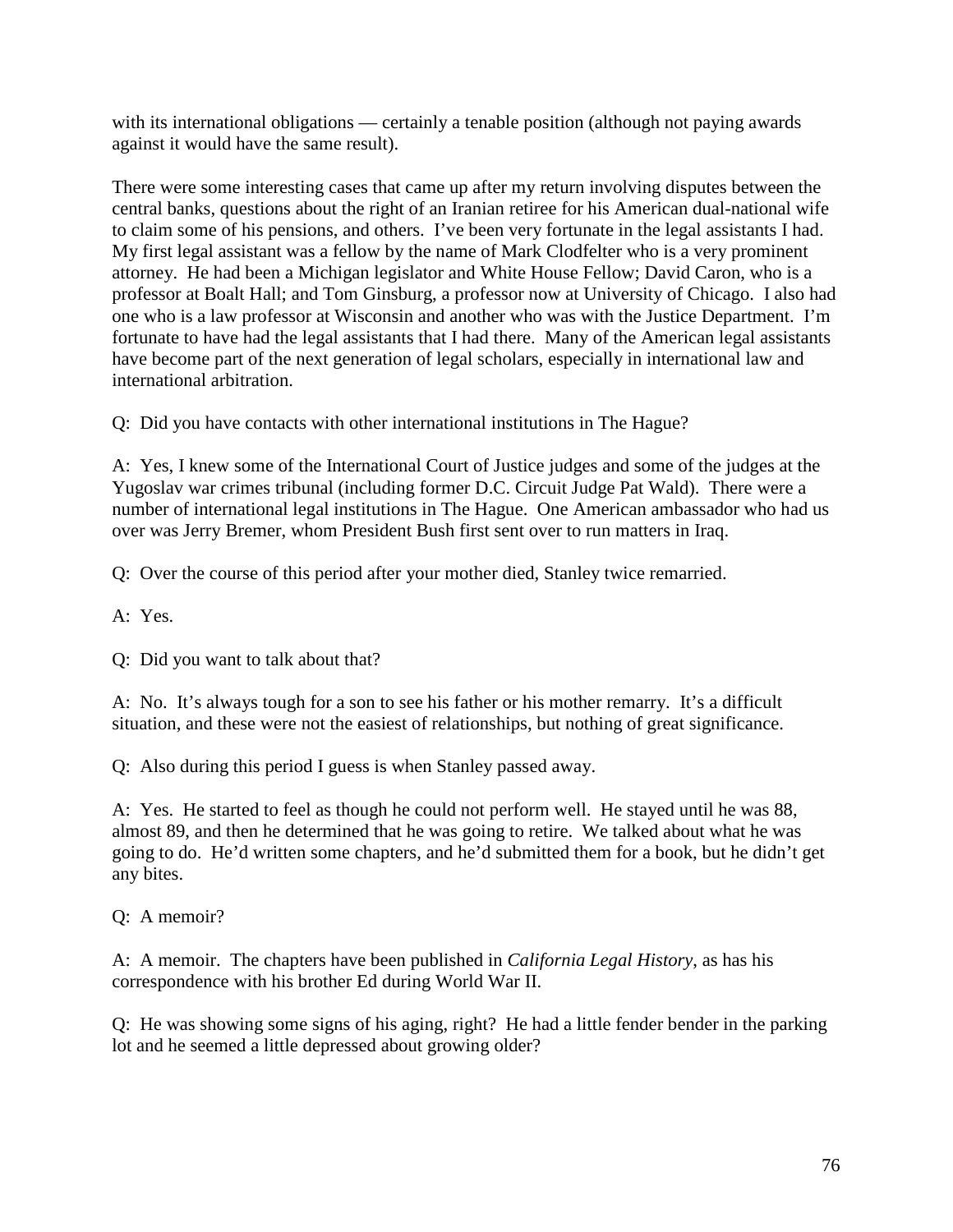with its international obligations — certainly a tenable position (although not paying awards against it would have the same result).

There were some interesting cases that came up after my return involving disputes between the central banks, questions about the right of an Iranian retiree for his American dual-national wife to claim some of his pensions, and others. I've been very fortunate in the legal assistants I had. My first legal assistant was a fellow by the name of Mark Clodfelter who is a very prominent attorney. He had been a Michigan legislator and White House Fellow; David Caron, who is a professor at Boalt Hall; and Tom Ginsburg, a professor now at University of Chicago. I also had one who is a law professor at Wisconsin and another who was with the Justice Department. I'm fortunate to have had the legal assistants that I had there. Many of the American legal assistants have become part of the next generation of legal scholars, especially in international law and international arbitration.

Q: Did you have contacts with other international institutions in The Hague?

A: Yes, I knew some of the International Court of Justice judges and some of the judges at the Yugoslav war crimes tribunal (including former D.C. Circuit Judge Pat Wald). There were a number of international legal institutions in The Hague. One American ambassador who had us over was Jerry Bremer, whom President Bush first sent over to run matters in Iraq.

Q: Over the course of this period after your mother died, Stanley twice remarried.

A: Yes.

Q: Did you want to talk about that?

A: No. It's always tough for a son to see his father or his mother remarry. It's a difficult situation, and these were not the easiest of relationships, but nothing of great significance.

Q: Also during this period I guess is when Stanley passed away.

A: Yes. He started to feel as though he could not perform well. He stayed until he was 88, almost 89, and then he determined that he was going to retire. We talked about what he was going to do. He'd written some chapters, and he'd submitted them for a book, but he didn't get any bites.

Q: A memoir?

A: A memoir. The chapters have been published in *California Legal History*, as has his correspondence with his brother Ed during World War II.

Q: He was showing some signs of his aging, right? He had a little fender bender in the parking lot and he seemed a little depressed about growing older?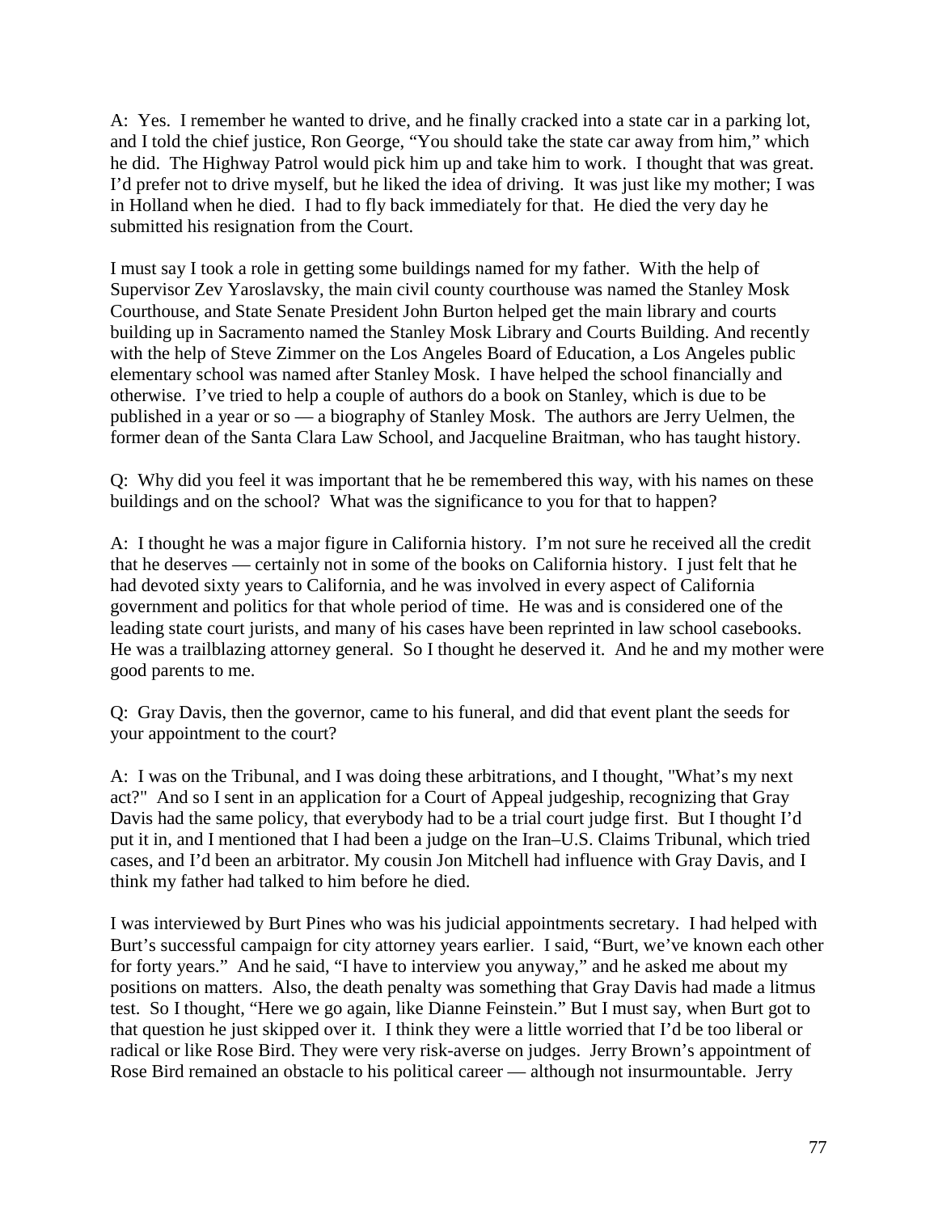A: Yes. I remember he wanted to drive, and he finally cracked into a state car in a parking lot, and I told the chief justice, Ron George, "You should take the state car away from him," which he did. The Highway Patrol would pick him up and take him to work. I thought that was great. I'd prefer not to drive myself, but he liked the idea of driving. It was just like my mother; I was in Holland when he died. I had to fly back immediately for that. He died the very day he submitted his resignation from the Court.

I must say I took a role in getting some buildings named for my father. With the help of Supervisor Zev Yaroslavsky, the main civil county courthouse was named the Stanley Mosk Courthouse, and State Senate President John Burton helped get the main library and courts building up in Sacramento named the Stanley Mosk Library and Courts Building. And recently with the help of Steve Zimmer on the Los Angeles Board of Education, a Los Angeles public elementary school was named after Stanley Mosk. I have helped the school financially and otherwise. I've tried to help a couple of authors do a book on Stanley, which is due to be published in a year or so — a biography of Stanley Mosk. The authors are Jerry Uelmen, the former dean of the Santa Clara Law School, and Jacqueline Braitman, who has taught history.

Q: Why did you feel it was important that he be remembered this way, with his names on these buildings and on the school? What was the significance to you for that to happen?

A: I thought he was a major figure in California history. I'm not sure he received all the credit that he deserves — certainly not in some of the books on California history. I just felt that he had devoted sixty years to California, and he was involved in every aspect of California government and politics for that whole period of time. He was and is considered one of the leading state court jurists, and many of his cases have been reprinted in law school casebooks. He was a trailblazing attorney general. So I thought he deserved it. And he and my mother were good parents to me.

Q: Gray Davis, then the governor, came to his funeral, and did that event plant the seeds for your appointment to the court?

A: I was on the Tribunal, and I was doing these arbitrations, and I thought, "What's my next act?" And so I sent in an application for a Court of Appeal judgeship, recognizing that Gray Davis had the same policy, that everybody had to be a trial court judge first. But I thought I'd put it in, and I mentioned that I had been a judge on the Iran–U.S. Claims Tribunal, which tried cases, and I'd been an arbitrator. My cousin Jon Mitchell had influence with Gray Davis, and I think my father had talked to him before he died.

I was interviewed by Burt Pines who was his judicial appointments secretary. I had helped with Burt's successful campaign for city attorney years earlier. I said, "Burt, we've known each other for forty years." And he said, "I have to interview you anyway," and he asked me about my positions on matters. Also, the death penalty was something that Gray Davis had made a litmus test. So I thought, "Here we go again, like Dianne Feinstein." But I must say, when Burt got to that question he just skipped over it. I think they were a little worried that I'd be too liberal or radical or like Rose Bird. They were very risk-averse on judges. Jerry Brown's appointment of Rose Bird remained an obstacle to his political career — although not insurmountable. Jerry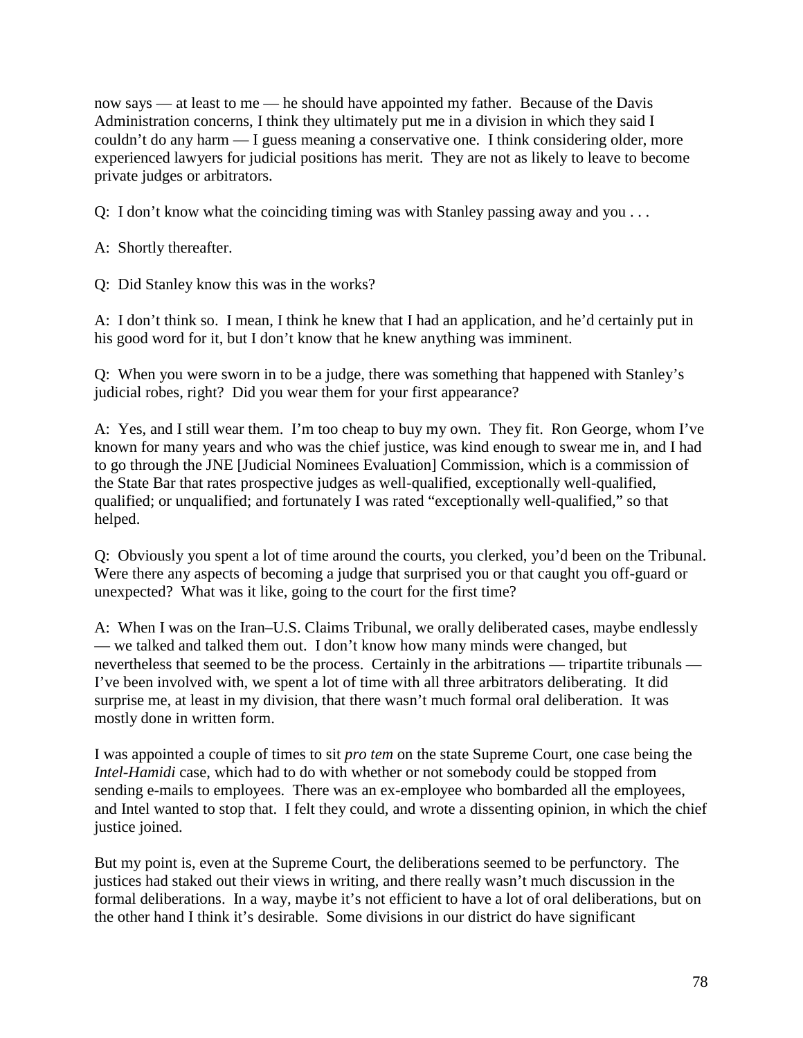now says — at least to me — he should have appointed my father. Because of the Davis Administration concerns, I think they ultimately put me in a division in which they said I couldn't do any harm — I guess meaning a conservative one. I think considering older, more experienced lawyers for judicial positions has merit. They are not as likely to leave to become private judges or arbitrators.

Q: I don't know what the coinciding timing was with Stanley passing away and you . . .

A: Shortly thereafter.

Q: Did Stanley know this was in the works?

A: I don't think so. I mean, I think he knew that I had an application, and he'd certainly put in his good word for it, but I don't know that he knew anything was imminent.

Q: When you were sworn in to be a judge, there was something that happened with Stanley's judicial robes, right? Did you wear them for your first appearance?

A: Yes, and I still wear them. I'm too cheap to buy my own. They fit. Ron George, whom I've known for many years and who was the chief justice, was kind enough to swear me in, and I had to go through the JNE [Judicial Nominees Evaluation] Commission, which is a commission of the State Bar that rates prospective judges as well-qualified, exceptionally well-qualified, qualified; or unqualified; and fortunately I was rated "exceptionally well-qualified," so that helped.

Q: Obviously you spent a lot of time around the courts, you clerked, you'd been on the Tribunal. Were there any aspects of becoming a judge that surprised you or that caught you off-guard or unexpected? What was it like, going to the court for the first time?

A: When I was on the Iran–U.S. Claims Tribunal, we orally deliberated cases, maybe endlessly — we talked and talked them out. I don't know how many minds were changed, but nevertheless that seemed to be the process. Certainly in the arbitrations — tripartite tribunals — I've been involved with, we spent a lot of time with all three arbitrators deliberating. It did surprise me, at least in my division, that there wasn't much formal oral deliberation. It was mostly done in written form.

I was appointed a couple of times to sit *pro tem* on the state Supreme Court, one case being the *Intel-Hamidi* case, which had to do with whether or not somebody could be stopped from sending e-mails to employees. There was an ex-employee who bombarded all the employees, and Intel wanted to stop that. I felt they could, and wrote a dissenting opinion, in which the chief justice joined.

But my point is, even at the Supreme Court, the deliberations seemed to be perfunctory. The justices had staked out their views in writing, and there really wasn't much discussion in the formal deliberations. In a way, maybe it's not efficient to have a lot of oral deliberations, but on the other hand I think it's desirable. Some divisions in our district do have significant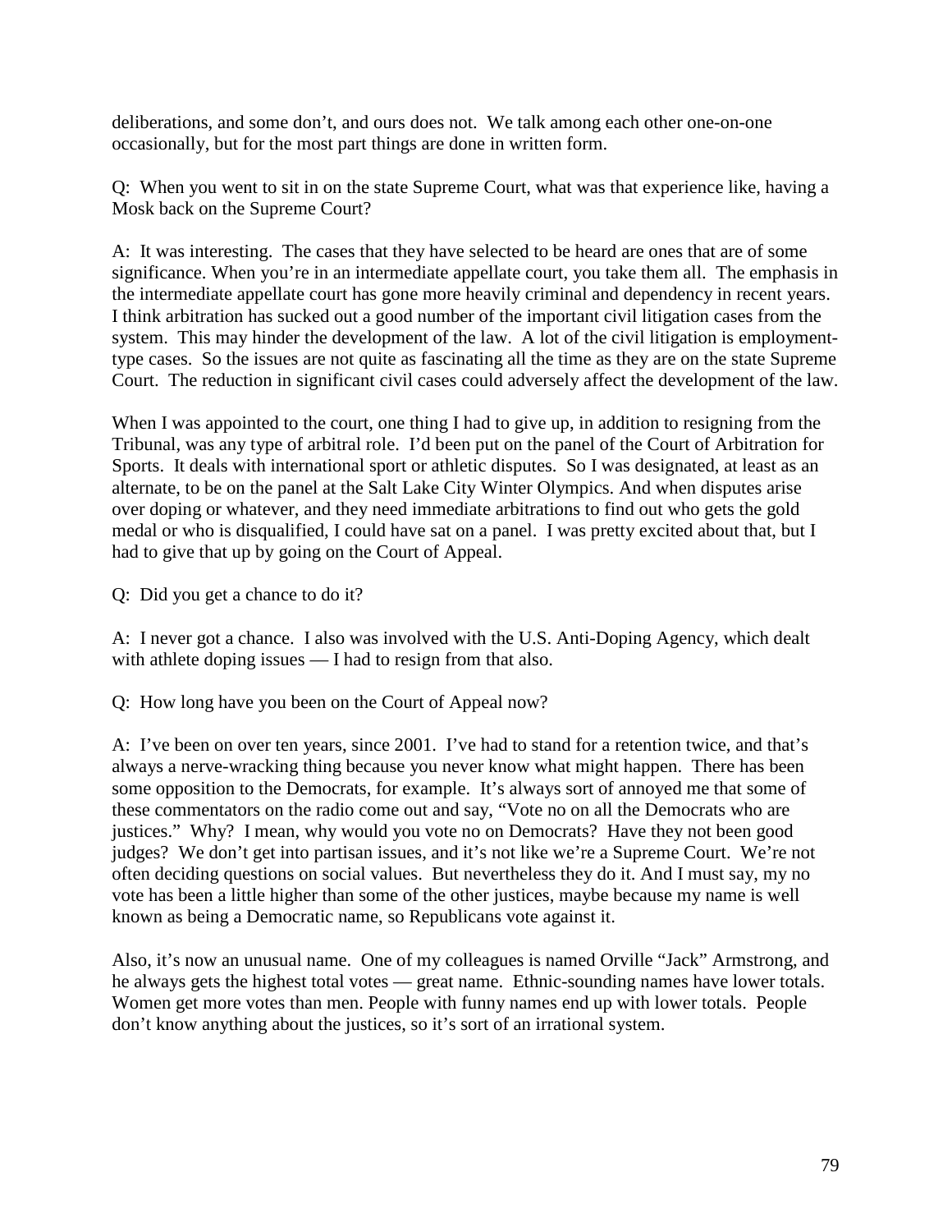deliberations, and some don't, and ours does not. We talk among each other one-on-one occasionally, but for the most part things are done in written form.

Q: When you went to sit in on the state Supreme Court, what was that experience like, having a Mosk back on the Supreme Court?

A: It was interesting. The cases that they have selected to be heard are ones that are of some significance. When you're in an intermediate appellate court, you take them all. The emphasis in the intermediate appellate court has gone more heavily criminal and dependency in recent years. I think arbitration has sucked out a good number of the important civil litigation cases from the system. This may hinder the development of the law. A lot of the civil litigation is employment-type cases. So the issues are not quite as fascinating all the time as they are on the state Supreme Court. The reduction in significant civil cases could adversely affect the development of the law.

When I was appointed to the court, one thing I had to give up, in addition to resigning from the Tribunal, was any type of arbitral role. I'd been put on the panel of the Court of Arbitration for Sports. It deals with international sport or athletic disputes. So I was designated, at least as an alternate, to be on the panel at the Salt Lake City Winter Olympics. And when disputes arise over doping or whatever, and they need immediate arbitrations to find out who gets the gold medal or who is disqualified, I could have sat on a panel. I was pretty excited about that, but I had to give that up by going on the Court of Appeal.

Q: Did you get a chance to do it?

A: I never got a chance. I also was involved with the U.S. Anti-Doping Agency, which dealt with athlete doping issues — I had to resign from that also.

Q: How long have you been on the Court of Appeal now?

A: I've been on over ten years, since 2001. I've had to stand for a retention twice, and that's always a nerve-wracking thing because you never know what might happen. There has been some opposition to the Democrats, for example. It's always sort of annoyed me that some of these commentators on the radio come out and say, "Vote no on all the Democrats who are justices." Why? I mean, why would you vote no on Democrats? Have they not been good judges? We don't get into partisan issues, and it's not like we're a Supreme Court. We're not often deciding questions on social values. But nevertheless they do it. And I must say, my no vote has been a little higher than some of the other justices, maybe because my name is well known as being a Democratic name, so Republicans vote against it.

Also, it's now an unusual name. One of my colleagues is named Orville "Jack" Armstrong, and he always gets the highest total votes — great name. Ethnic-sounding names have lower totals. Women get more votes than men. People with funny names end up with lower totals. People don't know anything about the justices, so it's sort of an irrational system.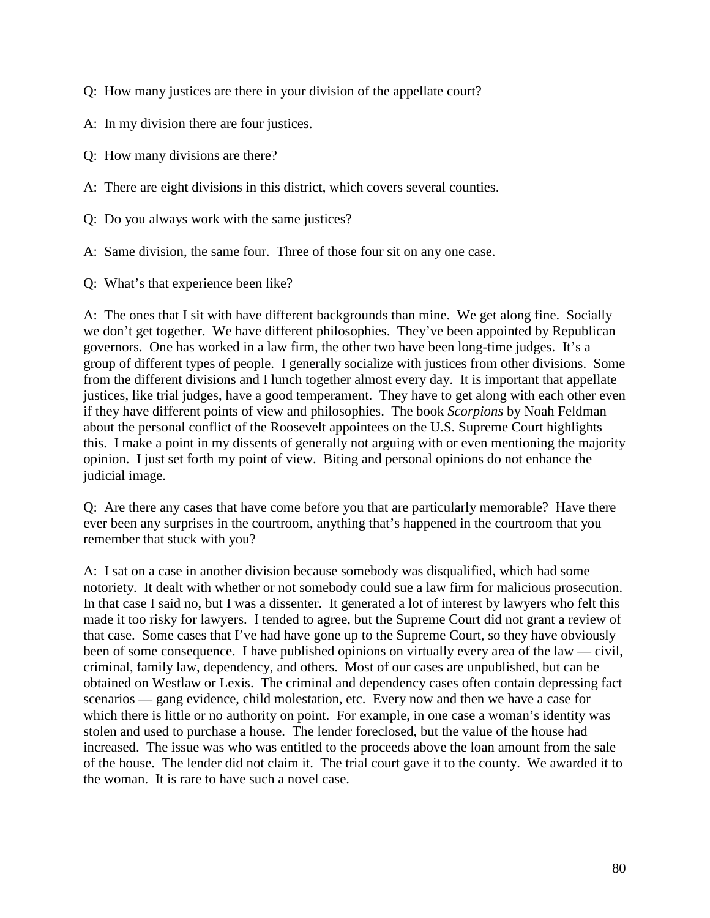Q: How many justices are there in your division of the appellate court?

A: In my division there are four justices.

Q: How many divisions are there?

A: There are eight divisions in this district, which covers several counties.

Q: Do you always work with the same justices?

A: Same division, the same four. Three of those four sit on any one case.

Q: What's that experience been like?

A: The ones that I sit with have different backgrounds than mine. We get along fine. Socially we don't get together. We have different philosophies. They've been appointed by Republican governors. One has worked in a law firm, the other two have been long-time judges. It's a group of different types of people. I generally socialize with justices from other divisions. Some from the different divisions and I lunch together almost every day. It is important that appellate justices, like trial judges, have a good temperament. They have to get along with each other even if they have different points of view and philosophies. The book *Scorpions* by Noah Feldman about the personal conflict of the Roosevelt appointees on the U.S. Supreme Court highlights this. I make a point in my dissents of generally not arguing with or even mentioning the majority opinion. I just set forth my point of view. Biting and personal opinions do not enhance the judicial image.

Q: Are there any cases that have come before you that are particularly memorable? Have there ever been any surprises in the courtroom, anything that's happened in the courtroom that you remember that stuck with you?

A: I sat on a case in another division because somebody was disqualified, which had some notoriety. It dealt with whether or not somebody could sue a law firm for malicious prosecution. In that case I said no, but I was a dissenter. It generated a lot of interest by lawyers who felt this made it too risky for lawyers. I tended to agree, but the Supreme Court did not grant a review of that case. Some cases that I've had have gone up to the Supreme Court, so they have obviously been of some consequence. I have published opinions on virtually every area of the law — civil, criminal, family law, dependency, and others. Most of our cases are unpublished, but can be obtained on Westlaw or Lexis. The criminal and dependency cases often contain depressing fact scenarios — gang evidence, child molestation, etc. Every now and then we have a case for which there is little or no authority on point. For example, in one case a woman's identity was stolen and used to purchase a house. The lender foreclosed, but the value of the house had increased. The issue was who was entitled to the proceeds above the loan amount from the sale of the house. The lender did not claim it. The trial court gave it to the county. We awarded it to the woman. It is rare to have such a novel case.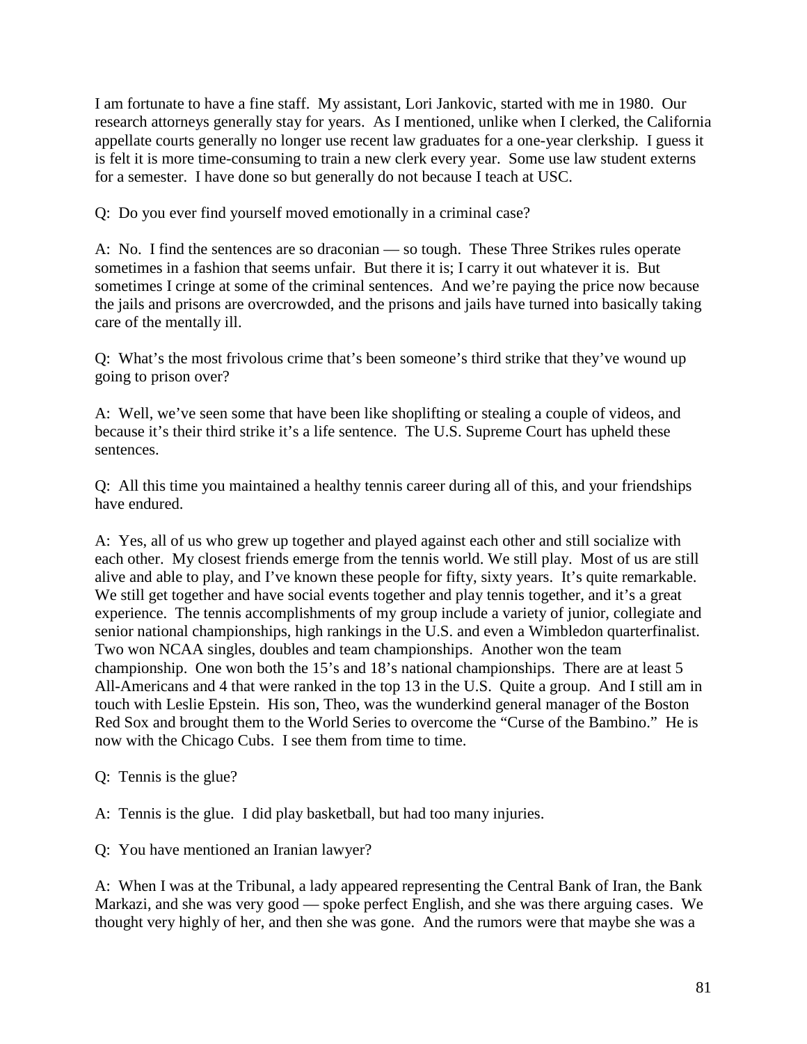I am fortunate to have a fine staff. My assistant, Lori Jankovic, started with me in 1980. Our research attorneys generally stay for years. As I mentioned, unlike when I clerked, the California appellate courts generally no longer use recent law graduates for a one-year clerkship. I guess it is felt it is more time-consuming to train a new clerk every year. Some use law student externs for a semester. I have done so but generally do not because I teach at USC.

Q: Do you ever find yourself moved emotionally in a criminal case?

A: No. I find the sentences are so draconian — so tough. These Three Strikes rules operate sometimes in a fashion that seems unfair. But there it is; I carry it out whatever it is. But sometimes I cringe at some of the criminal sentences. And we're paying the price now because the jails and prisons are overcrowded, and the prisons and jails have turned into basically taking care of the mentally ill.

Q: What's the most frivolous crime that's been someone's third strike that they've wound up going to prison over?

A: Well, we've seen some that have been like shoplifting or stealing a couple of videos, and because it's their third strike it's a life sentence. The U.S. Supreme Court has upheld these sentences.

Q: All this time you maintained a healthy tennis career during all of this, and your friendships have endured.

A: Yes, all of us who grew up together and played against each other and still socialize with each other. My closest friends emerge from the tennis world. We still play. Most of us are still alive and able to play, and I've known these people for fifty, sixty years. It's quite remarkable. We still get together and have social events together and play tennis together, and it's a great experience. The tennis accomplishments of my group include a variety of junior, collegiate and senior national championships, high rankings in the U.S. and even a Wimbledon quarterfinalist. Two won NCAA singles, doubles and team championships. Another won the team championship. One won both the 15's and 18's national championships. There are at least 5 All-Americans and 4 that were ranked in the top 13 in the U.S. Quite a group. And I still am in touch with Leslie Epstein. His son, Theo, was the wunderkind general manager of the Boston Red Sox and brought them to the World Series to overcome the "Curse of the Bambino." He is now with the Chicago Cubs. I see them from time to time.

Q: Tennis is the glue?

A: Tennis is the glue. I did play basketball, but had too many injuries.

Q: You have mentioned an Iranian lawyer?

A: When I was at the Tribunal, a lady appeared representing the Central Bank of Iran, the Bank Markazi, and she was very good — spoke perfect English, and she was there arguing cases. We thought very highly of her, and then she was gone. And the rumors were that maybe she was a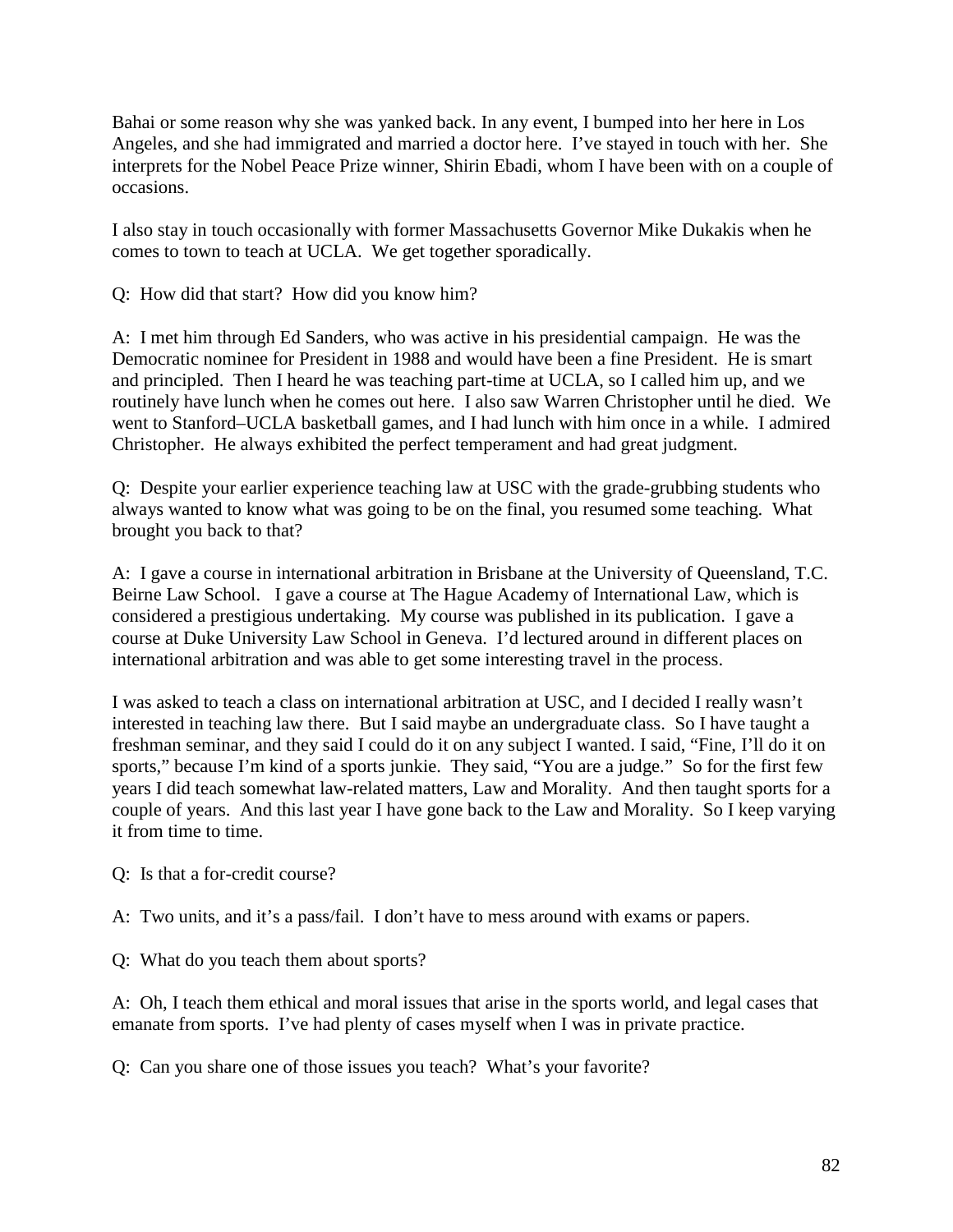Bahai or some reason why she was yanked back. In any event, I bumped into her here in Los Angeles, and she had immigrated and married a doctor here. I've stayed in touch with her. She interprets for the Nobel Peace Prize winner, Shirin Ebadi, whom I have been with on a couple of occasions.

I also stay in touch occasionally with former Massachusetts Governor Mike Dukakis when he comes to town to teach at UCLA. We get together sporadically.

Q: How did that start? How did you know him?

A: I met him through Ed Sanders, who was active in his presidential campaign. He was the Democratic nominee for President in 1988 and would have been a fine President. He is smart and principled. Then I heard he was teaching part-time at UCLA, so I called him up, and we routinely have lunch when he comes out here. I also saw Warren Christopher until he died. We went to Stanford–UCLA basketball games, and I had lunch with him once in a while. I admired Christopher. He always exhibited the perfect temperament and had great judgment.

Q: Despite your earlier experience teaching law at USC with the grade-grubbing students who always wanted to know what was going to be on the final, you resumed some teaching. What brought you back to that?

A: I gave a course in international arbitration in Brisbane at the University of Queensland, T.C. Beirne Law School. I gave a course at The Hague Academy of International Law, which is considered a prestigious undertaking. My course was published in its publication. I gave a course at Duke University Law School in Geneva. I'd lectured around in different places on international arbitration and was able to get some interesting travel in the process.

I was asked to teach a class on international arbitration at USC, and I decided I really wasn't interested in teaching law there. But I said maybe an undergraduate class. So I have taught a freshman seminar, and they said I could do it on any subject I wanted. I said, "Fine, I'll do it on sports," because I'm kind of a sports junkie. They said, "You are a judge." So for the first few years I did teach somewhat law-related matters, Law and Morality. And then taught sports for a couple of years. And this last year I have gone back to the Law and Morality. So I keep varying it from time to time.

Q: Is that a for-credit course?

A: Two units, and it's a pass/fail. I don't have to mess around with exams or papers.

Q: What do you teach them about sports?

A: Oh, I teach them ethical and moral issues that arise in the sports world, and legal cases that emanate from sports. I've had plenty of cases myself when I was in private practice.

Q: Can you share one of those issues you teach? What's your favorite?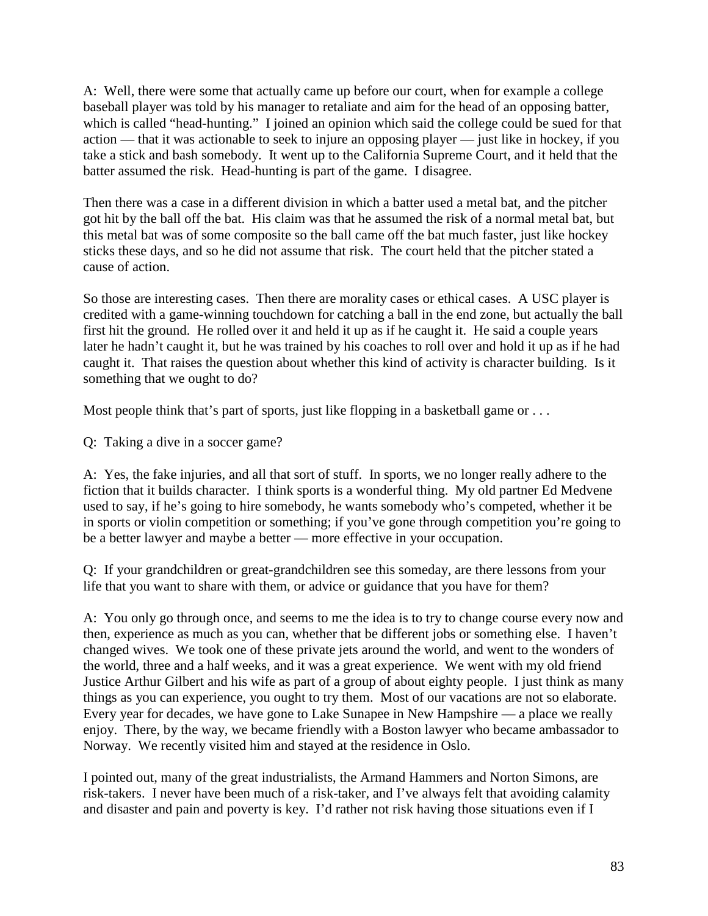A: Well, there were some that actually came up before our court, when for example a college baseball player was told by his manager to retaliate and aim for the head of an opposing batter, which is called "head-hunting." I joined an opinion which said the college could be sued for that action — that it was actionable to seek to injure an opposing player — just like in hockey, if you take a stick and bash somebody. It went up to the California Supreme Court, and it held that the batter assumed the risk. Head-hunting is part of the game. I disagree.

Then there was a case in a different division in which a batter used a metal bat, and the pitcher got hit by the ball off the bat. His claim was that he assumed the risk of a normal metal bat, but this metal bat was of some composite so the ball came off the bat much faster, just like hockey sticks these days, and so he did not assume that risk. The court held that the pitcher stated a cause of action.

So those are interesting cases. Then there are morality cases or ethical cases. A USC player is credited with a game-winning touchdown for catching a ball in the end zone, but actually the ball first hit the ground. He rolled over it and held it up as if he caught it. He said a couple years later he hadn't caught it, but he was trained by his coaches to roll over and hold it up as if he had caught it. That raises the question about whether this kind of activity is character building. Is it something that we ought to do?

Most people think that's part of sports, just like flopping in a basketball game or . . .

Q: Taking a dive in a soccer game?

A: Yes, the fake injuries, and all that sort of stuff. In sports, we no longer really adhere to the fiction that it builds character. I think sports is a wonderful thing. My old partner Ed Medvene used to say, if he's going to hire somebody, he wants somebody who's competed, whether it be in sports or violin competition or something; if you've gone through competition you're going to be a better lawyer and maybe a better — more effective in your occupation.

Q: If your grandchildren or great-grandchildren see this someday, are there lessons from your life that you want to share with them, or advice or guidance that you have for them?

A: You only go through once, and seems to me the idea is to try to change course every now and then, experience as much as you can, whether that be different jobs or something else. I haven't changed wives. We took one of these private jets around the world, and went to the wonders of the world, three and a half weeks, and it was a great experience. We went with my old friend Justice Arthur Gilbert and his wife as part of a group of about eighty people. I just think as many things as you can experience, you ought to try them. Most of our vacations are not so elaborate. Every year for decades, we have gone to Lake Sunapee in New Hampshire — a place we really enjoy. There, by the way, we became friendly with a Boston lawyer who became ambassador to Norway. We recently visited him and stayed at the residence in Oslo.

I pointed out, many of the great industrialists, the Armand Hammers and Norton Simons, are risk-takers. I never have been much of a risk-taker, and I've always felt that avoiding calamity and disaster and pain and poverty is key. I'd rather not risk having those situations even if I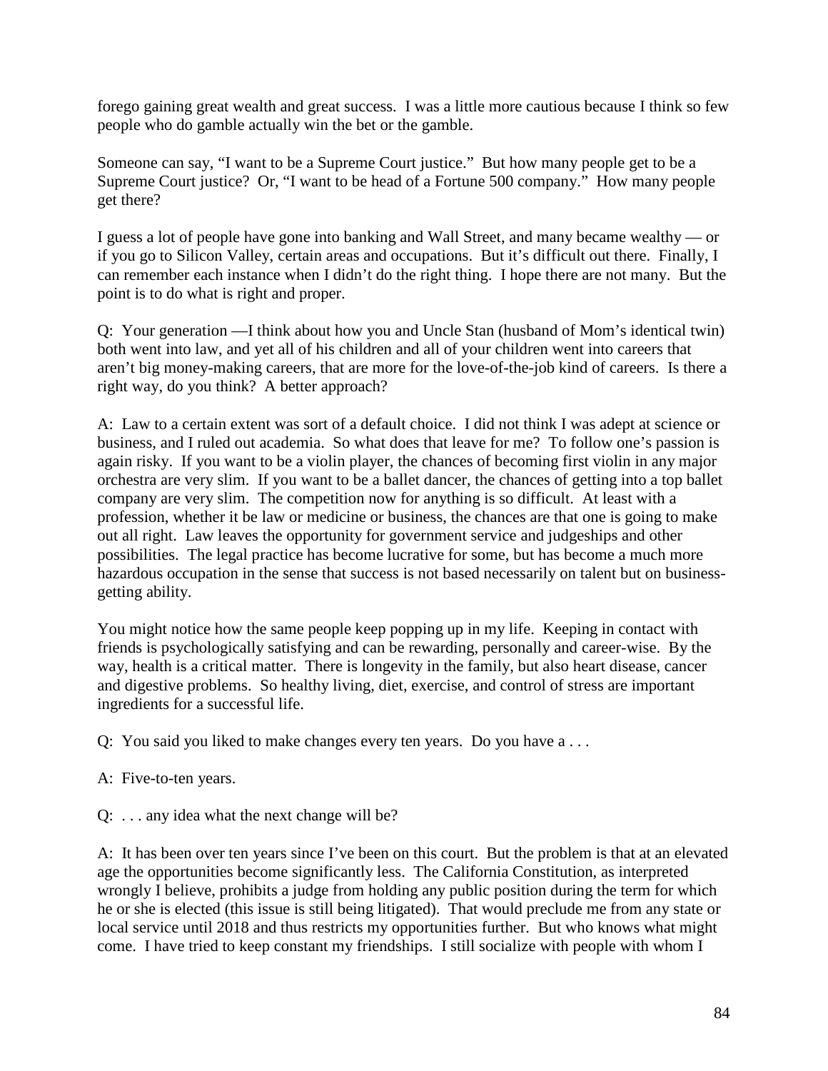forego gaining great wealth and great success. I was a little more cautious because I think so few people who do gamble actually win the bet or the gamble.

Someone can say, "I want to be a Supreme Court justice." But how many people get to be a Supreme Court justice? Or, "I want to be head of a Fortune 500 company." How many people get there?

I guess a lot of people have gone into banking and Wall Street, and many became wealthy — or if you go to Silicon Valley, certain areas and occupations. But it's difficult out there. Finally, I can remember each instance when I didn't do the right thing. I hope there are not many. But the point is to do what is right and proper.

Q: Your generation —I think about how you and Uncle Stan (husband of Mom's identical twin) both went into law, and yet all of his children and all of your children went into careers that aren't big money-making careers, that are more for the love-of-the-job kind of careers. Is there a right way, do you think? A better approach?

A: Law to a certain extent was sort of a default choice. I did not think I was adept at science or business, and I ruled out academia. So what does that leave for me? To follow one's passion is again risky. If you want to be a violin player, the chances of becoming first violin in any major orchestra are very slim. If you want to be a ballet dancer, the chances of getting into a top ballet company are very slim. The competition now for anything is so difficult. At least with a profession, whether it be law or medicine or business, the chances are that one is going to make out all right. Law leaves the opportunity for government service and judgeships and other possibilities. The legal practice has become lucrative for some, but has become a much more hazardous occupation in the sense that success is not based necessarily on talent but on business-getting ability.

You might notice how the same people keep popping up in my life. Keeping in contact with friends is psychologically satisfying and can be rewarding, personally and career-wise. By the way, health is a critical matter. There is longevity in the family, but also heart disease, cancer and digestive problems. So healthy living, diet, exercise, and control of stress are important ingredients for a successful life.

Q: You said you liked to make changes every ten years. Do you have a . . .

A: Five-to-ten years.

Q: . . . any idea what the next change will be?

A: It has been over ten years since I've been on this court. But the problem is that at an elevated age the opportunities become significantly less. The California Constitution, as interpreted wrongly I believe, prohibits a judge from holding any public position during the term for which he or she is elected (this issue is still being litigated). That would preclude me from any state or local service until 2018 and thus restricts my opportunities further. But who knows what might come. I have tried to keep constant my friendships. I still socialize with people with whom I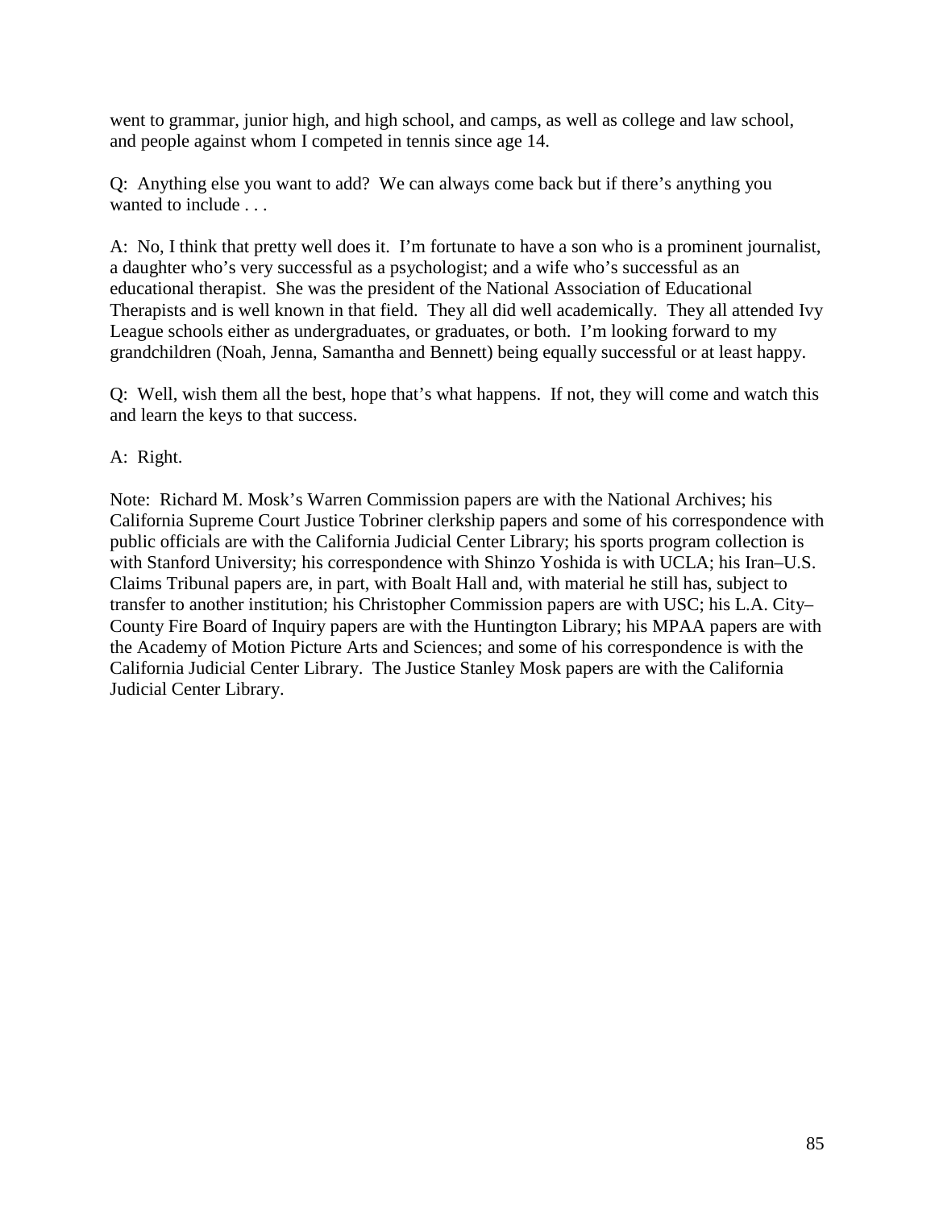went to grammar, junior high, and high school, and camps, as well as college and law school, and people against whom I competed in tennis since age 14.

Q: Anything else you want to add? We can always come back but if there's anything you wanted to include . . .

A: No, I think that pretty well does it. I'm fortunate to have a son who is a prominent journalist, a daughter who's very successful as a psychologist; and a wife who's successful as an educational therapist. She was the president of the National Association of Educational Therapists and is well known in that field. They all did well academically. They all attended Ivy League schools either as undergraduates, or graduates, or both. I'm looking forward to my grandchildren (Noah, Jenna, Samantha and Bennett) being equally successful or at least happy.

Q: Well, wish them all the best, hope that's what happens. If not, they will come and watch this and learn the keys to that success.

A: Right.

Note: Richard M. Mosk's Warren Commission papers are with the National Archives; his California Supreme Court Justice Tobriner clerkship papers and some of his correspondence with public officials are with the California Judicial Center Library; his sports program collection is with Stanford University; his correspondence with Shinzo Yoshida is with UCLA; his Iran–U.S. Claims Tribunal papers are, in part, with Boalt Hall and, with material he still has, subject to transfer to another institution; his Christopher Commission papers are with USC; his L.A. City–County Fire Board of Inquiry papers are with the Huntington Library; his MPAA papers are with the Academy of Motion Picture Arts and Sciences; and some of his correspondence is with the California Judicial Center Library. The Justice Stanley Mosk papers are with the California Judicial Center Library.